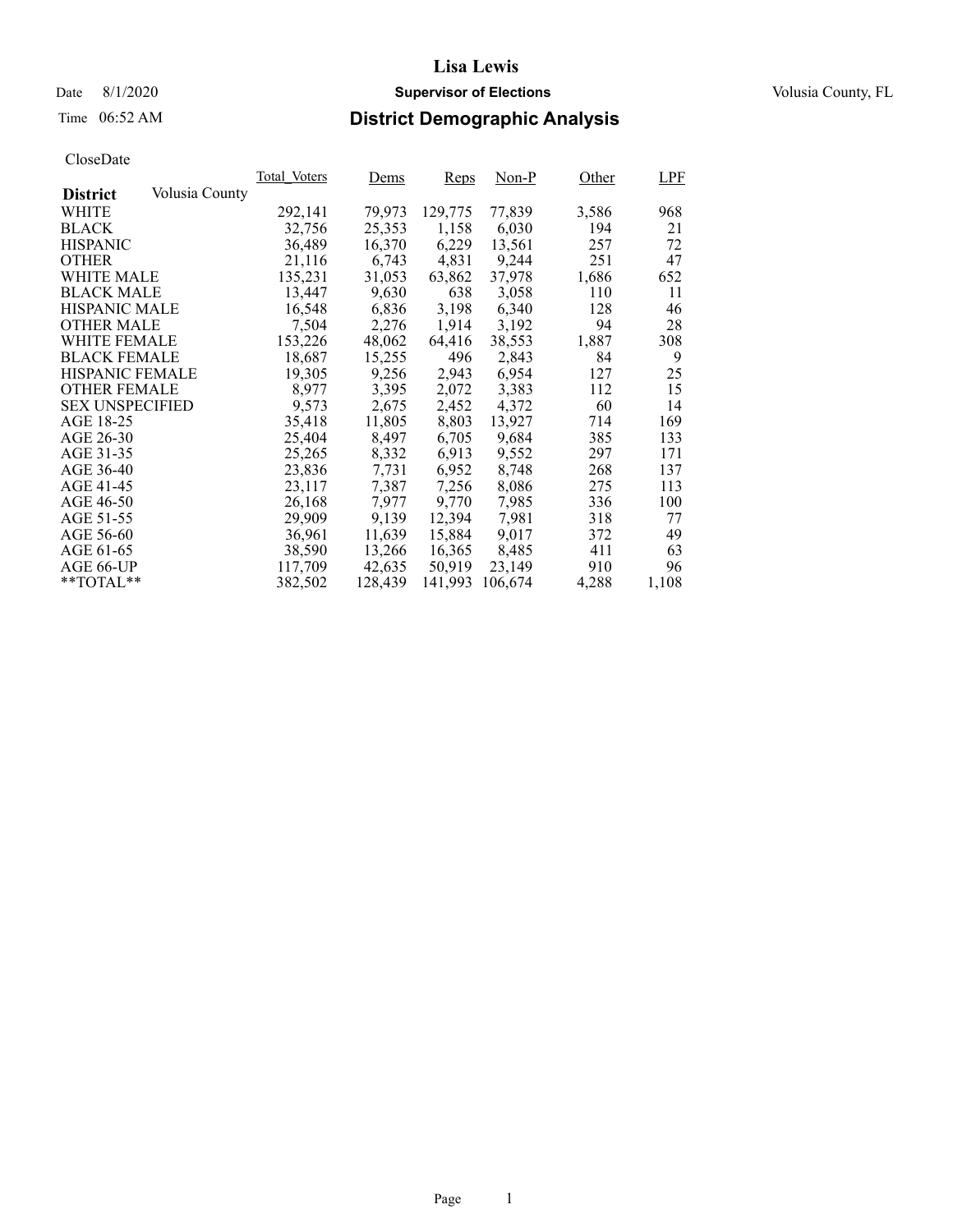# Lisa Lewis

Date 8/1/2020 **Supervisor of Elections** Volusia County, FL

Time 06:52 AM **District Demographic Analysis**

CloseDate

| **District** Volusia County | Total_Voters | Dems | Reps | Non-P | Other | LPF |
|---|---|---|---|---|---|---|
| WHITE | 292,141 | 79,973 | 129,775 | 77,839 | 3,586 | 968 |
| BLACK | 32,756 | 25,353 | 1,158 | 6,030 | 194 | 21 |
| HISPANIC | 36,489 | 16,370 | 6,229 | 13,561 | 257 | 72 |
| OTHER | 21,116 | 6,743 | 4,831 | 9,244 | 251 | 47 |
| WHITE MALE | 135,231 | 31,053 | 63,862 | 37,978 | 1,686 | 652 |
| BLACK MALE | 13,447 | 9,630 | 638 | 3,058 | 110 | 11 |
| HISPANIC MALE | 16,548 | 6,836 | 3,198 | 6,340 | 128 | 46 |
| OTHER MALE | 7,504 | 2,276 | 1,914 | 3,192 | 94 | 28 |
| WHITE FEMALE | 153,226 | 48,062 | 64,416 | 38,553 | 1,887 | 308 |
| BLACK FEMALE | 18,687 | 15,255 | 496 | 2,843 | 84 | 9 |
| HISPANIC FEMALE | 19,305 | 9,256 | 2,943 | 6,954 | 127 | 25 |
| OTHER FEMALE | 8,977 | 3,395 | 2,072 | 3,383 | 112 | 15 |
| SEX UNSPECIFIED | 9,573 | 2,675 | 2,452 | 4,372 | 60 | 14 |
| AGE 18-25 | 35,418 | 11,805 | 8,803 | 13,927 | 714 | 169 |
| AGE 26-30 | 25,404 | 8,497 | 6,705 | 9,684 | 385 | 133 |
| AGE 31-35 | 25,265 | 8,332 | 6,913 | 9,552 | 297 | 171 |
| AGE 36-40 | 23,836 | 7,731 | 6,952 | 8,748 | 268 | 137 |
| AGE 41-45 | 23,117 | 7,387 | 7,256 | 8,086 | 275 | 113 |
| AGE 46-50 | 26,168 | 7,977 | 9,770 | 7,985 | 336 | 100 |
| AGE 51-55 | 29,909 | 9,139 | 12,394 | 7,981 | 318 | 77 |
| AGE 56-60 | 36,961 | 11,639 | 15,884 | 9,017 | 372 | 49 |
| AGE 61-65 | 38,590 | 13,266 | 16,365 | 8,485 | 411 | 63 |
| AGE 66-UP | 117,709 | 42,635 | 50,919 | 23,149 | 910 | 96 |
| **TOTAL** | 382,502 | 128,439 | 141,993 | 106,674 | 4,288 | 1,108 |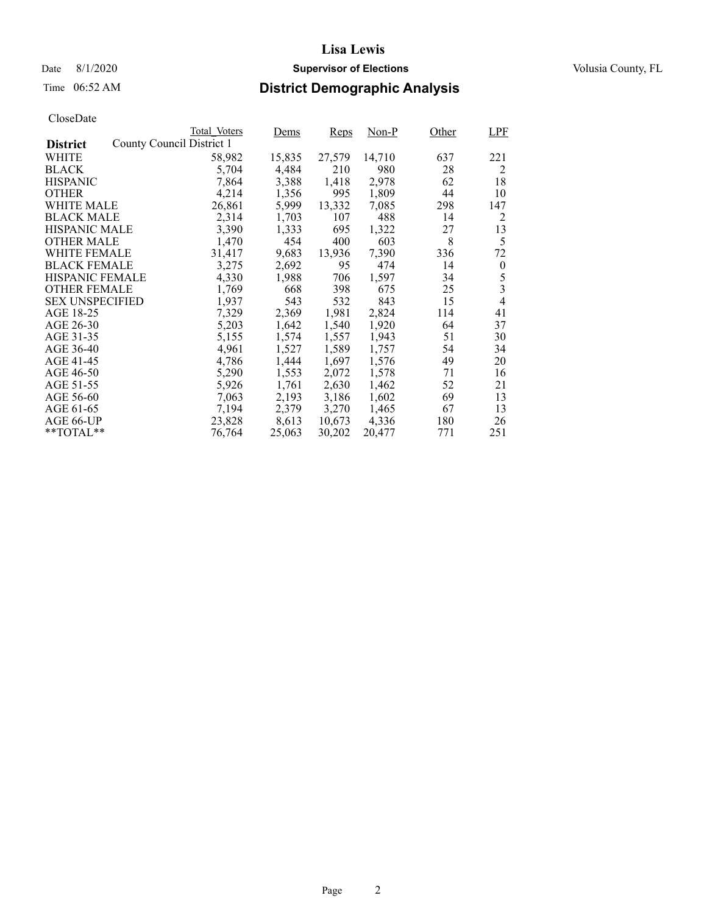CloseDate

| District | Total_Voters | Dems | Reps | Non-P | Other | LPF |
|---|---|---|---|---|---|---|
| County Council District 1 | | | | | | |
| WHITE | 58,982 | 15,835 | 27,579 | 14,710 | 637 | 221 |
| BLACK | 5,704 | 4,484 | 210 | 980 | 28 | 2 |
| HISPANIC | 7,864 | 3,388 | 1,418 | 2,978 | 62 | 18 |
| OTHER | 4,214 | 1,356 | 995 | 1,809 | 44 | 10 |
| WHITE MALE | 26,861 | 5,999 | 13,332 | 7,085 | 298 | 147 |
| BLACK MALE | 2,314 | 1,703 | 107 | 488 | 14 | 2 |
| HISPANIC MALE | 3,390 | 1,333 | 695 | 1,322 | 27 | 13 |
| OTHER MALE | 1,470 | 454 | 400 | 603 | 8 | 5 |
| WHITE FEMALE | 31,417 | 9,683 | 13,936 | 7,390 | 336 | 72 |
| BLACK FEMALE | 3,275 | 2,692 | 95 | 474 | 14 | 0 |
| HISPANIC FEMALE | 4,330 | 1,988 | 706 | 1,597 | 34 | 5 |
| OTHER FEMALE | 1,769 | 668 | 398 | 675 | 25 | 3 |
| SEX UNSPECIFIED | 1,937 | 543 | 532 | 843 | 15 | 4 |
| AGE 18-25 | 7,329 | 2,369 | 1,981 | 2,824 | 114 | 41 |
| AGE 26-30 | 5,203 | 1,642 | 1,540 | 1,920 | 64 | 37 |
| AGE 31-35 | 5,155 | 1,574 | 1,557 | 1,943 | 51 | 30 |
| AGE 36-40 | 4,961 | 1,527 | 1,589 | 1,757 | 54 | 34 |
| AGE 41-45 | 4,786 | 1,444 | 1,697 | 1,576 | 49 | 20 |
| AGE 46-50 | 5,290 | 1,553 | 2,072 | 1,578 | 71 | 16 |
| AGE 51-55 | 5,926 | 1,761 | 2,630 | 1,462 | 52 | 21 |
| AGE 56-60 | 7,063 | 2,193 | 3,186 | 1,602 | 69 | 13 |
| AGE 61-65 | 7,194 | 2,379 | 3,270 | 1,465 | 67 | 13 |
| AGE 66-UP | 23,828 | 8,613 | 10,673 | 4,336 | 180 | 26 |
| **TOTAL** | 76,764 | 25,063 | 30,202 | 20,477 | 771 | 251 |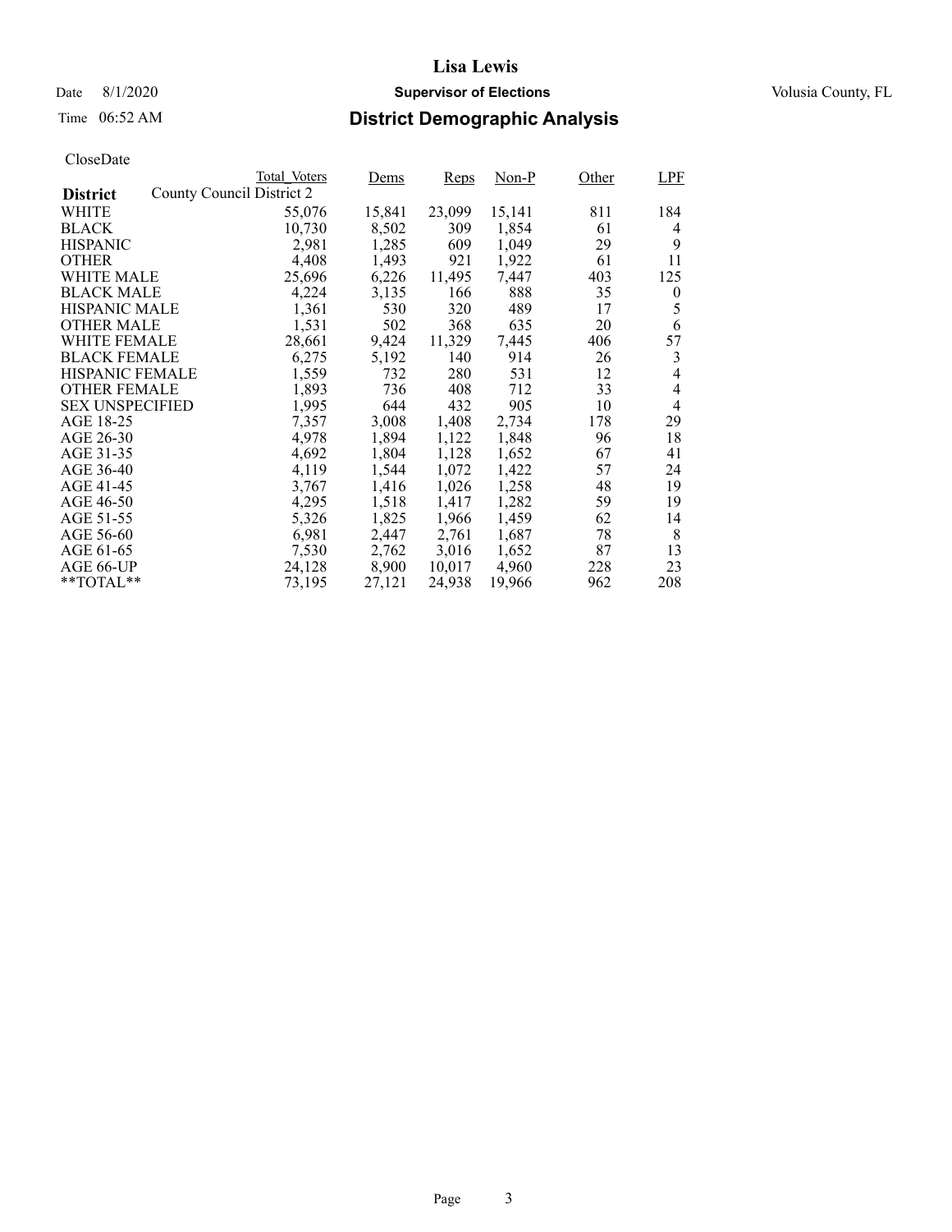# Lisa Lewis

Date 8/1/2020 **Supervisor of Elections** Volusia County, FL

Time 06:52 AM

## District Demographic Analysis

CloseDate

| **District** | Total_Voters | Dems | Reps | Non-P | Other | LPF |
|---|---|---|---|---|---|---|
| County Council District 2 | | | | | | |
| WHITE | 55,076 | 15,841 | 23,099 | 15,141 | 811 | 184 |
| BLACK | 10,730 | 8,502 | 309 | 1,854 | 61 | 4 |
| HISPANIC | 2,981 | 1,285 | 609 | 1,049 | 29 | 9 |
| OTHER | 4,408 | 1,493 | 921 | 1,922 | 61 | 11 |
| WHITE MALE | 25,696 | 6,226 | 11,495 | 7,447 | 403 | 125 |
| BLACK MALE | 4,224 | 3,135 | 166 | 888 | 35 | 0 |
| HISPANIC MALE | 1,361 | 530 | 320 | 489 | 17 | 5 |
| OTHER MALE | 1,531 | 502 | 368 | 635 | 20 | 6 |
| WHITE FEMALE | 28,661 | 9,424 | 11,329 | 7,445 | 406 | 57 |
| BLACK FEMALE | 6,275 | 5,192 | 140 | 914 | 26 | 3 |
| HISPANIC FEMALE | 1,559 | 732 | 280 | 531 | 12 | 4 |
| OTHER FEMALE | 1,893 | 736 | 408 | 712 | 33 | 4 |
| SEX UNSPECIFIED | 1,995 | 644 | 432 | 905 | 10 | 4 |
| AGE 18-25 | 7,357 | 3,008 | 1,408 | 2,734 | 178 | 29 |
| AGE 26-30 | 4,978 | 1,894 | 1,122 | 1,848 | 96 | 18 |
| AGE 31-35 | 4,692 | 1,804 | 1,128 | 1,652 | 67 | 41 |
| AGE 36-40 | 4,119 | 1,544 | 1,072 | 1,422 | 57 | 24 |
| AGE 41-45 | 3,767 | 1,416 | 1,026 | 1,258 | 48 | 19 |
| AGE 46-50 | 4,295 | 1,518 | 1,417 | 1,282 | 59 | 19 |
| AGE 51-55 | 5,326 | 1,825 | 1,966 | 1,459 | 62 | 14 |
| AGE 56-60 | 6,981 | 2,447 | 2,761 | 1,687 | 78 | 8 |
| AGE 61-65 | 7,530 | 2,762 | 3,016 | 1,652 | 87 | 13 |
| AGE 66-UP | 24,128 | 8,900 | 10,017 | 4,960 | 228 | 23 |
| **TOTAL** | 73,195 | 27,121 | 24,938 | 19,966 | 962 | 208 |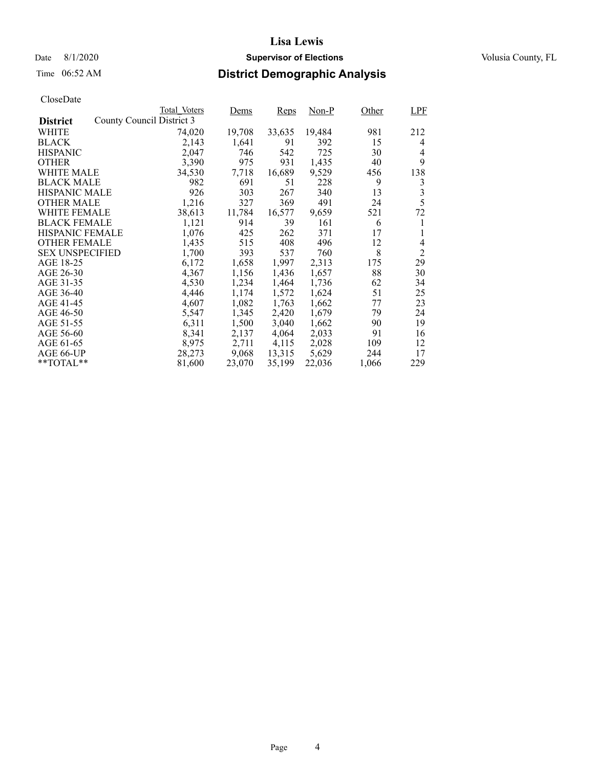# Lisa Lewis

Date 8/1/2020 **Supervisor of Elections** Volusia County, FL

Time 06:52 AM

## District Demographic Analysis

CloseDate

| District | Total_Voters | Dems | Reps | Non-P | Other | LPF |
|---|---|---|---|---|---|---|
| County Council District 3 | | | | | | |
| WHITE | 74,020 | 19,708 | 33,635 | 19,484 | 981 | 212 |
| BLACK | 2,143 | 1,641 | 91 | 392 | 15 | 4 |
| HISPANIC | 2,047 | 746 | 542 | 725 | 30 | 4 |
| OTHER | 3,390 | 975 | 931 | 1,435 | 40 | 9 |
| WHITE MALE | 34,530 | 7,718 | 16,689 | 9,529 | 456 | 138 |
| BLACK MALE | 982 | 691 | 51 | 228 | 9 | 3 |
| HISPANIC MALE | 926 | 303 | 267 | 340 | 13 | 3 |
| OTHER MALE | 1,216 | 327 | 369 | 491 | 24 | 5 |
| WHITE FEMALE | 38,613 | 11,784 | 16,577 | 9,659 | 521 | 72 |
| BLACK FEMALE | 1,121 | 914 | 39 | 161 | 6 | 1 |
| HISPANIC FEMALE | 1,076 | 425 | 262 | 371 | 17 | 1 |
| OTHER FEMALE | 1,435 | 515 | 408 | 496 | 12 | 4 |
| SEX UNSPECIFIED | 1,700 | 393 | 537 | 760 | 8 | 2 |
| AGE 18-25 | 6,172 | 1,658 | 1,997 | 2,313 | 175 | 29 |
| AGE 26-30 | 4,367 | 1,156 | 1,436 | 1,657 | 88 | 30 |
| AGE 31-35 | 4,530 | 1,234 | 1,464 | 1,736 | 62 | 34 |
| AGE 36-40 | 4,446 | 1,174 | 1,572 | 1,624 | 51 | 25 |
| AGE 41-45 | 4,607 | 1,082 | 1,763 | 1,662 | 77 | 23 |
| AGE 46-50 | 5,547 | 1,345 | 2,420 | 1,679 | 79 | 24 |
| AGE 51-55 | 6,311 | 1,500 | 3,040 | 1,662 | 90 | 19 |
| AGE 56-60 | 8,341 | 2,137 | 4,064 | 2,033 | 91 | 16 |
| AGE 61-65 | 8,975 | 2,711 | 4,115 | 2,028 | 109 | 12 |
| AGE 66-UP | 28,273 | 9,068 | 13,315 | 5,629 | 244 | 17 |
| **TOTAL** | 81,600 | 23,070 | 35,199 | 22,036 | 1,066 | 229 |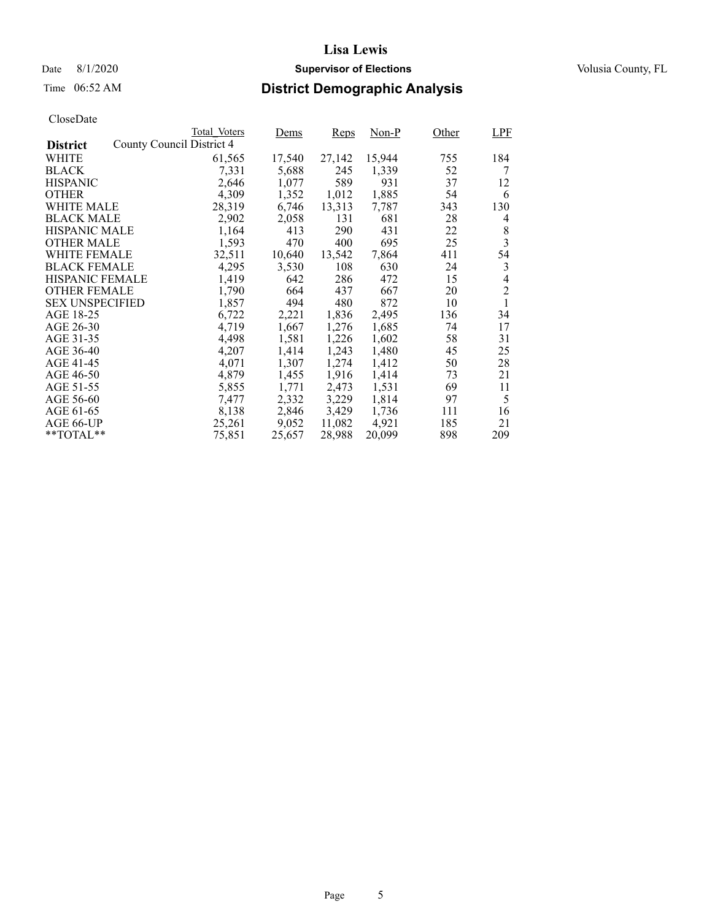**Lisa Lewis**

Date 8/1/2020 **Supervisor of Elections** Volusia County, FL

Time 06:52 AM

## District Demographic Analysis

CloseDate

| District | Total_Voters | Dems | Reps | Non-P | Other | LPF |
|---|---|---|---|---|---|---|
| County Council District 4 | | | | | | |
| WHITE | 61,565 | 17,540 | 27,142 | 15,944 | 755 | 184 |
| BLACK | 7,331 | 5,688 | 245 | 1,339 | 52 | 7 |
| HISPANIC | 2,646 | 1,077 | 589 | 931 | 37 | 12 |
| OTHER | 4,309 | 1,352 | 1,012 | 1,885 | 54 | 6 |
| WHITE MALE | 28,319 | 6,746 | 13,313 | 7,787 | 343 | 130 |
| BLACK MALE | 2,902 | 2,058 | 131 | 681 | 28 | 4 |
| HISPANIC MALE | 1,164 | 413 | 290 | 431 | 22 | 8 |
| OTHER MALE | 1,593 | 470 | 400 | 695 | 25 | 3 |
| WHITE FEMALE | 32,511 | 10,640 | 13,542 | 7,864 | 411 | 54 |
| BLACK FEMALE | 4,295 | 3,530 | 108 | 630 | 24 | 3 |
| HISPANIC FEMALE | 1,419 | 642 | 286 | 472 | 15 | 4 |
| OTHER FEMALE | 1,790 | 664 | 437 | 667 | 20 | 2 |
| SEX UNSPECIFIED | 1,857 | 494 | 480 | 872 | 10 | 1 |
| AGE 18-25 | 6,722 | 2,221 | 1,836 | 2,495 | 136 | 34 |
| AGE 26-30 | 4,719 | 1,667 | 1,276 | 1,685 | 74 | 17 |
| AGE 31-35 | 4,498 | 1,581 | 1,226 | 1,602 | 58 | 31 |
| AGE 36-40 | 4,207 | 1,414 | 1,243 | 1,480 | 45 | 25 |
| AGE 41-45 | 4,071 | 1,307 | 1,274 | 1,412 | 50 | 28 |
| AGE 46-50 | 4,879 | 1,455 | 1,916 | 1,414 | 73 | 21 |
| AGE 51-55 | 5,855 | 1,771 | 2,473 | 1,531 | 69 | 11 |
| AGE 56-60 | 7,477 | 2,332 | 3,229 | 1,814 | 97 | 5 |
| AGE 61-65 | 8,138 | 2,846 | 3,429 | 1,736 | 111 | 16 |
| AGE 66-UP | 25,261 | 9,052 | 11,082 | 4,921 | 185 | 21 |
| **TOTAL** | 75,851 | 25,657 | 28,988 | 20,099 | 898 | 209 |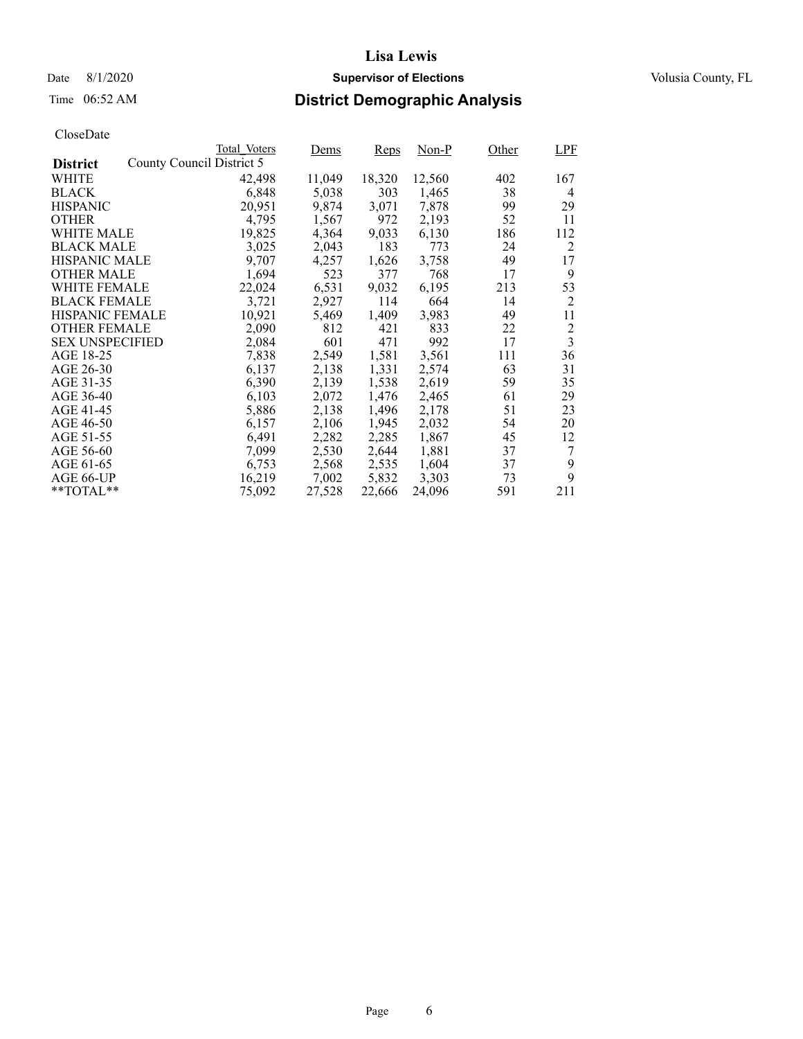# Lisa Lewis

Date 8/1/2020 **Supervisor of Elections** Volusia County, FL

Time 06:52 AM **District Demographic Analysis**

CloseDate

| **District** | Total_Voters | Dems | Reps | Non-P | Other | LPF |
|---|---|---|---|---|---|---|
| County Council District 5 | | | | | | |
| WHITE | 42,498 | 11,049 | 18,320 | 12,560 | 402 | 167 |
| BLACK | 6,848 | 5,038 | 303 | 1,465 | 38 | 4 |
| HISPANIC | 20,951 | 9,874 | 3,071 | 7,878 | 99 | 29 |
| OTHER | 4,795 | 1,567 | 972 | 2,193 | 52 | 11 |
| WHITE MALE | 19,825 | 4,364 | 9,033 | 6,130 | 186 | 112 |
| BLACK MALE | 3,025 | 2,043 | 183 | 773 | 24 | 2 |
| HISPANIC MALE | 9,707 | 4,257 | 1,626 | 3,758 | 49 | 17 |
| OTHER MALE | 1,694 | 523 | 377 | 768 | 17 | 9 |
| WHITE FEMALE | 22,024 | 6,531 | 9,032 | 6,195 | 213 | 53 |
| BLACK FEMALE | 3,721 | 2,927 | 114 | 664 | 14 | 2 |
| HISPANIC FEMALE | 10,921 | 5,469 | 1,409 | 3,983 | 49 | 11 |
| OTHER FEMALE | 2,090 | 812 | 421 | 833 | 22 | 2 |
| SEX UNSPECIFIED | 2,084 | 601 | 471 | 992 | 17 | 3 |
| AGE 18-25 | 7,838 | 2,549 | 1,581 | 3,561 | 111 | 36 |
| AGE 26-30 | 6,137 | 2,138 | 1,331 | 2,574 | 63 | 31 |
| AGE 31-35 | 6,390 | 2,139 | 1,538 | 2,619 | 59 | 35 |
| AGE 36-40 | 6,103 | 2,072 | 1,476 | 2,465 | 61 | 29 |
| AGE 41-45 | 5,886 | 2,138 | 1,496 | 2,178 | 51 | 23 |
| AGE 46-50 | 6,157 | 2,106 | 1,945 | 2,032 | 54 | 20 |
| AGE 51-55 | 6,491 | 2,282 | 2,285 | 1,867 | 45 | 12 |
| AGE 56-60 | 7,099 | 2,530 | 2,644 | 1,881 | 37 | 7 |
| AGE 61-65 | 6,753 | 2,568 | 2,535 | 1,604 | 37 | 9 |
| AGE 66-UP | 16,219 | 7,002 | 5,832 | 3,303 | 73 | 9 |
| **TOTAL** | 75,092 | 27,528 | 22,666 | 24,096 | 591 | 211 |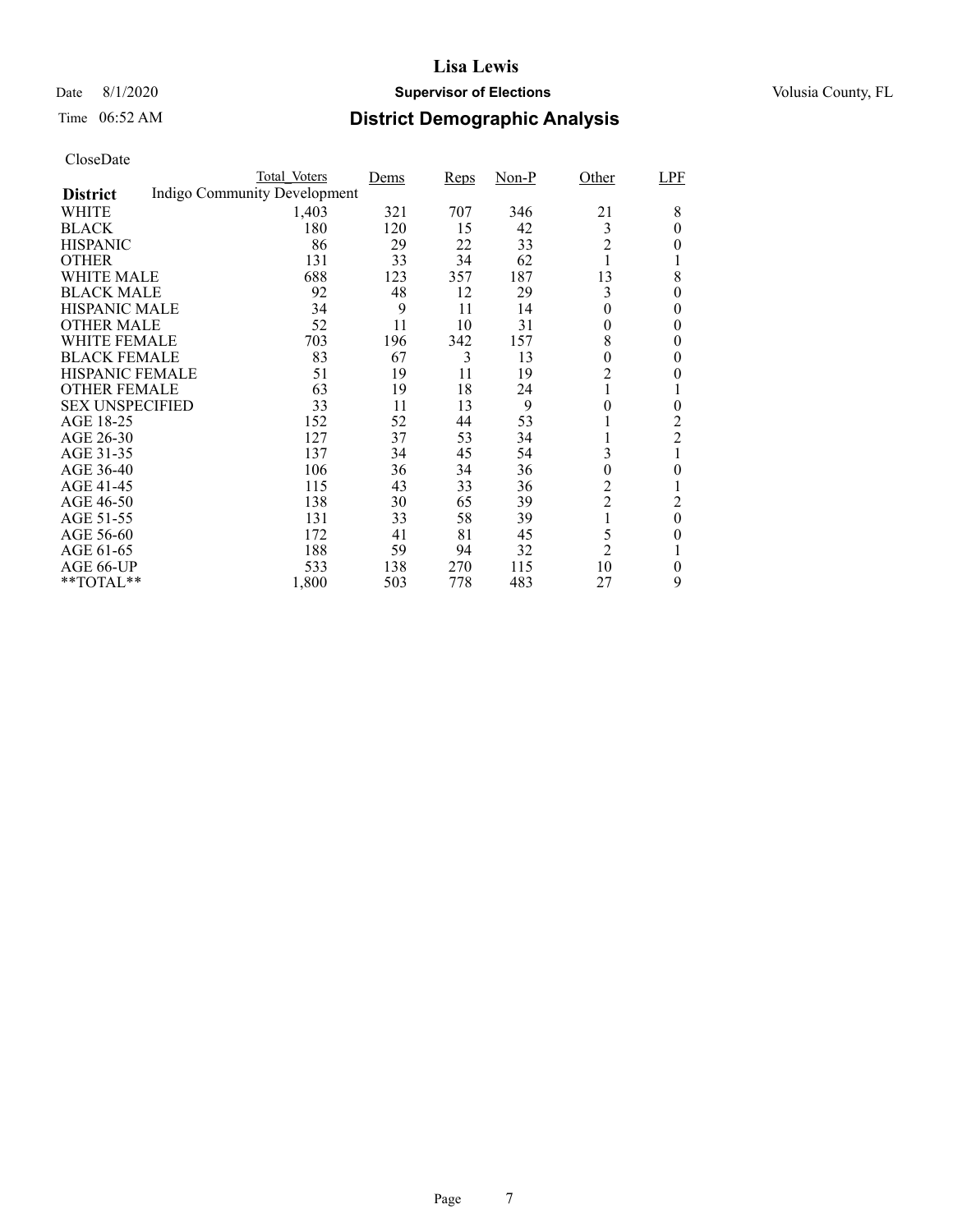# Lisa Lewis

Date 8/1/2020 **Supervisor of Elections** Volusia County, FL

Time 06:52 AM

## District Demographic Analysis

CloseDate

| District | Total_Voters | Dems | Reps | Non-P | Other | LPF |
|---|---|---|---|---|---|---|
| Indigo Community Development | | | | | | |
| WHITE | 1,403 | 321 | 707 | 346 | 21 | 8 |
| BLACK | 180 | 120 | 15 | 42 | 3 | 0 |
| HISPANIC | 86 | 29 | 22 | 33 | 2 | 0 |
| OTHER | 131 | 33 | 34 | 62 | 1 | 1 |
| WHITE MALE | 688 | 123 | 357 | 187 | 13 | 8 |
| BLACK MALE | 92 | 48 | 12 | 29 | 3 | 0 |
| HISPANIC MALE | 34 | 9 | 11 | 14 | 0 | 0 |
| OTHER MALE | 52 | 11 | 10 | 31 | 0 | 0 |
| WHITE FEMALE | 703 | 196 | 342 | 157 | 8 | 0 |
| BLACK FEMALE | 83 | 67 | 3 | 13 | 0 | 0 |
| HISPANIC FEMALE | 51 | 19 | 11 | 19 | 2 | 0 |
| OTHER FEMALE | 63 | 19 | 18 | 24 | 1 | 1 |
| SEX UNSPECIFIED | 33 | 11 | 13 | 9 | 0 | 0 |
| AGE 18-25 | 152 | 52 | 44 | 53 | 1 | 2 |
| AGE 26-30 | 127 | 37 | 53 | 34 | 1 | 2 |
| AGE 31-35 | 137 | 34 | 45 | 54 | 3 | 1 |
| AGE 36-40 | 106 | 36 | 34 | 36 | 0 | 0 |
| AGE 41-45 | 115 | 43 | 33 | 36 | 2 | 1 |
| AGE 46-50 | 138 | 30 | 65 | 39 | 2 | 2 |
| AGE 51-55 | 131 | 33 | 58 | 39 | 1 | 0 |
| AGE 56-60 | 172 | 41 | 81 | 45 | 5 | 0 |
| AGE 61-65 | 188 | 59 | 94 | 32 | 2 | 1 |
| AGE 66-UP | 533 | 138 | 270 | 115 | 10 | 0 |
| **TOTAL** | 1,800 | 503 | 778 | 483 | 27 | 9 |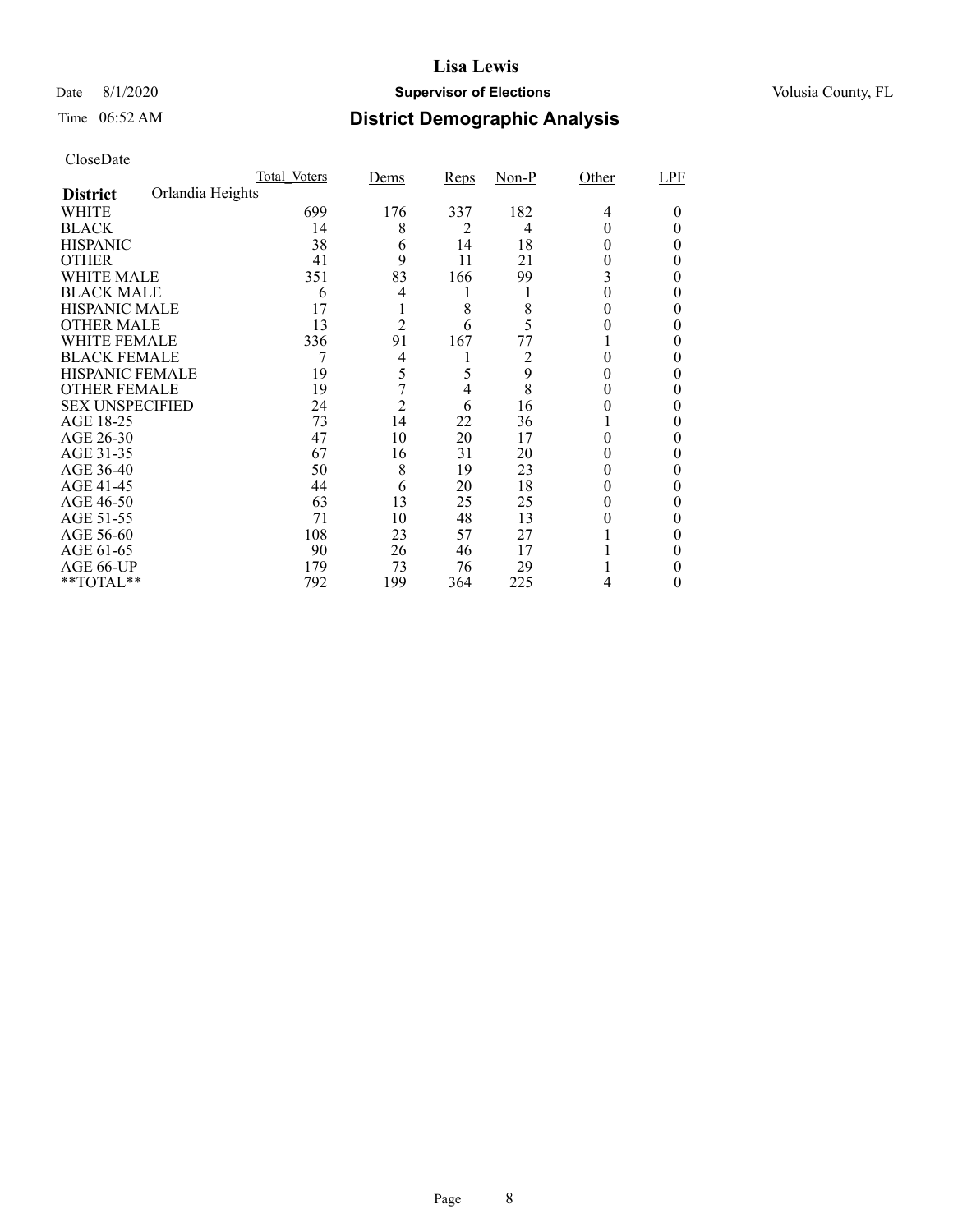# Lisa Lewis

Date 8/1/2020 **Supervisor of Elections** Volusia County, FL

Time 06:52 AM **District Demographic Analysis**

CloseDate

| **District** Orlandia Heights | Total_Voters | Dems | Reps | Non-P | Other | LPF |
|---|---|---|---|---|---|---|
| WHITE | 699 | 176 | 337 | 182 | 4 | 0 |
| BLACK | 14 | 8 | 2 | 4 | 0 | 0 |
| HISPANIC | 38 | 6 | 14 | 18 | 0 | 0 |
| OTHER | 41 | 9 | 11 | 21 | 0 | 0 |
| WHITE MALE | 351 | 83 | 166 | 99 | 3 | 0 |
| BLACK MALE | 6 | 4 | 1 | 1 | 0 | 0 |
| HISPANIC MALE | 17 | 1 | 8 | 8 | 0 | 0 |
| OTHER MALE | 13 | 2 | 6 | 5 | 0 | 0 |
| WHITE FEMALE | 336 | 91 | 167 | 77 | 1 | 0 |
| BLACK FEMALE | 7 | 4 | 1 | 2 | 0 | 0 |
| HISPANIC FEMALE | 19 | 5 | 5 | 9 | 0 | 0 |
| OTHER FEMALE | 19 | 7 | 4 | 8 | 0 | 0 |
| SEX UNSPECIFIED | 24 | 2 | 6 | 16 | 0 | 0 |
| AGE 18-25 | 73 | 14 | 22 | 36 | 1 | 0 |
| AGE 26-30 | 47 | 10 | 20 | 17 | 0 | 0 |
| AGE 31-35 | 67 | 16 | 31 | 20 | 0 | 0 |
| AGE 36-40 | 50 | 8 | 19 | 23 | 0 | 0 |
| AGE 41-45 | 44 | 6 | 20 | 18 | 0 | 0 |
| AGE 46-50 | 63 | 13 | 25 | 25 | 0 | 0 |
| AGE 51-55 | 71 | 10 | 48 | 13 | 0 | 0 |
| AGE 56-60 | 108 | 23 | 57 | 27 | 1 | 0 |
| AGE 61-65 | 90 | 26 | 46 | 17 | 1 | 0 |
| AGE 66-UP | 179 | 73 | 76 | 29 | 1 | 0 |
| **TOTAL** | 792 | 199 | 364 | 225 | 4 | 0 |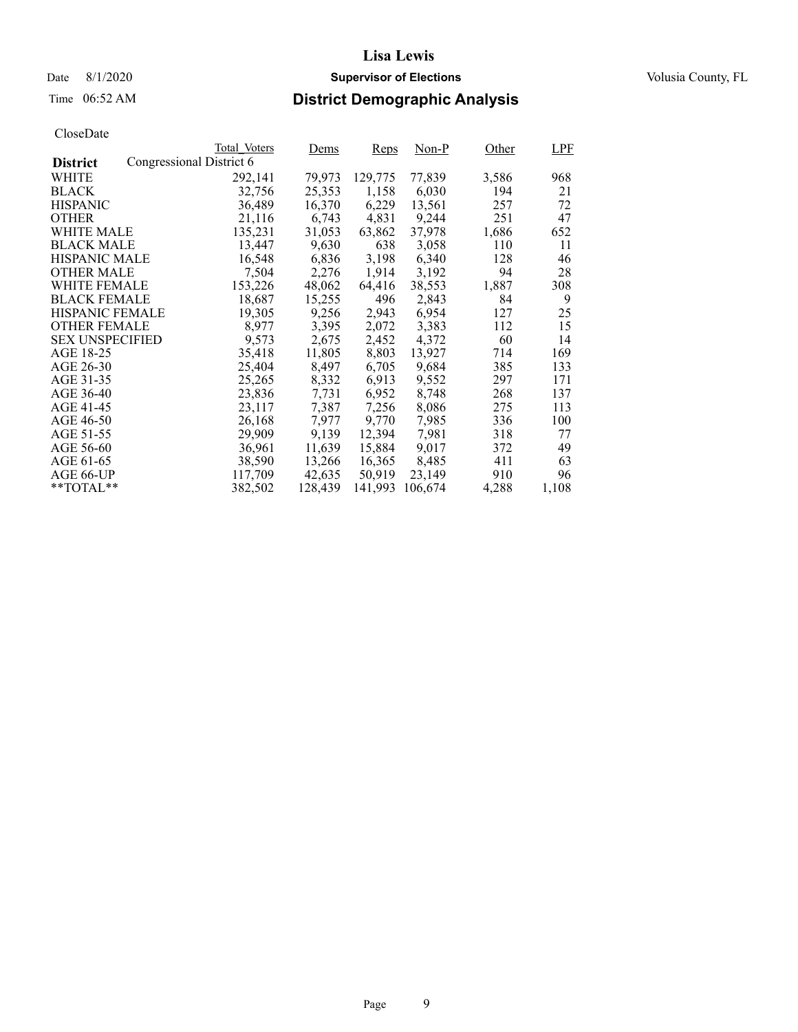# Lisa Lewis

Date 8/1/2020 **Supervisor of Elections** Volusia County, FL

Time 06:52 AM **District Demographic Analysis**

CloseDate

| District | Total_Voters | Dems | Reps | Non-P | Other | LPF |
|---|---|---|---|---|---|---|
| Congressional District 6 | | | | | | |
| WHITE | 292,141 | 79,973 | 129,775 | 77,839 | 3,586 | 968 |
| BLACK | 32,756 | 25,353 | 1,158 | 6,030 | 194 | 21 |
| HISPANIC | 36,489 | 16,370 | 6,229 | 13,561 | 257 | 72 |
| OTHER | 21,116 | 6,743 | 4,831 | 9,244 | 251 | 47 |
| WHITE MALE | 135,231 | 31,053 | 63,862 | 37,978 | 1,686 | 652 |
| BLACK MALE | 13,447 | 9,630 | 638 | 3,058 | 110 | 11 |
| HISPANIC MALE | 16,548 | 6,836 | 3,198 | 6,340 | 128 | 46 |
| OTHER MALE | 7,504 | 2,276 | 1,914 | 3,192 | 94 | 28 |
| WHITE FEMALE | 153,226 | 48,062 | 64,416 | 38,553 | 1,887 | 308 |
| BLACK FEMALE | 18,687 | 15,255 | 496 | 2,843 | 84 | 9 |
| HISPANIC FEMALE | 19,305 | 9,256 | 2,943 | 6,954 | 127 | 25 |
| OTHER FEMALE | 8,977 | 3,395 | 2,072 | 3,383 | 112 | 15 |
| SEX UNSPECIFIED | 9,573 | 2,675 | 2,452 | 4,372 | 60 | 14 |
| AGE 18-25 | 35,418 | 11,805 | 8,803 | 13,927 | 714 | 169 |
| AGE 26-30 | 25,404 | 8,497 | 6,705 | 9,684 | 385 | 133 |
| AGE 31-35 | 25,265 | 8,332 | 6,913 | 9,552 | 297 | 171 |
| AGE 36-40 | 23,836 | 7,731 | 6,952 | 8,748 | 268 | 137 |
| AGE 41-45 | 23,117 | 7,387 | 7,256 | 8,086 | 275 | 113 |
| AGE 46-50 | 26,168 | 7,977 | 9,770 | 7,985 | 336 | 100 |
| AGE 51-55 | 29,909 | 9,139 | 12,394 | 7,981 | 318 | 77 |
| AGE 56-60 | 36,961 | 11,639 | 15,884 | 9,017 | 372 | 49 |
| AGE 61-65 | 38,590 | 13,266 | 16,365 | 8,485 | 411 | 63 |
| AGE 66-UP | 117,709 | 42,635 | 50,919 | 23,149 | 910 | 96 |
| **TOTAL** | 382,502 | 128,439 | 141,993 | 106,674 | 4,288 | 1,108 |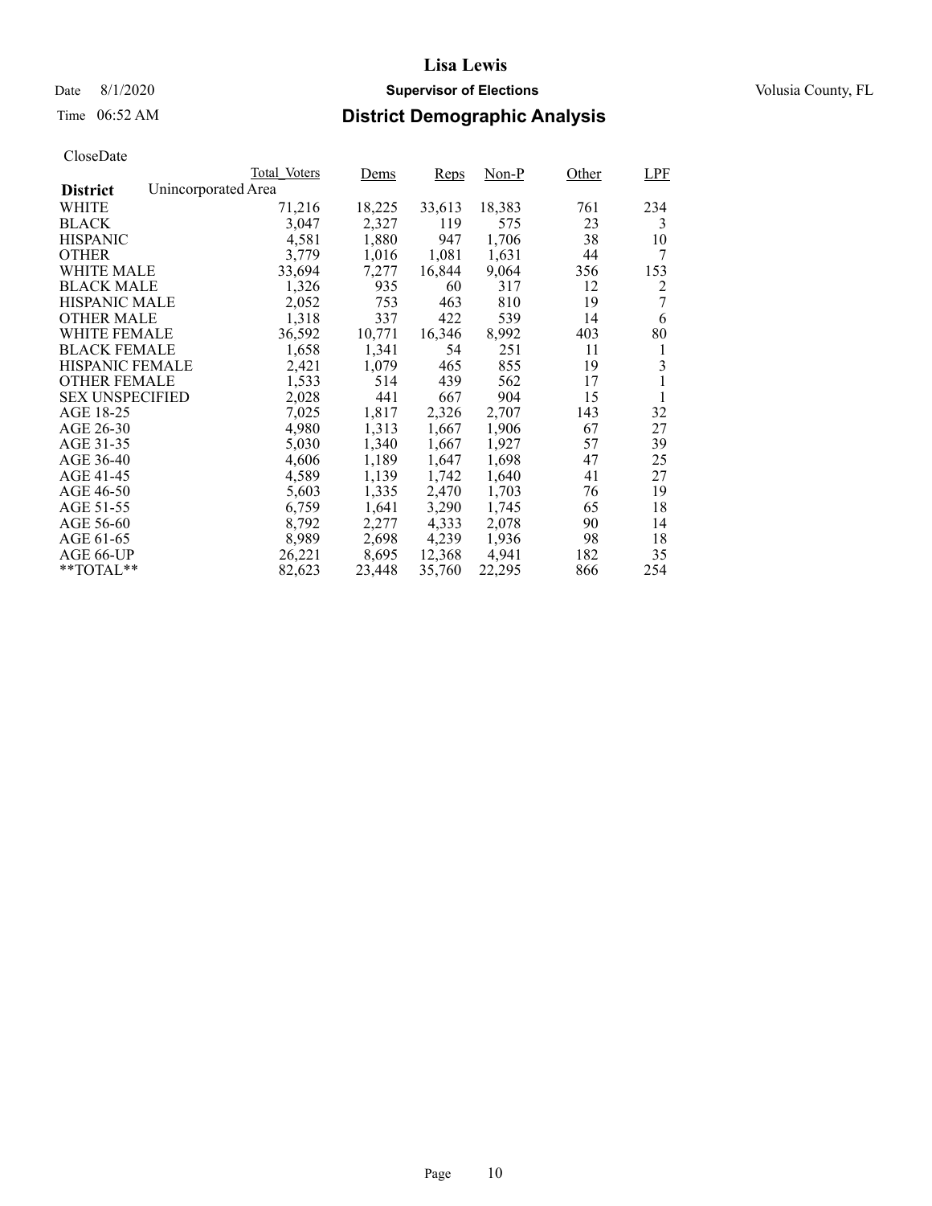# Lisa Lewis

Date 8/1/2020 **Supervisor of Elections** Volusia County, FL

Time 06:52 AM **District Demographic Analysis**

CloseDate

| District: Unincorporated Area | Total_Voters | Dems | Reps | Non-P | Other | LPF |
|---|---|---|---|---|---|---|
| WHITE | 71,216 | 18,225 | 33,613 | 18,383 | 761 | 234 |
| BLACK | 3,047 | 2,327 | 119 | 575 | 23 | 3 |
| HISPANIC | 4,581 | 1,880 | 947 | 1,706 | 38 | 10 |
| OTHER | 3,779 | 1,016 | 1,081 | 1,631 | 44 | 7 |
| WHITE MALE | 33,694 | 7,277 | 16,844 | 9,064 | 356 | 153 |
| BLACK MALE | 1,326 | 935 | 60 | 317 | 12 | 2 |
| HISPANIC MALE | 2,052 | 753 | 463 | 810 | 19 | 7 |
| OTHER MALE | 1,318 | 337 | 422 | 539 | 14 | 6 |
| WHITE FEMALE | 36,592 | 10,771 | 16,346 | 8,992 | 403 | 80 |
| BLACK FEMALE | 1,658 | 1,341 | 54 | 251 | 11 | 1 |
| HISPANIC FEMALE | 2,421 | 1,079 | 465 | 855 | 19 | 3 |
| OTHER FEMALE | 1,533 | 514 | 439 | 562 | 17 | 1 |
| SEX UNSPECIFIED | 2,028 | 441 | 667 | 904 | 15 | 1 |
| AGE 18-25 | 7,025 | 1,817 | 2,326 | 2,707 | 143 | 32 |
| AGE 26-30 | 4,980 | 1,313 | 1,667 | 1,906 | 67 | 27 |
| AGE 31-35 | 5,030 | 1,340 | 1,667 | 1,927 | 57 | 39 |
| AGE 36-40 | 4,606 | 1,189 | 1,647 | 1,698 | 47 | 25 |
| AGE 41-45 | 4,589 | 1,139 | 1,742 | 1,640 | 41 | 27 |
| AGE 46-50 | 5,603 | 1,335 | 2,470 | 1,703 | 76 | 19 |
| AGE 51-55 | 6,759 | 1,641 | 3,290 | 1,745 | 65 | 18 |
| AGE 56-60 | 8,792 | 2,277 | 4,333 | 2,078 | 90 | 14 |
| AGE 61-65 | 8,989 | 2,698 | 4,239 | 1,936 | 98 | 18 |
| AGE 66-UP | 26,221 | 8,695 | 12,368 | 4,941 | 182 | 35 |
| **TOTAL** | 82,623 | 23,448 | 35,760 | 22,295 | 866 | 254 |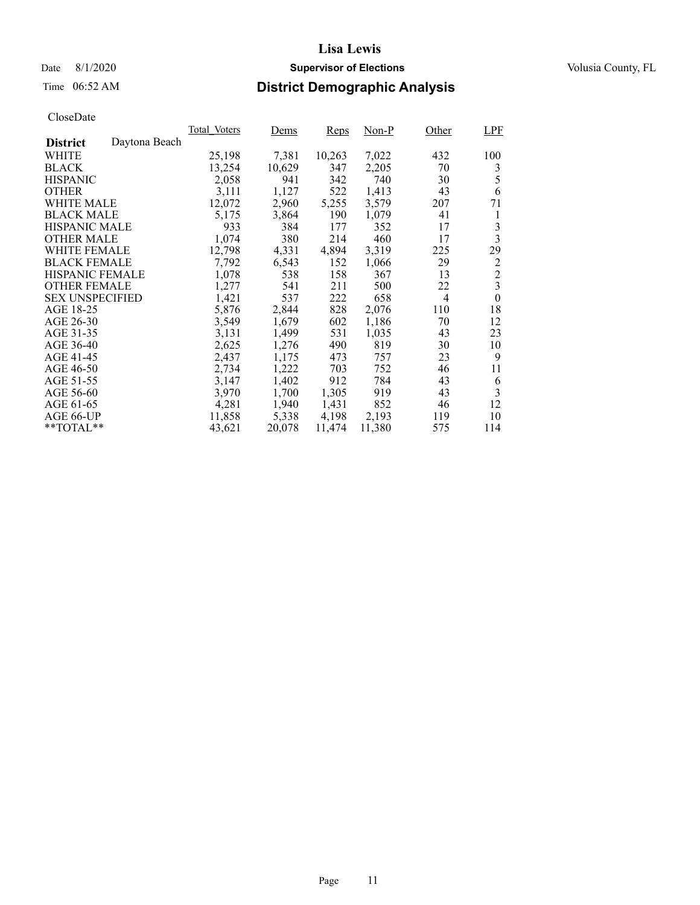# Lisa Lewis

Date 8/1/2020 **Supervisor of Elections** Volusia County, FL

Time 06:52 AM **District Demographic Analysis**

CloseDate

| District: Daytona Beach | Total_Voters | Dems | Reps | Non-P | Other | LPF |
|---|---|---|---|---|---|---|
| WHITE | 25,198 | 7,381 | 10,263 | 7,022 | 432 | 100 |
| BLACK | 13,254 | 10,629 | 347 | 2,205 | 70 | 3 |
| HISPANIC | 2,058 | 941 | 342 | 740 | 30 | 5 |
| OTHER | 3,111 | 1,127 | 522 | 1,413 | 43 | 6 |
| WHITE MALE | 12,072 | 2,960 | 5,255 | 3,579 | 207 | 71 |
| BLACK MALE | 5,175 | 3,864 | 190 | 1,079 | 41 | 1 |
| HISPANIC MALE | 933 | 384 | 177 | 352 | 17 | 3 |
| OTHER MALE | 1,074 | 380 | 214 | 460 | 17 | 3 |
| WHITE FEMALE | 12,798 | 4,331 | 4,894 | 3,319 | 225 | 29 |
| BLACK FEMALE | 7,792 | 6,543 | 152 | 1,066 | 29 | 2 |
| HISPANIC FEMALE | 1,078 | 538 | 158 | 367 | 13 | 2 |
| OTHER FEMALE | 1,277 | 541 | 211 | 500 | 22 | 3 |
| SEX UNSPECIFIED | 1,421 | 537 | 222 | 658 | 4 | 0 |
| AGE 18-25 | 5,876 | 2,844 | 828 | 2,076 | 110 | 18 |
| AGE 26-30 | 3,549 | 1,679 | 602 | 1,186 | 70 | 12 |
| AGE 31-35 | 3,131 | 1,499 | 531 | 1,035 | 43 | 23 |
| AGE 36-40 | 2,625 | 1,276 | 490 | 819 | 30 | 10 |
| AGE 41-45 | 2,437 | 1,175 | 473 | 757 | 23 | 9 |
| AGE 46-50 | 2,734 | 1,222 | 703 | 752 | 46 | 11 |
| AGE 51-55 | 3,147 | 1,402 | 912 | 784 | 43 | 6 |
| AGE 56-60 | 3,970 | 1,700 | 1,305 | 919 | 43 | 3 |
| AGE 61-65 | 4,281 | 1,940 | 1,431 | 852 | 46 | 12 |
| AGE 66-UP | 11,858 | 5,338 | 4,198 | 2,193 | 119 | 10 |
| **TOTAL** | 43,621 | 20,078 | 11,474 | 11,380 | 575 | 114 |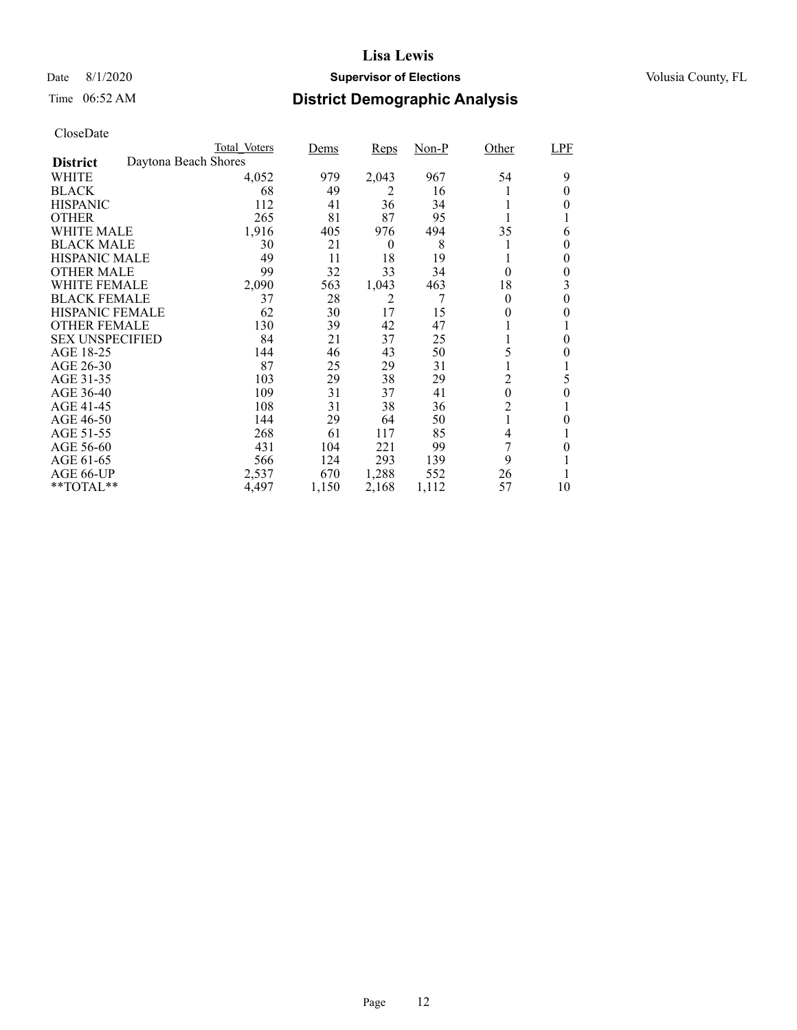# Lisa Lewis

Date 8/1/2020 **Supervisor of Elections** Volusia County, FL

Time 06:52 AM **District Demographic Analysis**

CloseDate

| District: Daytona Beach Shores | Total_Voters | Dems | Reps | Non-P | Other | LPF |
|---|---|---|---|---|---|---|
| WHITE | 4,052 | 979 | 2,043 | 967 | 54 | 9 |
| BLACK | 68 | 49 | 2 | 16 | 1 | 0 |
| HISPANIC | 112 | 41 | 36 | 34 | 1 | 0 |
| OTHER | 265 | 81 | 87 | 95 | 1 | 1 |
| WHITE MALE | 1,916 | 405 | 976 | 494 | 35 | 6 |
| BLACK MALE | 30 | 21 | 0 | 8 | 1 | 0 |
| HISPANIC MALE | 49 | 11 | 18 | 19 | 1 | 0 |
| OTHER MALE | 99 | 32 | 33 | 34 | 0 | 0 |
| WHITE FEMALE | 2,090 | 563 | 1,043 | 463 | 18 | 3 |
| BLACK FEMALE | 37 | 28 | 2 | 7 | 0 | 0 |
| HISPANIC FEMALE | 62 | 30 | 17 | 15 | 0 | 0 |
| OTHER FEMALE | 130 | 39 | 42 | 47 | 1 | 1 |
| SEX UNSPECIFIED | 84 | 21 | 37 | 25 | 1 | 0 |
| AGE 18-25 | 144 | 46 | 43 | 50 | 5 | 0 |
| AGE 26-30 | 87 | 25 | 29 | 31 | 1 | 1 |
| AGE 31-35 | 103 | 29 | 38 | 29 | 2 | 5 |
| AGE 36-40 | 109 | 31 | 37 | 41 | 0 | 0 |
| AGE 41-45 | 108 | 31 | 38 | 36 | 2 | 1 |
| AGE 46-50 | 144 | 29 | 64 | 50 | 1 | 0 |
| AGE 51-55 | 268 | 61 | 117 | 85 | 4 | 1 |
| AGE 56-60 | 431 | 104 | 221 | 99 | 7 | 0 |
| AGE 61-65 | 566 | 124 | 293 | 139 | 9 | 1 |
| AGE 66-UP | 2,537 | 670 | 1,288 | 552 | 26 | 1 |
| **TOTAL** | 4,497 | 1,150 | 2,168 | 1,112 | 57 | 10 |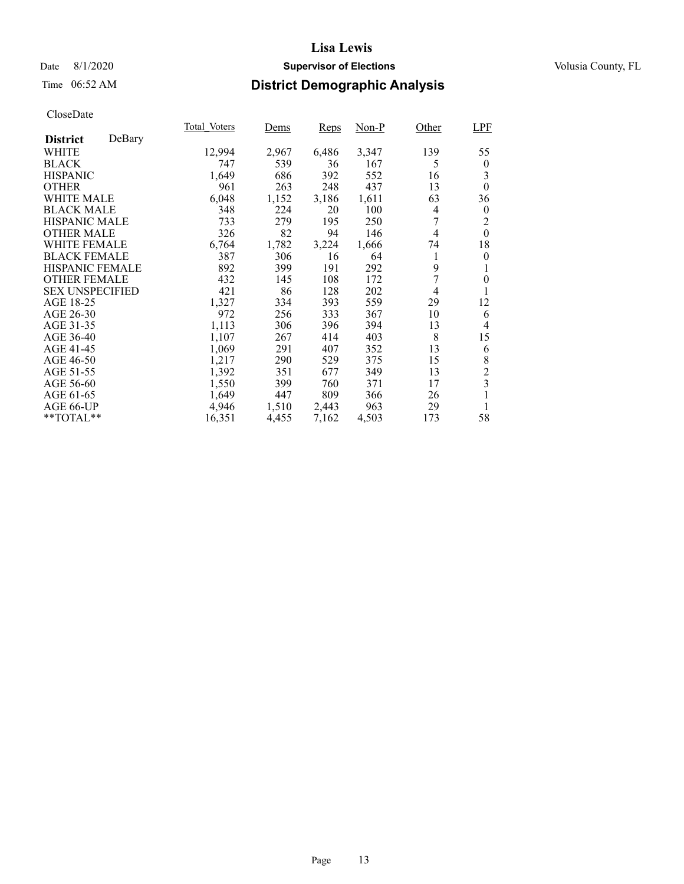# Lisa Lewis

Date 8/1/2020 **Supervisor of Elections** Volusia County, FL

Time 06:52 AM **District Demographic Analysis**

CloseDate

| **District** DeBary | Total_Voters | Dems | Reps | Non-P | Other | LPF |
|---|---|---|---|---|---|---|
| WHITE | 12,994 | 2,967 | 6,486 | 3,347 | 139 | 55 |
| BLACK | 747 | 539 | 36 | 167 | 5 | 0 |
| HISPANIC | 1,649 | 686 | 392 | 552 | 16 | 3 |
| OTHER | 961 | 263 | 248 | 437 | 13 | 0 |
| WHITE MALE | 6,048 | 1,152 | 3,186 | 1,611 | 63 | 36 |
| BLACK MALE | 348 | 224 | 20 | 100 | 4 | 0 |
| HISPANIC MALE | 733 | 279 | 195 | 250 | 7 | 2 |
| OTHER MALE | 326 | 82 | 94 | 146 | 4 | 0 |
| WHITE FEMALE | 6,764 | 1,782 | 3,224 | 1,666 | 74 | 18 |
| BLACK FEMALE | 387 | 306 | 16 | 64 | 1 | 0 |
| HISPANIC FEMALE | 892 | 399 | 191 | 292 | 9 | 1 |
| OTHER FEMALE | 432 | 145 | 108 | 172 | 7 | 0 |
| SEX UNSPECIFIED | 421 | 86 | 128 | 202 | 4 | 1 |
| AGE 18-25 | 1,327 | 334 | 393 | 559 | 29 | 12 |
| AGE 26-30 | 972 | 256 | 333 | 367 | 10 | 6 |
| AGE 31-35 | 1,113 | 306 | 396 | 394 | 13 | 4 |
| AGE 36-40 | 1,107 | 267 | 414 | 403 | 8 | 15 |
| AGE 41-45 | 1,069 | 291 | 407 | 352 | 13 | 6 |
| AGE 46-50 | 1,217 | 290 | 529 | 375 | 15 | 8 |
| AGE 51-55 | 1,392 | 351 | 677 | 349 | 13 | 2 |
| AGE 56-60 | 1,550 | 399 | 760 | 371 | 17 | 3 |
| AGE 61-65 | 1,649 | 447 | 809 | 366 | 26 | 1 |
| AGE 66-UP | 4,946 | 1,510 | 2,443 | 963 | 29 | 1 |
| **TOTAL** | 16,351 | 4,455 | 7,162 | 4,503 | 173 | 58 |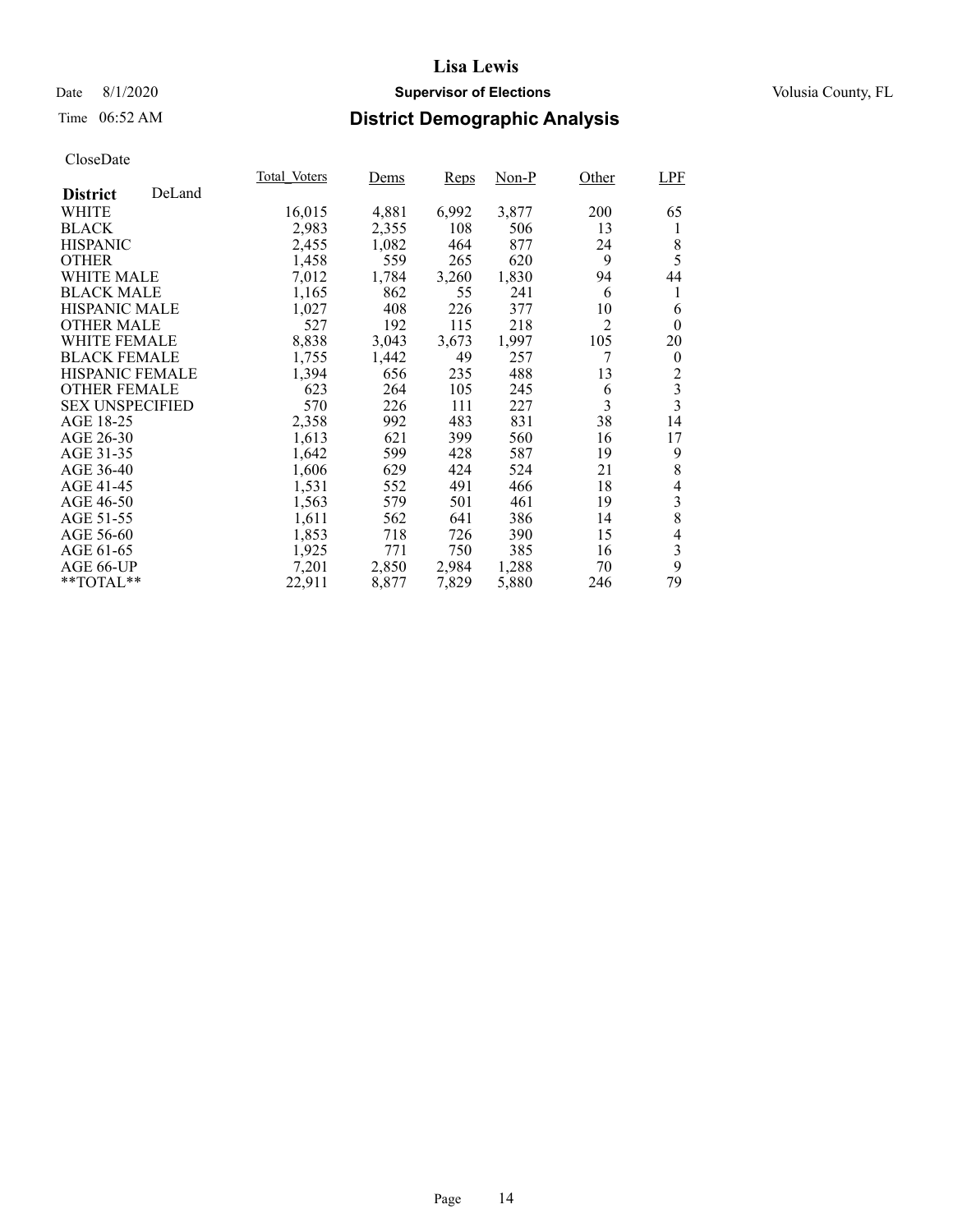Lisa Lewis

Date 8/1/2020 **Supervisor of Elections** Volusia County, FL

Time 06:52 AM

## District Demographic Analysis

CloseDate

| **District** DeLand | Total_Voters | Dems | Reps | Non-P | Other | LPF |
|---|---|---|---|---|---|---|
| WHITE | 16,015 | 4,881 | 6,992 | 3,877 | 200 | 65 |
| BLACK | 2,983 | 2,355 | 108 | 506 | 13 | 1 |
| HISPANIC | 2,455 | 1,082 | 464 | 877 | 24 | 8 |
| OTHER | 1,458 | 559 | 265 | 620 | 9 | 5 |
| WHITE MALE | 7,012 | 1,784 | 3,260 | 1,830 | 94 | 44 |
| BLACK MALE | 1,165 | 862 | 55 | 241 | 6 | 1 |
| HISPANIC MALE | 1,027 | 408 | 226 | 377 | 10 | 6 |
| OTHER MALE | 527 | 192 | 115 | 218 | 2 | 0 |
| WHITE FEMALE | 8,838 | 3,043 | 3,673 | 1,997 | 105 | 20 |
| BLACK FEMALE | 1,755 | 1,442 | 49 | 257 | 7 | 0 |
| HISPANIC FEMALE | 1,394 | 656 | 235 | 488 | 13 | 2 |
| OTHER FEMALE | 623 | 264 | 105 | 245 | 6 | 3 |
| SEX UNSPECIFIED | 570 | 226 | 111 | 227 | 3 | 3 |
| AGE 18-25 | 2,358 | 992 | 483 | 831 | 38 | 14 |
| AGE 26-30 | 1,613 | 621 | 399 | 560 | 16 | 17 |
| AGE 31-35 | 1,642 | 599 | 428 | 587 | 19 | 9 |
| AGE 36-40 | 1,606 | 629 | 424 | 524 | 21 | 8 |
| AGE 41-45 | 1,531 | 552 | 491 | 466 | 18 | 4 |
| AGE 46-50 | 1,563 | 579 | 501 | 461 | 19 | 3 |
| AGE 51-55 | 1,611 | 562 | 641 | 386 | 14 | 8 |
| AGE 56-60 | 1,853 | 718 | 726 | 390 | 15 | 4 |
| AGE 61-65 | 1,925 | 771 | 750 | 385 | 16 | 3 |
| AGE 66-UP | 7,201 | 2,850 | 2,984 | 1,288 | 70 | 9 |
| **TOTAL** | 22,911 | 8,877 | 7,829 | 5,880 | 246 | 79 |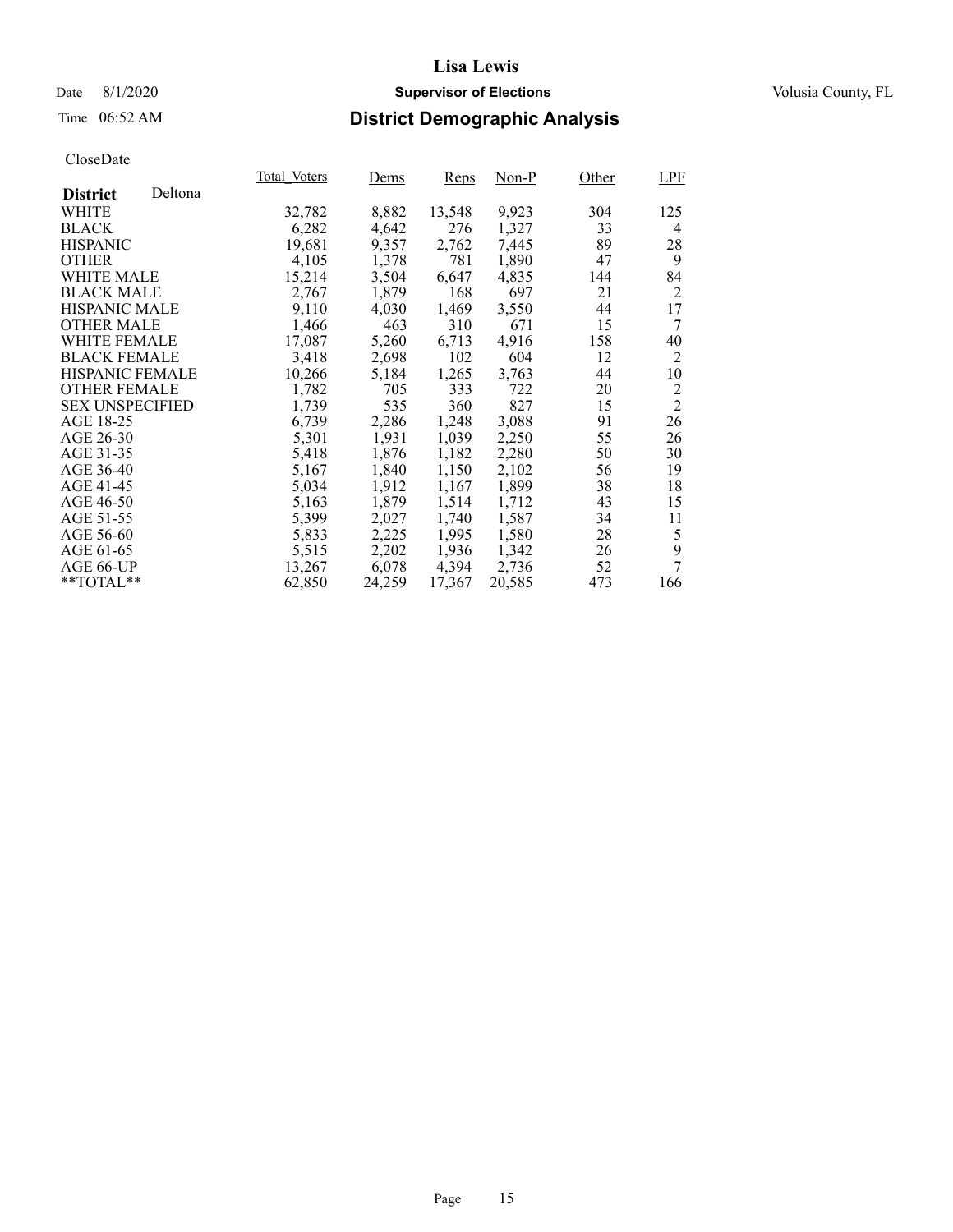# Lisa Lewis

Date 8/1/2020 **Supervisor of Elections** Volusia County, FL

Time 06:52 AM **District Demographic Analysis**

CloseDate

| **District** Deltona | Total_Voters | Dems | Reps | Non-P | Other | LPF |
|---|---|---|---|---|---|---|
| WHITE | 32,782 | 8,882 | 13,548 | 9,923 | 304 | 125 |
| BLACK | 6,282 | 4,642 | 276 | 1,327 | 33 | 4 |
| HISPANIC | 19,681 | 9,357 | 2,762 | 7,445 | 89 | 28 |
| OTHER | 4,105 | 1,378 | 781 | 1,890 | 47 | 9 |
| WHITE MALE | 15,214 | 3,504 | 6,647 | 4,835 | 144 | 84 |
| BLACK MALE | 2,767 | 1,879 | 168 | 697 | 21 | 2 |
| HISPANIC MALE | 9,110 | 4,030 | 1,469 | 3,550 | 44 | 17 |
| OTHER MALE | 1,466 | 463 | 310 | 671 | 15 | 7 |
| WHITE FEMALE | 17,087 | 5,260 | 6,713 | 4,916 | 158 | 40 |
| BLACK FEMALE | 3,418 | 2,698 | 102 | 604 | 12 | 2 |
| HISPANIC FEMALE | 10,266 | 5,184 | 1,265 | 3,763 | 44 | 10 |
| OTHER FEMALE | 1,782 | 705 | 333 | 722 | 20 | 2 |
| SEX UNSPECIFIED | 1,739 | 535 | 360 | 827 | 15 | 2 |
| AGE 18-25 | 6,739 | 2,286 | 1,248 | 3,088 | 91 | 26 |
| AGE 26-30 | 5,301 | 1,931 | 1,039 | 2,250 | 55 | 26 |
| AGE 31-35 | 5,418 | 1,876 | 1,182 | 2,280 | 50 | 30 |
| AGE 36-40 | 5,167 | 1,840 | 1,150 | 2,102 | 56 | 19 |
| AGE 41-45 | 5,034 | 1,912 | 1,167 | 1,899 | 38 | 18 |
| AGE 46-50 | 5,163 | 1,879 | 1,514 | 1,712 | 43 | 15 |
| AGE 51-55 | 5,399 | 2,027 | 1,740 | 1,587 | 34 | 11 |
| AGE 56-60 | 5,833 | 2,225 | 1,995 | 1,580 | 28 | 5 |
| AGE 61-65 | 5,515 | 2,202 | 1,936 | 1,342 | 26 | 9 |
| AGE 66-UP | 13,267 | 6,078 | 4,394 | 2,736 | 52 | 7 |
| **TOTAL** | 62,850 | 24,259 | 17,367 | 20,585 | 473 | 166 |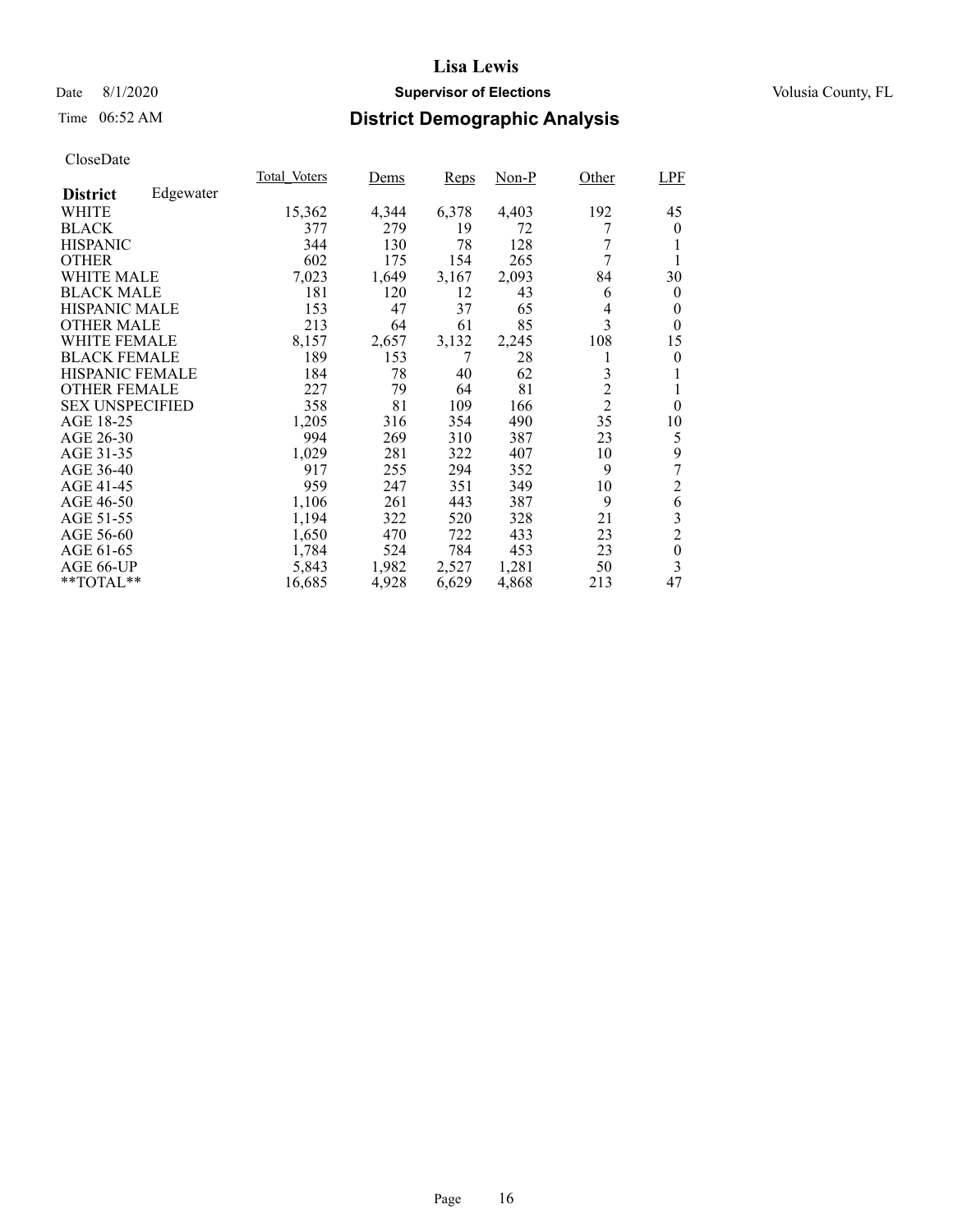# Lisa Lewis

Date 8/1/2020 **Supervisor of Elections** Volusia County, FL

Time 06:52 AM **District Demographic Analysis**

CloseDate

| **District** Edgewater | Total_Voters | Dems | Reps | Non-P | Other | LPF |
|---|---|---|---|---|---|---|
| WHITE | 15,362 | 4,344 | 6,378 | 4,403 | 192 | 45 |
| BLACK | 377 | 279 | 19 | 72 | 7 | 0 |
| HISPANIC | 344 | 130 | 78 | 128 | 7 | 1 |
| OTHER | 602 | 175 | 154 | 265 | 7 | 1 |
| WHITE MALE | 7,023 | 1,649 | 3,167 | 2,093 | 84 | 30 |
| BLACK MALE | 181 | 120 | 12 | 43 | 6 | 0 |
| HISPANIC MALE | 153 | 47 | 37 | 65 | 4 | 0 |
| OTHER MALE | 213 | 64 | 61 | 85 | 3 | 0 |
| WHITE FEMALE | 8,157 | 2,657 | 3,132 | 2,245 | 108 | 15 |
| BLACK FEMALE | 189 | 153 | 7 | 28 | 1 | 0 |
| HISPANIC FEMALE | 184 | 78 | 40 | 62 | 3 | 1 |
| OTHER FEMALE | 227 | 79 | 64 | 81 | 2 | 1 |
| SEX UNSPECIFIED | 358 | 81 | 109 | 166 | 2 | 0 |
| AGE 18-25 | 1,205 | 316 | 354 | 490 | 35 | 10 |
| AGE 26-30 | 994 | 269 | 310 | 387 | 23 | 5 |
| AGE 31-35 | 1,029 | 281 | 322 | 407 | 10 | 9 |
| AGE 36-40 | 917 | 255 | 294 | 352 | 9 | 7 |
| AGE 41-45 | 959 | 247 | 351 | 349 | 10 | 2 |
| AGE 46-50 | 1,106 | 261 | 443 | 387 | 9 | 6 |
| AGE 51-55 | 1,194 | 322 | 520 | 328 | 21 | 3 |
| AGE 56-60 | 1,650 | 470 | 722 | 433 | 23 | 2 |
| AGE 61-65 | 1,784 | 524 | 784 | 453 | 23 | 0 |
| AGE 66-UP | 5,843 | 1,982 | 2,527 | 1,281 | 50 | 3 |
| **TOTAL** | 16,685 | 4,928 | 6,629 | 4,868 | 213 | 47 |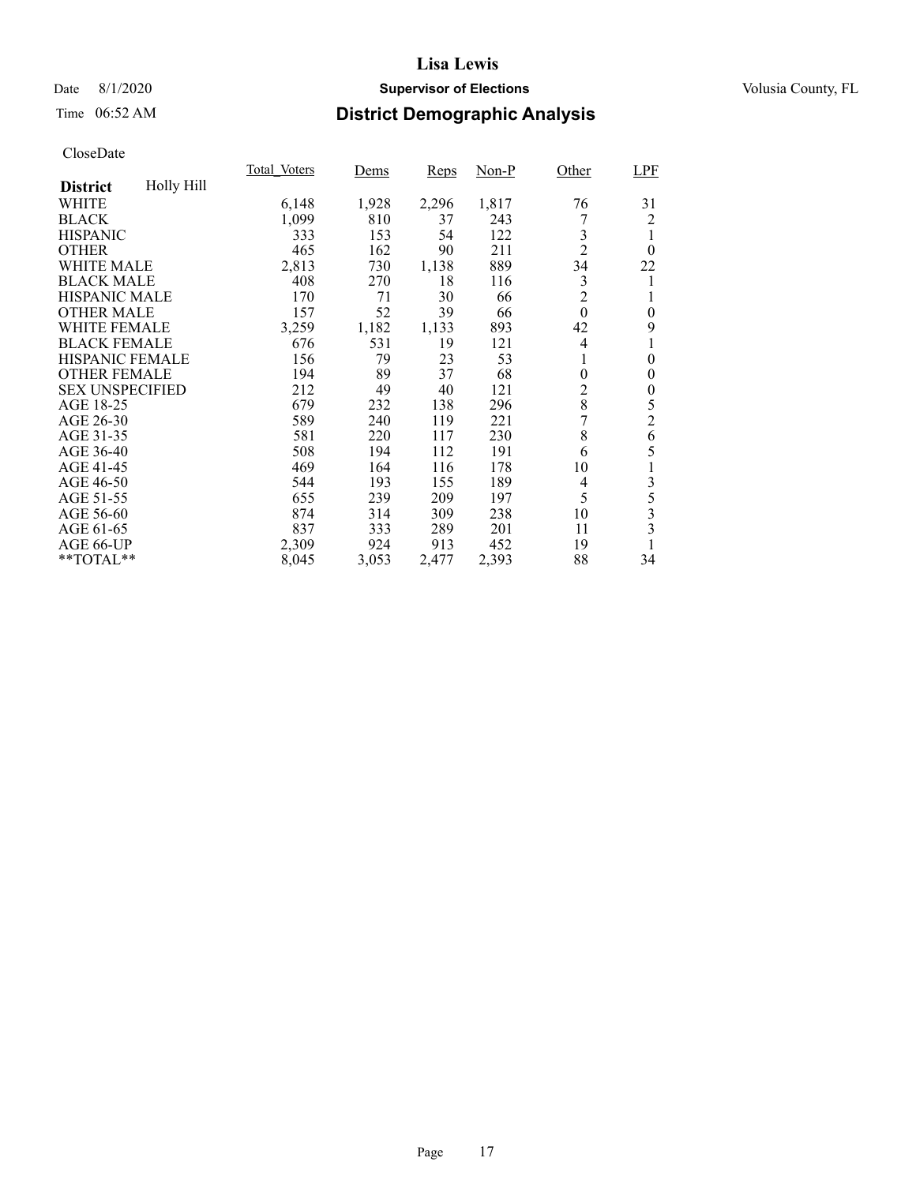# Lisa Lewis

Date 8/1/2020 **Supervisor of Elections** Volusia County, FL

Time 06:52 AM **District Demographic Analysis**

CloseDate

| **District** Holly Hill | Total_Voters | Dems | Reps | Non-P | Other | LPF |
|---|---|---|---|---|---|---|
| WHITE | 6,148 | 1,928 | 2,296 | 1,817 | 76 | 31 |
| BLACK | 1,099 | 810 | 37 | 243 | 7 | 2 |
| HISPANIC | 333 | 153 | 54 | 122 | 3 | 1 |
| OTHER | 465 | 162 | 90 | 211 | 2 | 0 |
| WHITE MALE | 2,813 | 730 | 1,138 | 889 | 34 | 22 |
| BLACK MALE | 408 | 270 | 18 | 116 | 3 | 1 |
| HISPANIC MALE | 170 | 71 | 30 | 66 | 2 | 1 |
| OTHER MALE | 157 | 52 | 39 | 66 | 0 | 0 |
| WHITE FEMALE | 3,259 | 1,182 | 1,133 | 893 | 42 | 9 |
| BLACK FEMALE | 676 | 531 | 19 | 121 | 4 | 1 |
| HISPANIC FEMALE | 156 | 79 | 23 | 53 | 1 | 0 |
| OTHER FEMALE | 194 | 89 | 37 | 68 | 0 | 0 |
| SEX UNSPECIFIED | 212 | 49 | 40 | 121 | 2 | 0 |
| AGE 18-25 | 679 | 232 | 138 | 296 | 8 | 5 |
| AGE 26-30 | 589 | 240 | 119 | 221 | 7 | 2 |
| AGE 31-35 | 581 | 220 | 117 | 230 | 8 | 6 |
| AGE 36-40 | 508 | 194 | 112 | 191 | 6 | 5 |
| AGE 41-45 | 469 | 164 | 116 | 178 | 10 | 1 |
| AGE 46-50 | 544 | 193 | 155 | 189 | 4 | 3 |
| AGE 51-55 | 655 | 239 | 209 | 197 | 5 | 5 |
| AGE 56-60 | 874 | 314 | 309 | 238 | 10 | 3 |
| AGE 61-65 | 837 | 333 | 289 | 201 | 11 | 3 |
| AGE 66-UP | 2,309 | 924 | 913 | 452 | 19 | 1 |
| **TOTAL** | 8,045 | 3,053 | 2,477 | 2,393 | 88 | 34 |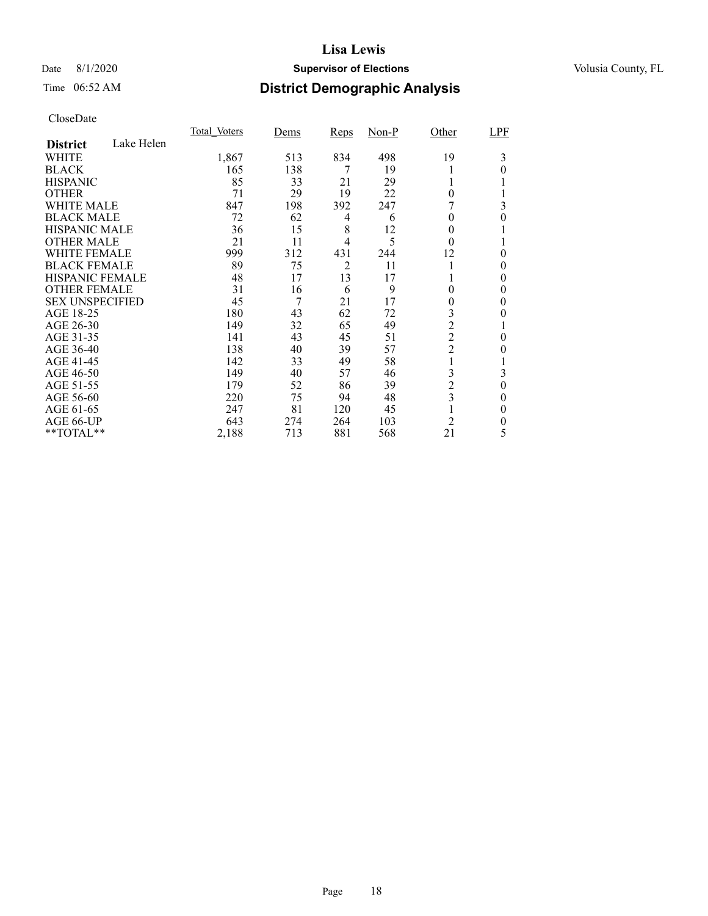# Lisa Lewis

Date 8/1/2020 **Supervisor of Elections** Volusia County, FL

Time 06:52 AM **District Demographic Analysis**

CloseDate

| **District** Lake Helen | Total_Voters | Dems | Reps | Non-P | Other | LPF |
|---|---|---|---|---|---|---|
| WHITE | 1,867 | 513 | 834 | 498 | 19 | 3 |
| BLACK | 165 | 138 | 7 | 19 | 1 | 0 |
| HISPANIC | 85 | 33 | 21 | 29 | 1 | 1 |
| OTHER | 71 | 29 | 19 | 22 | 0 | 1 |
| WHITE MALE | 847 | 198 | 392 | 247 | 7 | 3 |
| BLACK MALE | 72 | 62 | 4 | 6 | 0 | 0 |
| HISPANIC MALE | 36 | 15 | 8 | 12 | 0 | 1 |
| OTHER MALE | 21 | 11 | 4 | 5 | 0 | 1 |
| WHITE FEMALE | 999 | 312 | 431 | 244 | 12 | 0 |
| BLACK FEMALE | 89 | 75 | 2 | 11 | 1 | 0 |
| HISPANIC FEMALE | 48 | 17 | 13 | 17 | 1 | 0 |
| OTHER FEMALE | 31 | 16 | 6 | 9 | 0 | 0 |
| SEX UNSPECIFIED | 45 | 7 | 21 | 17 | 0 | 0 |
| AGE 18-25 | 180 | 43 | 62 | 72 | 3 | 0 |
| AGE 26-30 | 149 | 32 | 65 | 49 | 2 | 1 |
| AGE 31-35 | 141 | 43 | 45 | 51 | 2 | 0 |
| AGE 36-40 | 138 | 40 | 39 | 57 | 2 | 0 |
| AGE 41-45 | 142 | 33 | 49 | 58 | 1 | 1 |
| AGE 46-50 | 149 | 40 | 57 | 46 | 3 | 3 |
| AGE 51-55 | 179 | 52 | 86 | 39 | 2 | 0 |
| AGE 56-60 | 220 | 75 | 94 | 48 | 3 | 0 |
| AGE 61-65 | 247 | 81 | 120 | 45 | 1 | 0 |
| AGE 66-UP | 643 | 274 | 264 | 103 | 2 | 0 |
| **TOTAL** | 2,188 | 713 | 881 | 568 | 21 | 5 |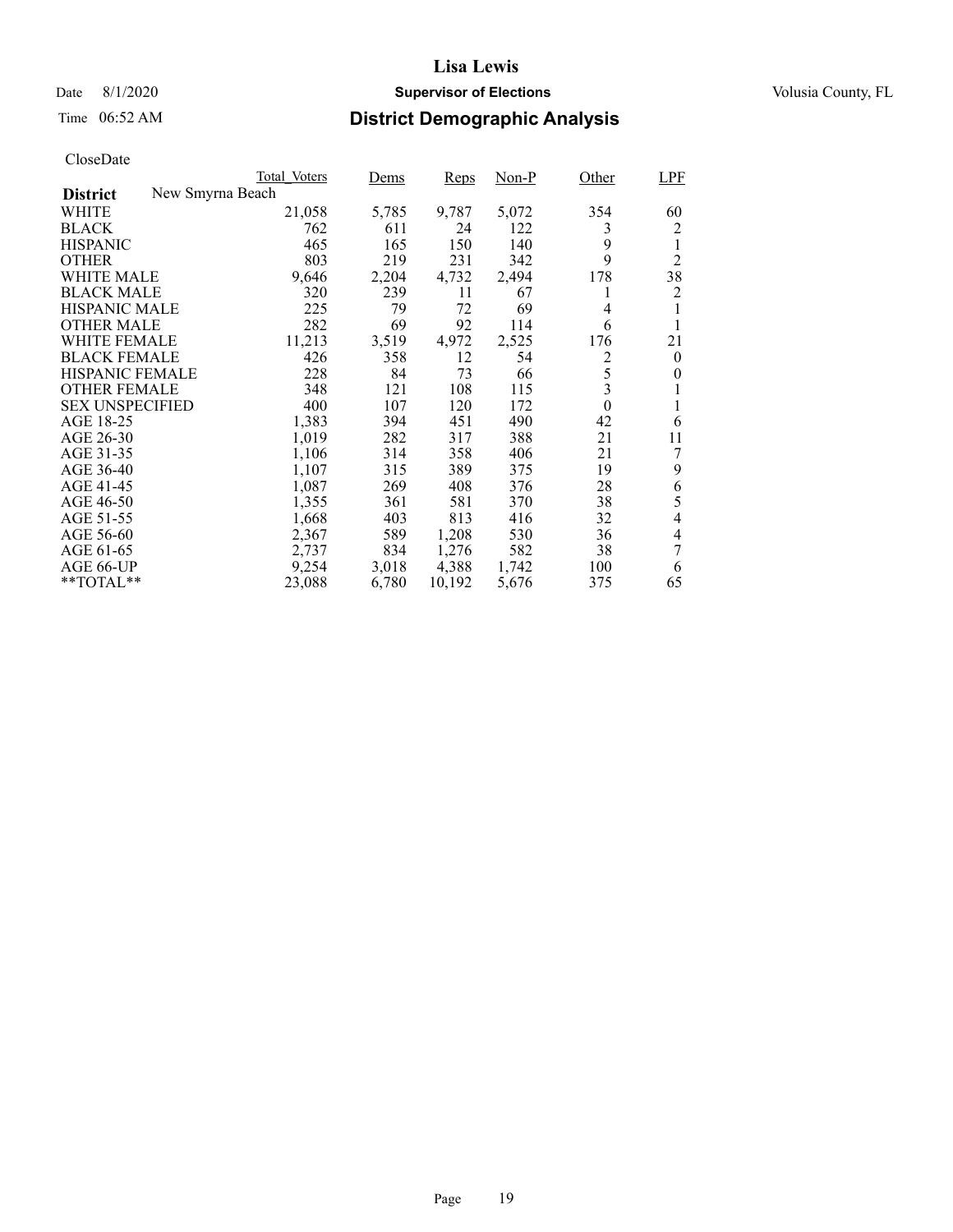# District Demographic Analysis

CloseDate

| District: New Smyrna Beach | Total_Voters | Dems | Reps | Non-P | Other | LPF |
|---|---|---|---|---|---|---|
| WHITE | 21,058 | 5,785 | 9,787 | 5,072 | 354 | 60 |
| BLACK | 762 | 611 | 24 | 122 | 3 | 2 |
| HISPANIC | 465 | 165 | 150 | 140 | 9 | 1 |
| OTHER | 803 | 219 | 231 | 342 | 9 | 2 |
| WHITE MALE | 9,646 | 2,204 | 4,732 | 2,494 | 178 | 38 |
| BLACK MALE | 320 | 239 | 11 | 67 | 1 | 2 |
| HISPANIC MALE | 225 | 79 | 72 | 69 | 4 | 1 |
| OTHER MALE | 282 | 69 | 92 | 114 | 6 | 1 |
| WHITE FEMALE | 11,213 | 3,519 | 4,972 | 2,525 | 176 | 21 |
| BLACK FEMALE | 426 | 358 | 12 | 54 | 2 | 0 |
| HISPANIC FEMALE | 228 | 84 | 73 | 66 | 5 | 0 |
| OTHER FEMALE | 348 | 121 | 108 | 115 | 3 | 1 |
| SEX UNSPECIFIED | 400 | 107 | 120 | 172 | 0 | 1 |
| AGE 18-25 | 1,383 | 394 | 451 | 490 | 42 | 6 |
| AGE 26-30 | 1,019 | 282 | 317 | 388 | 21 | 11 |
| AGE 31-35 | 1,106 | 314 | 358 | 406 | 21 | 7 |
| AGE 36-40 | 1,107 | 315 | 389 | 375 | 19 | 9 |
| AGE 41-45 | 1,087 | 269 | 408 | 376 | 28 | 6 |
| AGE 46-50 | 1,355 | 361 | 581 | 370 | 38 | 5 |
| AGE 51-55 | 1,668 | 403 | 813 | 416 | 32 | 4 |
| AGE 56-60 | 2,367 | 589 | 1,208 | 530 | 36 | 4 |
| AGE 61-65 | 2,737 | 834 | 1,276 | 582 | 38 | 7 |
| AGE 66-UP | 9,254 | 3,018 | 4,388 | 1,742 | 100 | 6 |
| **TOTAL** | 23,088 | 6,780 | 10,192 | 5,676 | 375 | 65 |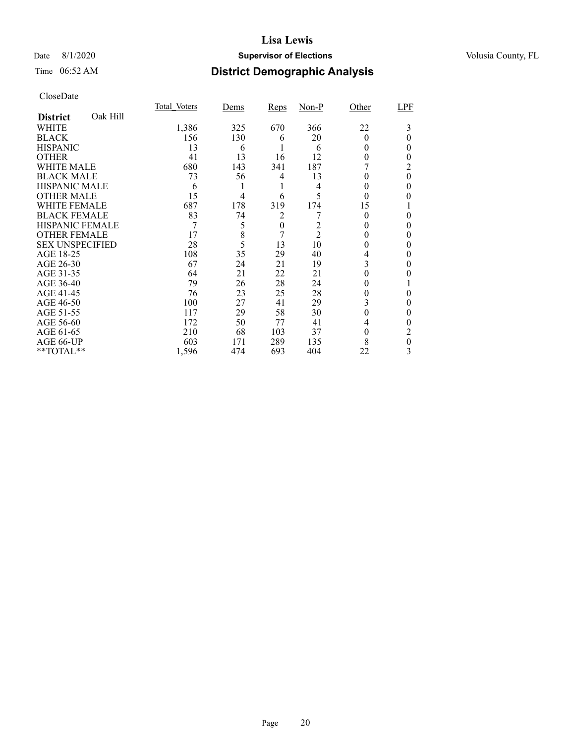CloseDate

| District Oak Hill | Total_Voters | Dems | Reps | Non-P | Other | LPF |
|---|---|---|---|---|---|---|
| WHITE | 1,386 | 325 | 670 | 366 | 22 | 3 |
| BLACK | 156 | 130 | 6 | 20 | 0 | 0 |
| HISPANIC | 13 | 6 | 1 | 6 | 0 | 0 |
| OTHER | 41 | 13 | 16 | 12 | 0 | 0 |
| WHITE MALE | 680 | 143 | 341 | 187 | 7 | 2 |
| BLACK MALE | 73 | 56 | 4 | 13 | 0 | 0 |
| HISPANIC MALE | 6 | 1 | 1 | 4 | 0 | 0 |
| OTHER MALE | 15 | 4 | 6 | 5 | 0 | 0 |
| WHITE FEMALE | 687 | 178 | 319 | 174 | 15 | 1 |
| BLACK FEMALE | 83 | 74 | 2 | 7 | 0 | 0 |
| HISPANIC FEMALE | 7 | 5 | 0 | 2 | 0 | 0 |
| OTHER FEMALE | 17 | 8 | 7 | 2 | 0 | 0 |
| SEX UNSPECIFIED | 28 | 5 | 13 | 10 | 0 | 0 |
| AGE 18-25 | 108 | 35 | 29 | 40 | 4 | 0 |
| AGE 26-30 | 67 | 24 | 21 | 19 | 3 | 0 |
| AGE 31-35 | 64 | 21 | 22 | 21 | 0 | 0 |
| AGE 36-40 | 79 | 26 | 28 | 24 | 0 | 1 |
| AGE 41-45 | 76 | 23 | 25 | 28 | 0 | 0 |
| AGE 46-50 | 100 | 27 | 41 | 29 | 3 | 0 |
| AGE 51-55 | 117 | 29 | 58 | 30 | 0 | 0 |
| AGE 56-60 | 172 | 50 | 77 | 41 | 4 | 0 |
| AGE 61-65 | 210 | 68 | 103 | 37 | 0 | 2 |
| AGE 66-UP | 603 | 171 | 289 | 135 | 8 | 0 |
| **TOTAL** | 1,596 | 474 | 693 | 404 | 22 | 3 |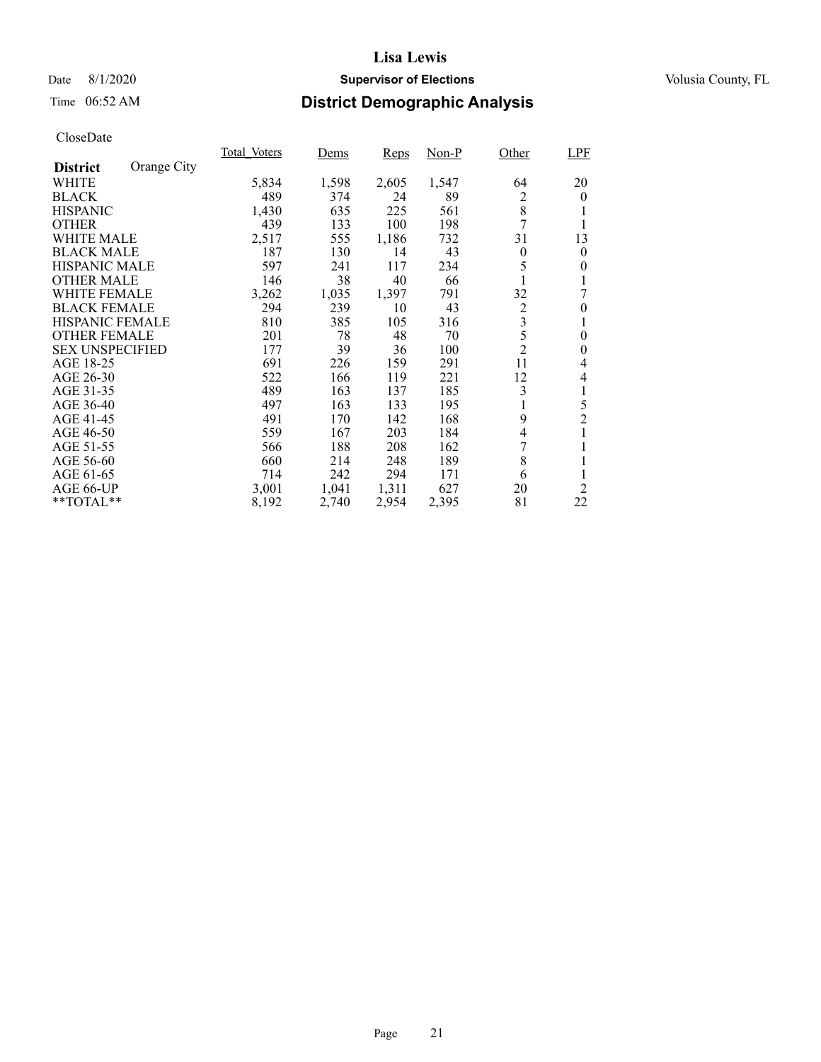# Lisa Lewis

Date 8/1/2020 **Supervisor of Elections** Volusia County, FL

Time 06:52 AM **District Demographic Analysis**

CloseDate

| **District** Orange City | Total_Voters | Dems | Reps | Non-P | Other | LPF |
|---|---|---|---|---|---|---|
| WHITE | 5,834 | 1,598 | 2,605 | 1,547 | 64 | 20 |
| BLACK | 489 | 374 | 24 | 89 | 2 | 0 |
| HISPANIC | 1,430 | 635 | 225 | 561 | 8 | 1 |
| OTHER | 439 | 133 | 100 | 198 | 7 | 1 |
| WHITE MALE | 2,517 | 555 | 1,186 | 732 | 31 | 13 |
| BLACK MALE | 187 | 130 | 14 | 43 | 0 | 0 |
| HISPANIC MALE | 597 | 241 | 117 | 234 | 5 | 0 |
| OTHER MALE | 146 | 38 | 40 | 66 | 1 | 1 |
| WHITE FEMALE | 3,262 | 1,035 | 1,397 | 791 | 32 | 7 |
| BLACK FEMALE | 294 | 239 | 10 | 43 | 2 | 0 |
| HISPANIC FEMALE | 810 | 385 | 105 | 316 | 3 | 1 |
| OTHER FEMALE | 201 | 78 | 48 | 70 | 5 | 0 |
| SEX UNSPECIFIED | 177 | 39 | 36 | 100 | 2 | 0 |
| AGE 18-25 | 691 | 226 | 159 | 291 | 11 | 4 |
| AGE 26-30 | 522 | 166 | 119 | 221 | 12 | 4 |
| AGE 31-35 | 489 | 163 | 137 | 185 | 3 | 1 |
| AGE 36-40 | 497 | 163 | 133 | 195 | 1 | 5 |
| AGE 41-45 | 491 | 170 | 142 | 168 | 9 | 2 |
| AGE 46-50 | 559 | 167 | 203 | 184 | 4 | 1 |
| AGE 51-55 | 566 | 188 | 208 | 162 | 7 | 1 |
| AGE 56-60 | 660 | 214 | 248 | 189 | 8 | 1 |
| AGE 61-65 | 714 | 242 | 294 | 171 | 6 | 1 |
| AGE 66-UP | 3,001 | 1,041 | 1,311 | 627 | 20 | 2 |
| **TOTAL** | 8,192 | 2,740 | 2,954 | 2,395 | 81 | 22 |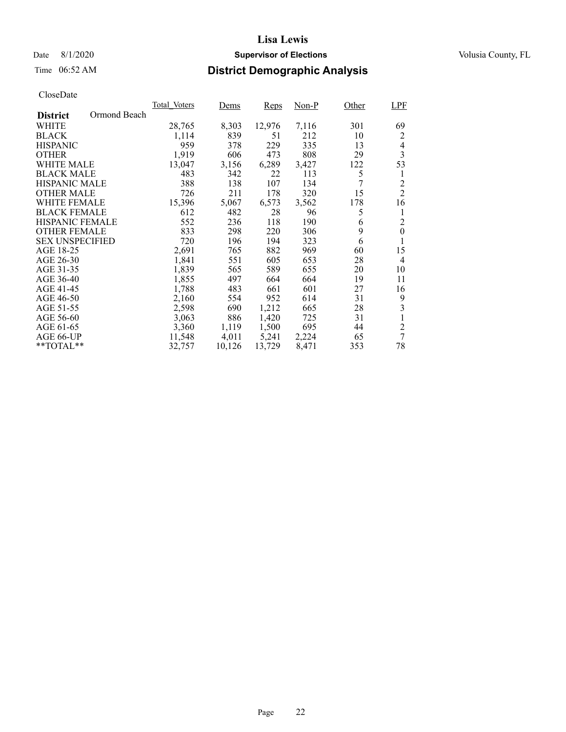# Lisa Lewis

Date 8/1/2020 **Supervisor of Elections** Volusia County, FL

Time 06:52 AM **District Demographic Analysis**

CloseDate

| **District** Ormond Beach | Total_Voters | Dems | Reps | Non-P | Other | LPF |
|---|---|---|---|---|---|---|
| WHITE | 28,765 | 8,303 | 12,976 | 7,116 | 301 | 69 |
| BLACK | 1,114 | 839 | 51 | 212 | 10 | 2 |
| HISPANIC | 959 | 378 | 229 | 335 | 13 | 4 |
| OTHER | 1,919 | 606 | 473 | 808 | 29 | 3 |
| WHITE MALE | 13,047 | 3,156 | 6,289 | 3,427 | 122 | 53 |
| BLACK MALE | 483 | 342 | 22 | 113 | 5 | 1 |
| HISPANIC MALE | 388 | 138 | 107 | 134 | 7 | 2 |
| OTHER MALE | 726 | 211 | 178 | 320 | 15 | 2 |
| WHITE FEMALE | 15,396 | 5,067 | 6,573 | 3,562 | 178 | 16 |
| BLACK FEMALE | 612 | 482 | 28 | 96 | 5 | 1 |
| HISPANIC FEMALE | 552 | 236 | 118 | 190 | 6 | 2 |
| OTHER FEMALE | 833 | 298 | 220 | 306 | 9 | 0 |
| SEX UNSPECIFIED | 720 | 196 | 194 | 323 | 6 | 1 |
| AGE 18-25 | 2,691 | 765 | 882 | 969 | 60 | 15 |
| AGE 26-30 | 1,841 | 551 | 605 | 653 | 28 | 4 |
| AGE 31-35 | 1,839 | 565 | 589 | 655 | 20 | 10 |
| AGE 36-40 | 1,855 | 497 | 664 | 664 | 19 | 11 |
| AGE 41-45 | 1,788 | 483 | 661 | 601 | 27 | 16 |
| AGE 46-50 | 2,160 | 554 | 952 | 614 | 31 | 9 |
| AGE 51-55 | 2,598 | 690 | 1,212 | 665 | 28 | 3 |
| AGE 56-60 | 3,063 | 886 | 1,420 | 725 | 31 | 1 |
| AGE 61-65 | 3,360 | 1,119 | 1,500 | 695 | 44 | 2 |
| AGE 66-UP | 11,548 | 4,011 | 5,241 | 2,224 | 65 | 7 |
| **TOTAL** | 32,757 | 10,126 | 13,729 | 8,471 | 353 | 78 |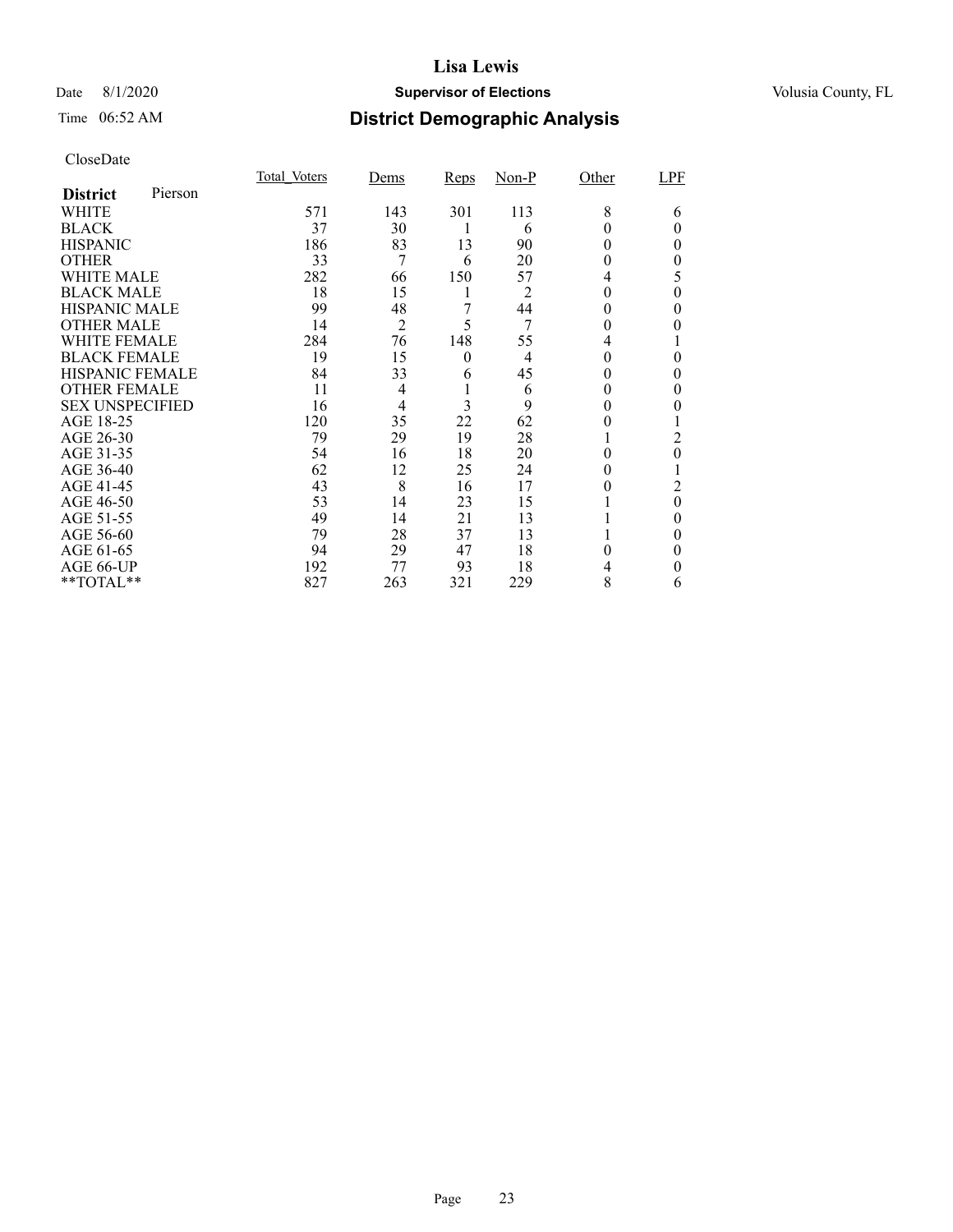# Lisa Lewis

Date 8/1/2020 **Supervisor of Elections** Volusia County, FL

Time 06:52 AM **District Demographic Analysis**

CloseDate

| **District** Pierson | Total_Voters | Dems | Reps | Non-P | Other | LPF |
|---|---|---|---|---|---|---|
| WHITE | 571 | 143 | 301 | 113 | 8 | 6 |
| BLACK | 37 | 30 | 1 | 6 | 0 | 0 |
| HISPANIC | 186 | 83 | 13 | 90 | 0 | 0 |
| OTHER | 33 | 7 | 6 | 20 | 0 | 0 |
| WHITE MALE | 282 | 66 | 150 | 57 | 4 | 5 |
| BLACK MALE | 18 | 15 | 1 | 2 | 0 | 0 |
| HISPANIC MALE | 99 | 48 | 7 | 44 | 0 | 0 |
| OTHER MALE | 14 | 2 | 5 | 7 | 0 | 0 |
| WHITE FEMALE | 284 | 76 | 148 | 55 | 4 | 1 |
| BLACK FEMALE | 19 | 15 | 0 | 4 | 0 | 0 |
| HISPANIC FEMALE | 84 | 33 | 6 | 45 | 0 | 0 |
| OTHER FEMALE | 11 | 4 | 1 | 6 | 0 | 0 |
| SEX UNSPECIFIED | 16 | 4 | 3 | 9 | 0 | 0 |
| AGE 18-25 | 120 | 35 | 22 | 62 | 0 | 1 |
| AGE 26-30 | 79 | 29 | 19 | 28 | 1 | 2 |
| AGE 31-35 | 54 | 16 | 18 | 20 | 0 | 0 |
| AGE 36-40 | 62 | 12 | 25 | 24 | 0 | 1 |
| AGE 41-45 | 43 | 8 | 16 | 17 | 0 | 2 |
| AGE 46-50 | 53 | 14 | 23 | 15 | 1 | 0 |
| AGE 51-55 | 49 | 14 | 21 | 13 | 1 | 0 |
| AGE 56-60 | 79 | 28 | 37 | 13 | 1 | 0 |
| AGE 61-65 | 94 | 29 | 47 | 18 | 0 | 0 |
| AGE 66-UP | 192 | 77 | 93 | 18 | 4 | 0 |
| **TOTAL** | 827 | 263 | 321 | 229 | 8 | 6 |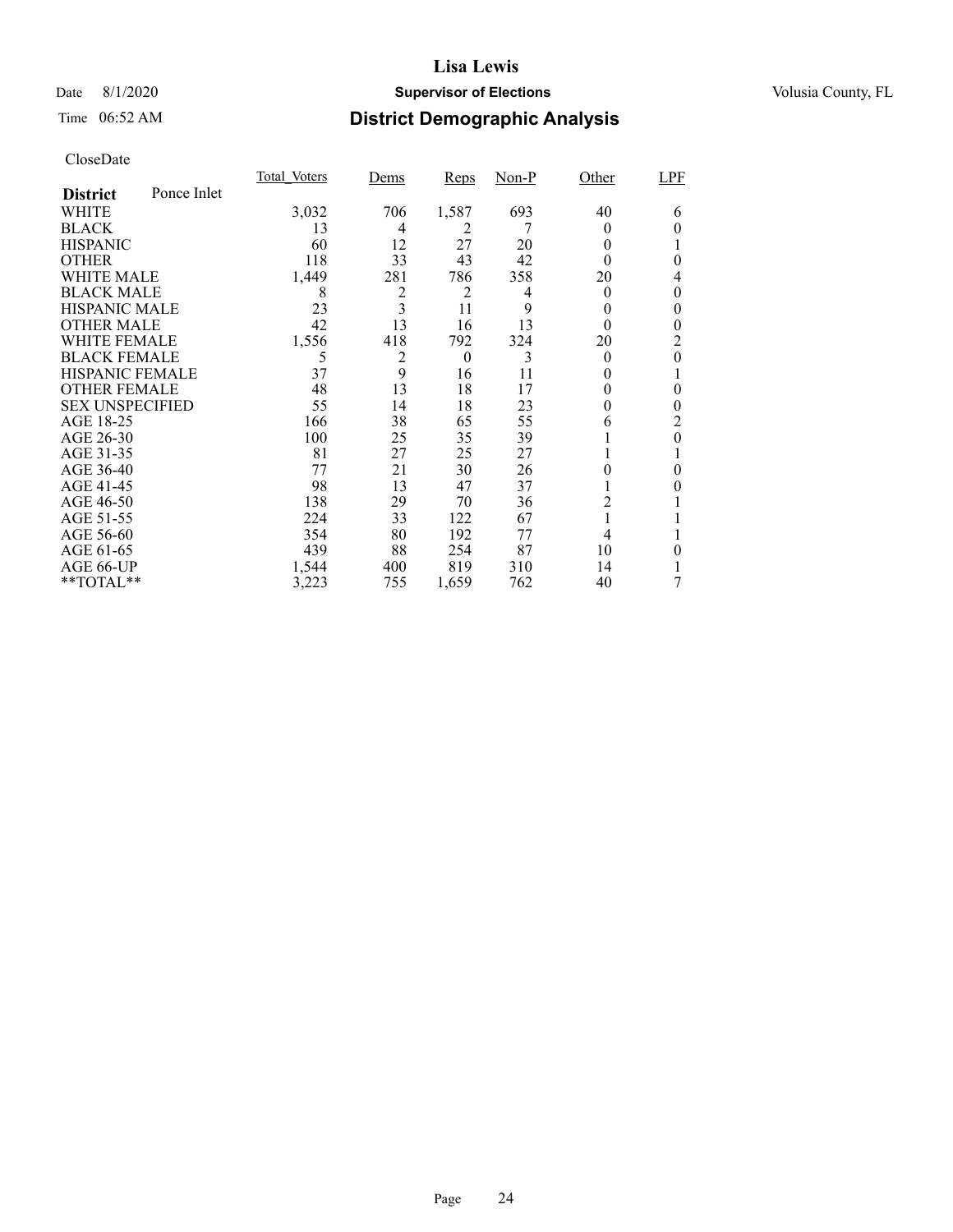# Lisa Lewis

Date 8/1/2020 **Supervisor of Elections** Volusia County, FL

Time 06:52 AM **District Demographic Analysis**

CloseDate

| **District** Ponce Inlet | Total_Voters | Dems | Reps | Non-P | Other | LPF |
|---|---|---|---|---|---|---|
| WHITE | 3,032 | 706 | 1,587 | 693 | 40 | 6 |
| BLACK | 13 | 4 | 2 | 7 | 0 | 0 |
| HISPANIC | 60 | 12 | 27 | 20 | 0 | 1 |
| OTHER | 118 | 33 | 43 | 42 | 0 | 0 |
| WHITE MALE | 1,449 | 281 | 786 | 358 | 20 | 4 |
| BLACK MALE | 8 | 2 | 2 | 4 | 0 | 0 |
| HISPANIC MALE | 23 | 3 | 11 | 9 | 0 | 0 |
| OTHER MALE | 42 | 13 | 16 | 13 | 0 | 0 |
| WHITE FEMALE | 1,556 | 418 | 792 | 324 | 20 | 2 |
| BLACK FEMALE | 5 | 2 | 0 | 3 | 0 | 0 |
| HISPANIC FEMALE | 37 | 9 | 16 | 11 | 0 | 1 |
| OTHER FEMALE | 48 | 13 | 18 | 17 | 0 | 0 |
| SEX UNSPECIFIED | 55 | 14 | 18 | 23 | 0 | 0 |
| AGE 18-25 | 166 | 38 | 65 | 55 | 6 | 2 |
| AGE 26-30 | 100 | 25 | 35 | 39 | 1 | 0 |
| AGE 31-35 | 81 | 27 | 25 | 27 | 1 | 1 |
| AGE 36-40 | 77 | 21 | 30 | 26 | 0 | 0 |
| AGE 41-45 | 98 | 13 | 47 | 37 | 1 | 0 |
| AGE 46-50 | 138 | 29 | 70 | 36 | 2 | 1 |
| AGE 51-55 | 224 | 33 | 122 | 67 | 1 | 1 |
| AGE 56-60 | 354 | 80 | 192 | 77 | 4 | 1 |
| AGE 61-65 | 439 | 88 | 254 | 87 | 10 | 0 |
| AGE 66-UP | 1,544 | 400 | 819 | 310 | 14 | 1 |
| **TOTAL** | 3,223 | 755 | 1,659 | 762 | 40 | 7 |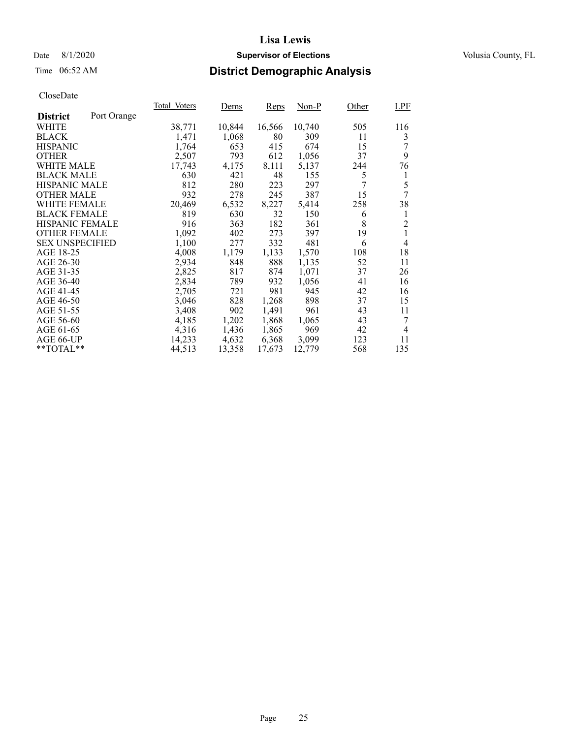# Lisa Lewis

Date 8/1/2020 **Supervisor of Elections** Volusia County, FL

Time 06:52 AM **District Demographic Analysis**

CloseDate

| **District** Port Orange | Total_Voters | Dems | Reps | Non-P | Other | LPF |
|---|---|---|---|---|---|---|
| WHITE | 38,771 | 10,844 | 16,566 | 10,740 | 505 | 116 |
| BLACK | 1,471 | 1,068 | 80 | 309 | 11 | 3 |
| HISPANIC | 1,764 | 653 | 415 | 674 | 15 | 7 |
| OTHER | 2,507 | 793 | 612 | 1,056 | 37 | 9 |
| WHITE MALE | 17,743 | 4,175 | 8,111 | 5,137 | 244 | 76 |
| BLACK MALE | 630 | 421 | 48 | 155 | 5 | 1 |
| HISPANIC MALE | 812 | 280 | 223 | 297 | 7 | 5 |
| OTHER MALE | 932 | 278 | 245 | 387 | 15 | 7 |
| WHITE FEMALE | 20,469 | 6,532 | 8,227 | 5,414 | 258 | 38 |
| BLACK FEMALE | 819 | 630 | 32 | 150 | 6 | 1 |
| HISPANIC FEMALE | 916 | 363 | 182 | 361 | 8 | 2 |
| OTHER FEMALE | 1,092 | 402 | 273 | 397 | 19 | 1 |
| SEX UNSPECIFIED | 1,100 | 277 | 332 | 481 | 6 | 4 |
| AGE 18-25 | 4,008 | 1,179 | 1,133 | 1,570 | 108 | 18 |
| AGE 26-30 | 2,934 | 848 | 888 | 1,135 | 52 | 11 |
| AGE 31-35 | 2,825 | 817 | 874 | 1,071 | 37 | 26 |
| AGE 36-40 | 2,834 | 789 | 932 | 1,056 | 41 | 16 |
| AGE 41-45 | 2,705 | 721 | 981 | 945 | 42 | 16 |
| AGE 46-50 | 3,046 | 828 | 1,268 | 898 | 37 | 15 |
| AGE 51-55 | 3,408 | 902 | 1,491 | 961 | 43 | 11 |
| AGE 56-60 | 4,185 | 1,202 | 1,868 | 1,065 | 43 | 7 |
| AGE 61-65 | 4,316 | 1,436 | 1,865 | 969 | 42 | 4 |
| AGE 66-UP | 14,233 | 4,632 | 6,368 | 3,099 | 123 | 11 |
| **TOTAL** | 44,513 | 13,358 | 17,673 | 12,779 | 568 | 135 |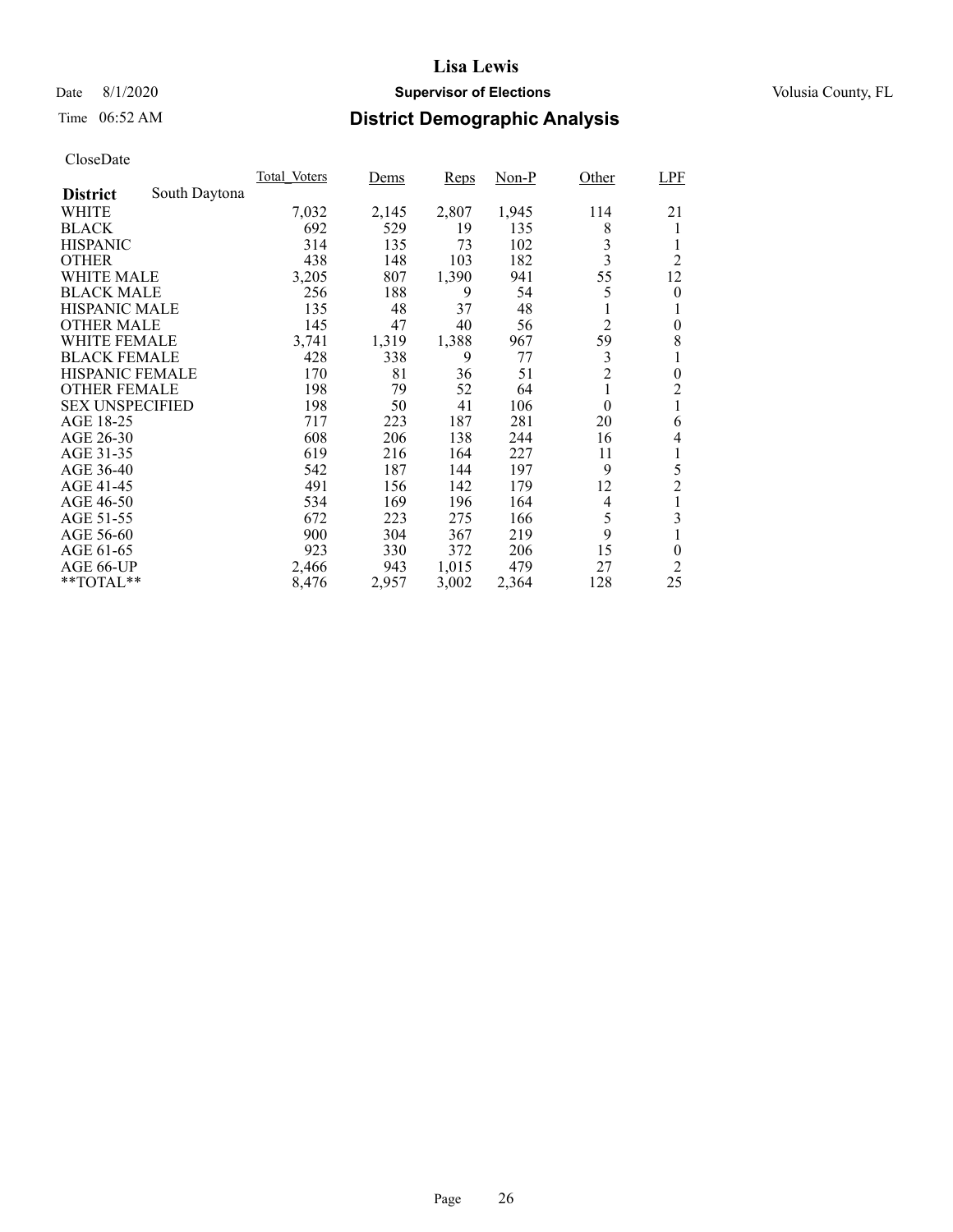# Lisa Lewis

Date 8/1/2020 **Supervisor of Elections** Volusia County, FL

Time 06:52 AM **District Demographic Analysis**

CloseDate

| | Total_Voters | Dems | Reps | Non-P | Other | LPF |
|---|---|---|---|---|---|---|
| **District** South Daytona | | | | | | |
| WHITE | 7,032 | 2,145 | 2,807 | 1,945 | 114 | 21 |
| BLACK | 692 | 529 | 19 | 135 | 8 | 1 |
| HISPANIC | 314 | 135 | 73 | 102 | 3 | 1 |
| OTHER | 438 | 148 | 103 | 182 | 3 | 2 |
| WHITE MALE | 3,205 | 807 | 1,390 | 941 | 55 | 12 |
| BLACK MALE | 256 | 188 | 9 | 54 | 5 | 0 |
| HISPANIC MALE | 135 | 48 | 37 | 48 | 1 | 1 |
| OTHER MALE | 145 | 47 | 40 | 56 | 2 | 0 |
| WHITE FEMALE | 3,741 | 1,319 | 1,388 | 967 | 59 | 8 |
| BLACK FEMALE | 428 | 338 | 9 | 77 | 3 | 1 |
| HISPANIC FEMALE | 170 | 81 | 36 | 51 | 2 | 0 |
| OTHER FEMALE | 198 | 79 | 52 | 64 | 1 | 2 |
| SEX UNSPECIFIED | 198 | 50 | 41 | 106 | 0 | 1 |
| AGE 18-25 | 717 | 223 | 187 | 281 | 20 | 6 |
| AGE 26-30 | 608 | 206 | 138 | 244 | 16 | 4 |
| AGE 31-35 | 619 | 216 | 164 | 227 | 11 | 1 |
| AGE 36-40 | 542 | 187 | 144 | 197 | 9 | 5 |
| AGE 41-45 | 491 | 156 | 142 | 179 | 12 | 2 |
| AGE 46-50 | 534 | 169 | 196 | 164 | 4 | 1 |
| AGE 51-55 | 672 | 223 | 275 | 166 | 5 | 3 |
| AGE 56-60 | 900 | 304 | 367 | 219 | 9 | 1 |
| AGE 61-65 | 923 | 330 | 372 | 206 | 15 | 0 |
| AGE 66-UP | 2,466 | 943 | 1,015 | 479 | 27 | 2 |
| **TOTAL** | 8,476 | 2,957 | 3,002 | 2,364 | 128 | 25 |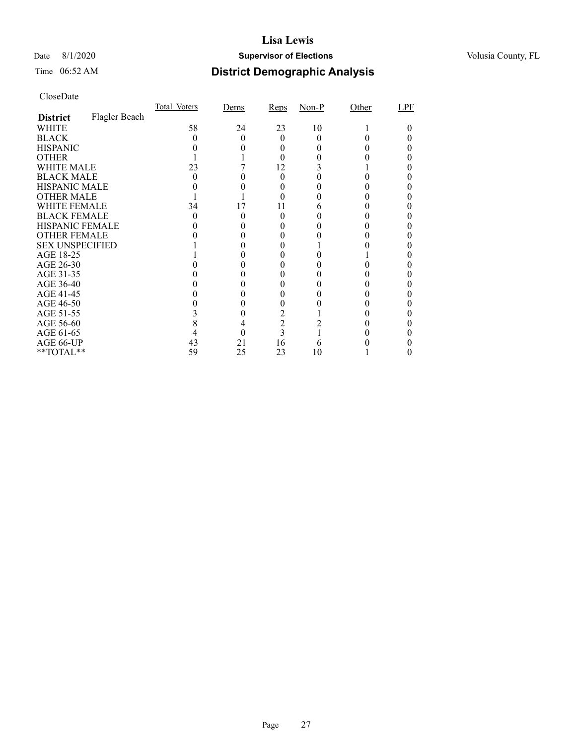# Lisa Lewis

Date 8/1/2020 **Supervisor of Elections** Volusia County, FL

Time 06:52 AM

## District Demographic Analysis

CloseDate

| **District** Flagler Beach | Total_Voters | Dems | Reps | Non-P | Other | LPF |
|---|---|---|---|---|---|---|
| WHITE | 58 | 24 | 23 | 10 | 1 | 0 |
| BLACK | 0 | 0 | 0 | 0 | 0 | 0 |
| HISPANIC | 0 | 0 | 0 | 0 | 0 | 0 |
| OTHER | 1 | 1 | 0 | 0 | 0 | 0 |
| WHITE MALE | 23 | 7 | 12 | 3 | 1 | 0 |
| BLACK MALE | 0 | 0 | 0 | 0 | 0 | 0 |
| HISPANIC MALE | 0 | 0 | 0 | 0 | 0 | 0 |
| OTHER MALE | 1 | 1 | 0 | 0 | 0 | 0 |
| WHITE FEMALE | 34 | 17 | 11 | 6 | 0 | 0 |
| BLACK FEMALE | 0 | 0 | 0 | 0 | 0 | 0 |
| HISPANIC FEMALE | 0 | 0 | 0 | 0 | 0 | 0 |
| OTHER FEMALE | 0 | 0 | 0 | 0 | 0 | 0 |
| SEX UNSPECIFIED | 1 | 0 | 0 | 1 | 0 | 0 |
| AGE 18-25 | 1 | 0 | 0 | 0 | 1 | 0 |
| AGE 26-30 | 0 | 0 | 0 | 0 | 0 | 0 |
| AGE 31-35 | 0 | 0 | 0 | 0 | 0 | 0 |
| AGE 36-40 | 0 | 0 | 0 | 0 | 0 | 0 |
| AGE 41-45 | 0 | 0 | 0 | 0 | 0 | 0 |
| AGE 46-50 | 0 | 0 | 0 | 0 | 0 | 0 |
| AGE 51-55 | 3 | 0 | 2 | 1 | 0 | 0 |
| AGE 56-60 | 8 | 4 | 2 | 2 | 0 | 0 |
| AGE 61-65 | 4 | 0 | 3 | 1 | 0 | 0 |
| AGE 66-UP | 43 | 21 | 16 | 6 | 0 | 0 |
| **TOTAL** | 59 | 25 | 23 | 10 | 1 | 0 |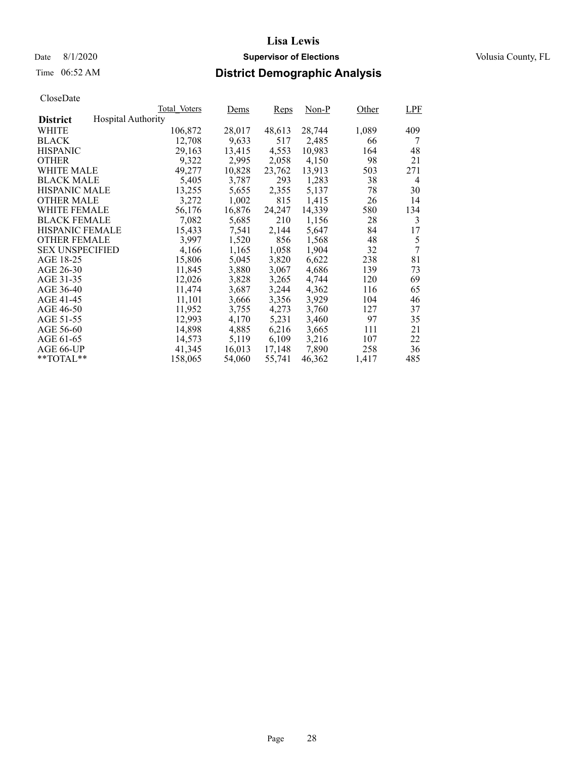# Lisa Lewis

Date 8/1/2020 **Supervisor of Elections** Volusia County, FL

Time 06:52 AM

## District Demographic Analysis

CloseDate

| **District** Hospital Authority | Total_Voters | Dems | Reps | Non-P | Other | LPF |
|---|---|---|---|---|---|---|
| WHITE | 106,872 | 28,017 | 48,613 | 28,744 | 1,089 | 409 |
| BLACK | 12,708 | 9,633 | 517 | 2,485 | 66 | 7 |
| HISPANIC | 29,163 | 13,415 | 4,553 | 10,983 | 164 | 48 |
| OTHER | 9,322 | 2,995 | 2,058 | 4,150 | 98 | 21 |
| WHITE MALE | 49,277 | 10,828 | 23,762 | 13,913 | 503 | 271 |
| BLACK MALE | 5,405 | 3,787 | 293 | 1,283 | 38 | 4 |
| HISPANIC MALE | 13,255 | 5,655 | 2,355 | 5,137 | 78 | 30 |
| OTHER MALE | 3,272 | 1,002 | 815 | 1,415 | 26 | 14 |
| WHITE FEMALE | 56,176 | 16,876 | 24,247 | 14,339 | 580 | 134 |
| BLACK FEMALE | 7,082 | 5,685 | 210 | 1,156 | 28 | 3 |
| HISPANIC FEMALE | 15,433 | 7,541 | 2,144 | 5,647 | 84 | 17 |
| OTHER FEMALE | 3,997 | 1,520 | 856 | 1,568 | 48 | 5 |
| SEX UNSPECIFIED | 4,166 | 1,165 | 1,058 | 1,904 | 32 | 7 |
| AGE 18-25 | 15,806 | 5,045 | 3,820 | 6,622 | 238 | 81 |
| AGE 26-30 | 11,845 | 3,880 | 3,067 | 4,686 | 139 | 73 |
| AGE 31-35 | 12,026 | 3,828 | 3,265 | 4,744 | 120 | 69 |
| AGE 36-40 | 11,474 | 3,687 | 3,244 | 4,362 | 116 | 65 |
| AGE 41-45 | 11,101 | 3,666 | 3,356 | 3,929 | 104 | 46 |
| AGE 46-50 | 11,952 | 3,755 | 4,273 | 3,760 | 127 | 37 |
| AGE 51-55 | 12,993 | 4,170 | 5,231 | 3,460 | 97 | 35 |
| AGE 56-60 | 14,898 | 4,885 | 6,216 | 3,665 | 111 | 21 |
| AGE 61-65 | 14,573 | 5,119 | 6,109 | 3,216 | 107 | 22 |
| AGE 66-UP | 41,345 | 16,013 | 17,148 | 7,890 | 258 | 36 |
| **TOTAL** | 158,065 | 54,060 | 55,741 | 46,362 | 1,417 | 485 |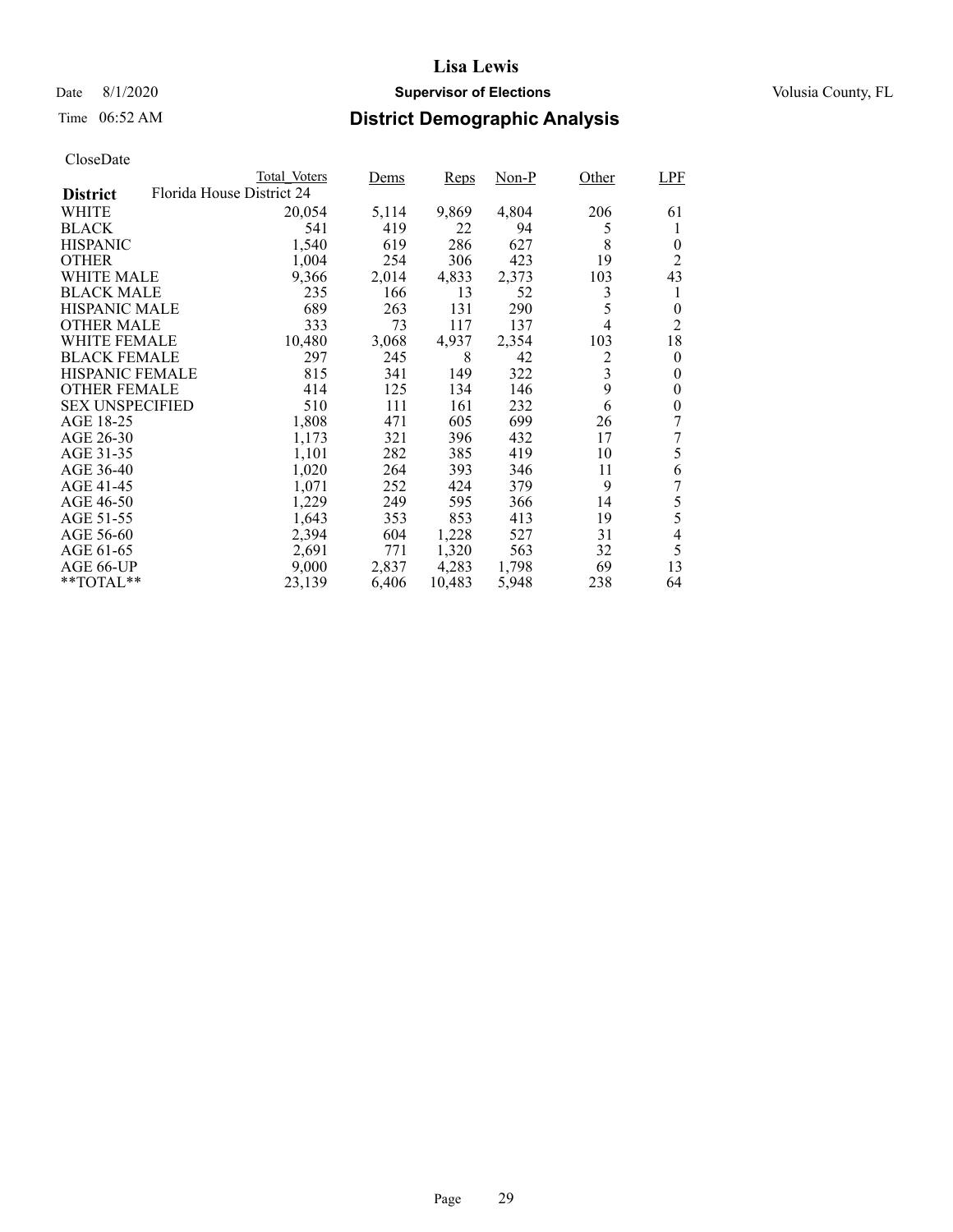# Lisa Lewis

Date 8/1/2020 **Supervisor of Elections** Volusia County, FL

Time 06:52 AM **District Demographic Analysis**

CloseDate

| District: Florida House District 24 | Total_Voters | Dems | Reps | Non-P | Other | LPF |
|---|---|---|---|---|---|---|
| WHITE | 20,054 | 5,114 | 9,869 | 4,804 | 206 | 61 |
| BLACK | 541 | 419 | 22 | 94 | 5 | 1 |
| HISPANIC | 1,540 | 619 | 286 | 627 | 8 | 0 |
| OTHER | 1,004 | 254 | 306 | 423 | 19 | 2 |
| WHITE MALE | 9,366 | 2,014 | 4,833 | 2,373 | 103 | 43 |
| BLACK MALE | 235 | 166 | 13 | 52 | 3 | 1 |
| HISPANIC MALE | 689 | 263 | 131 | 290 | 5 | 0 |
| OTHER MALE | 333 | 73 | 117 | 137 | 4 | 2 |
| WHITE FEMALE | 10,480 | 3,068 | 4,937 | 2,354 | 103 | 18 |
| BLACK FEMALE | 297 | 245 | 8 | 42 | 2 | 0 |
| HISPANIC FEMALE | 815 | 341 | 149 | 322 | 3 | 0 |
| OTHER FEMALE | 414 | 125 | 134 | 146 | 9 | 0 |
| SEX UNSPECIFIED | 510 | 111 | 161 | 232 | 6 | 0 |
| AGE 18-25 | 1,808 | 471 | 605 | 699 | 26 | 7 |
| AGE 26-30 | 1,173 | 321 | 396 | 432 | 17 | 7 |
| AGE 31-35 | 1,101 | 282 | 385 | 419 | 10 | 5 |
| AGE 36-40 | 1,020 | 264 | 393 | 346 | 11 | 6 |
| AGE 41-45 | 1,071 | 252 | 424 | 379 | 9 | 7 |
| AGE 46-50 | 1,229 | 249 | 595 | 366 | 14 | 5 |
| AGE 51-55 | 1,643 | 353 | 853 | 413 | 19 | 5 |
| AGE 56-60 | 2,394 | 604 | 1,228 | 527 | 31 | 4 |
| AGE 61-65 | 2,691 | 771 | 1,320 | 563 | 32 | 5 |
| AGE 66-UP | 9,000 | 2,837 | 4,283 | 1,798 | 69 | 13 |
| **TOTAL** | 23,139 | 6,406 | 10,483 | 5,948 | 238 | 64 |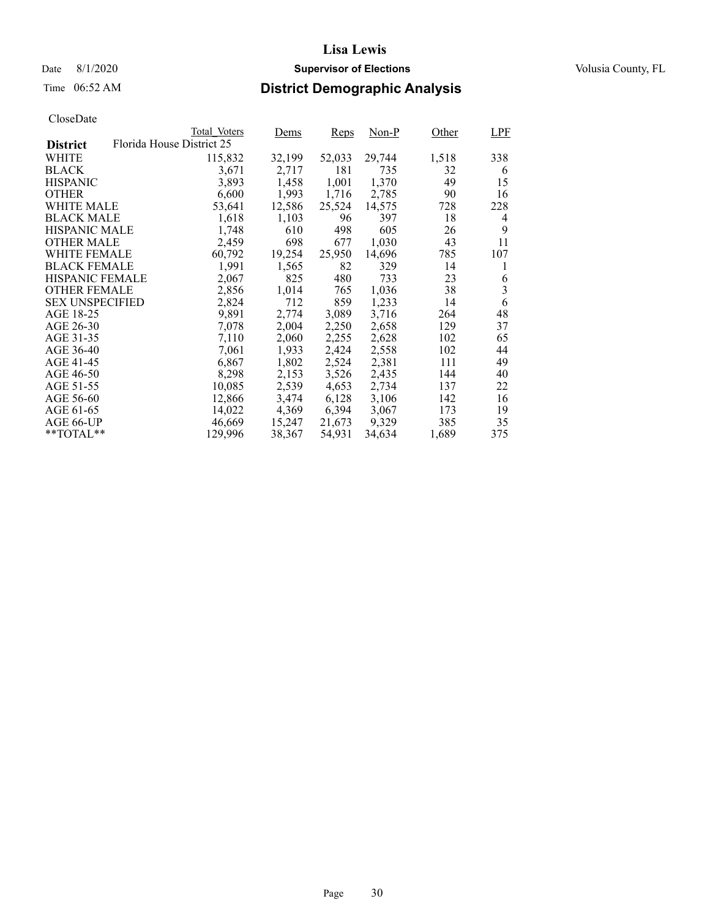# Lisa Lewis

Date 8/1/2020 **Supervisor of Elections** Volusia County, FL

Time 06:52 AM **District Demographic Analysis**

CloseDate

| District: Florida House District 25 | Total_Voters | Dems | Reps | Non-P | Other | LPF |
|---|---|---|---|---|---|---|
| WHITE | 115,832 | 32,199 | 52,033 | 29,744 | 1,518 | 338 |
| BLACK | 3,671 | 2,717 | 181 | 735 | 32 | 6 |
| HISPANIC | 3,893 | 1,458 | 1,001 | 1,370 | 49 | 15 |
| OTHER | 6,600 | 1,993 | 1,716 | 2,785 | 90 | 16 |
| WHITE MALE | 53,641 | 12,586 | 25,524 | 14,575 | 728 | 228 |
| BLACK MALE | 1,618 | 1,103 | 96 | 397 | 18 | 4 |
| HISPANIC MALE | 1,748 | 610 | 498 | 605 | 26 | 9 |
| OTHER MALE | 2,459 | 698 | 677 | 1,030 | 43 | 11 |
| WHITE FEMALE | 60,792 | 19,254 | 25,950 | 14,696 | 785 | 107 |
| BLACK FEMALE | 1,991 | 1,565 | 82 | 329 | 14 | 1 |
| HISPANIC FEMALE | 2,067 | 825 | 480 | 733 | 23 | 6 |
| OTHER FEMALE | 2,856 | 1,014 | 765 | 1,036 | 38 | 3 |
| SEX UNSPECIFIED | 2,824 | 712 | 859 | 1,233 | 14 | 6 |
| AGE 18-25 | 9,891 | 2,774 | 3,089 | 3,716 | 264 | 48 |
| AGE 26-30 | 7,078 | 2,004 | 2,250 | 2,658 | 129 | 37 |
| AGE 31-35 | 7,110 | 2,060 | 2,255 | 2,628 | 102 | 65 |
| AGE 36-40 | 7,061 | 1,933 | 2,424 | 2,558 | 102 | 44 |
| AGE 41-45 | 6,867 | 1,802 | 2,524 | 2,381 | 111 | 49 |
| AGE 46-50 | 8,298 | 2,153 | 3,526 | 2,435 | 144 | 40 |
| AGE 51-55 | 10,085 | 2,539 | 4,653 | 2,734 | 137 | 22 |
| AGE 56-60 | 12,866 | 3,474 | 6,128 | 3,106 | 142 | 16 |
| AGE 61-65 | 14,022 | 4,369 | 6,394 | 3,067 | 173 | 19 |
| AGE 66-UP | 46,669 | 15,247 | 21,673 | 9,329 | 385 | 35 |
| **TOTAL** | 129,996 | 38,367 | 54,931 | 34,634 | 1,689 | 375 |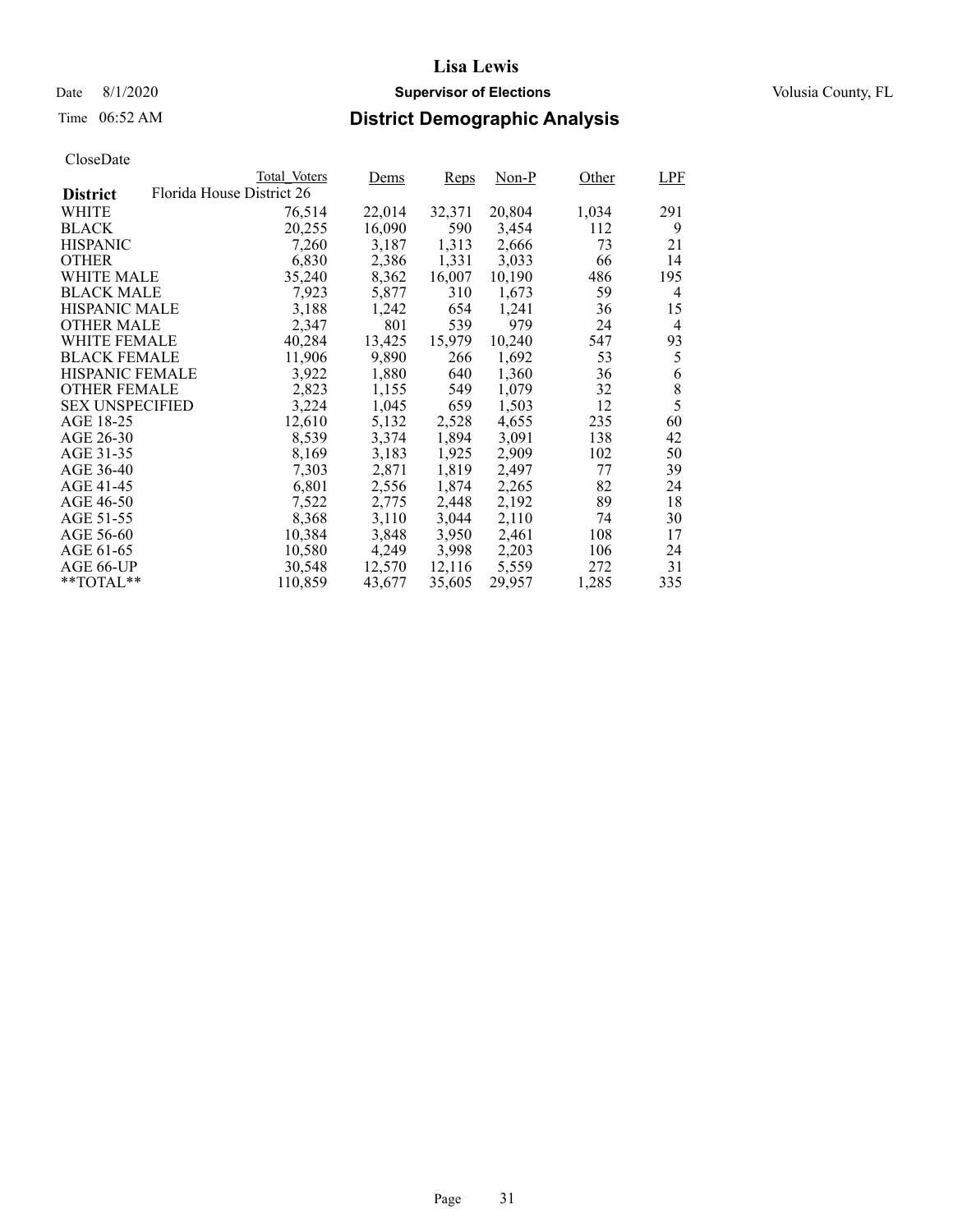# Lisa Lewis

Date 8/1/2020 **Supervisor of Elections** Volusia County, FL

Time 06:52 AM **District Demographic Analysis**

CloseDate

| District | Total_Voters | Dems | Reps | Non-P | Other | LPF |
|---|---|---|---|---|---|---|
| Florida House District 26 | | | | | | |
| WHITE | 76,514 | 22,014 | 32,371 | 20,804 | 1,034 | 291 |
| BLACK | 20,255 | 16,090 | 590 | 3,454 | 112 | 9 |
| HISPANIC | 7,260 | 3,187 | 1,313 | 2,666 | 73 | 21 |
| OTHER | 6,830 | 2,386 | 1,331 | 3,033 | 66 | 14 |
| WHITE MALE | 35,240 | 8,362 | 16,007 | 10,190 | 486 | 195 |
| BLACK MALE | 7,923 | 5,877 | 310 | 1,673 | 59 | 4 |
| HISPANIC MALE | 3,188 | 1,242 | 654 | 1,241 | 36 | 15 |
| OTHER MALE | 2,347 | 801 | 539 | 979 | 24 | 4 |
| WHITE FEMALE | 40,284 | 13,425 | 15,979 | 10,240 | 547 | 93 |
| BLACK FEMALE | 11,906 | 9,890 | 266 | 1,692 | 53 | 5 |
| HISPANIC FEMALE | 3,922 | 1,880 | 640 | 1,360 | 36 | 6 |
| OTHER FEMALE | 2,823 | 1,155 | 549 | 1,079 | 32 | 8 |
| SEX UNSPECIFIED | 3,224 | 1,045 | 659 | 1,503 | 12 | 5 |
| AGE 18-25 | 12,610 | 5,132 | 2,528 | 4,655 | 235 | 60 |
| AGE 26-30 | 8,539 | 3,374 | 1,894 | 3,091 | 138 | 42 |
| AGE 31-35 | 8,169 | 3,183 | 1,925 | 2,909 | 102 | 50 |
| AGE 36-40 | 7,303 | 2,871 | 1,819 | 2,497 | 77 | 39 |
| AGE 41-45 | 6,801 | 2,556 | 1,874 | 2,265 | 82 | 24 |
| AGE 46-50 | 7,522 | 2,775 | 2,448 | 2,192 | 89 | 18 |
| AGE 51-55 | 8,368 | 3,110 | 3,044 | 2,110 | 74 | 30 |
| AGE 56-60 | 10,384 | 3,848 | 3,950 | 2,461 | 108 | 17 |
| AGE 61-65 | 10,580 | 4,249 | 3,998 | 2,203 | 106 | 24 |
| AGE 66-UP | 30,548 | 12,570 | 12,116 | 5,559 | 272 | 31 |
| **TOTAL** | 110,859 | 43,677 | 35,605 | 29,957 | 1,285 | 335 |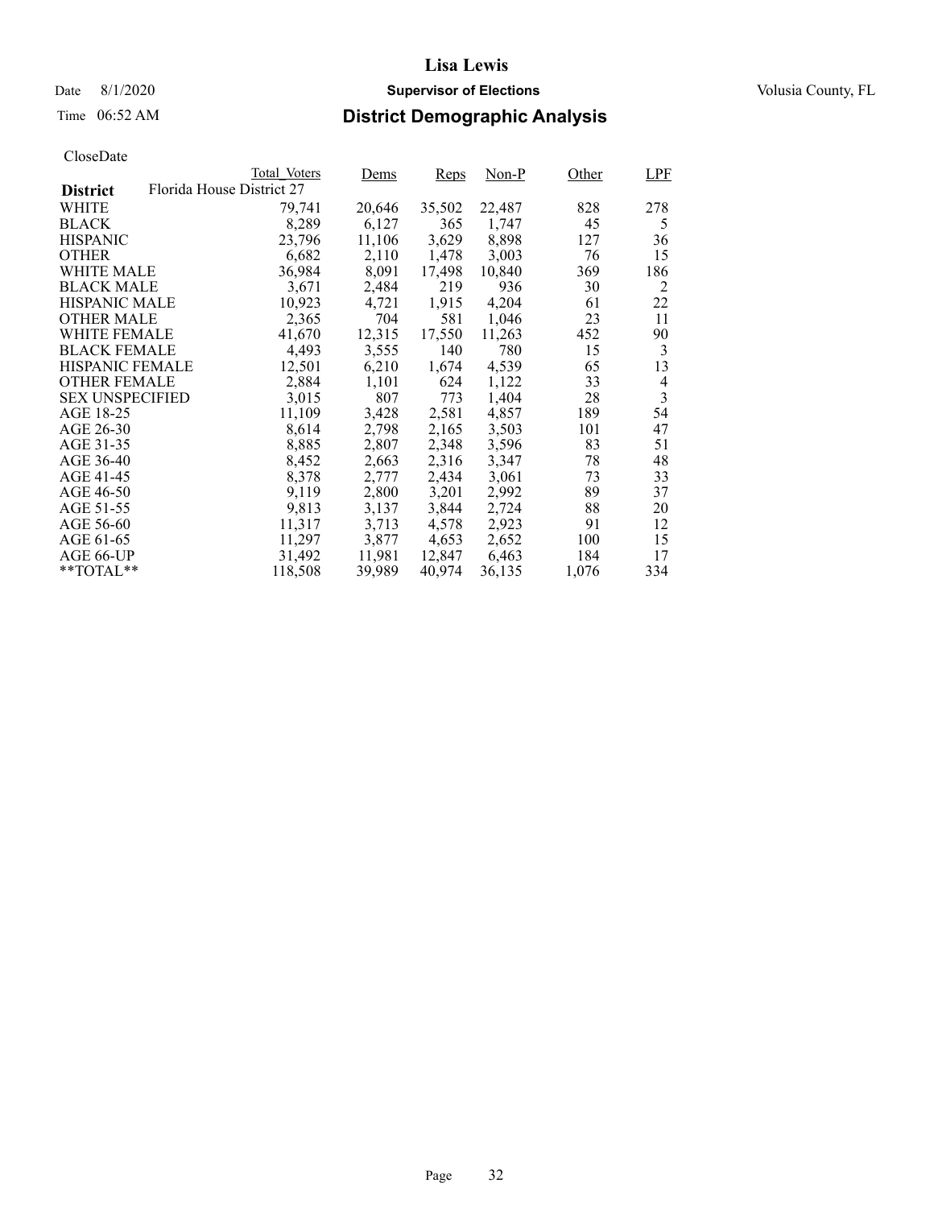# Lisa Lewis

Date 8/1/2020 **Supervisor of Elections** Volusia County, FL

Time 06:52 AM **District Demographic Analysis**

CloseDate

| District | Total_Voters | Dems | Reps | Non-P | Other | LPF |
|---|---|---|---|---|---|---|
| **Florida House District 27** | | | | | | |
| WHITE | 79,741 | 20,646 | 35,502 | 22,487 | 828 | 278 |
| BLACK | 8,289 | 6,127 | 365 | 1,747 | 45 | 5 |
| HISPANIC | 23,796 | 11,106 | 3,629 | 8,898 | 127 | 36 |
| OTHER | 6,682 | 2,110 | 1,478 | 3,003 | 76 | 15 |
| WHITE MALE | 36,984 | 8,091 | 17,498 | 10,840 | 369 | 186 |
| BLACK MALE | 3,671 | 2,484 | 219 | 936 | 30 | 2 |
| HISPANIC MALE | 10,923 | 4,721 | 1,915 | 4,204 | 61 | 22 |
| OTHER MALE | 2,365 | 704 | 581 | 1,046 | 23 | 11 |
| WHITE FEMALE | 41,670 | 12,315 | 17,550 | 11,263 | 452 | 90 |
| BLACK FEMALE | 4,493 | 3,555 | 140 | 780 | 15 | 3 |
| HISPANIC FEMALE | 12,501 | 6,210 | 1,674 | 4,539 | 65 | 13 |
| OTHER FEMALE | 2,884 | 1,101 | 624 | 1,122 | 33 | 4 |
| SEX UNSPECIFIED | 3,015 | 807 | 773 | 1,404 | 28 | 3 |
| AGE 18-25 | 11,109 | 3,428 | 2,581 | 4,857 | 189 | 54 |
| AGE 26-30 | 8,614 | 2,798 | 2,165 | 3,503 | 101 | 47 |
| AGE 31-35 | 8,885 | 2,807 | 2,348 | 3,596 | 83 | 51 |
| AGE 36-40 | 8,452 | 2,663 | 2,316 | 3,347 | 78 | 48 |
| AGE 41-45 | 8,378 | 2,777 | 2,434 | 3,061 | 73 | 33 |
| AGE 46-50 | 9,119 | 2,800 | 3,201 | 2,992 | 89 | 37 |
| AGE 51-55 | 9,813 | 3,137 | 3,844 | 2,724 | 88 | 20 |
| AGE 56-60 | 11,317 | 3,713 | 4,578 | 2,923 | 91 | 12 |
| AGE 61-65 | 11,297 | 3,877 | 4,653 | 2,652 | 100 | 15 |
| AGE 66-UP | 31,492 | 11,981 | 12,847 | 6,463 | 184 | 17 |
| **TOTAL** | 118,508 | 39,989 | 40,974 | 36,135 | 1,076 | 334 |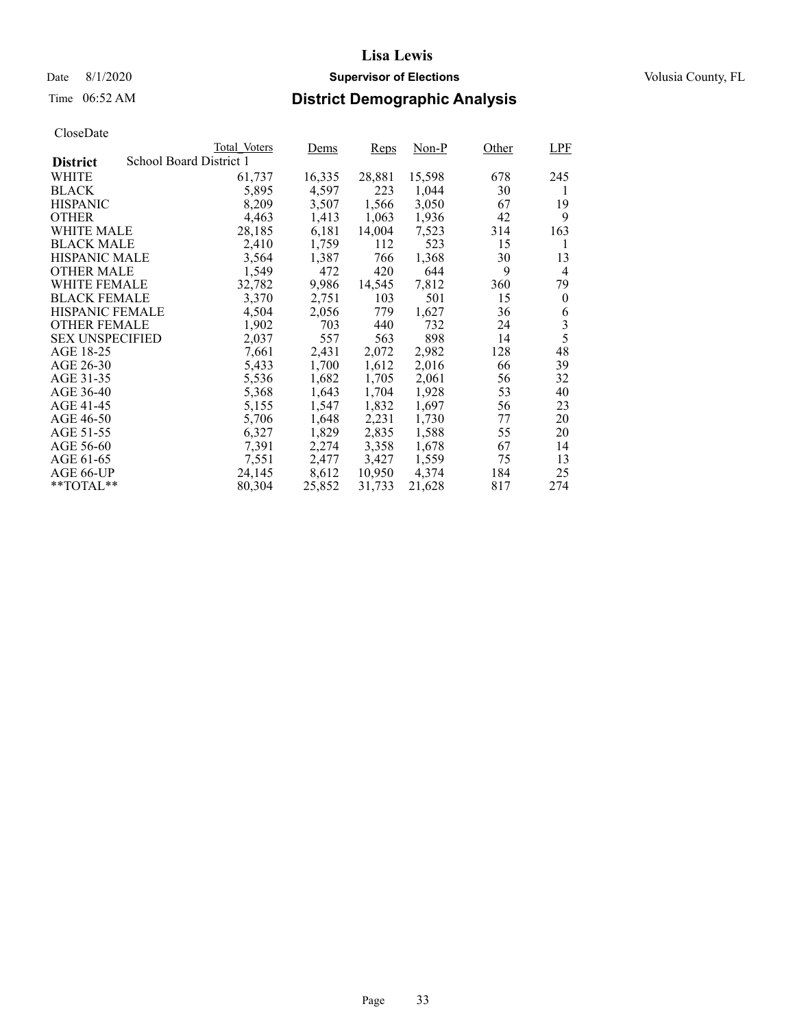# Lisa Lewis

Date 8/1/2020 **Supervisor of Elections** Volusia County, FL

Time 06:52 AM **District Demographic Analysis**

CloseDate

| **District** School Board District 1 | Total_Voters | Dems | Reps | Non-P | Other | LPF |
|---|---|---|---|---|---|---|
| WHITE | 61,737 | 16,335 | 28,881 | 15,598 | 678 | 245 |
| BLACK | 5,895 | 4,597 | 223 | 1,044 | 30 | 1 |
| HISPANIC | 8,209 | 3,507 | 1,566 | 3,050 | 67 | 19 |
| OTHER | 4,463 | 1,413 | 1,063 | 1,936 | 42 | 9 |
| WHITE MALE | 28,185 | 6,181 | 14,004 | 7,523 | 314 | 163 |
| BLACK MALE | 2,410 | 1,759 | 112 | 523 | 15 | 1 |
| HISPANIC MALE | 3,564 | 1,387 | 766 | 1,368 | 30 | 13 |
| OTHER MALE | 1,549 | 472 | 420 | 644 | 9 | 4 |
| WHITE FEMALE | 32,782 | 9,986 | 14,545 | 7,812 | 360 | 79 |
| BLACK FEMALE | 3,370 | 2,751 | 103 | 501 | 15 | 0 |
| HISPANIC FEMALE | 4,504 | 2,056 | 779 | 1,627 | 36 | 6 |
| OTHER FEMALE | 1,902 | 703 | 440 | 732 | 24 | 3 |
| SEX UNSPECIFIED | 2,037 | 557 | 563 | 898 | 14 | 5 |
| AGE 18-25 | 7,661 | 2,431 | 2,072 | 2,982 | 128 | 48 |
| AGE 26-30 | 5,433 | 1,700 | 1,612 | 2,016 | 66 | 39 |
| AGE 31-35 | 5,536 | 1,682 | 1,705 | 2,061 | 56 | 32 |
| AGE 36-40 | 5,368 | 1,643 | 1,704 | 1,928 | 53 | 40 |
| AGE 41-45 | 5,155 | 1,547 | 1,832 | 1,697 | 56 | 23 |
| AGE 46-50 | 5,706 | 1,648 | 2,231 | 1,730 | 77 | 20 |
| AGE 51-55 | 6,327 | 1,829 | 2,835 | 1,588 | 55 | 20 |
| AGE 56-60 | 7,391 | 2,274 | 3,358 | 1,678 | 67 | 14 |
| AGE 61-65 | 7,551 | 2,477 | 3,427 | 1,559 | 75 | 13 |
| AGE 66-UP | 24,145 | 8,612 | 10,950 | 4,374 | 184 | 25 |
| **TOTAL** | 80,304 | 25,852 | 31,733 | 21,628 | 817 | 274 |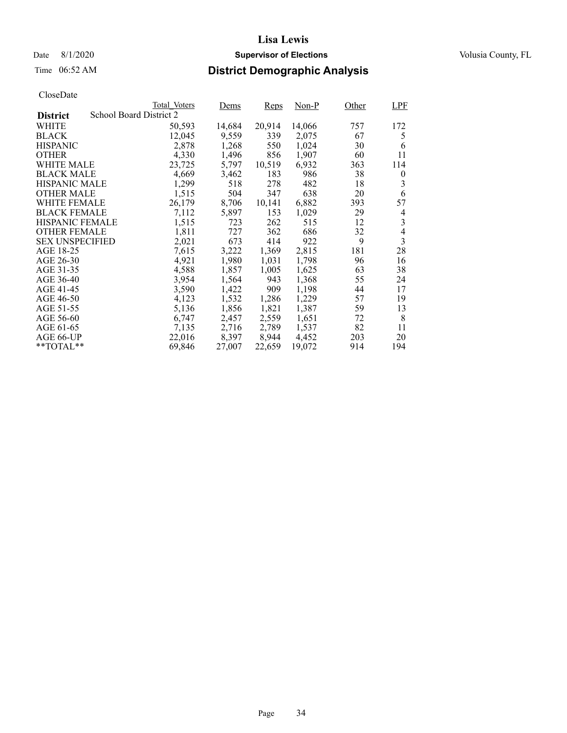**Lisa Lewis**

Date 8/1/2020 — **Supervisor of Elections** — Volusia County, FL

Time 06:52 AM — **District Demographic Analysis**

CloseDate

| District: School Board District 2 | Total_Voters | Dems | Reps | Non-P | Other | LPF |
|---|---|---|---|---|---|---|
| WHITE | 50,593 | 14,684 | 20,914 | 14,066 | 757 | 172 |
| BLACK | 12,045 | 9,559 | 339 | 2,075 | 67 | 5 |
| HISPANIC | 2,878 | 1,268 | 550 | 1,024 | 30 | 6 |
| OTHER | 4,330 | 1,496 | 856 | 1,907 | 60 | 11 |
| WHITE MALE | 23,725 | 5,797 | 10,519 | 6,932 | 363 | 114 |
| BLACK MALE | 4,669 | 3,462 | 183 | 986 | 38 | 0 |
| HISPANIC MALE | 1,299 | 518 | 278 | 482 | 18 | 3 |
| OTHER MALE | 1,515 | 504 | 347 | 638 | 20 | 6 |
| WHITE FEMALE | 26,179 | 8,706 | 10,141 | 6,882 | 393 | 57 |
| BLACK FEMALE | 7,112 | 5,897 | 153 | 1,029 | 29 | 4 |
| HISPANIC FEMALE | 1,515 | 723 | 262 | 515 | 12 | 3 |
| OTHER FEMALE | 1,811 | 727 | 362 | 686 | 32 | 4 |
| SEX UNSPECIFIED | 2,021 | 673 | 414 | 922 | 9 | 3 |
| AGE 18-25 | 7,615 | 3,222 | 1,369 | 2,815 | 181 | 28 |
| AGE 26-30 | 4,921 | 1,980 | 1,031 | 1,798 | 96 | 16 |
| AGE 31-35 | 4,588 | 1,857 | 1,005 | 1,625 | 63 | 38 |
| AGE 36-40 | 3,954 | 1,564 | 943 | 1,368 | 55 | 24 |
| AGE 41-45 | 3,590 | 1,422 | 909 | 1,198 | 44 | 17 |
| AGE 46-50 | 4,123 | 1,532 | 1,286 | 1,229 | 57 | 19 |
| AGE 51-55 | 5,136 | 1,856 | 1,821 | 1,387 | 59 | 13 |
| AGE 56-60 | 6,747 | 2,457 | 2,559 | 1,651 | 72 | 8 |
| AGE 61-65 | 7,135 | 2,716 | 2,789 | 1,537 | 82 | 11 |
| AGE 66-UP | 22,016 | 8,397 | 8,944 | 4,452 | 203 | 20 |
| **TOTAL** | 69,846 | 27,007 | 22,659 | 19,072 | 914 | 194 |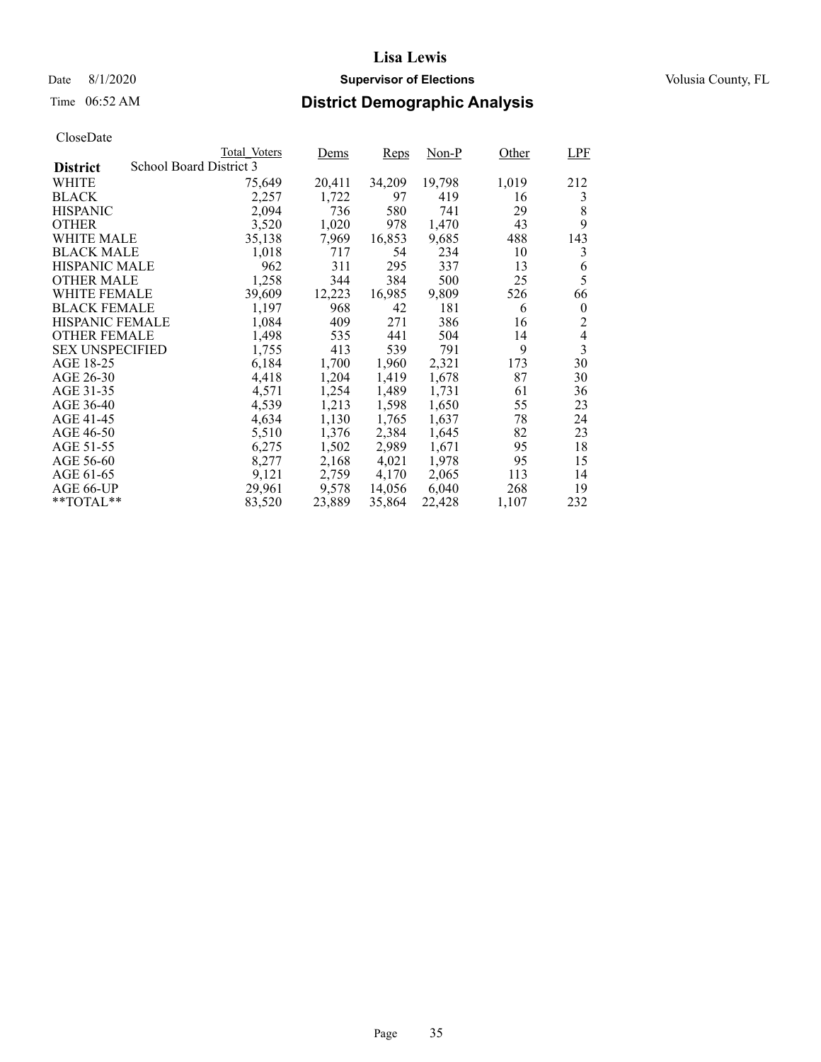# Lisa Lewis

Date 8/1/2020 **Supervisor of Elections** Volusia County, FL

Time 06:52 AM **District Demographic Analysis**

CloseDate

| District | Total_Voters | Dems | Reps | Non-P | Other | LPF |
|---|---|---|---|---|---|---|
| School Board District 3 | | | | | | |
| WHITE | 75,649 | 20,411 | 34,209 | 19,798 | 1,019 | 212 |
| BLACK | 2,257 | 1,722 | 97 | 419 | 16 | 3 |
| HISPANIC | 2,094 | 736 | 580 | 741 | 29 | 8 |
| OTHER | 3,520 | 1,020 | 978 | 1,470 | 43 | 9 |
| WHITE MALE | 35,138 | 7,969 | 16,853 | 9,685 | 488 | 143 |
| BLACK MALE | 1,018 | 717 | 54 | 234 | 10 | 3 |
| HISPANIC MALE | 962 | 311 | 295 | 337 | 13 | 6 |
| OTHER MALE | 1,258 | 344 | 384 | 500 | 25 | 5 |
| WHITE FEMALE | 39,609 | 12,223 | 16,985 | 9,809 | 526 | 66 |
| BLACK FEMALE | 1,197 | 968 | 42 | 181 | 6 | 0 |
| HISPANIC FEMALE | 1,084 | 409 | 271 | 386 | 16 | 2 |
| OTHER FEMALE | 1,498 | 535 | 441 | 504 | 14 | 4 |
| SEX UNSPECIFIED | 1,755 | 413 | 539 | 791 | 9 | 3 |
| AGE 18-25 | 6,184 | 1,700 | 1,960 | 2,321 | 173 | 30 |
| AGE 26-30 | 4,418 | 1,204 | 1,419 | 1,678 | 87 | 30 |
| AGE 31-35 | 4,571 | 1,254 | 1,489 | 1,731 | 61 | 36 |
| AGE 36-40 | 4,539 | 1,213 | 1,598 | 1,650 | 55 | 23 |
| AGE 41-45 | 4,634 | 1,130 | 1,765 | 1,637 | 78 | 24 |
| AGE 46-50 | 5,510 | 1,376 | 2,384 | 1,645 | 82 | 23 |
| AGE 51-55 | 6,275 | 1,502 | 2,989 | 1,671 | 95 | 18 |
| AGE 56-60 | 8,277 | 2,168 | 4,021 | 1,978 | 95 | 15 |
| AGE 61-65 | 9,121 | 2,759 | 4,170 | 2,065 | 113 | 14 |
| AGE 66-UP | 29,961 | 9,578 | 14,056 | 6,040 | 268 | 19 |
| **TOTAL** | 83,520 | 23,889 | 35,864 | 22,428 | 1,107 | 232 |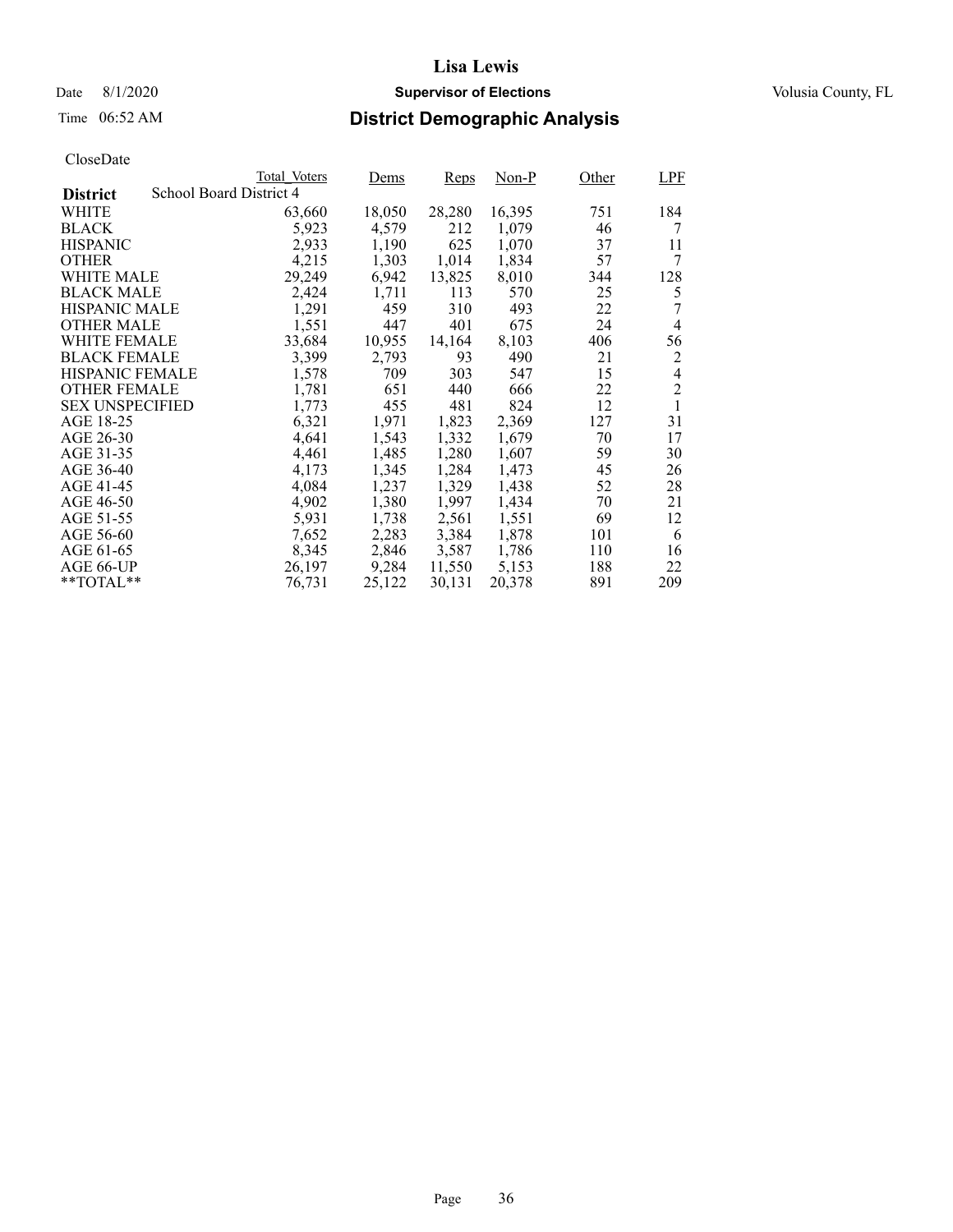# Lisa Lewis

Date 8/1/2020 **Supervisor of Elections** Volusia County, FL

Time 06:52 AM **District Demographic Analysis**

CloseDate

| District: School Board District 4 | Total_Voters | Dems | Reps | Non-P | Other | LPF |
|---|---|---|---|---|---|---|
| WHITE | 63,660 | 18,050 | 28,280 | 16,395 | 751 | 184 |
| BLACK | 5,923 | 4,579 | 212 | 1,079 | 46 | 7 |
| HISPANIC | 2,933 | 1,190 | 625 | 1,070 | 37 | 11 |
| OTHER | 4,215 | 1,303 | 1,014 | 1,834 | 57 | 7 |
| WHITE MALE | 29,249 | 6,942 | 13,825 | 8,010 | 344 | 128 |
| BLACK MALE | 2,424 | 1,711 | 113 | 570 | 25 | 5 |
| HISPANIC MALE | 1,291 | 459 | 310 | 493 | 22 | 7 |
| OTHER MALE | 1,551 | 447 | 401 | 675 | 24 | 4 |
| WHITE FEMALE | 33,684 | 10,955 | 14,164 | 8,103 | 406 | 56 |
| BLACK FEMALE | 3,399 | 2,793 | 93 | 490 | 21 | 2 |
| HISPANIC FEMALE | 1,578 | 709 | 303 | 547 | 15 | 4 |
| OTHER FEMALE | 1,781 | 651 | 440 | 666 | 22 | 2 |
| SEX UNSPECIFIED | 1,773 | 455 | 481 | 824 | 12 | 1 |
| AGE 18-25 | 6,321 | 1,971 | 1,823 | 2,369 | 127 | 31 |
| AGE 26-30 | 4,641 | 1,543 | 1,332 | 1,679 | 70 | 17 |
| AGE 31-35 | 4,461 | 1,485 | 1,280 | 1,607 | 59 | 30 |
| AGE 36-40 | 4,173 | 1,345 | 1,284 | 1,473 | 45 | 26 |
| AGE 41-45 | 4,084 | 1,237 | 1,329 | 1,438 | 52 | 28 |
| AGE 46-50 | 4,902 | 1,380 | 1,997 | 1,434 | 70 | 21 |
| AGE 51-55 | 5,931 | 1,738 | 2,561 | 1,551 | 69 | 12 |
| AGE 56-60 | 7,652 | 2,283 | 3,384 | 1,878 | 101 | 6 |
| AGE 61-65 | 8,345 | 2,846 | 3,587 | 1,786 | 110 | 16 |
| AGE 66-UP | 26,197 | 9,284 | 11,550 | 5,153 | 188 | 22 |
| **TOTAL** | 76,731 | 25,122 | 30,131 | 20,378 | 891 | 209 |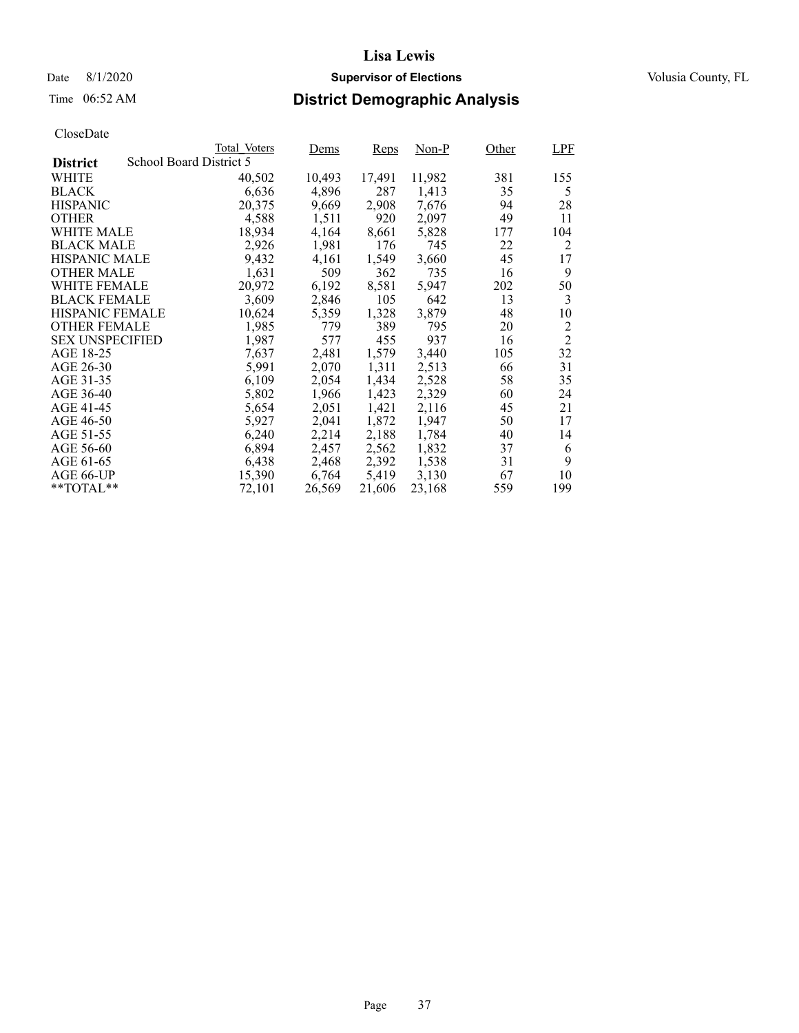# Lisa Lewis

Date 8/1/2020 **Supervisor of Elections** Volusia County, FL

Time 06:52 AM **District Demographic Analysis**

CloseDate

| District: School Board District 5 | Total_Voters | Dems | Reps | Non-P | Other | LPF |
|---|---|---|---|---|---|---|
| WHITE | 40,502 | 10,493 | 17,491 | 11,982 | 381 | 155 |
| BLACK | 6,636 | 4,896 | 287 | 1,413 | 35 | 5 |
| HISPANIC | 20,375 | 9,669 | 2,908 | 7,676 | 94 | 28 |
| OTHER | 4,588 | 1,511 | 920 | 2,097 | 49 | 11 |
| WHITE MALE | 18,934 | 4,164 | 8,661 | 5,828 | 177 | 104 |
| BLACK MALE | 2,926 | 1,981 | 176 | 745 | 22 | 2 |
| HISPANIC MALE | 9,432 | 4,161 | 1,549 | 3,660 | 45 | 17 |
| OTHER MALE | 1,631 | 509 | 362 | 735 | 16 | 9 |
| WHITE FEMALE | 20,972 | 6,192 | 8,581 | 5,947 | 202 | 50 |
| BLACK FEMALE | 3,609 | 2,846 | 105 | 642 | 13 | 3 |
| HISPANIC FEMALE | 10,624 | 5,359 | 1,328 | 3,879 | 48 | 10 |
| OTHER FEMALE | 1,985 | 779 | 389 | 795 | 20 | 2 |
| SEX UNSPECIFIED | 1,987 | 577 | 455 | 937 | 16 | 2 |
| AGE 18-25 | 7,637 | 2,481 | 1,579 | 3,440 | 105 | 32 |
| AGE 26-30 | 5,991 | 2,070 | 1,311 | 2,513 | 66 | 31 |
| AGE 31-35 | 6,109 | 2,054 | 1,434 | 2,528 | 58 | 35 |
| AGE 36-40 | 5,802 | 1,966 | 1,423 | 2,329 | 60 | 24 |
| AGE 41-45 | 5,654 | 2,051 | 1,421 | 2,116 | 45 | 21 |
| AGE 46-50 | 5,927 | 2,041 | 1,872 | 1,947 | 50 | 17 |
| AGE 51-55 | 6,240 | 2,214 | 2,188 | 1,784 | 40 | 14 |
| AGE 56-60 | 6,894 | 2,457 | 2,562 | 1,832 | 37 | 6 |
| AGE 61-65 | 6,438 | 2,468 | 2,392 | 1,538 | 31 | 9 |
| AGE 66-UP | 15,390 | 6,764 | 5,419 | 3,130 | 67 | 10 |
| **TOTAL** | 72,101 | 26,569 | 21,606 | 23,168 | 559 | 199 |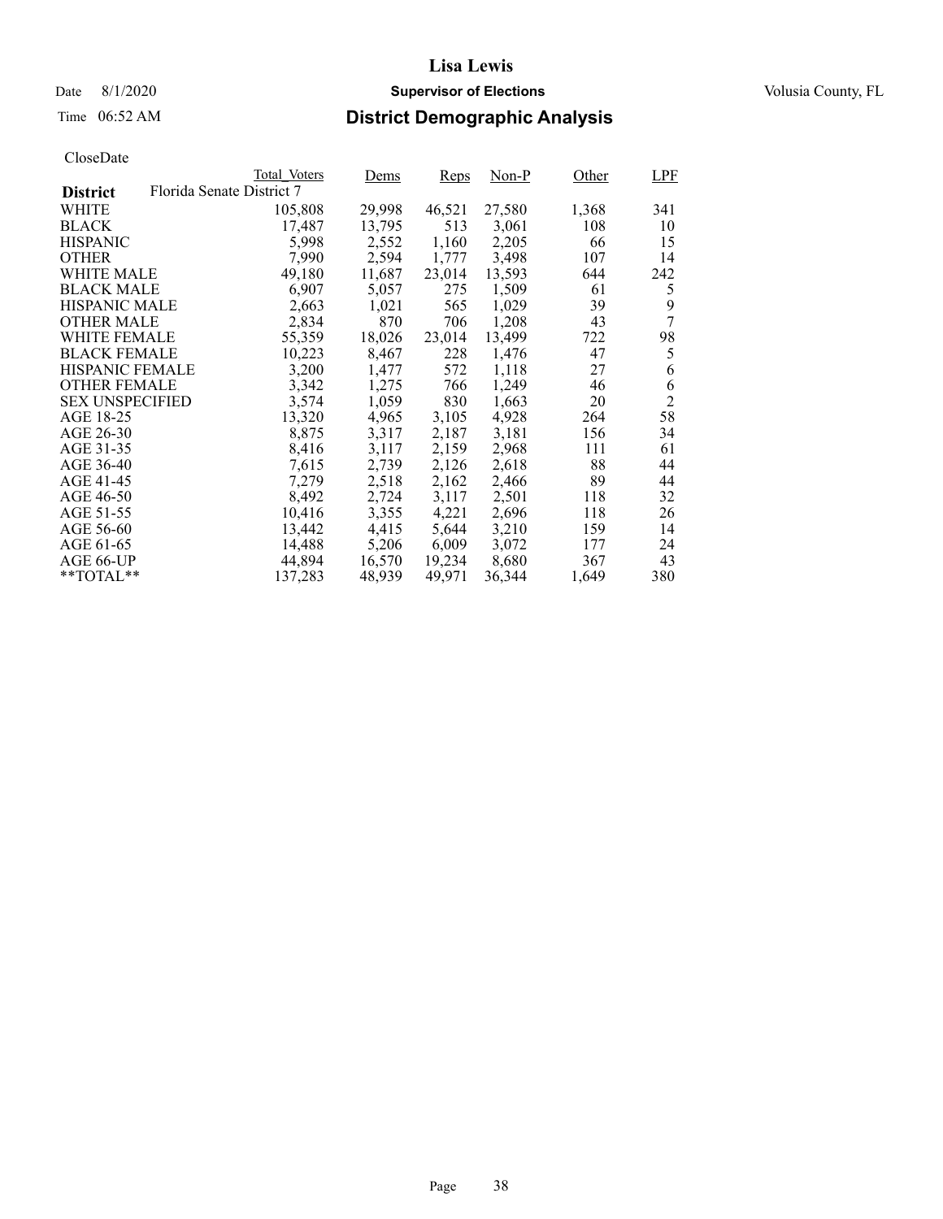# Lisa Lewis

Date 8/1/2020 **Supervisor of Elections** Volusia County, FL

Time 06:52 AM

## District Demographic Analysis

CloseDate

| District: Florida Senate District 7 | Total_Voters | Dems | Reps | Non-P | Other | LPF |
|---|---|---|---|---|---|---|
| WHITE | 105,808 | 29,998 | 46,521 | 27,580 | 1,368 | 341 |
| BLACK | 17,487 | 13,795 | 513 | 3,061 | 108 | 10 |
| HISPANIC | 5,998 | 2,552 | 1,160 | 2,205 | 66 | 15 |
| OTHER | 7,990 | 2,594 | 1,777 | 3,498 | 107 | 14 |
| WHITE MALE | 49,180 | 11,687 | 23,014 | 13,593 | 644 | 242 |
| BLACK MALE | 6,907 | 5,057 | 275 | 1,509 | 61 | 5 |
| HISPANIC MALE | 2,663 | 1,021 | 565 | 1,029 | 39 | 9 |
| OTHER MALE | 2,834 | 870 | 706 | 1,208 | 43 | 7 |
| WHITE FEMALE | 55,359 | 18,026 | 23,014 | 13,499 | 722 | 98 |
| BLACK FEMALE | 10,223 | 8,467 | 228 | 1,476 | 47 | 5 |
| HISPANIC FEMALE | 3,200 | 1,477 | 572 | 1,118 | 27 | 6 |
| OTHER FEMALE | 3,342 | 1,275 | 766 | 1,249 | 46 | 6 |
| SEX UNSPECIFIED | 3,574 | 1,059 | 830 | 1,663 | 20 | 2 |
| AGE 18-25 | 13,320 | 4,965 | 3,105 | 4,928 | 264 | 58 |
| AGE 26-30 | 8,875 | 3,317 | 2,187 | 3,181 | 156 | 34 |
| AGE 31-35 | 8,416 | 3,117 | 2,159 | 2,968 | 111 | 61 |
| AGE 36-40 | 7,615 | 2,739 | 2,126 | 2,618 | 88 | 44 |
| AGE 41-45 | 7,279 | 2,518 | 2,162 | 2,466 | 89 | 44 |
| AGE 46-50 | 8,492 | 2,724 | 3,117 | 2,501 | 118 | 32 |
| AGE 51-55 | 10,416 | 3,355 | 4,221 | 2,696 | 118 | 26 |
| AGE 56-60 | 13,442 | 4,415 | 5,644 | 3,210 | 159 | 14 |
| AGE 61-65 | 14,488 | 5,206 | 6,009 | 3,072 | 177 | 24 |
| AGE 66-UP | 44,894 | 16,570 | 19,234 | 8,680 | 367 | 43 |
| **TOTAL** | 137,283 | 48,939 | 49,971 | 36,344 | 1,649 | 380 |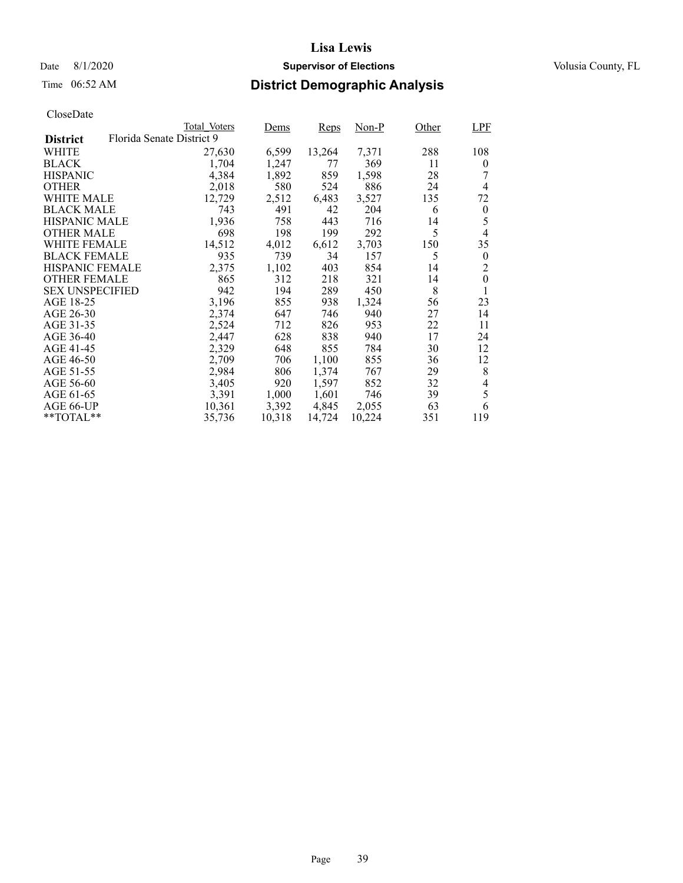# Lisa Lewis

Date 8/1/2020 **Supervisor of Elections** Volusia County, FL

Time 06:52 AM **District Demographic Analysis**

CloseDate

| **District** | Florida Senate District 9 Total_Voters | Dems | Reps | Non-P | Other | LPF |
|---|---|---|---|---|---|---|
| WHITE | 27,630 | 6,599 | 13,264 | 7,371 | 288 | 108 |
| BLACK | 1,704 | 1,247 | 77 | 369 | 11 | 0 |
| HISPANIC | 4,384 | 1,892 | 859 | 1,598 | 28 | 7 |
| OTHER | 2,018 | 580 | 524 | 886 | 24 | 4 |
| WHITE MALE | 12,729 | 2,512 | 6,483 | 3,527 | 135 | 72 |
| BLACK MALE | 743 | 491 | 42 | 204 | 6 | 0 |
| HISPANIC MALE | 1,936 | 758 | 443 | 716 | 14 | 5 |
| OTHER MALE | 698 | 198 | 199 | 292 | 5 | 4 |
| WHITE FEMALE | 14,512 | 4,012 | 6,612 | 3,703 | 150 | 35 |
| BLACK FEMALE | 935 | 739 | 34 | 157 | 5 | 0 |
| HISPANIC FEMALE | 2,375 | 1,102 | 403 | 854 | 14 | 2 |
| OTHER FEMALE | 865 | 312 | 218 | 321 | 14 | 0 |
| SEX UNSPECIFIED | 942 | 194 | 289 | 450 | 8 | 1 |
| AGE 18-25 | 3,196 | 855 | 938 | 1,324 | 56 | 23 |
| AGE 26-30 | 2,374 | 647 | 746 | 940 | 27 | 14 |
| AGE 31-35 | 2,524 | 712 | 826 | 953 | 22 | 11 |
| AGE 36-40 | 2,447 | 628 | 838 | 940 | 17 | 24 |
| AGE 41-45 | 2,329 | 648 | 855 | 784 | 30 | 12 |
| AGE 46-50 | 2,709 | 706 | 1,100 | 855 | 36 | 12 |
| AGE 51-55 | 2,984 | 806 | 1,374 | 767 | 29 | 8 |
| AGE 56-60 | 3,405 | 920 | 1,597 | 852 | 32 | 4 |
| AGE 61-65 | 3,391 | 1,000 | 1,601 | 746 | 39 | 5 |
| AGE 66-UP | 10,361 | 3,392 | 4,845 | 2,055 | 63 | 6 |
| **TOTAL** | 35,736 | 10,318 | 14,724 | 10,224 | 351 | 119 |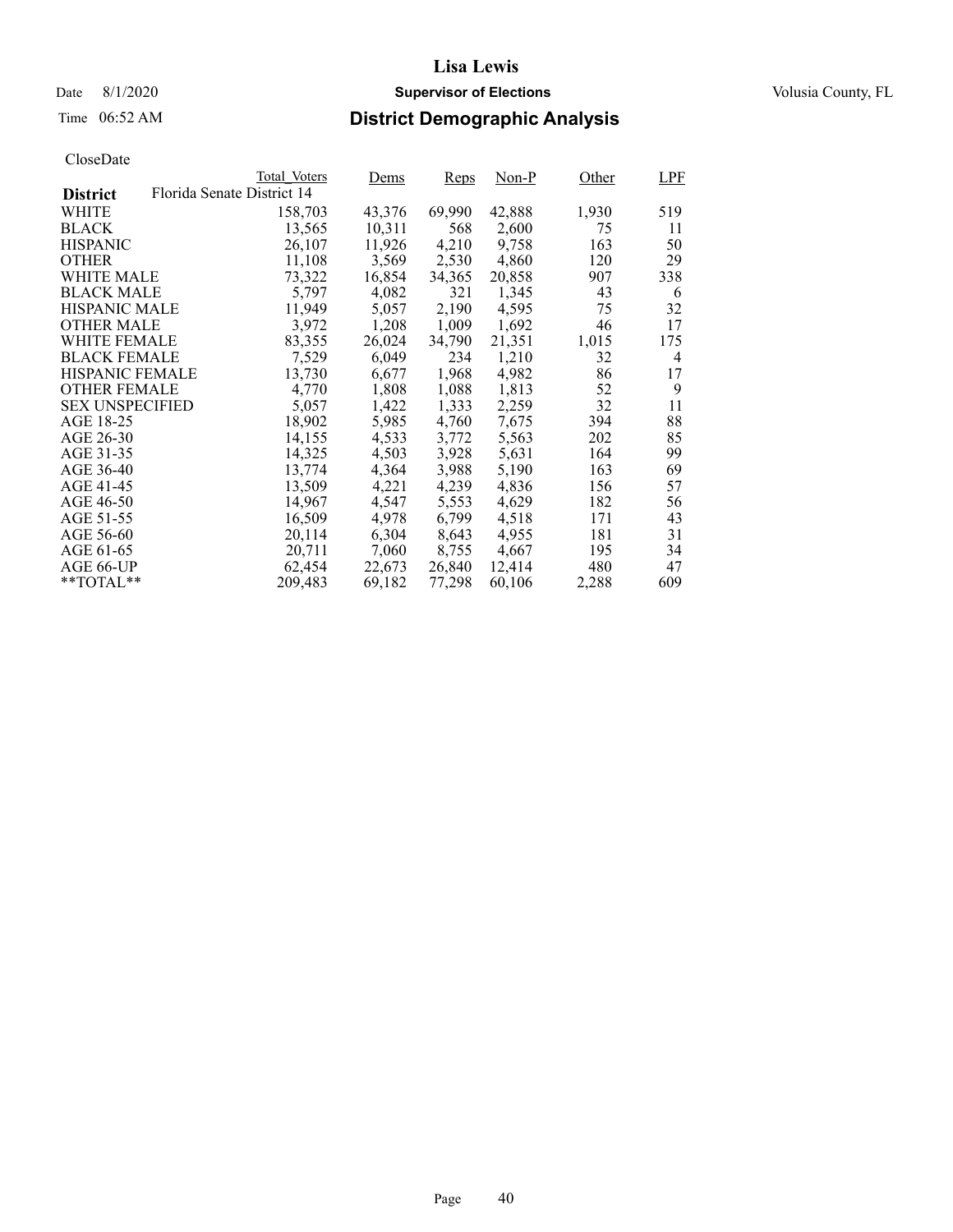# Lisa Lewis

Date 8/1/2020 **Supervisor of Elections** Volusia County, FL

Time 06:52 AM **District Demographic Analysis**

CloseDate

| **District** | Total_Voters | Dems | Reps | Non-P | Other | LPF |
|---|---|---|---|---|---|---|
| Florida Senate District 14 | | | | | | |
| WHITE | 158,703 | 43,376 | 69,990 | 42,888 | 1,930 | 519 |
| BLACK | 13,565 | 10,311 | 568 | 2,600 | 75 | 11 |
| HISPANIC | 26,107 | 11,926 | 4,210 | 9,758 | 163 | 50 |
| OTHER | 11,108 | 3,569 | 2,530 | 4,860 | 120 | 29 |
| WHITE MALE | 73,322 | 16,854 | 34,365 | 20,858 | 907 | 338 |
| BLACK MALE | 5,797 | 4,082 | 321 | 1,345 | 43 | 6 |
| HISPANIC MALE | 11,949 | 5,057 | 2,190 | 4,595 | 75 | 32 |
| OTHER MALE | 3,972 | 1,208 | 1,009 | 1,692 | 46 | 17 |
| WHITE FEMALE | 83,355 | 26,024 | 34,790 | 21,351 | 1,015 | 175 |
| BLACK FEMALE | 7,529 | 6,049 | 234 | 1,210 | 32 | 4 |
| HISPANIC FEMALE | 13,730 | 6,677 | 1,968 | 4,982 | 86 | 17 |
| OTHER FEMALE | 4,770 | 1,808 | 1,088 | 1,813 | 52 | 9 |
| SEX UNSPECIFIED | 5,057 | 1,422 | 1,333 | 2,259 | 32 | 11 |
| AGE 18-25 | 18,902 | 5,985 | 4,760 | 7,675 | 394 | 88 |
| AGE 26-30 | 14,155 | 4,533 | 3,772 | 5,563 | 202 | 85 |
| AGE 31-35 | 14,325 | 4,503 | 3,928 | 5,631 | 164 | 99 |
| AGE 36-40 | 13,774 | 4,364 | 3,988 | 5,190 | 163 | 69 |
| AGE 41-45 | 13,509 | 4,221 | 4,239 | 4,836 | 156 | 57 |
| AGE 46-50 | 14,967 | 4,547 | 5,553 | 4,629 | 182 | 56 |
| AGE 51-55 | 16,509 | 4,978 | 6,799 | 4,518 | 171 | 43 |
| AGE 56-60 | 20,114 | 6,304 | 8,643 | 4,955 | 181 | 31 |
| AGE 61-65 | 20,711 | 7,060 | 8,755 | 4,667 | 195 | 34 |
| AGE 66-UP | 62,454 | 22,673 | 26,840 | 12,414 | 480 | 47 |
| **TOTAL** | 209,483 | 69,182 | 77,298 | 60,106 | 2,288 | 609 |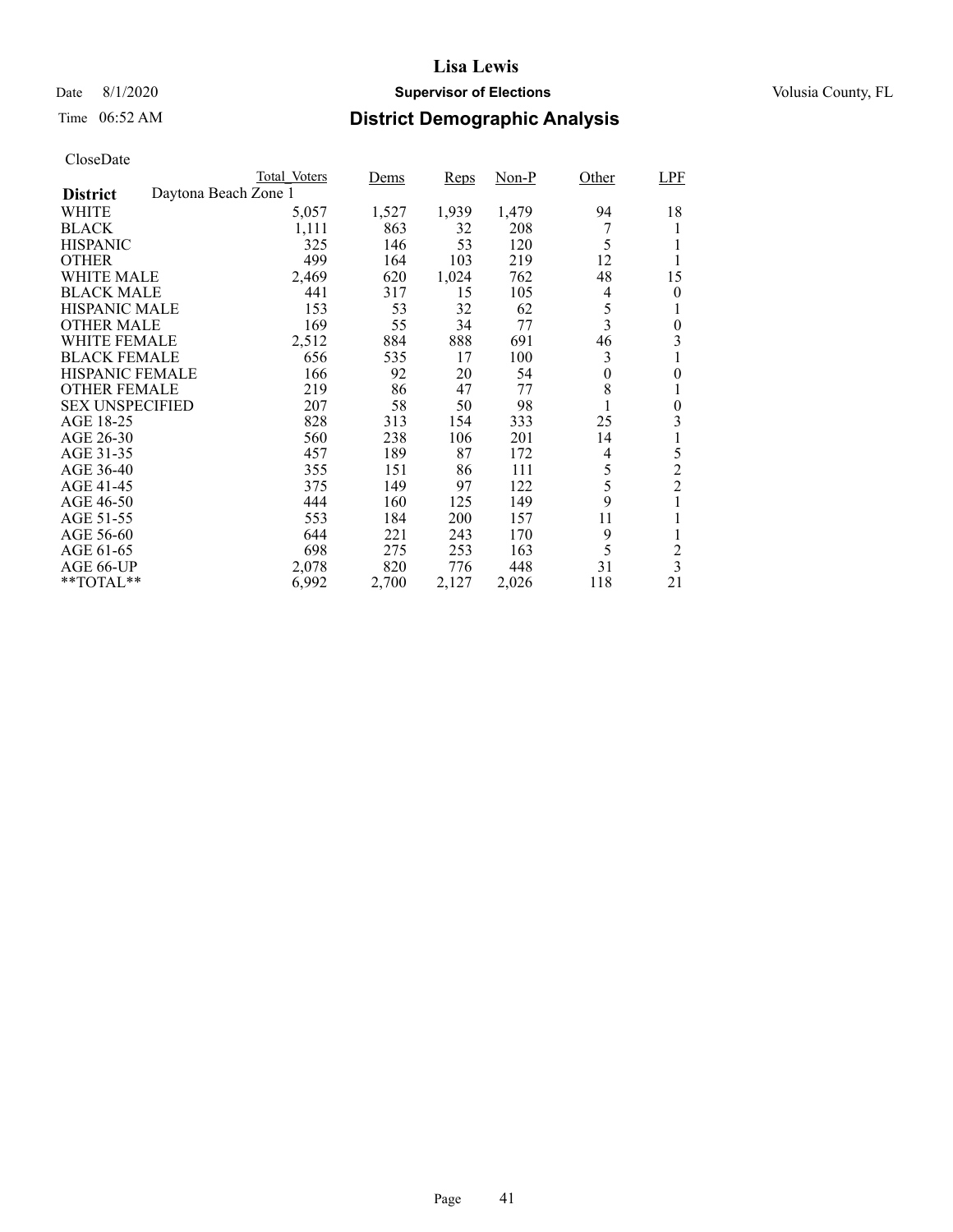CloseDate

| District | Daytona Beach Zone 1 Total_Voters | Dems | Reps | Non-P | Other | LPF |
|---|---|---|---|---|---|---|
| WHITE | 5,057 | 1,527 | 1,939 | 1,479 | 94 | 18 |
| BLACK | 1,111 | 863 | 32 | 208 | 7 | 1 |
| HISPANIC | 325 | 146 | 53 | 120 | 5 | 1 |
| OTHER | 499 | 164 | 103 | 219 | 12 | 1 |
| WHITE MALE | 2,469 | 620 | 1,024 | 762 | 48 | 15 |
| BLACK MALE | 441 | 317 | 15 | 105 | 4 | 0 |
| HISPANIC MALE | 153 | 53 | 32 | 62 | 5 | 1 |
| OTHER MALE | 169 | 55 | 34 | 77 | 3 | 0 |
| WHITE FEMALE | 2,512 | 884 | 888 | 691 | 46 | 3 |
| BLACK FEMALE | 656 | 535 | 17 | 100 | 3 | 1 |
| HISPANIC FEMALE | 166 | 92 | 20 | 54 | 0 | 0 |
| OTHER FEMALE | 219 | 86 | 47 | 77 | 8 | 1 |
| SEX UNSPECIFIED | 207 | 58 | 50 | 98 | 1 | 0 |
| AGE 18-25 | 828 | 313 | 154 | 333 | 25 | 3 |
| AGE 26-30 | 560 | 238 | 106 | 201 | 14 | 1 |
| AGE 31-35 | 457 | 189 | 87 | 172 | 4 | 5 |
| AGE 36-40 | 355 | 151 | 86 | 111 | 5 | 2 |
| AGE 41-45 | 375 | 149 | 97 | 122 | 5 | 2 |
| AGE 46-50 | 444 | 160 | 125 | 149 | 9 | 1 |
| AGE 51-55 | 553 | 184 | 200 | 157 | 11 | 1 |
| AGE 56-60 | 644 | 221 | 243 | 170 | 9 | 1 |
| AGE 61-65 | 698 | 275 | 253 | 163 | 5 | 2 |
| AGE 66-UP | 2,078 | 820 | 776 | 448 | 31 | 3 |
| **TOTAL** | 6,992 | 2,700 | 2,127 | 2,026 | 118 | 21 |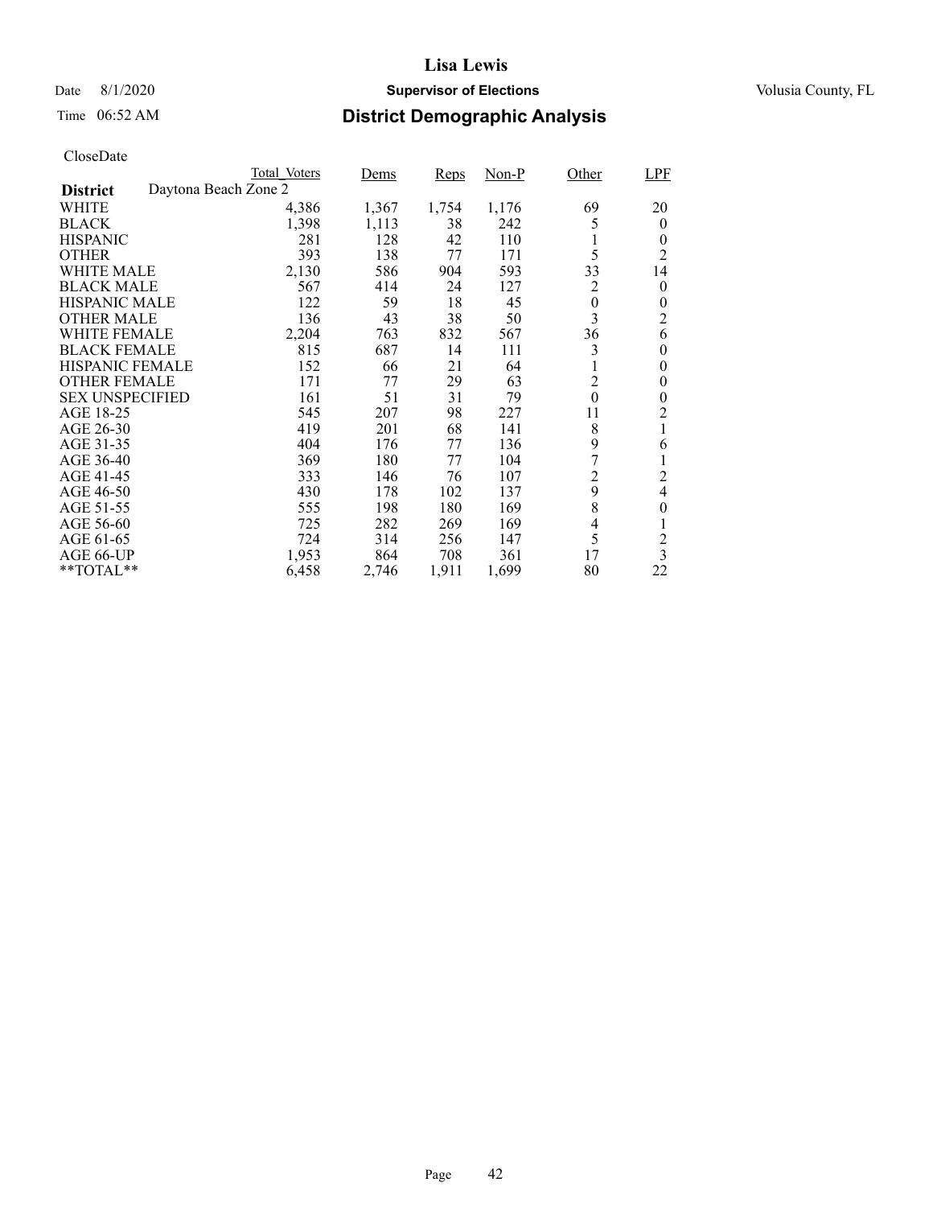Lisa Lewis

Date 8/1/2020 **Supervisor of Elections** Volusia County, FL

Time 06:52 AM **District Demographic Analysis**

CloseDate

| District | Total_Voters | Dems | Reps | Non-P | Other | LPF |
|---|---|---|---|---|---|---|
| **Daytona Beach Zone 2** | | | | | | |
| WHITE | 4,386 | 1,367 | 1,754 | 1,176 | 69 | 20 |
| BLACK | 1,398 | 1,113 | 38 | 242 | 5 | 0 |
| HISPANIC | 281 | 128 | 42 | 110 | 1 | 0 |
| OTHER | 393 | 138 | 77 | 171 | 5 | 2 |
| WHITE MALE | 2,130 | 586 | 904 | 593 | 33 | 14 |
| BLACK MALE | 567 | 414 | 24 | 127 | 2 | 0 |
| HISPANIC MALE | 122 | 59 | 18 | 45 | 0 | 0 |
| OTHER MALE | 136 | 43 | 38 | 50 | 3 | 2 |
| WHITE FEMALE | 2,204 | 763 | 832 | 567 | 36 | 6 |
| BLACK FEMALE | 815 | 687 | 14 | 111 | 3 | 0 |
| HISPANIC FEMALE | 152 | 66 | 21 | 64 | 1 | 0 |
| OTHER FEMALE | 171 | 77 | 29 | 63 | 2 | 0 |
| SEX UNSPECIFIED | 161 | 51 | 31 | 79 | 0 | 0 |
| AGE 18-25 | 545 | 207 | 98 | 227 | 11 | 2 |
| AGE 26-30 | 419 | 201 | 68 | 141 | 8 | 1 |
| AGE 31-35 | 404 | 176 | 77 | 136 | 9 | 6 |
| AGE 36-40 | 369 | 180 | 77 | 104 | 7 | 1 |
| AGE 41-45 | 333 | 146 | 76 | 107 | 2 | 2 |
| AGE 46-50 | 430 | 178 | 102 | 137 | 9 | 4 |
| AGE 51-55 | 555 | 198 | 180 | 169 | 8 | 0 |
| AGE 56-60 | 725 | 282 | 269 | 169 | 4 | 1 |
| AGE 61-65 | 724 | 314 | 256 | 147 | 5 | 2 |
| AGE 66-UP | 1,953 | 864 | 708 | 361 | 17 | 3 |
| **TOTAL** | 6,458 | 2,746 | 1,911 | 1,699 | 80 | 22 |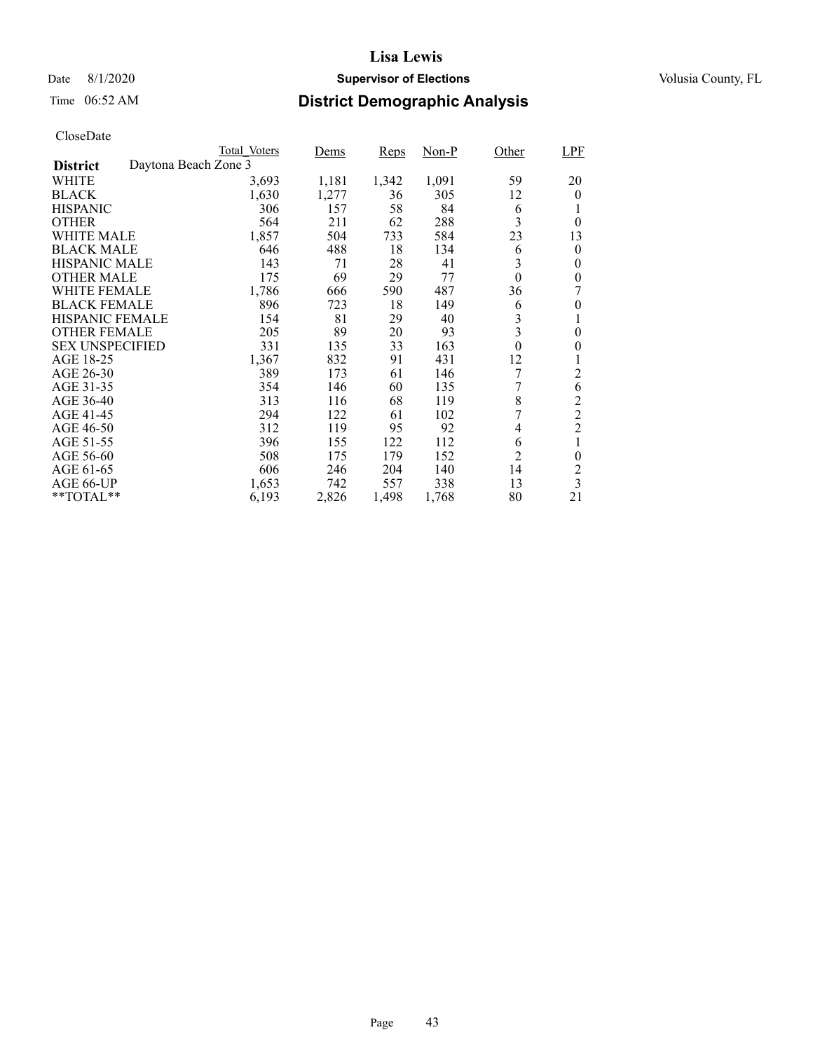# Lisa Lewis

Date 8/1/2020 **Supervisor of Elections** Volusia County, FL

Time 06:52 AM

## District Demographic Analysis

CloseDate

| District | Total_Voters | Dems | Reps | Non-P | Other | LPF |
|---|---|---|---|---|---|---|
| **Daytona Beach Zone 3** | | | | | | |
| WHITE | 3,693 | 1,181 | 1,342 | 1,091 | 59 | 20 |
| BLACK | 1,630 | 1,277 | 36 | 305 | 12 | 0 |
| HISPANIC | 306 | 157 | 58 | 84 | 6 | 1 |
| OTHER | 564 | 211 | 62 | 288 | 3 | 0 |
| WHITE MALE | 1,857 | 504 | 733 | 584 | 23 | 13 |
| BLACK MALE | 646 | 488 | 18 | 134 | 6 | 0 |
| HISPANIC MALE | 143 | 71 | 28 | 41 | 3 | 0 |
| OTHER MALE | 175 | 69 | 29 | 77 | 0 | 0 |
| WHITE FEMALE | 1,786 | 666 | 590 | 487 | 36 | 7 |
| BLACK FEMALE | 896 | 723 | 18 | 149 | 6 | 0 |
| HISPANIC FEMALE | 154 | 81 | 29 | 40 | 3 | 1 |
| OTHER FEMALE | 205 | 89 | 20 | 93 | 3 | 0 |
| SEX UNSPECIFIED | 331 | 135 | 33 | 163 | 0 | 0 |
| AGE 18-25 | 1,367 | 832 | 91 | 431 | 12 | 1 |
| AGE 26-30 | 389 | 173 | 61 | 146 | 7 | 2 |
| AGE 31-35 | 354 | 146 | 60 | 135 | 7 | 6 |
| AGE 36-40 | 313 | 116 | 68 | 119 | 8 | 2 |
| AGE 41-45 | 294 | 122 | 61 | 102 | 7 | 2 |
| AGE 46-50 | 312 | 119 | 95 | 92 | 4 | 2 |
| AGE 51-55 | 396 | 155 | 122 | 112 | 6 | 1 |
| AGE 56-60 | 508 | 175 | 179 | 152 | 2 | 0 |
| AGE 61-65 | 606 | 246 | 204 | 140 | 14 | 2 |
| AGE 66-UP | 1,653 | 742 | 557 | 338 | 13 | 3 |
| **TOTAL** | 6,193 | 2,826 | 1,498 | 1,768 | 80 | 21 |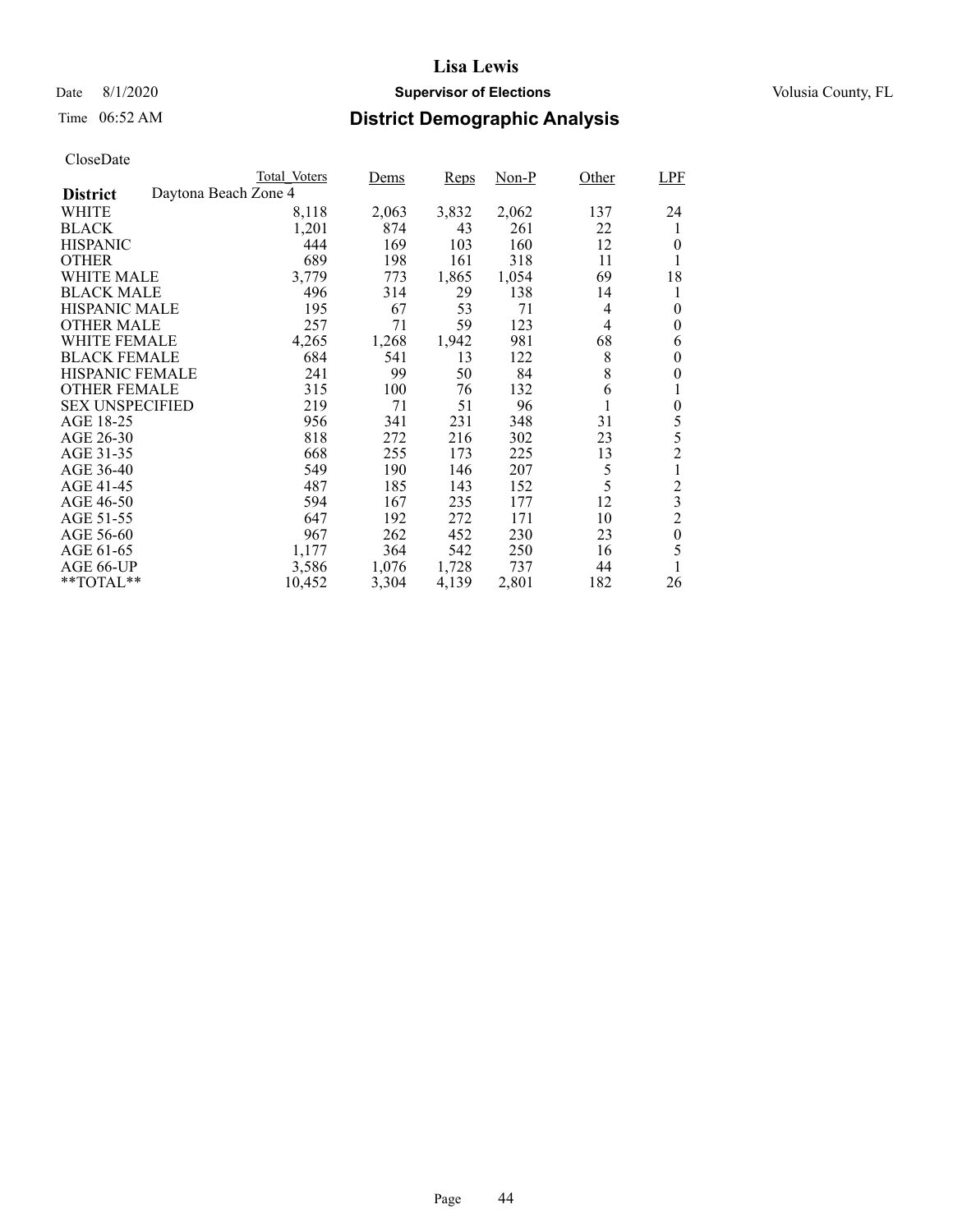CloseDate

| District | Total_Voters | Dems | Reps | Non-P | Other | LPF |
|---|---|---|---|---|---|---|
| **Daytona Beach Zone 4** | | | | | | |
| WHITE | 8,118 | 2,063 | 3,832 | 2,062 | 137 | 24 |
| BLACK | 1,201 | 874 | 43 | 261 | 22 | 1 |
| HISPANIC | 444 | 169 | 103 | 160 | 12 | 0 |
| OTHER | 689 | 198 | 161 | 318 | 11 | 1 |
| WHITE MALE | 3,779 | 773 | 1,865 | 1,054 | 69 | 18 |
| BLACK MALE | 496 | 314 | 29 | 138 | 14 | 1 |
| HISPANIC MALE | 195 | 67 | 53 | 71 | 4 | 0 |
| OTHER MALE | 257 | 71 | 59 | 123 | 4 | 0 |
| WHITE FEMALE | 4,265 | 1,268 | 1,942 | 981 | 68 | 6 |
| BLACK FEMALE | 684 | 541 | 13 | 122 | 8 | 0 |
| HISPANIC FEMALE | 241 | 99 | 50 | 84 | 8 | 0 |
| OTHER FEMALE | 315 | 100 | 76 | 132 | 6 | 1 |
| SEX UNSPECIFIED | 219 | 71 | 51 | 96 | 1 | 0 |
| AGE 18-25 | 956 | 341 | 231 | 348 | 31 | 5 |
| AGE 26-30 | 818 | 272 | 216 | 302 | 23 | 5 |
| AGE 31-35 | 668 | 255 | 173 | 225 | 13 | 2 |
| AGE 36-40 | 549 | 190 | 146 | 207 | 5 | 1 |
| AGE 41-45 | 487 | 185 | 143 | 152 | 5 | 2 |
| AGE 46-50 | 594 | 167 | 235 | 177 | 12 | 3 |
| AGE 51-55 | 647 | 192 | 272 | 171 | 10 | 2 |
| AGE 56-60 | 967 | 262 | 452 | 230 | 23 | 0 |
| AGE 61-65 | 1,177 | 364 | 542 | 250 | 16 | 5 |
| AGE 66-UP | 3,586 | 1,076 | 1,728 | 737 | 44 | 1 |
| **TOTAL** | 10,452 | 3,304 | 4,139 | 2,801 | 182 | 26 |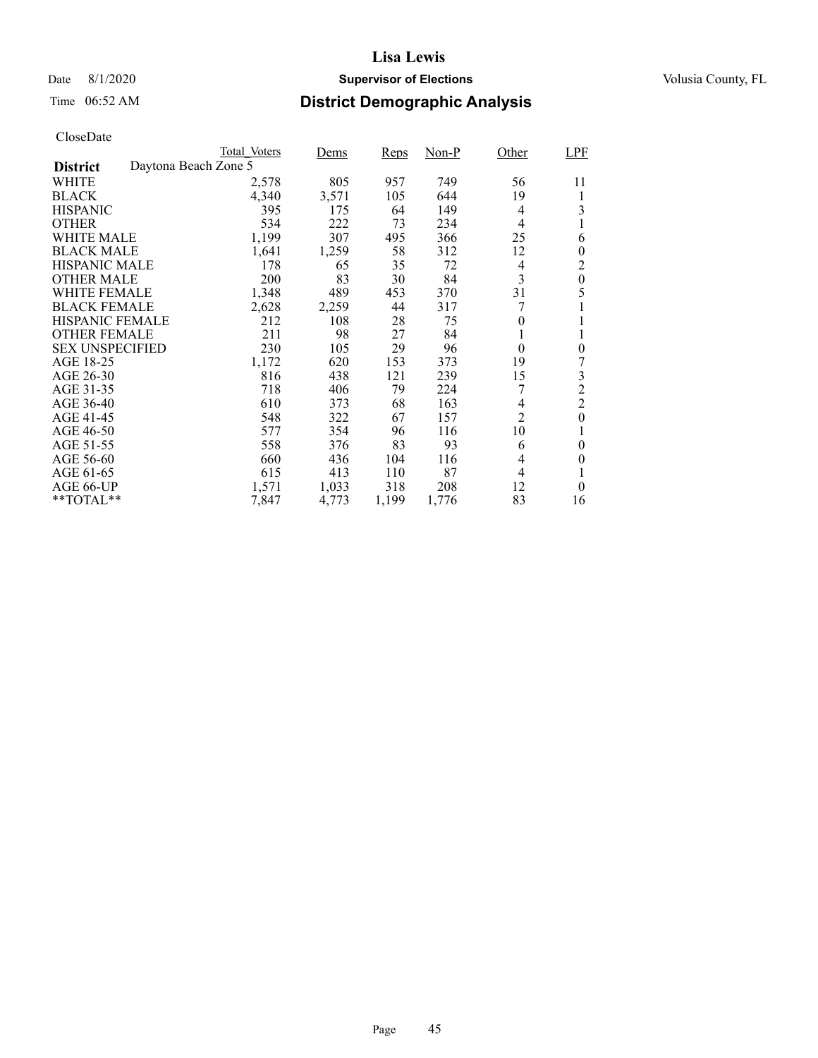# Lisa Lewis

Date 8/1/2020 **Supervisor of Elections** Volusia County, FL

Time 06:52 AM

## District Demographic Analysis

CloseDate

| District | Total_Voters | Dems | Reps | Non-P | Other | LPF |
|---|---|---|---|---|---|---|
| Daytona Beach Zone 5 | | | | | | |
| WHITE | 2,578 | 805 | 957 | 749 | 56 | 11 |
| BLACK | 4,340 | 3,571 | 105 | 644 | 19 | 1 |
| HISPANIC | 395 | 175 | 64 | 149 | 4 | 3 |
| OTHER | 534 | 222 | 73 | 234 | 4 | 1 |
| WHITE MALE | 1,199 | 307 | 495 | 366 | 25 | 6 |
| BLACK MALE | 1,641 | 1,259 | 58 | 312 | 12 | 0 |
| HISPANIC MALE | 178 | 65 | 35 | 72 | 4 | 2 |
| OTHER MALE | 200 | 83 | 30 | 84 | 3 | 0 |
| WHITE FEMALE | 1,348 | 489 | 453 | 370 | 31 | 5 |
| BLACK FEMALE | 2,628 | 2,259 | 44 | 317 | 7 | 1 |
| HISPANIC FEMALE | 212 | 108 | 28 | 75 | 0 | 1 |
| OTHER FEMALE | 211 | 98 | 27 | 84 | 1 | 1 |
| SEX UNSPECIFIED | 230 | 105 | 29 | 96 | 0 | 0 |
| AGE 18-25 | 1,172 | 620 | 153 | 373 | 19 | 7 |
| AGE 26-30 | 816 | 438 | 121 | 239 | 15 | 3 |
| AGE 31-35 | 718 | 406 | 79 | 224 | 7 | 2 |
| AGE 36-40 | 610 | 373 | 68 | 163 | 4 | 2 |
| AGE 41-45 | 548 | 322 | 67 | 157 | 2 | 0 |
| AGE 46-50 | 577 | 354 | 96 | 116 | 10 | 1 |
| AGE 51-55 | 558 | 376 | 83 | 93 | 6 | 0 |
| AGE 56-60 | 660 | 436 | 104 | 116 | 4 | 0 |
| AGE 61-65 | 615 | 413 | 110 | 87 | 4 | 1 |
| AGE 66-UP | 1,571 | 1,033 | 318 | 208 | 12 | 0 |
| **TOTAL** | 7,847 | 4,773 | 1,199 | 1,776 | 83 | 16 |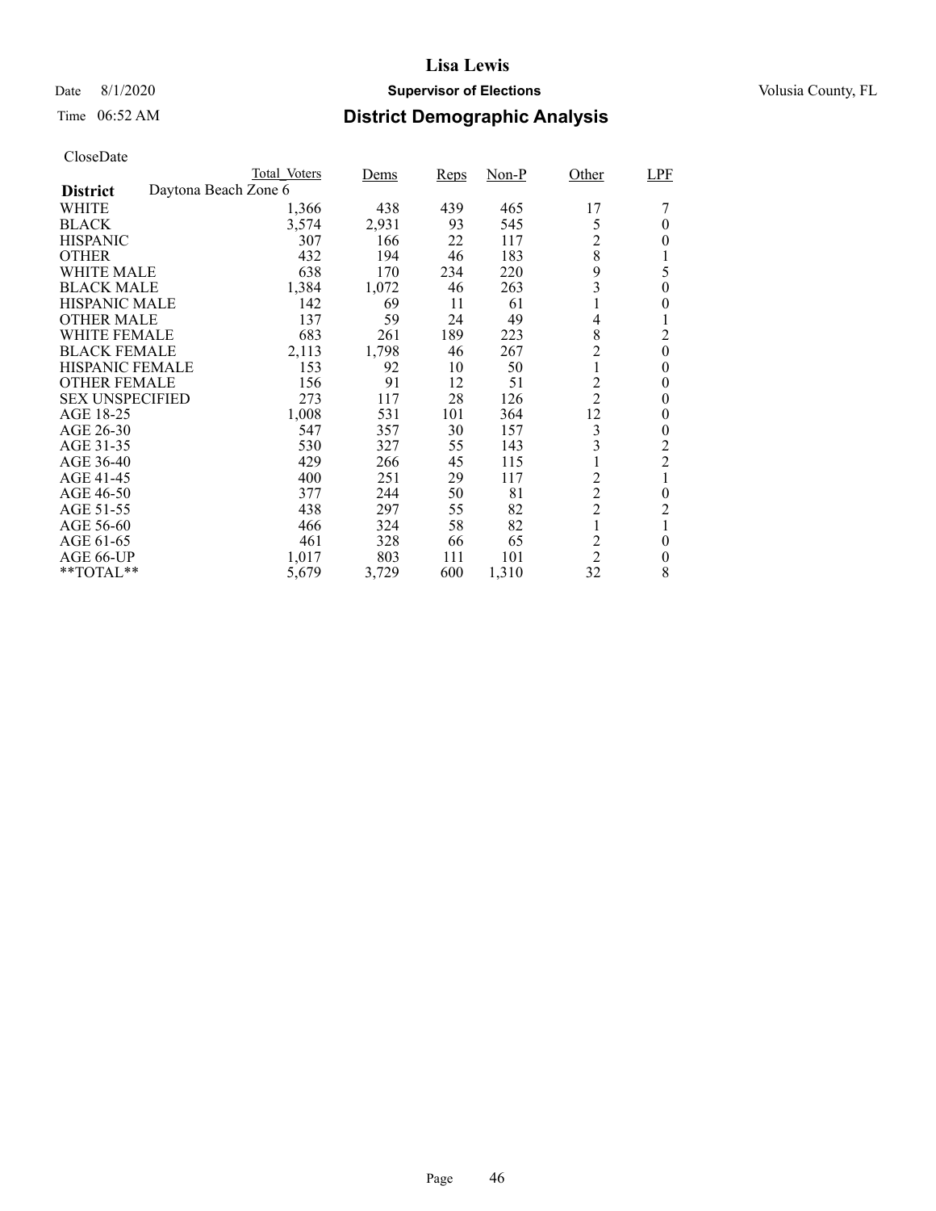# Lisa Lewis

Date 8/1/2020 **Supervisor of Elections** Volusia County, FL

Time 06:52 AM **District Demographic Analysis**

CloseDate

| District: Daytona Beach Zone 6 | Total_Voters | Dems | Reps | Non-P | Other | LPF |
|---|---|---|---|---|---|---|
| WHITE | 1,366 | 438 | 439 | 465 | 17 | 7 |
| BLACK | 3,574 | 2,931 | 93 | 545 | 5 | 0 |
| HISPANIC | 307 | 166 | 22 | 117 | 2 | 0 |
| OTHER | 432 | 194 | 46 | 183 | 8 | 1 |
| WHITE MALE | 638 | 170 | 234 | 220 | 9 | 5 |
| BLACK MALE | 1,384 | 1,072 | 46 | 263 | 3 | 0 |
| HISPANIC MALE | 142 | 69 | 11 | 61 | 1 | 0 |
| OTHER MALE | 137 | 59 | 24 | 49 | 4 | 1 |
| WHITE FEMALE | 683 | 261 | 189 | 223 | 8 | 2 |
| BLACK FEMALE | 2,113 | 1,798 | 46 | 267 | 2 | 0 |
| HISPANIC FEMALE | 153 | 92 | 10 | 50 | 1 | 0 |
| OTHER FEMALE | 156 | 91 | 12 | 51 | 2 | 0 |
| SEX UNSPECIFIED | 273 | 117 | 28 | 126 | 2 | 0 |
| AGE 18-25 | 1,008 | 531 | 101 | 364 | 12 | 0 |
| AGE 26-30 | 547 | 357 | 30 | 157 | 3 | 0 |
| AGE 31-35 | 530 | 327 | 55 | 143 | 3 | 2 |
| AGE 36-40 | 429 | 266 | 45 | 115 | 1 | 2 |
| AGE 41-45 | 400 | 251 | 29 | 117 | 2 | 1 |
| AGE 46-50 | 377 | 244 | 50 | 81 | 2 | 0 |
| AGE 51-55 | 438 | 297 | 55 | 82 | 2 | 2 |
| AGE 56-60 | 466 | 324 | 58 | 82 | 1 | 1 |
| AGE 61-65 | 461 | 328 | 66 | 65 | 2 | 0 |
| AGE 66-UP | 1,017 | 803 | 111 | 101 | 2 | 0 |
| **TOTAL** | 5,679 | 3,729 | 600 | 1,310 | 32 | 8 |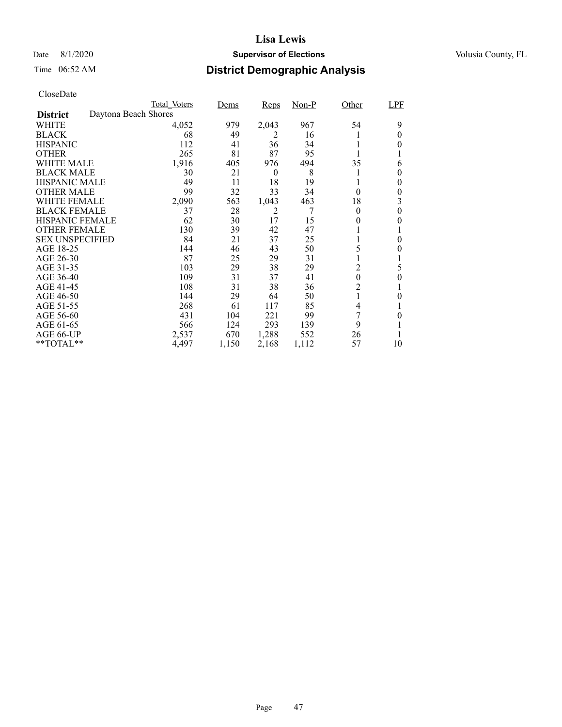# Lisa Lewis

Date 8/1/2020 | **Supervisor of Elections** | Volusia County, FL

Time 06:52 AM

## District Demographic Analysis

CloseDate

| **District** Daytona Beach Shores | Total_Voters | Dems | Reps | Non-P | Other | LPF |
|---|---|---|---|---|---|---|
| WHITE | 4,052 | 979 | 2,043 | 967 | 54 | 9 |
| BLACK | 68 | 49 | 2 | 16 | 1 | 0 |
| HISPANIC | 112 | 41 | 36 | 34 | 1 | 0 |
| OTHER | 265 | 81 | 87 | 95 | 1 | 1 |
| WHITE MALE | 1,916 | 405 | 976 | 494 | 35 | 6 |
| BLACK MALE | 30 | 21 | 0 | 8 | 1 | 0 |
| HISPANIC MALE | 49 | 11 | 18 | 19 | 1 | 0 |
| OTHER MALE | 99 | 32 | 33 | 34 | 0 | 0 |
| WHITE FEMALE | 2,090 | 563 | 1,043 | 463 | 18 | 3 |
| BLACK FEMALE | 37 | 28 | 2 | 7 | 0 | 0 |
| HISPANIC FEMALE | 62 | 30 | 17 | 15 | 0 | 0 |
| OTHER FEMALE | 130 | 39 | 42 | 47 | 1 | 1 |
| SEX UNSPECIFIED | 84 | 21 | 37 | 25 | 1 | 0 |
| AGE 18-25 | 144 | 46 | 43 | 50 | 5 | 0 |
| AGE 26-30 | 87 | 25 | 29 | 31 | 1 | 1 |
| AGE 31-35 | 103 | 29 | 38 | 29 | 2 | 5 |
| AGE 36-40 | 109 | 31 | 37 | 41 | 0 | 0 |
| AGE 41-45 | 108 | 31 | 38 | 36 | 2 | 1 |
| AGE 46-50 | 144 | 29 | 64 | 50 | 1 | 0 |
| AGE 51-55 | 268 | 61 | 117 | 85 | 4 | 1 |
| AGE 56-60 | 431 | 104 | 221 | 99 | 7 | 0 |
| AGE 61-65 | 566 | 124 | 293 | 139 | 9 | 1 |
| AGE 66-UP | 2,537 | 670 | 1,288 | 552 | 26 | 1 |
| **TOTAL** | 4,497 | 1,150 | 2,168 | 1,112 | 57 | 10 |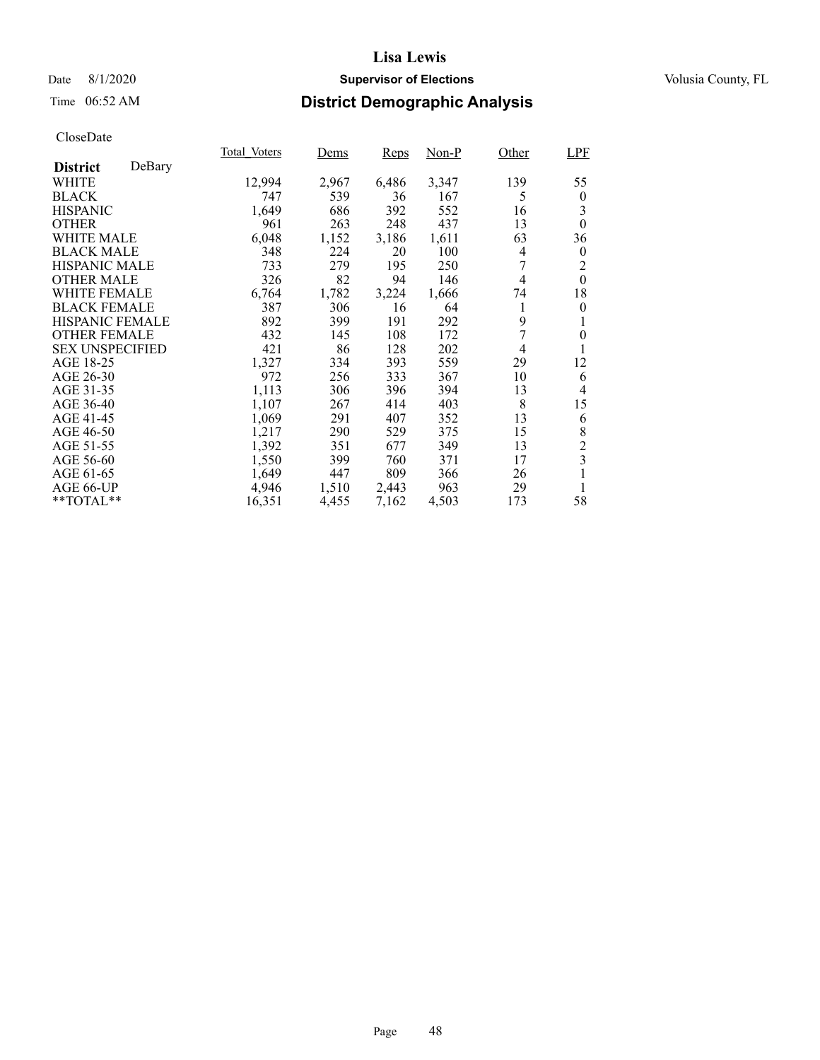# Lisa Lewis

Date 8/1/2020 **Supervisor of Elections** Volusia County, FL

Time 06:52 AM **District Demographic Analysis**

CloseDate

| **District** DeBary | Total_Voters | Dems | Reps | Non-P | Other | LPF |
|---|---|---|---|---|---|---|
| WHITE | 12,994 | 2,967 | 6,486 | 3,347 | 139 | 55 |
| BLACK | 747 | 539 | 36 | 167 | 5 | 0 |
| HISPANIC | 1,649 | 686 | 392 | 552 | 16 | 3 |
| OTHER | 961 | 263 | 248 | 437 | 13 | 0 |
| WHITE MALE | 6,048 | 1,152 | 3,186 | 1,611 | 63 | 36 |
| BLACK MALE | 348 | 224 | 20 | 100 | 4 | 0 |
| HISPANIC MALE | 733 | 279 | 195 | 250 | 7 | 2 |
| OTHER MALE | 326 | 82 | 94 | 146 | 4 | 0 |
| WHITE FEMALE | 6,764 | 1,782 | 3,224 | 1,666 | 74 | 18 |
| BLACK FEMALE | 387 | 306 | 16 | 64 | 1 | 0 |
| HISPANIC FEMALE | 892 | 399 | 191 | 292 | 9 | 1 |
| OTHER FEMALE | 432 | 145 | 108 | 172 | 7 | 0 |
| SEX UNSPECIFIED | 421 | 86 | 128 | 202 | 4 | 1 |
| AGE 18-25 | 1,327 | 334 | 393 | 559 | 29 | 12 |
| AGE 26-30 | 972 | 256 | 333 | 367 | 10 | 6 |
| AGE 31-35 | 1,113 | 306 | 396 | 394 | 13 | 4 |
| AGE 36-40 | 1,107 | 267 | 414 | 403 | 8 | 15 |
| AGE 41-45 | 1,069 | 291 | 407 | 352 | 13 | 6 |
| AGE 46-50 | 1,217 | 290 | 529 | 375 | 15 | 8 |
| AGE 51-55 | 1,392 | 351 | 677 | 349 | 13 | 2 |
| AGE 56-60 | 1,550 | 399 | 760 | 371 | 17 | 3 |
| AGE 61-65 | 1,649 | 447 | 809 | 366 | 26 | 1 |
| AGE 66-UP | 4,946 | 1,510 | 2,443 | 963 | 29 | 1 |
| **TOTAL** | 16,351 | 4,455 | 7,162 | 4,503 | 173 | 58 |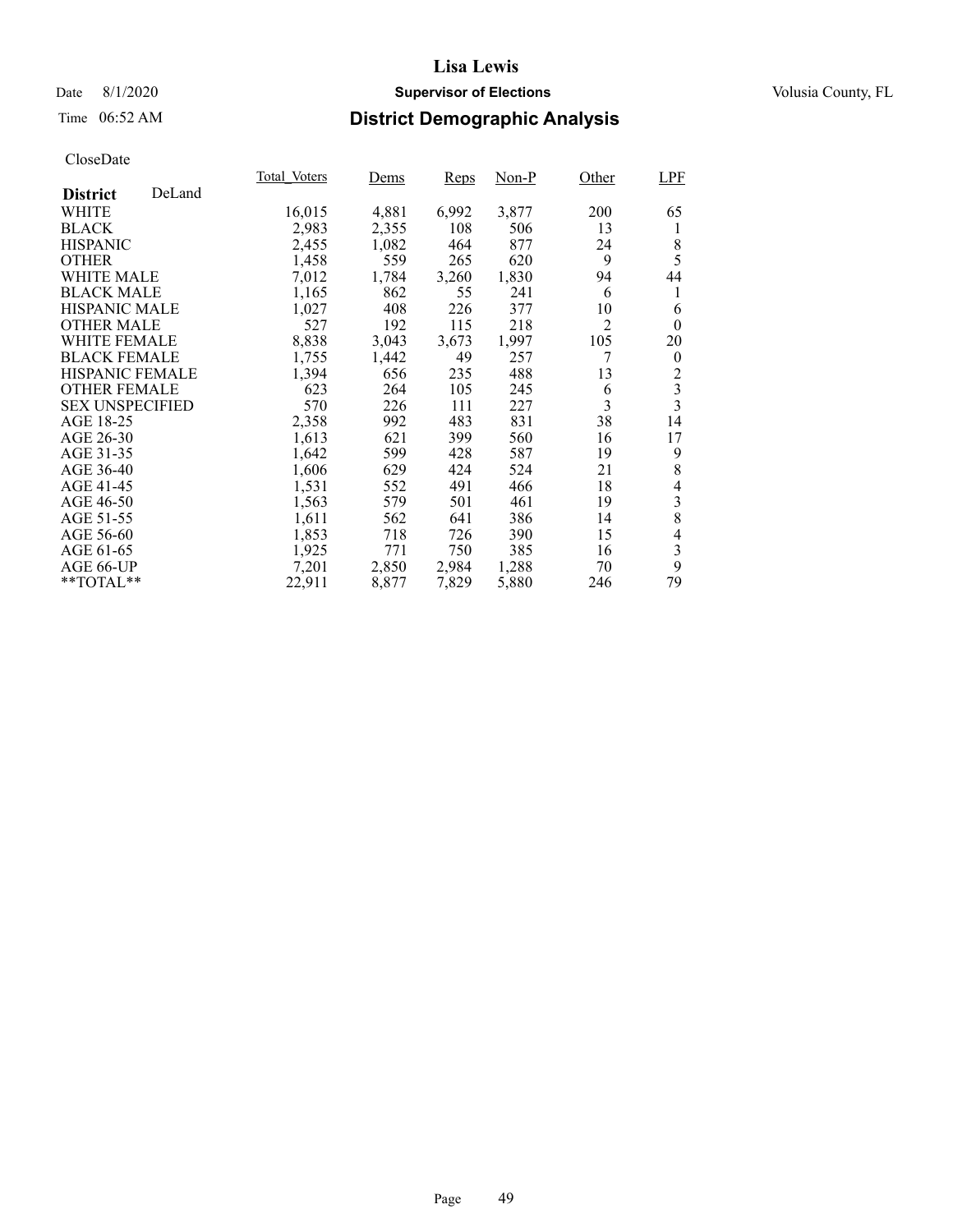# Lisa Lewis

Date 8/1/2020 **Supervisor of Elections** Volusia County, FL

Time 06:52 AM **District Demographic Analysis**

CloseDate

| **District** DeLand | Total_Voters | Dems | Reps | Non-P | Other | LPF |
|---|---|---|---|---|---|---|
| WHITE | 16,015 | 4,881 | 6,992 | 3,877 | 200 | 65 |
| BLACK | 2,983 | 2,355 | 108 | 506 | 13 | 1 |
| HISPANIC | 2,455 | 1,082 | 464 | 877 | 24 | 8 |
| OTHER | 1,458 | 559 | 265 | 620 | 9 | 5 |
| WHITE MALE | 7,012 | 1,784 | 3,260 | 1,830 | 94 | 44 |
| BLACK MALE | 1,165 | 862 | 55 | 241 | 6 | 1 |
| HISPANIC MALE | 1,027 | 408 | 226 | 377 | 10 | 6 |
| OTHER MALE | 527 | 192 | 115 | 218 | 2 | 0 |
| WHITE FEMALE | 8,838 | 3,043 | 3,673 | 1,997 | 105 | 20 |
| BLACK FEMALE | 1,755 | 1,442 | 49 | 257 | 7 | 0 |
| HISPANIC FEMALE | 1,394 | 656 | 235 | 488 | 13 | 2 |
| OTHER FEMALE | 623 | 264 | 105 | 245 | 6 | 3 |
| SEX UNSPECIFIED | 570 | 226 | 111 | 227 | 3 | 3 |
| AGE 18-25 | 2,358 | 992 | 483 | 831 | 38 | 14 |
| AGE 26-30 | 1,613 | 621 | 399 | 560 | 16 | 17 |
| AGE 31-35 | 1,642 | 599 | 428 | 587 | 19 | 9 |
| AGE 36-40 | 1,606 | 629 | 424 | 524 | 21 | 8 |
| AGE 41-45 | 1,531 | 552 | 491 | 466 | 18 | 4 |
| AGE 46-50 | 1,563 | 579 | 501 | 461 | 19 | 3 |
| AGE 51-55 | 1,611 | 562 | 641 | 386 | 14 | 8 |
| AGE 56-60 | 1,853 | 718 | 726 | 390 | 15 | 4 |
| AGE 61-65 | 1,925 | 771 | 750 | 385 | 16 | 3 |
| AGE 66-UP | 7,201 | 2,850 | 2,984 | 1,288 | 70 | 9 |
| **TOTAL** | 22,911 | 8,877 | 7,829 | 5,880 | 246 | 79 |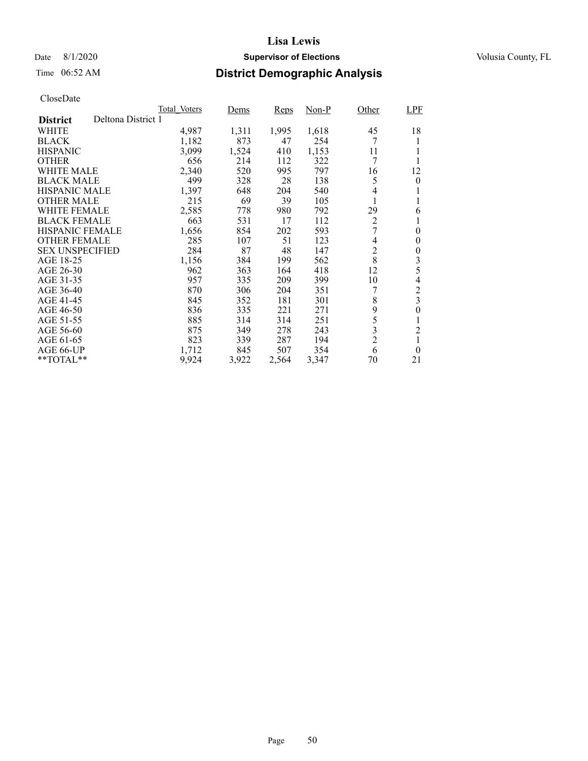# Lisa Lewis

Date 8/1/2020 **Supervisor of Elections** Volusia County, FL

Time 06:52 AM **District Demographic Analysis**

CloseDate

| **District** Deltona District 1 | Total_Voters | Dems | Reps | Non-P | Other | LPF |
|---|---|---|---|---|---|---|
| WHITE | 4,987 | 1,311 | 1,995 | 1,618 | 45 | 18 |
| BLACK | 1,182 | 873 | 47 | 254 | 7 | 1 |
| HISPANIC | 3,099 | 1,524 | 410 | 1,153 | 11 | 1 |
| OTHER | 656 | 214 | 112 | 322 | 7 | 1 |
| WHITE MALE | 2,340 | 520 | 995 | 797 | 16 | 12 |
| BLACK MALE | 499 | 328 | 28 | 138 | 5 | 0 |
| HISPANIC MALE | 1,397 | 648 | 204 | 540 | 4 | 1 |
| OTHER MALE | 215 | 69 | 39 | 105 | 1 | 1 |
| WHITE FEMALE | 2,585 | 778 | 980 | 792 | 29 | 6 |
| BLACK FEMALE | 663 | 531 | 17 | 112 | 2 | 1 |
| HISPANIC FEMALE | 1,656 | 854 | 202 | 593 | 7 | 0 |
| OTHER FEMALE | 285 | 107 | 51 | 123 | 4 | 0 |
| SEX UNSPECIFIED | 284 | 87 | 48 | 147 | 2 | 0 |
| AGE 18-25 | 1,156 | 384 | 199 | 562 | 8 | 3 |
| AGE 26-30 | 962 | 363 | 164 | 418 | 12 | 5 |
| AGE 31-35 | 957 | 335 | 209 | 399 | 10 | 4 |
| AGE 36-40 | 870 | 306 | 204 | 351 | 7 | 2 |
| AGE 41-45 | 845 | 352 | 181 | 301 | 8 | 3 |
| AGE 46-50 | 836 | 335 | 221 | 271 | 9 | 0 |
| AGE 51-55 | 885 | 314 | 314 | 251 | 5 | 1 |
| AGE 56-60 | 875 | 349 | 278 | 243 | 3 | 2 |
| AGE 61-65 | 823 | 339 | 287 | 194 | 2 | 1 |
| AGE 66-UP | 1,712 | 845 | 507 | 354 | 6 | 0 |
| **TOTAL** | 9,924 | 3,922 | 2,564 | 3,347 | 70 | 21 |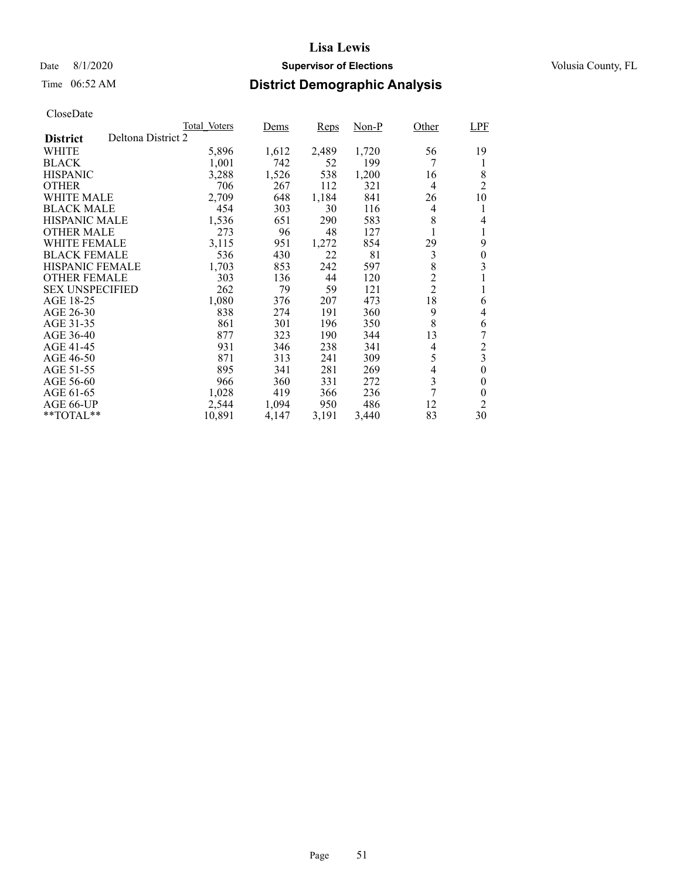# Lisa Lewis

Date 8/1/2020 **Supervisor of Elections** Volusia County, FL

Time 06:52 AM **District Demographic Analysis**

CloseDate

| | Total_Voters | Dems | Reps | Non-P | Other | LPF |
|---|---|---|---|---|---|---|
| **District** Deltona District 2 | | | | | | |
| WHITE | 5,896 | 1,612 | 2,489 | 1,720 | 56 | 19 |
| BLACK | 1,001 | 742 | 52 | 199 | 7 | 1 |
| HISPANIC | 3,288 | 1,526 | 538 | 1,200 | 16 | 8 |
| OTHER | 706 | 267 | 112 | 321 | 4 | 2 |
| WHITE MALE | 2,709 | 648 | 1,184 | 841 | 26 | 10 |
| BLACK MALE | 454 | 303 | 30 | 116 | 4 | 1 |
| HISPANIC MALE | 1,536 | 651 | 290 | 583 | 8 | 4 |
| OTHER MALE | 273 | 96 | 48 | 127 | 1 | 1 |
| WHITE FEMALE | 3,115 | 951 | 1,272 | 854 | 29 | 9 |
| BLACK FEMALE | 536 | 430 | 22 | 81 | 3 | 0 |
| HISPANIC FEMALE | 1,703 | 853 | 242 | 597 | 8 | 3 |
| OTHER FEMALE | 303 | 136 | 44 | 120 | 2 | 1 |
| SEX UNSPECIFIED | 262 | 79 | 59 | 121 | 2 | 1 |
| AGE 18-25 | 1,080 | 376 | 207 | 473 | 18 | 6 |
| AGE 26-30 | 838 | 274 | 191 | 360 | 9 | 4 |
| AGE 31-35 | 861 | 301 | 196 | 350 | 8 | 6 |
| AGE 36-40 | 877 | 323 | 190 | 344 | 13 | 7 |
| AGE 41-45 | 931 | 346 | 238 | 341 | 4 | 2 |
| AGE 46-50 | 871 | 313 | 241 | 309 | 5 | 3 |
| AGE 51-55 | 895 | 341 | 281 | 269 | 4 | 0 |
| AGE 56-60 | 966 | 360 | 331 | 272 | 3 | 0 |
| AGE 61-65 | 1,028 | 419 | 366 | 236 | 7 | 0 |
| AGE 66-UP | 2,544 | 1,094 | 950 | 486 | 12 | 2 |
| **TOTAL** | 10,891 | 4,147 | 3,191 | 3,440 | 83 | 30 |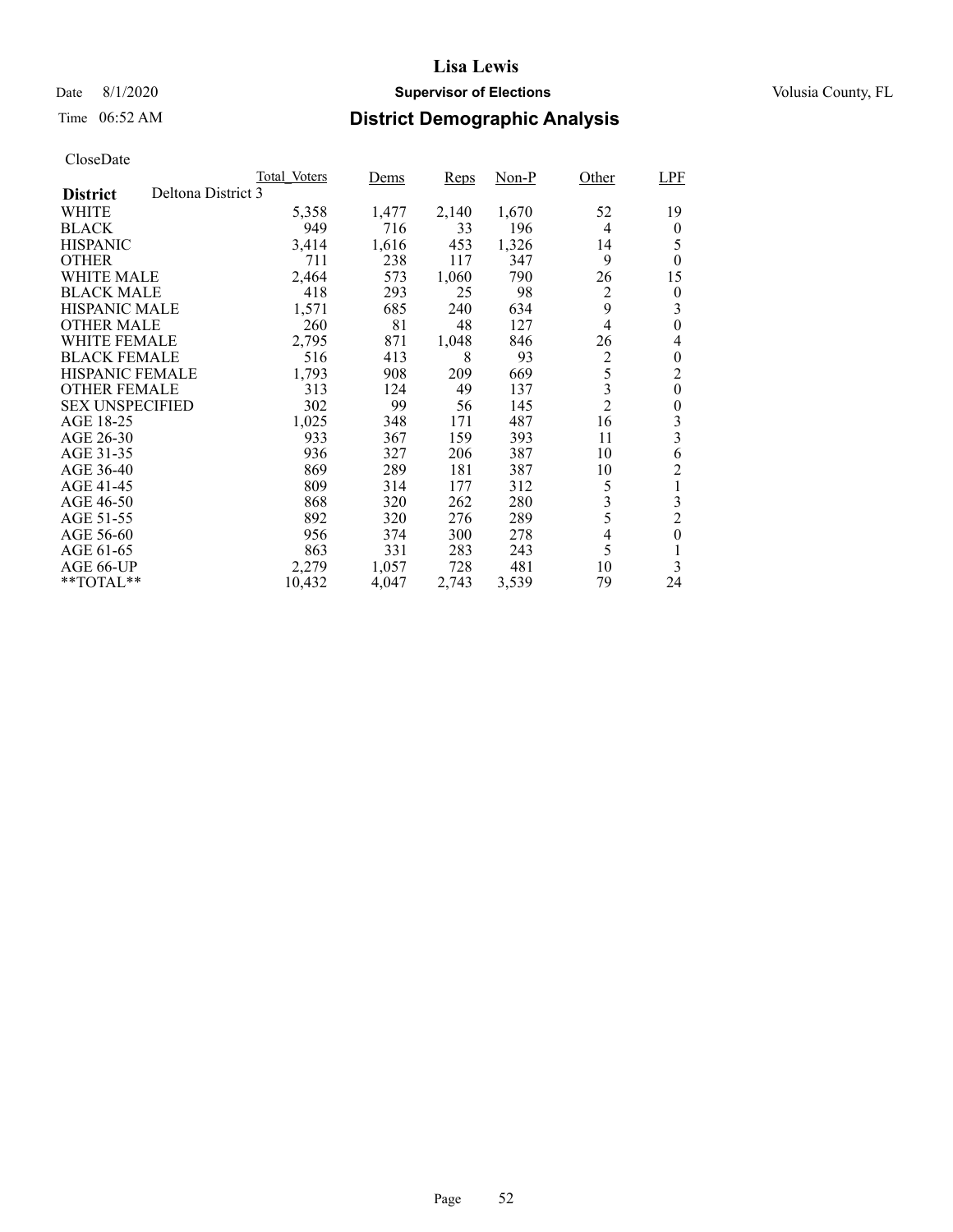# Lisa Lewis

Date 8/1/2020 **Supervisor of Elections** Volusia County, FL

Time 06:52 AM **District Demographic Analysis**

CloseDate

| **District** Deltona District 3 | Total_Voters | Dems | Reps | Non-P | Other | LPF |
|---|---|---|---|---|---|---|
| WHITE | 5,358 | 1,477 | 2,140 | 1,670 | 52 | 19 |
| BLACK | 949 | 716 | 33 | 196 | 4 | 0 |
| HISPANIC | 3,414 | 1,616 | 453 | 1,326 | 14 | 5 |
| OTHER | 711 | 238 | 117 | 347 | 9 | 0 |
| WHITE MALE | 2,464 | 573 | 1,060 | 790 | 26 | 15 |
| BLACK MALE | 418 | 293 | 25 | 98 | 2 | 0 |
| HISPANIC MALE | 1,571 | 685 | 240 | 634 | 9 | 3 |
| OTHER MALE | 260 | 81 | 48 | 127 | 4 | 0 |
| WHITE FEMALE | 2,795 | 871 | 1,048 | 846 | 26 | 4 |
| BLACK FEMALE | 516 | 413 | 8 | 93 | 2 | 0 |
| HISPANIC FEMALE | 1,793 | 908 | 209 | 669 | 5 | 2 |
| OTHER FEMALE | 313 | 124 | 49 | 137 | 3 | 0 |
| SEX UNSPECIFIED | 302 | 99 | 56 | 145 | 2 | 0 |
| AGE 18-25 | 1,025 | 348 | 171 | 487 | 16 | 3 |
| AGE 26-30 | 933 | 367 | 159 | 393 | 11 | 3 |
| AGE 31-35 | 936 | 327 | 206 | 387 | 10 | 6 |
| AGE 36-40 | 869 | 289 | 181 | 387 | 10 | 2 |
| AGE 41-45 | 809 | 314 | 177 | 312 | 5 | 1 |
| AGE 46-50 | 868 | 320 | 262 | 280 | 3 | 3 |
| AGE 51-55 | 892 | 320 | 276 | 289 | 5 | 2 |
| AGE 56-60 | 956 | 374 | 300 | 278 | 4 | 0 |
| AGE 61-65 | 863 | 331 | 283 | 243 | 5 | 1 |
| AGE 66-UP | 2,279 | 1,057 | 728 | 481 | 10 | 3 |
| **TOTAL** | 10,432 | 4,047 | 2,743 | 3,539 | 79 | 24 |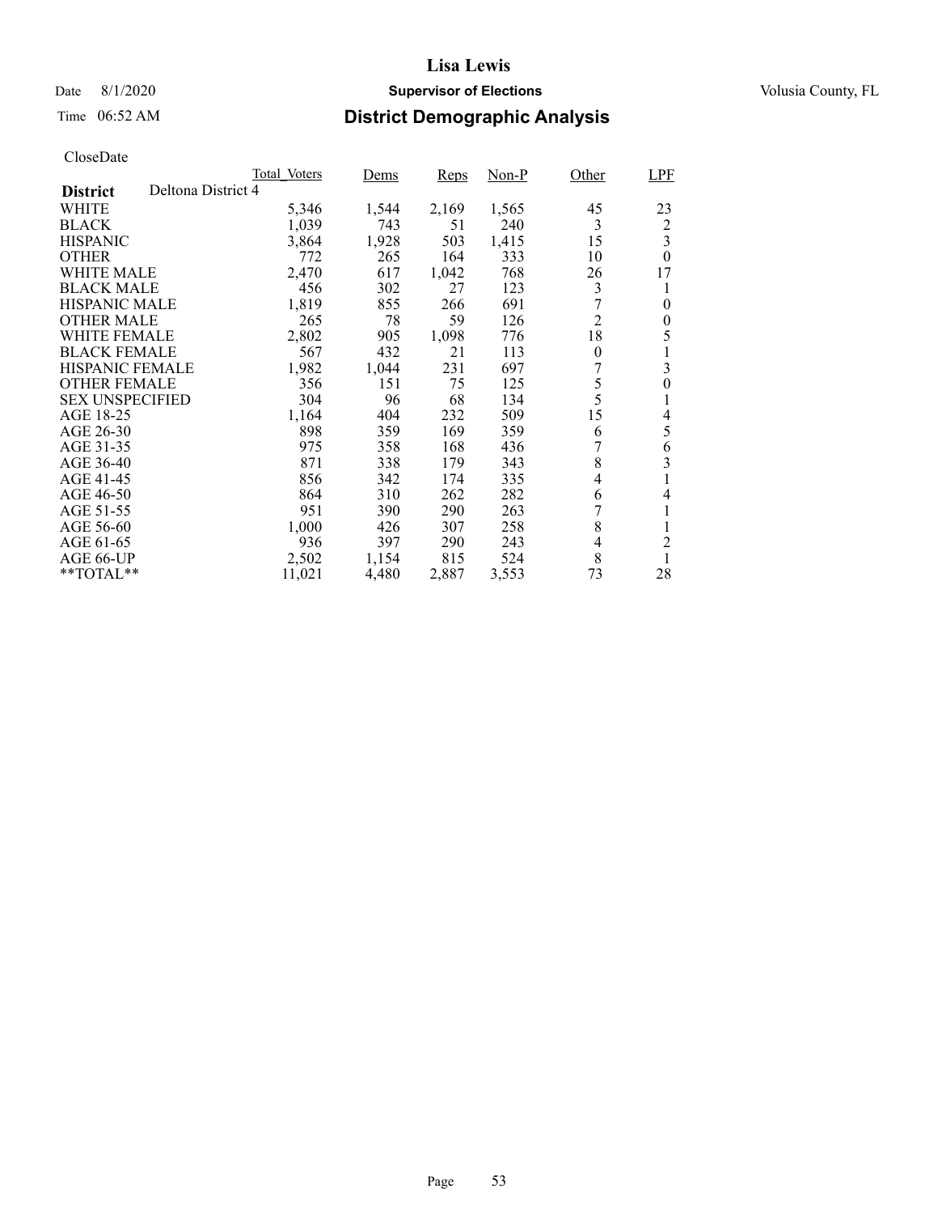# Lisa Lewis

Date 8/1/2020 **Supervisor of Elections** Volusia County, FL

Time 06:52 AM **District Demographic Analysis**

CloseDate

| District | Total_Voters | Dems | Reps | Non-P | Other | LPF |
|---|---|---|---|---|---|---|
| **District** Deltona District 4 | | | | | | |
| WHITE | 5,346 | 1,544 | 2,169 | 1,565 | 45 | 23 |
| BLACK | 1,039 | 743 | 51 | 240 | 3 | 2 |
| HISPANIC | 3,864 | 1,928 | 503 | 1,415 | 15 | 3 |
| OTHER | 772 | 265 | 164 | 333 | 10 | 0 |
| WHITE MALE | 2,470 | 617 | 1,042 | 768 | 26 | 17 |
| BLACK MALE | 456 | 302 | 27 | 123 | 3 | 1 |
| HISPANIC MALE | 1,819 | 855 | 266 | 691 | 7 | 0 |
| OTHER MALE | 265 | 78 | 59 | 126 | 2 | 0 |
| WHITE FEMALE | 2,802 | 905 | 1,098 | 776 | 18 | 5 |
| BLACK FEMALE | 567 | 432 | 21 | 113 | 0 | 1 |
| HISPANIC FEMALE | 1,982 | 1,044 | 231 | 697 | 7 | 3 |
| OTHER FEMALE | 356 | 151 | 75 | 125 | 5 | 0 |
| SEX UNSPECIFIED | 304 | 96 | 68 | 134 | 5 | 1 |
| AGE 18-25 | 1,164 | 404 | 232 | 509 | 15 | 4 |
| AGE 26-30 | 898 | 359 | 169 | 359 | 6 | 5 |
| AGE 31-35 | 975 | 358 | 168 | 436 | 7 | 6 |
| AGE 36-40 | 871 | 338 | 179 | 343 | 8 | 3 |
| AGE 41-45 | 856 | 342 | 174 | 335 | 4 | 1 |
| AGE 46-50 | 864 | 310 | 262 | 282 | 6 | 4 |
| AGE 51-55 | 951 | 390 | 290 | 263 | 7 | 1 |
| AGE 56-60 | 1,000 | 426 | 307 | 258 | 8 | 1 |
| AGE 61-65 | 936 | 397 | 290 | 243 | 4 | 2 |
| AGE 66-UP | 2,502 | 1,154 | 815 | 524 | 8 | 1 |
| **TOTAL** | 11,021 | 4,480 | 2,887 | 3,553 | 73 | 28 |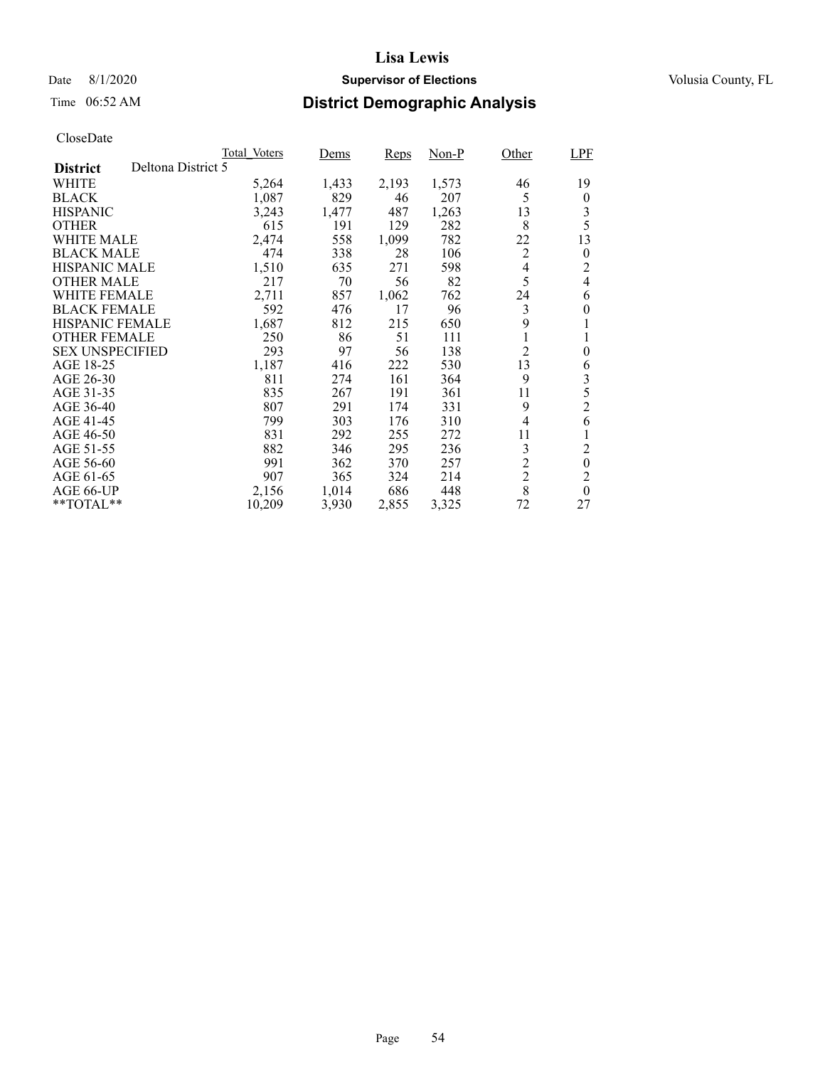# Lisa Lewis

Date 8/1/2020 **Supervisor of Elections** Volusia County, FL

Time 06:52 AM **District Demographic Analysis**

CloseDate

| | Total_Voters | Dems | Reps | Non-P | Other | LPF |
|---|---|---|---|---|---|---|
| **District** Deltona District 5 | | | | | | |
| WHITE | 5,264 | 1,433 | 2,193 | 1,573 | 46 | 19 |
| BLACK | 1,087 | 829 | 46 | 207 | 5 | 0 |
| HISPANIC | 3,243 | 1,477 | 487 | 1,263 | 13 | 3 |
| OTHER | 615 | 191 | 129 | 282 | 8 | 5 |
| WHITE MALE | 2,474 | 558 | 1,099 | 782 | 22 | 13 |
| BLACK MALE | 474 | 338 | 28 | 106 | 2 | 0 |
| HISPANIC MALE | 1,510 | 635 | 271 | 598 | 4 | 2 |
| OTHER MALE | 217 | 70 | 56 | 82 | 5 | 4 |
| WHITE FEMALE | 2,711 | 857 | 1,062 | 762 | 24 | 6 |
| BLACK FEMALE | 592 | 476 | 17 | 96 | 3 | 0 |
| HISPANIC FEMALE | 1,687 | 812 | 215 | 650 | 9 | 1 |
| OTHER FEMALE | 250 | 86 | 51 | 111 | 1 | 1 |
| SEX UNSPECIFIED | 293 | 97 | 56 | 138 | 2 | 0 |
| AGE 18-25 | 1,187 | 416 | 222 | 530 | 13 | 6 |
| AGE 26-30 | 811 | 274 | 161 | 364 | 9 | 3 |
| AGE 31-35 | 835 | 267 | 191 | 361 | 11 | 5 |
| AGE 36-40 | 807 | 291 | 174 | 331 | 9 | 2 |
| AGE 41-45 | 799 | 303 | 176 | 310 | 4 | 6 |
| AGE 46-50 | 831 | 292 | 255 | 272 | 11 | 1 |
| AGE 51-55 | 882 | 346 | 295 | 236 | 3 | 2 |
| AGE 56-60 | 991 | 362 | 370 | 257 | 2 | 0 |
| AGE 61-65 | 907 | 365 | 324 | 214 | 2 | 2 |
| AGE 66-UP | 2,156 | 1,014 | 686 | 448 | 8 | 0 |
| **TOTAL** | 10,209 | 3,930 | 2,855 | 3,325 | 72 | 27 |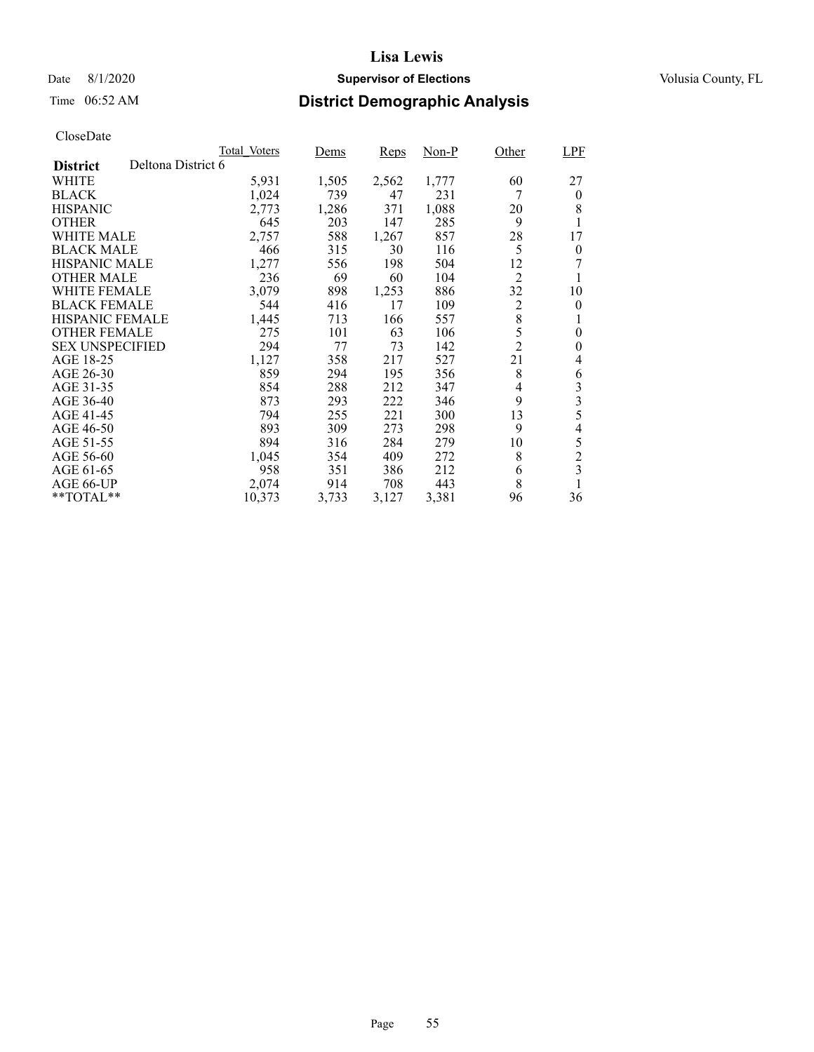# Lisa Lewis

Date 8/1/2020 **Supervisor of Elections** Volusia County, FL

Time 06:52 AM **District Demographic Analysis**

CloseDate

| | Total_Voters | Dems | Reps | Non-P | Other | LPF |
|---|---|---|---|---|---|---|
| **District** Deltona District 6 | | | | | | |
| WHITE | 5,931 | 1,505 | 2,562 | 1,777 | 60 | 27 |
| BLACK | 1,024 | 739 | 47 | 231 | 7 | 0 |
| HISPANIC | 2,773 | 1,286 | 371 | 1,088 | 20 | 8 |
| OTHER | 645 | 203 | 147 | 285 | 9 | 1 |
| WHITE MALE | 2,757 | 588 | 1,267 | 857 | 28 | 17 |
| BLACK MALE | 466 | 315 | 30 | 116 | 5 | 0 |
| HISPANIC MALE | 1,277 | 556 | 198 | 504 | 12 | 7 |
| OTHER MALE | 236 | 69 | 60 | 104 | 2 | 1 |
| WHITE FEMALE | 3,079 | 898 | 1,253 | 886 | 32 | 10 |
| BLACK FEMALE | 544 | 416 | 17 | 109 | 2 | 0 |
| HISPANIC FEMALE | 1,445 | 713 | 166 | 557 | 8 | 1 |
| OTHER FEMALE | 275 | 101 | 63 | 106 | 5 | 0 |
| SEX UNSPECIFIED | 294 | 77 | 73 | 142 | 2 | 0 |
| AGE 18-25 | 1,127 | 358 | 217 | 527 | 21 | 4 |
| AGE 26-30 | 859 | 294 | 195 | 356 | 8 | 6 |
| AGE 31-35 | 854 | 288 | 212 | 347 | 4 | 3 |
| AGE 36-40 | 873 | 293 | 222 | 346 | 9 | 3 |
| AGE 41-45 | 794 | 255 | 221 | 300 | 13 | 5 |
| AGE 46-50 | 893 | 309 | 273 | 298 | 9 | 4 |
| AGE 51-55 | 894 | 316 | 284 | 279 | 10 | 5 |
| AGE 56-60 | 1,045 | 354 | 409 | 272 | 8 | 2 |
| AGE 61-65 | 958 | 351 | 386 | 212 | 6 | 3 |
| AGE 66-UP | 2,074 | 914 | 708 | 443 | 8 | 1 |
| **TOTAL** | 10,373 | 3,733 | 3,127 | 3,381 | 96 | 36 |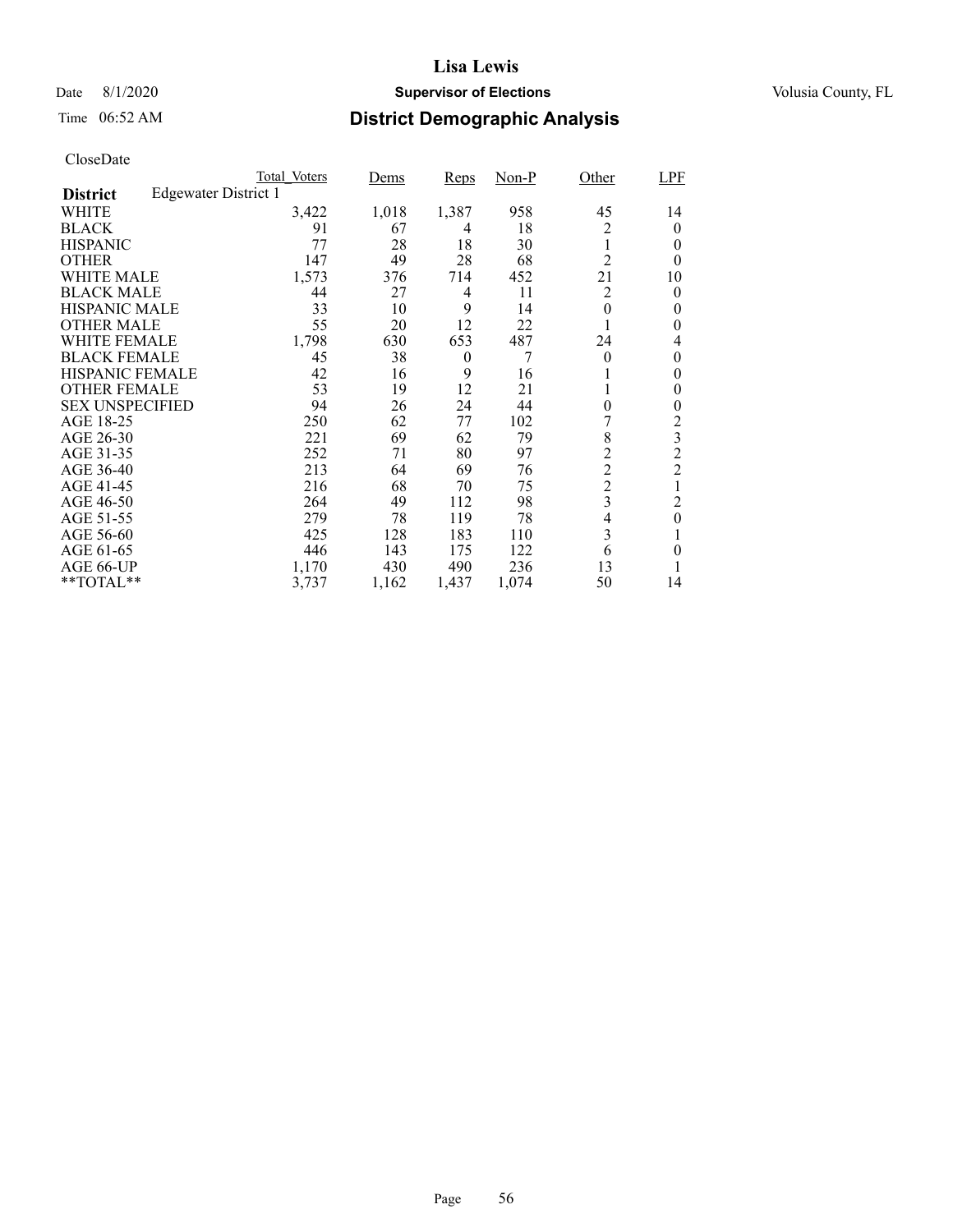Lisa Lewis

Date 8/1/2020 **Supervisor of Elections** Volusia County, FL

Time 06:52 AM **District Demographic Analysis**

CloseDate

| **District** Edgewater District 1 | Total_Voters | Dems | Reps | Non-P | Other | LPF |
|---|---|---|---|---|---|---|
| WHITE | 3,422 | 1,018 | 1,387 | 958 | 45 | 14 |
| BLACK | 91 | 67 | 4 | 18 | 2 | 0 |
| HISPANIC | 77 | 28 | 18 | 30 | 1 | 0 |
| OTHER | 147 | 49 | 28 | 68 | 2 | 0 |
| WHITE MALE | 1,573 | 376 | 714 | 452 | 21 | 10 |
| BLACK MALE | 44 | 27 | 4 | 11 | 2 | 0 |
| HISPANIC MALE | 33 | 10 | 9 | 14 | 0 | 0 |
| OTHER MALE | 55 | 20 | 12 | 22 | 1 | 0 |
| WHITE FEMALE | 1,798 | 630 | 653 | 487 | 24 | 4 |
| BLACK FEMALE | 45 | 38 | 0 | 7 | 0 | 0 |
| HISPANIC FEMALE | 42 | 16 | 9 | 16 | 1 | 0 |
| OTHER FEMALE | 53 | 19 | 12 | 21 | 1 | 0 |
| SEX UNSPECIFIED | 94 | 26 | 24 | 44 | 0 | 0 |
| AGE 18-25 | 250 | 62 | 77 | 102 | 7 | 2 |
| AGE 26-30 | 221 | 69 | 62 | 79 | 8 | 3 |
| AGE 31-35 | 252 | 71 | 80 | 97 | 2 | 2 |
| AGE 36-40 | 213 | 64 | 69 | 76 | 2 | 2 |
| AGE 41-45 | 216 | 68 | 70 | 75 | 2 | 1 |
| AGE 46-50 | 264 | 49 | 112 | 98 | 3 | 2 |
| AGE 51-55 | 279 | 78 | 119 | 78 | 4 | 0 |
| AGE 56-60 | 425 | 128 | 183 | 110 | 3 | 1 |
| AGE 61-65 | 446 | 143 | 175 | 122 | 6 | 0 |
| AGE 66-UP | 1,170 | 430 | 490 | 236 | 13 | 1 |
| **TOTAL** | 3,737 | 1,162 | 1,437 | 1,074 | 50 | 14 |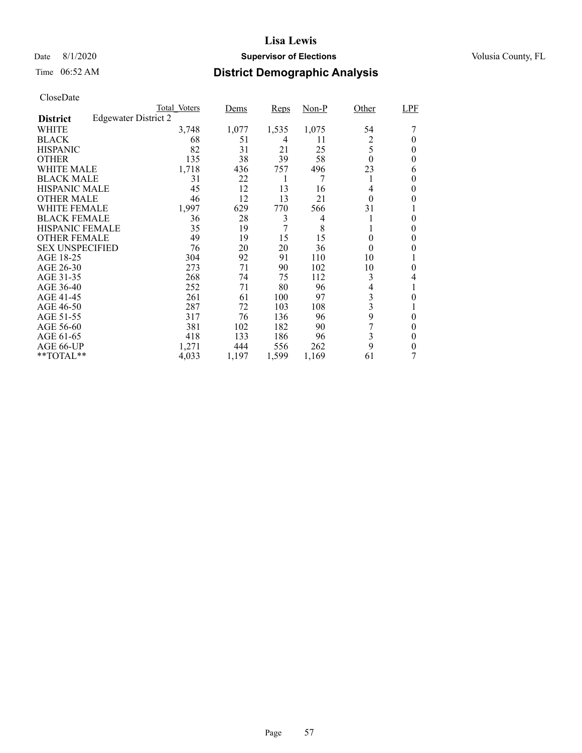# Lisa Lewis

Date 8/1/2020 **Supervisor of Elections** Volusia County, FL

Time 06:52 AM **District Demographic Analysis**

CloseDate

| **District** Edgewater District 2 | Total_Voters | Dems | Reps | Non-P | Other | LPF |
|---|---|---|---|---|---|---|
| WHITE | 3,748 | 1,077 | 1,535 | 1,075 | 54 | 7 |
| BLACK | 68 | 51 | 4 | 11 | 2 | 0 |
| HISPANIC | 82 | 31 | 21 | 25 | 5 | 0 |
| OTHER | 135 | 38 | 39 | 58 | 0 | 0 |
| WHITE MALE | 1,718 | 436 | 757 | 496 | 23 | 6 |
| BLACK MALE | 31 | 22 | 1 | 7 | 1 | 0 |
| HISPANIC MALE | 45 | 12 | 13 | 16 | 4 | 0 |
| OTHER MALE | 46 | 12 | 13 | 21 | 0 | 0 |
| WHITE FEMALE | 1,997 | 629 | 770 | 566 | 31 | 1 |
| BLACK FEMALE | 36 | 28 | 3 | 4 | 1 | 0 |
| HISPANIC FEMALE | 35 | 19 | 7 | 8 | 1 | 0 |
| OTHER FEMALE | 49 | 19 | 15 | 15 | 0 | 0 |
| SEX UNSPECIFIED | 76 | 20 | 20 | 36 | 0 | 0 |
| AGE 18-25 | 304 | 92 | 91 | 110 | 10 | 1 |
| AGE 26-30 | 273 | 71 | 90 | 102 | 10 | 0 |
| AGE 31-35 | 268 | 74 | 75 | 112 | 3 | 4 |
| AGE 36-40 | 252 | 71 | 80 | 96 | 4 | 1 |
| AGE 41-45 | 261 | 61 | 100 | 97 | 3 | 0 |
| AGE 46-50 | 287 | 72 | 103 | 108 | 3 | 1 |
| AGE 51-55 | 317 | 76 | 136 | 96 | 9 | 0 |
| AGE 56-60 | 381 | 102 | 182 | 90 | 7 | 0 |
| AGE 61-65 | 418 | 133 | 186 | 96 | 3 | 0 |
| AGE 66-UP | 1,271 | 444 | 556 | 262 | 9 | 0 |
| **TOTAL** | 4,033 | 1,197 | 1,599 | 1,169 | 61 | 7 |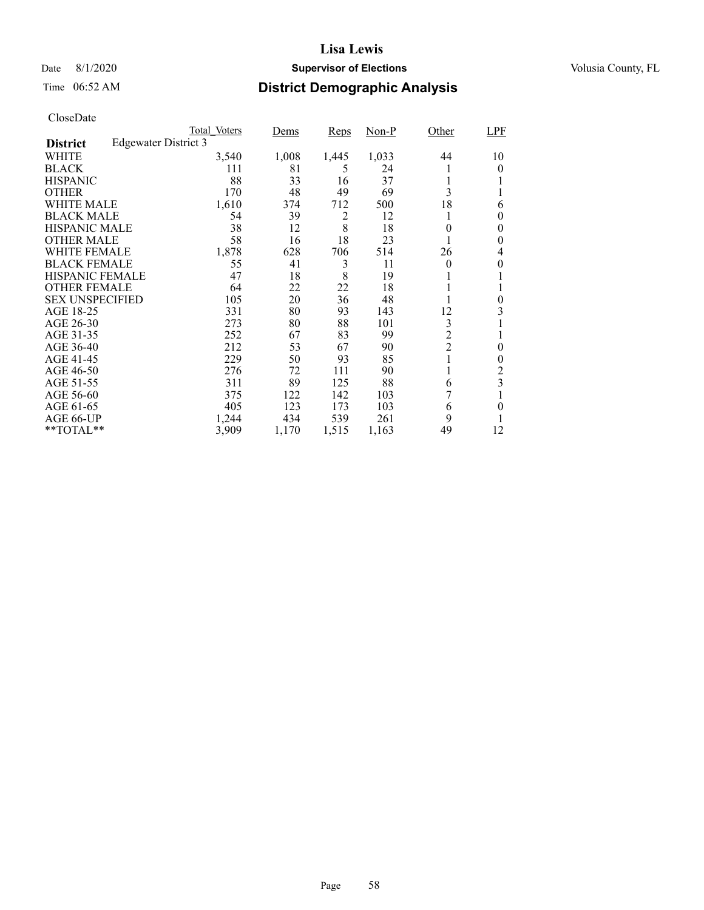# Lisa Lewis

Date 8/1/2020 **Supervisor of Elections** Volusia County, FL

Time 06:52 AM **District Demographic Analysis**

CloseDate

| **District** Edgewater District 3 | Total_Voters | Dems | Reps | Non-P | Other | LPF |
|---|---|---|---|---|---|---|
| WHITE | 3,540 | 1,008 | 1,445 | 1,033 | 44 | 10 |
| BLACK | 111 | 81 | 5 | 24 | 1 | 0 |
| HISPANIC | 88 | 33 | 16 | 37 | 1 | 1 |
| OTHER | 170 | 48 | 49 | 69 | 3 | 1 |
| WHITE MALE | 1,610 | 374 | 712 | 500 | 18 | 6 |
| BLACK MALE | 54 | 39 | 2 | 12 | 1 | 0 |
| HISPANIC MALE | 38 | 12 | 8 | 18 | 0 | 0 |
| OTHER MALE | 58 | 16 | 18 | 23 | 1 | 0 |
| WHITE FEMALE | 1,878 | 628 | 706 | 514 | 26 | 4 |
| BLACK FEMALE | 55 | 41 | 3 | 11 | 0 | 0 |
| HISPANIC FEMALE | 47 | 18 | 8 | 19 | 1 | 1 |
| OTHER FEMALE | 64 | 22 | 22 | 18 | 1 | 1 |
| SEX UNSPECIFIED | 105 | 20 | 36 | 48 | 1 | 0 |
| AGE 18-25 | 331 | 80 | 93 | 143 | 12 | 3 |
| AGE 26-30 | 273 | 80 | 88 | 101 | 3 | 1 |
| AGE 31-35 | 252 | 67 | 83 | 99 | 2 | 1 |
| AGE 36-40 | 212 | 53 | 67 | 90 | 2 | 0 |
| AGE 41-45 | 229 | 50 | 93 | 85 | 1 | 0 |
| AGE 46-50 | 276 | 72 | 111 | 90 | 1 | 2 |
| AGE 51-55 | 311 | 89 | 125 | 88 | 6 | 3 |
| AGE 56-60 | 375 | 122 | 142 | 103 | 7 | 1 |
| AGE 61-65 | 405 | 123 | 173 | 103 | 6 | 0 |
| AGE 66-UP | 1,244 | 434 | 539 | 261 | 9 | 1 |
| **TOTAL** | 3,909 | 1,170 | 1,515 | 1,163 | 49 | 12 |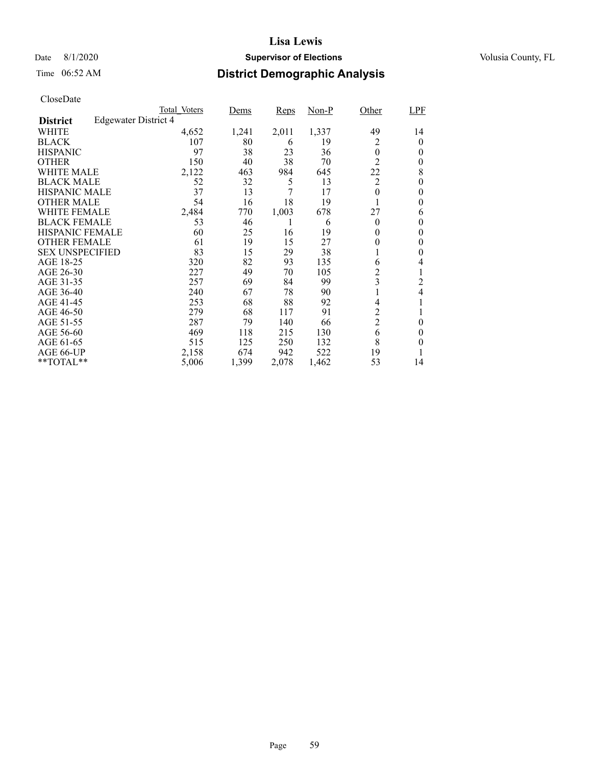# Lisa Lewis

Date 8/1/2020 **Supervisor of Elections** Volusia County, FL

Time 06:52 AM **District Demographic Analysis**

CloseDate

| | Total_Voters | Dems | Reps | Non-P | Other | LPF |
|---|---|---|---|---|---|---|
| **District** Edgewater District 4 | | | | | | |
| WHITE | 4,652 | 1,241 | 2,011 | 1,337 | 49 | 14 |
| BLACK | 107 | 80 | 6 | 19 | 2 | 0 |
| HISPANIC | 97 | 38 | 23 | 36 | 0 | 0 |
| OTHER | 150 | 40 | 38 | 70 | 2 | 0 |
| WHITE MALE | 2,122 | 463 | 984 | 645 | 22 | 8 |
| BLACK MALE | 52 | 32 | 5 | 13 | 2 | 0 |
| HISPANIC MALE | 37 | 13 | 7 | 17 | 0 | 0 |
| OTHER MALE | 54 | 16 | 18 | 19 | 1 | 0 |
| WHITE FEMALE | 2,484 | 770 | 1,003 | 678 | 27 | 6 |
| BLACK FEMALE | 53 | 46 | 1 | 6 | 0 | 0 |
| HISPANIC FEMALE | 60 | 25 | 16 | 19 | 0 | 0 |
| OTHER FEMALE | 61 | 19 | 15 | 27 | 0 | 0 |
| SEX UNSPECIFIED | 83 | 15 | 29 | 38 | 1 | 0 |
| AGE 18-25 | 320 | 82 | 93 | 135 | 6 | 4 |
| AGE 26-30 | 227 | 49 | 70 | 105 | 2 | 1 |
| AGE 31-35 | 257 | 69 | 84 | 99 | 3 | 2 |
| AGE 36-40 | 240 | 67 | 78 | 90 | 1 | 4 |
| AGE 41-45 | 253 | 68 | 88 | 92 | 4 | 1 |
| AGE 46-50 | 279 | 68 | 117 | 91 | 2 | 1 |
| AGE 51-55 | 287 | 79 | 140 | 66 | 2 | 0 |
| AGE 56-60 | 469 | 118 | 215 | 130 | 6 | 0 |
| AGE 61-65 | 515 | 125 | 250 | 132 | 8 | 0 |
| AGE 66-UP | 2,158 | 674 | 942 | 522 | 19 | 1 |
| **TOTAL** | 5,006 | 1,399 | 2,078 | 1,462 | 53 | 14 |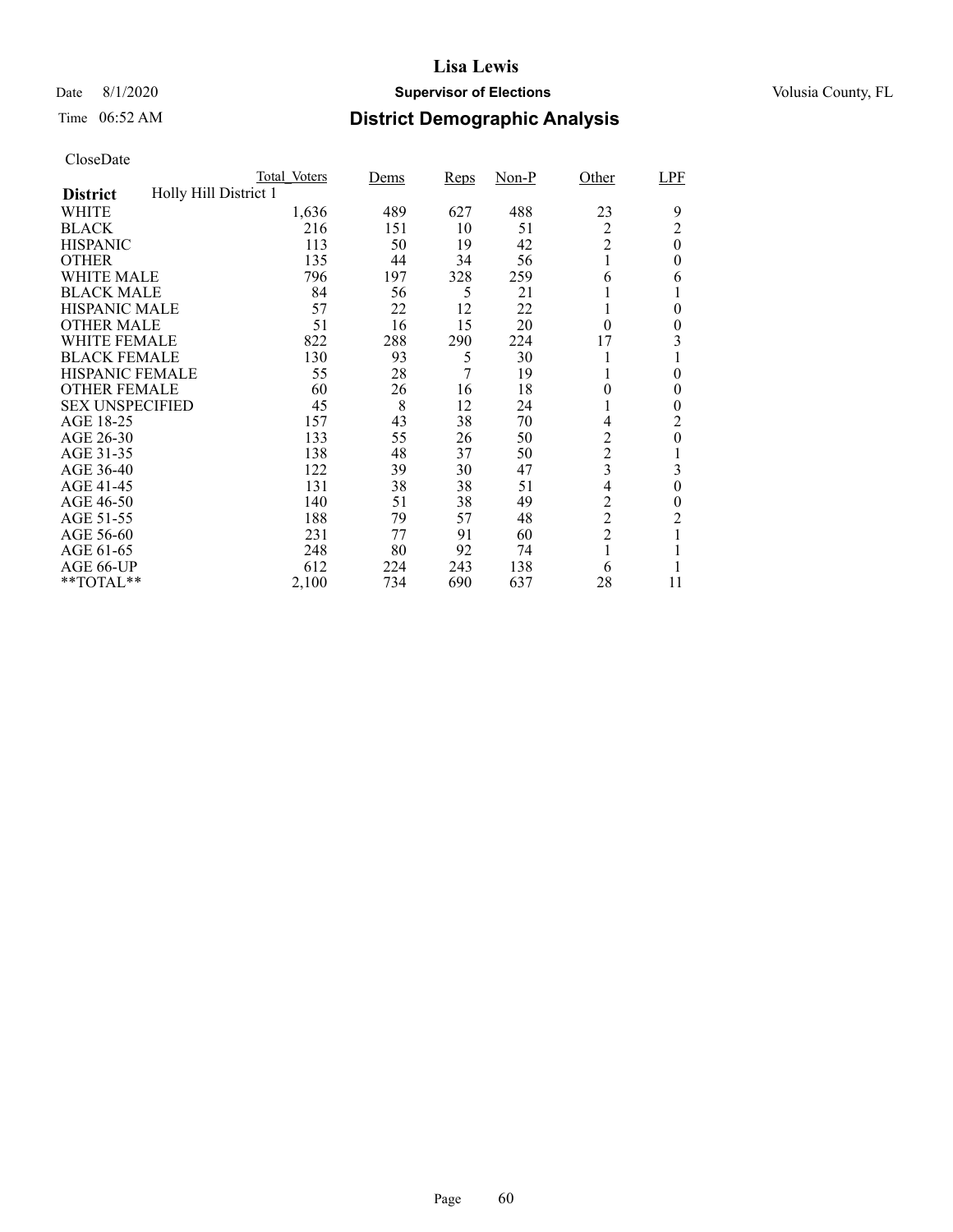# Lisa Lewis

Date 8/1/2020 **Supervisor of Elections** Volusia County, FL

Time 06:52 AM **District Demographic Analysis**

CloseDate

| | Total_Voters | Dems | Reps | Non-P | Other | LPF |
|---|---|---|---|---|---|---|
| **District** Holly Hill District 1 | | | | | | |
| WHITE | 1,636 | 489 | 627 | 488 | 23 | 9 |
| BLACK | 216 | 151 | 10 | 51 | 2 | 2 |
| HISPANIC | 113 | 50 | 19 | 42 | 2 | 0 |
| OTHER | 135 | 44 | 34 | 56 | 1 | 0 |
| WHITE MALE | 796 | 197 | 328 | 259 | 6 | 6 |
| BLACK MALE | 84 | 56 | 5 | 21 | 1 | 1 |
| HISPANIC MALE | 57 | 22 | 12 | 22 | 1 | 0 |
| OTHER MALE | 51 | 16 | 15 | 20 | 0 | 0 |
| WHITE FEMALE | 822 | 288 | 290 | 224 | 17 | 3 |
| BLACK FEMALE | 130 | 93 | 5 | 30 | 1 | 1 |
| HISPANIC FEMALE | 55 | 28 | 7 | 19 | 1 | 0 |
| OTHER FEMALE | 60 | 26 | 16 | 18 | 0 | 0 |
| SEX UNSPECIFIED | 45 | 8 | 12 | 24 | 1 | 0 |
| AGE 18-25 | 157 | 43 | 38 | 70 | 4 | 2 |
| AGE 26-30 | 133 | 55 | 26 | 50 | 2 | 0 |
| AGE 31-35 | 138 | 48 | 37 | 50 | 2 | 1 |
| AGE 36-40 | 122 | 39 | 30 | 47 | 3 | 3 |
| AGE 41-45 | 131 | 38 | 38 | 51 | 4 | 0 |
| AGE 46-50 | 140 | 51 | 38 | 49 | 2 | 0 |
| AGE 51-55 | 188 | 79 | 57 | 48 | 2 | 2 |
| AGE 56-60 | 231 | 77 | 91 | 60 | 2 | 1 |
| AGE 61-65 | 248 | 80 | 92 | 74 | 1 | 1 |
| AGE 66-UP | 612 | 224 | 243 | 138 | 6 | 1 |
| **TOTAL** | 2,100 | 734 | 690 | 637 | 28 | 11 |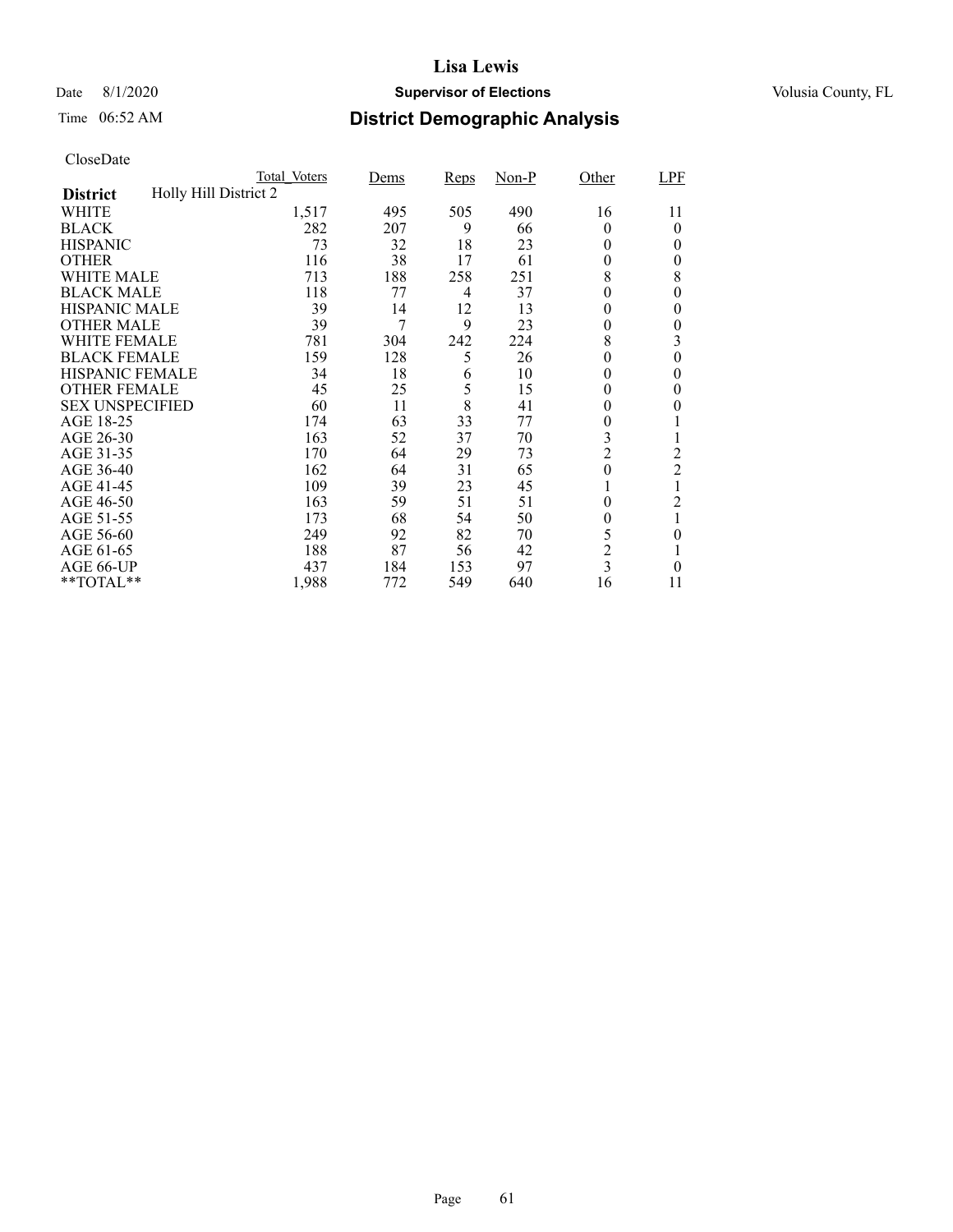# Lisa Lewis

Date 8/1/2020 **Supervisor of Elections** Volusia County, FL

Time 06:52 AM **District Demographic Analysis**

CloseDate

| | Total_Voters | Dems | Reps | Non-P | Other | LPF |
|---|---|---|---|---|---|---|
| **District** Holly Hill District 2 | | | | | | |
| WHITE | 1,517 | 495 | 505 | 490 | 16 | 11 |
| BLACK | 282 | 207 | 9 | 66 | 0 | 0 |
| HISPANIC | 73 | 32 | 18 | 23 | 0 | 0 |
| OTHER | 116 | 38 | 17 | 61 | 0 | 0 |
| WHITE MALE | 713 | 188 | 258 | 251 | 8 | 8 |
| BLACK MALE | 118 | 77 | 4 | 37 | 0 | 0 |
| HISPANIC MALE | 39 | 14 | 12 | 13 | 0 | 0 |
| OTHER MALE | 39 | 7 | 9 | 23 | 0 | 0 |
| WHITE FEMALE | 781 | 304 | 242 | 224 | 8 | 3 |
| BLACK FEMALE | 159 | 128 | 5 | 26 | 0 | 0 |
| HISPANIC FEMALE | 34 | 18 | 6 | 10 | 0 | 0 |
| OTHER FEMALE | 45 | 25 | 5 | 15 | 0 | 0 |
| SEX UNSPECIFIED | 60 | 11 | 8 | 41 | 0 | 0 |
| AGE 18-25 | 174 | 63 | 33 | 77 | 0 | 1 |
| AGE 26-30 | 163 | 52 | 37 | 70 | 3 | 1 |
| AGE 31-35 | 170 | 64 | 29 | 73 | 2 | 2 |
| AGE 36-40 | 162 | 64 | 31 | 65 | 0 | 2 |
| AGE 41-45 | 109 | 39 | 23 | 45 | 1 | 1 |
| AGE 46-50 | 163 | 59 | 51 | 51 | 0 | 2 |
| AGE 51-55 | 173 | 68 | 54 | 50 | 0 | 1 |
| AGE 56-60 | 249 | 92 | 82 | 70 | 5 | 0 |
| AGE 61-65 | 188 | 87 | 56 | 42 | 2 | 1 |
| AGE 66-UP | 437 | 184 | 153 | 97 | 3 | 0 |
| **TOTAL** | 1,988 | 772 | 549 | 640 | 16 | 11 |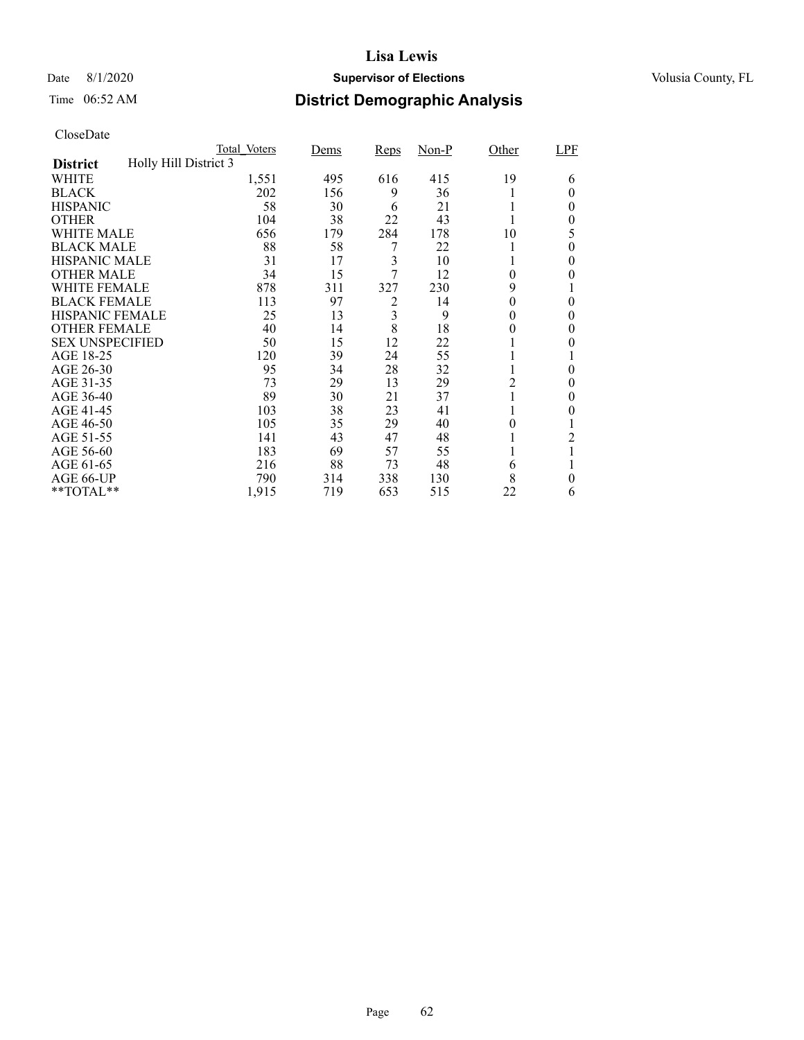**Lisa Lewis**

Date 8/1/2020 **Supervisor of Elections** Volusia County, FL

Time 06:52 AM **District Demographic Analysis**

CloseDate

| | Total_Voters | Dems | Reps | Non-P | Other | LPF |
|---|---|---|---|---|---|---|
| **District** Holly Hill District 3 | | | | | | |
| WHITE | 1,551 | 495 | 616 | 415 | 19 | 6 |
| BLACK | 202 | 156 | 9 | 36 | 1 | 0 |
| HISPANIC | 58 | 30 | 6 | 21 | 1 | 0 |
| OTHER | 104 | 38 | 22 | 43 | 1 | 0 |
| WHITE MALE | 656 | 179 | 284 | 178 | 10 | 5 |
| BLACK MALE | 88 | 58 | 7 | 22 | 1 | 0 |
| HISPANIC MALE | 31 | 17 | 3 | 10 | 1 | 0 |
| OTHER MALE | 34 | 15 | 7 | 12 | 0 | 0 |
| WHITE FEMALE | 878 | 311 | 327 | 230 | 9 | 1 |
| BLACK FEMALE | 113 | 97 | 2 | 14 | 0 | 0 |
| HISPANIC FEMALE | 25 | 13 | 3 | 9 | 0 | 0 |
| OTHER FEMALE | 40 | 14 | 8 | 18 | 0 | 0 |
| SEX UNSPECIFIED | 50 | 15 | 12 | 22 | 1 | 0 |
| AGE 18-25 | 120 | 39 | 24 | 55 | 1 | 1 |
| AGE 26-30 | 95 | 34 | 28 | 32 | 1 | 0 |
| AGE 31-35 | 73 | 29 | 13 | 29 | 2 | 0 |
| AGE 36-40 | 89 | 30 | 21 | 37 | 1 | 0 |
| AGE 41-45 | 103 | 38 | 23 | 41 | 1 | 0 |
| AGE 46-50 | 105 | 35 | 29 | 40 | 0 | 1 |
| AGE 51-55 | 141 | 43 | 47 | 48 | 1 | 2 |
| AGE 56-60 | 183 | 69 | 57 | 55 | 1 | 1 |
| AGE 61-65 | 216 | 88 | 73 | 48 | 6 | 1 |
| AGE 66-UP | 790 | 314 | 338 | 130 | 8 | 0 |
| **TOTAL** | 1,915 | 719 | 653 | 515 | 22 | 6 |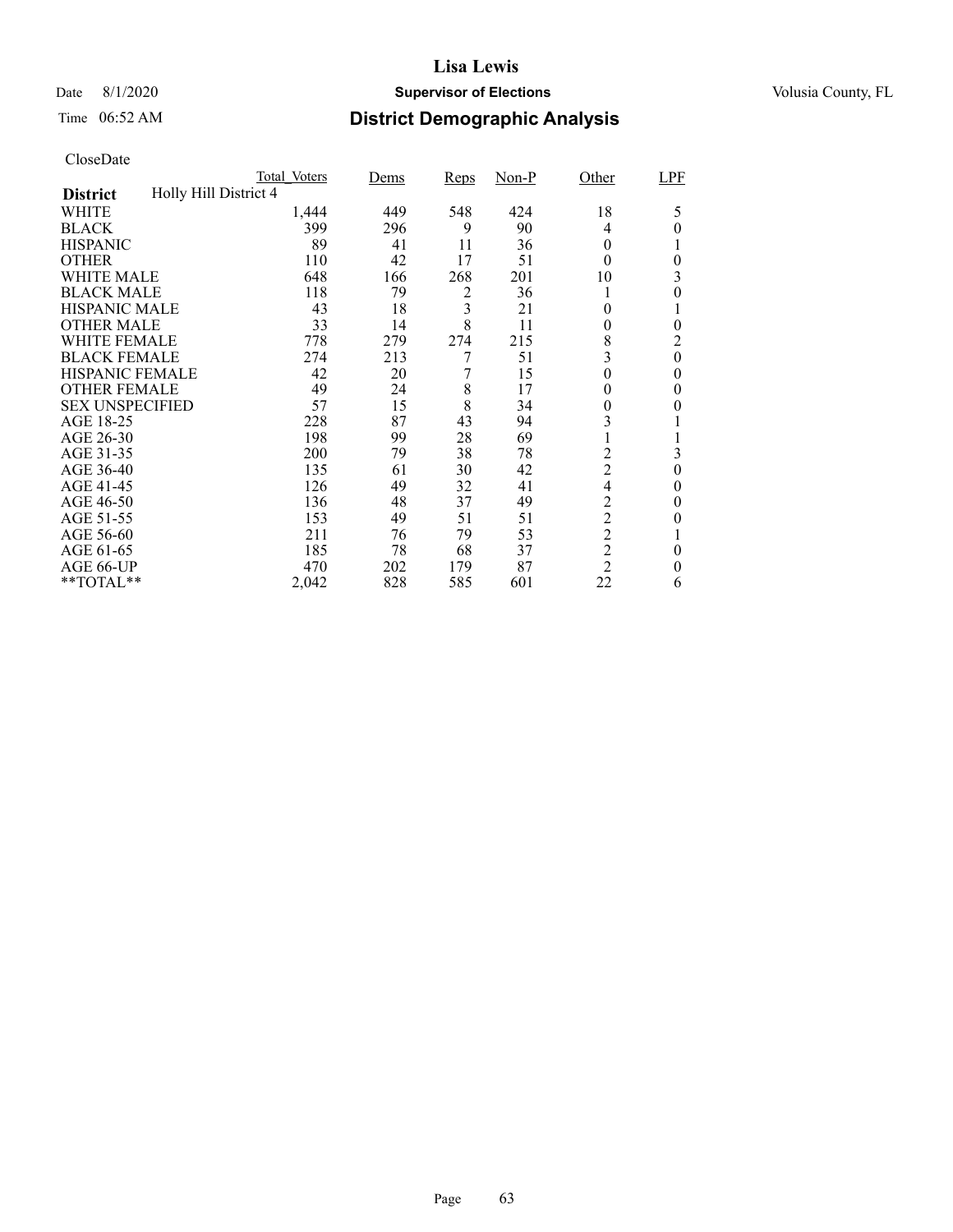# Lisa Lewis

Date 8/1/2020 **Supervisor of Elections** Volusia County, FL

Time 06:52 AM **District Demographic Analysis**

CloseDate

| **District** Holly Hill District 4 | Total_Voters | Dems | Reps | Non-P | Other | LPF |
|---|---|---|---|---|---|---|
| WHITE | 1,444 | 449 | 548 | 424 | 18 | 5 |
| BLACK | 399 | 296 | 9 | 90 | 4 | 0 |
| HISPANIC | 89 | 41 | 11 | 36 | 0 | 1 |
| OTHER | 110 | 42 | 17 | 51 | 0 | 0 |
| WHITE MALE | 648 | 166 | 268 | 201 | 10 | 3 |
| BLACK MALE | 118 | 79 | 2 | 36 | 1 | 0 |
| HISPANIC MALE | 43 | 18 | 3 | 21 | 0 | 1 |
| OTHER MALE | 33 | 14 | 8 | 11 | 0 | 0 |
| WHITE FEMALE | 778 | 279 | 274 | 215 | 8 | 2 |
| BLACK FEMALE | 274 | 213 | 7 | 51 | 3 | 0 |
| HISPANIC FEMALE | 42 | 20 | 7 | 15 | 0 | 0 |
| OTHER FEMALE | 49 | 24 | 8 | 17 | 0 | 0 |
| SEX UNSPECIFIED | 57 | 15 | 8 | 34 | 0 | 0 |
| AGE 18-25 | 228 | 87 | 43 | 94 | 3 | 1 |
| AGE 26-30 | 198 | 99 | 28 | 69 | 1 | 1 |
| AGE 31-35 | 200 | 79 | 38 | 78 | 2 | 3 |
| AGE 36-40 | 135 | 61 | 30 | 42 | 2 | 0 |
| AGE 41-45 | 126 | 49 | 32 | 41 | 4 | 0 |
| AGE 46-50 | 136 | 48 | 37 | 49 | 2 | 0 |
| AGE 51-55 | 153 | 49 | 51 | 51 | 2 | 0 |
| AGE 56-60 | 211 | 76 | 79 | 53 | 2 | 1 |
| AGE 61-65 | 185 | 78 | 68 | 37 | 2 | 0 |
| AGE 66-UP | 470 | 202 | 179 | 87 | 2 | 0 |
| **TOTAL** | 2,042 | 828 | 585 | 601 | 22 | 6 |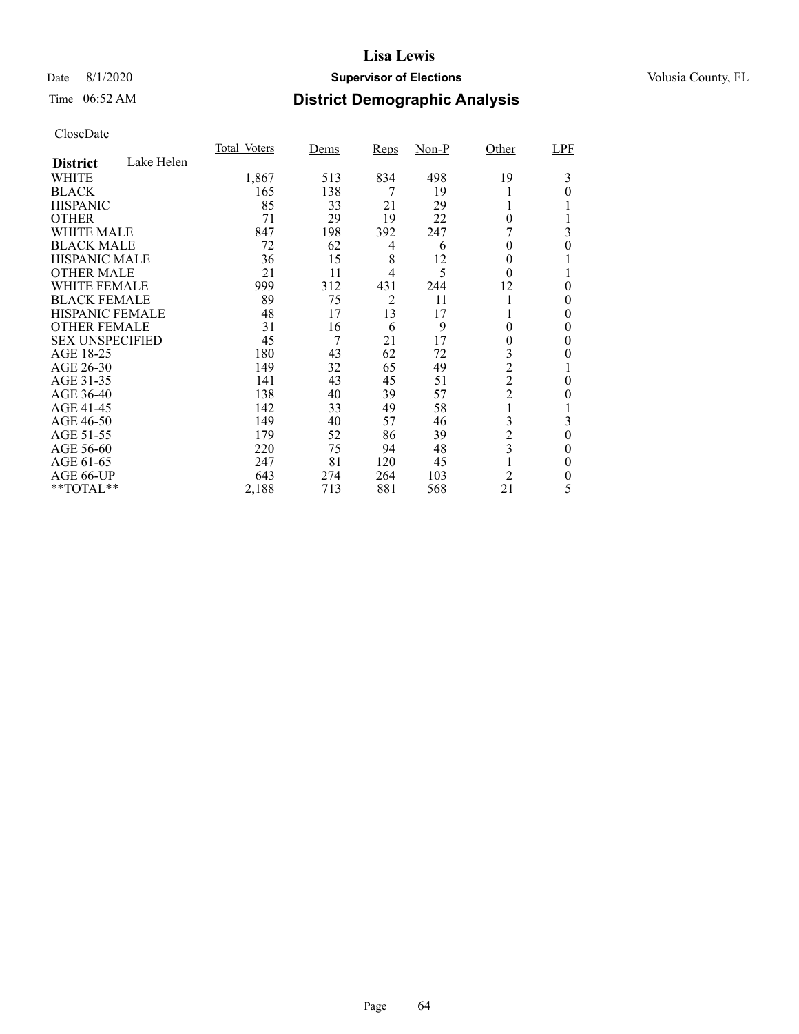# Lisa Lewis

Date 8/1/2020 **Supervisor of Elections** Volusia County, FL

Time 06:52 AM

## District Demographic Analysis

CloseDate

| **District** Lake Helen | Total_Voters | Dems | Reps | Non-P | Other | LPF |
|---|---|---|---|---|---|---|
| WHITE | 1,867 | 513 | 834 | 498 | 19 | 3 |
| BLACK | 165 | 138 | 7 | 19 | 1 | 0 |
| HISPANIC | 85 | 33 | 21 | 29 | 1 | 1 |
| OTHER | 71 | 29 | 19 | 22 | 0 | 1 |
| WHITE MALE | 847 | 198 | 392 | 247 | 7 | 3 |
| BLACK MALE | 72 | 62 | 4 | 6 | 0 | 0 |
| HISPANIC MALE | 36 | 15 | 8 | 12 | 0 | 1 |
| OTHER MALE | 21 | 11 | 4 | 5 | 0 | 1 |
| WHITE FEMALE | 999 | 312 | 431 | 244 | 12 | 0 |
| BLACK FEMALE | 89 | 75 | 2 | 11 | 1 | 0 |
| HISPANIC FEMALE | 48 | 17 | 13 | 17 | 1 | 0 |
| OTHER FEMALE | 31 | 16 | 6 | 9 | 0 | 0 |
| SEX UNSPECIFIED | 45 | 7 | 21 | 17 | 0 | 0 |
| AGE 18-25 | 180 | 43 | 62 | 72 | 3 | 0 |
| AGE 26-30 | 149 | 32 | 65 | 49 | 2 | 1 |
| AGE 31-35 | 141 | 43 | 45 | 51 | 2 | 0 |
| AGE 36-40 | 138 | 40 | 39 | 57 | 2 | 0 |
| AGE 41-45 | 142 | 33 | 49 | 58 | 1 | 1 |
| AGE 46-50 | 149 | 40 | 57 | 46 | 3 | 3 |
| AGE 51-55 | 179 | 52 | 86 | 39 | 2 | 0 |
| AGE 56-60 | 220 | 75 | 94 | 48 | 3 | 0 |
| AGE 61-65 | 247 | 81 | 120 | 45 | 1 | 0 |
| AGE 66-UP | 643 | 274 | 264 | 103 | 2 | 0 |
| **TOTAL** | 2,188 | 713 | 881 | 568 | 21 | 5 |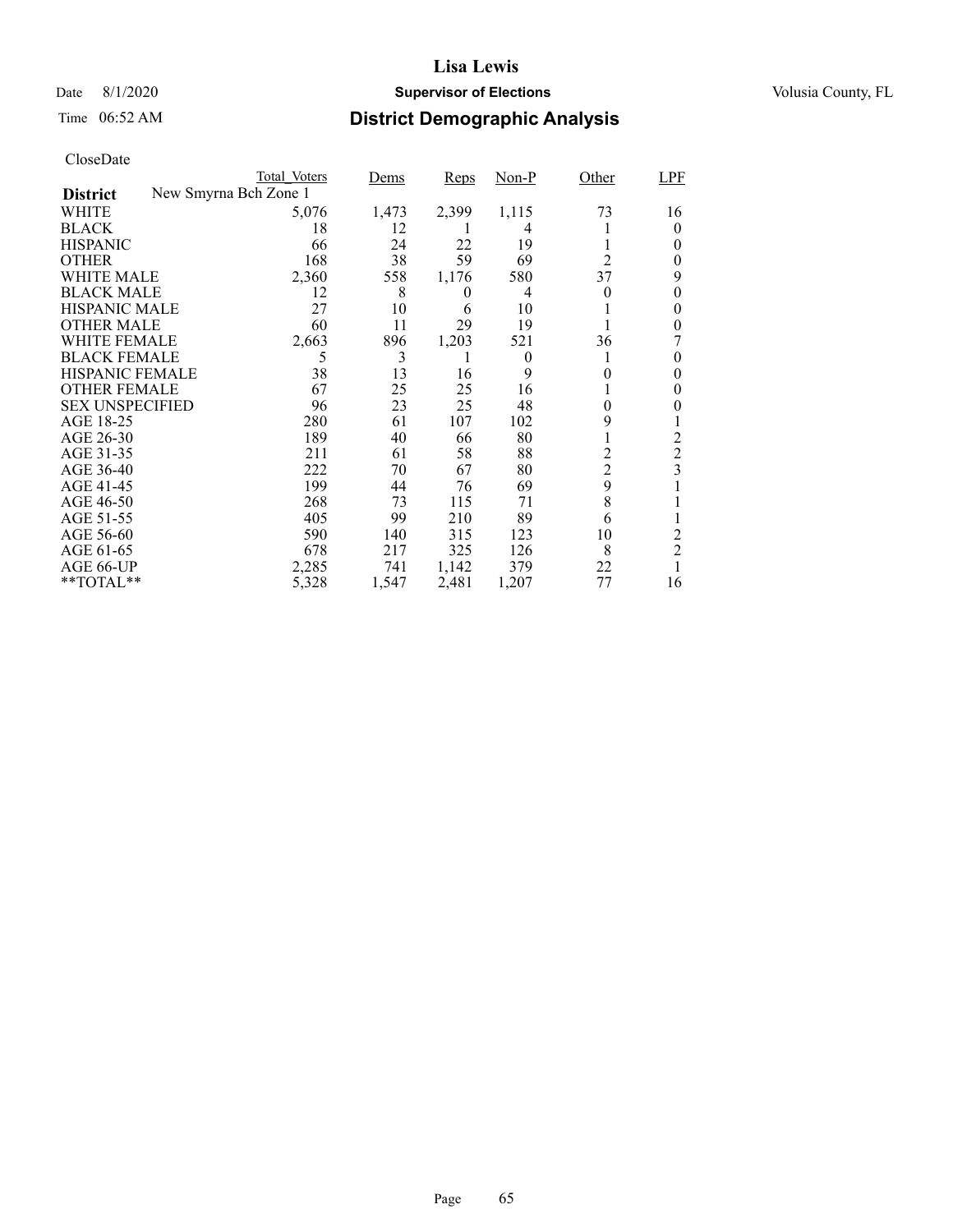# Lisa Lewis

Date 8/1/2020 **Supervisor of Elections** Volusia County, FL

Time 06:52 AM

## District Demographic Analysis

CloseDate

| District | Total_Voters | Dems | Reps | Non-P | Other | LPF |
|---|---|---|---|---|---|---|
| **New Smyrna Bch Zone 1** | | | | | | |
| WHITE | 5,076 | 1,473 | 2,399 | 1,115 | 73 | 16 |
| BLACK | 18 | 12 | 1 | 4 | 1 | 0 |
| HISPANIC | 66 | 24 | 22 | 19 | 1 | 0 |
| OTHER | 168 | 38 | 59 | 69 | 2 | 0 |
| WHITE MALE | 2,360 | 558 | 1,176 | 580 | 37 | 9 |
| BLACK MALE | 12 | 8 | 0 | 4 | 0 | 0 |
| HISPANIC MALE | 27 | 10 | 6 | 10 | 1 | 0 |
| OTHER MALE | 60 | 11 | 29 | 19 | 1 | 0 |
| WHITE FEMALE | 2,663 | 896 | 1,203 | 521 | 36 | 7 |
| BLACK FEMALE | 5 | 3 | 1 | 0 | 1 | 0 |
| HISPANIC FEMALE | 38 | 13 | 16 | 9 | 0 | 0 |
| OTHER FEMALE | 67 | 25 | 25 | 16 | 1 | 0 |
| SEX UNSPECIFIED | 96 | 23 | 25 | 48 | 0 | 0 |
| AGE 18-25 | 280 | 61 | 107 | 102 | 9 | 1 |
| AGE 26-30 | 189 | 40 | 66 | 80 | 1 | 2 |
| AGE 31-35 | 211 | 61 | 58 | 88 | 2 | 2 |
| AGE 36-40 | 222 | 70 | 67 | 80 | 2 | 3 |
| AGE 41-45 | 199 | 44 | 76 | 69 | 9 | 1 |
| AGE 46-50 | 268 | 73 | 115 | 71 | 8 | 1 |
| AGE 51-55 | 405 | 99 | 210 | 89 | 6 | 1 |
| AGE 56-60 | 590 | 140 | 315 | 123 | 10 | 2 |
| AGE 61-65 | 678 | 217 | 325 | 126 | 8 | 2 |
| AGE 66-UP | 2,285 | 741 | 1,142 | 379 | 22 | 1 |
| **TOTAL** | 5,328 | 1,547 | 2,481 | 1,207 | 77 | 16 |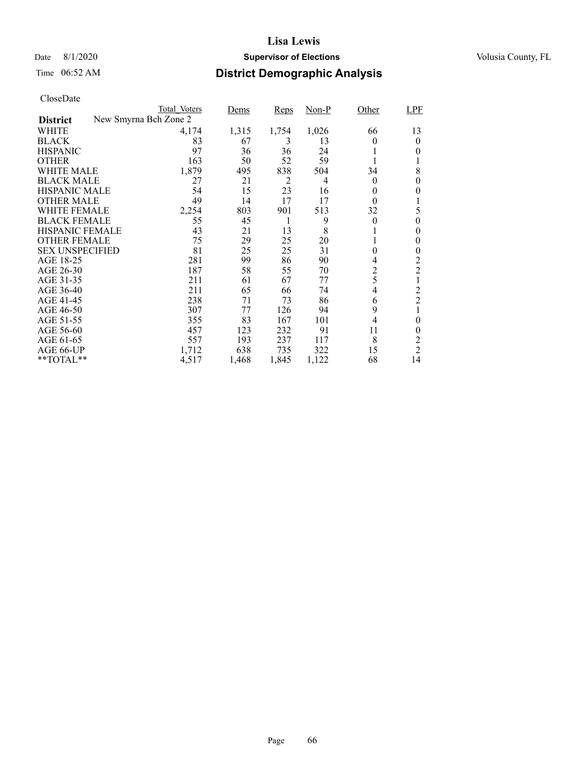# Lisa Lewis

Date 8/1/2020 **Supervisor of Elections** Volusia County, FL

Time 06:52 AM **District Demographic Analysis**

CloseDate

| District | Total_Voters | Dems | Reps | Non-P | Other | LPF |
|---|---|---|---|---|---|---|
| New Smyrna Bch Zone 2 | | | | | | |
| WHITE | 4,174 | 1,315 | 1,754 | 1,026 | 66 | 13 |
| BLACK | 83 | 67 | 3 | 13 | 0 | 0 |
| HISPANIC | 97 | 36 | 36 | 24 | 1 | 0 |
| OTHER | 163 | 50 | 52 | 59 | 1 | 1 |
| WHITE MALE | 1,879 | 495 | 838 | 504 | 34 | 8 |
| BLACK MALE | 27 | 21 | 2 | 4 | 0 | 0 |
| HISPANIC MALE | 54 | 15 | 23 | 16 | 0 | 0 |
| OTHER MALE | 49 | 14 | 17 | 17 | 0 | 1 |
| WHITE FEMALE | 2,254 | 803 | 901 | 513 | 32 | 5 |
| BLACK FEMALE | 55 | 45 | 1 | 9 | 0 | 0 |
| HISPANIC FEMALE | 43 | 21 | 13 | 8 | 1 | 0 |
| OTHER FEMALE | 75 | 29 | 25 | 20 | 1 | 0 |
| SEX UNSPECIFIED | 81 | 25 | 25 | 31 | 0 | 0 |
| AGE 18-25 | 281 | 99 | 86 | 90 | 4 | 2 |
| AGE 26-30 | 187 | 58 | 55 | 70 | 2 | 2 |
| AGE 31-35 | 211 | 61 | 67 | 77 | 5 | 1 |
| AGE 36-40 | 211 | 65 | 66 | 74 | 4 | 2 |
| AGE 41-45 | 238 | 71 | 73 | 86 | 6 | 2 |
| AGE 46-50 | 307 | 77 | 126 | 94 | 9 | 1 |
| AGE 51-55 | 355 | 83 | 167 | 101 | 4 | 0 |
| AGE 56-60 | 457 | 123 | 232 | 91 | 11 | 0 |
| AGE 61-65 | 557 | 193 | 237 | 117 | 8 | 2 |
| AGE 66-UP | 1,712 | 638 | 735 | 322 | 15 | 2 |
| **TOTAL** | 4,517 | 1,468 | 1,845 | 1,122 | 68 | 14 |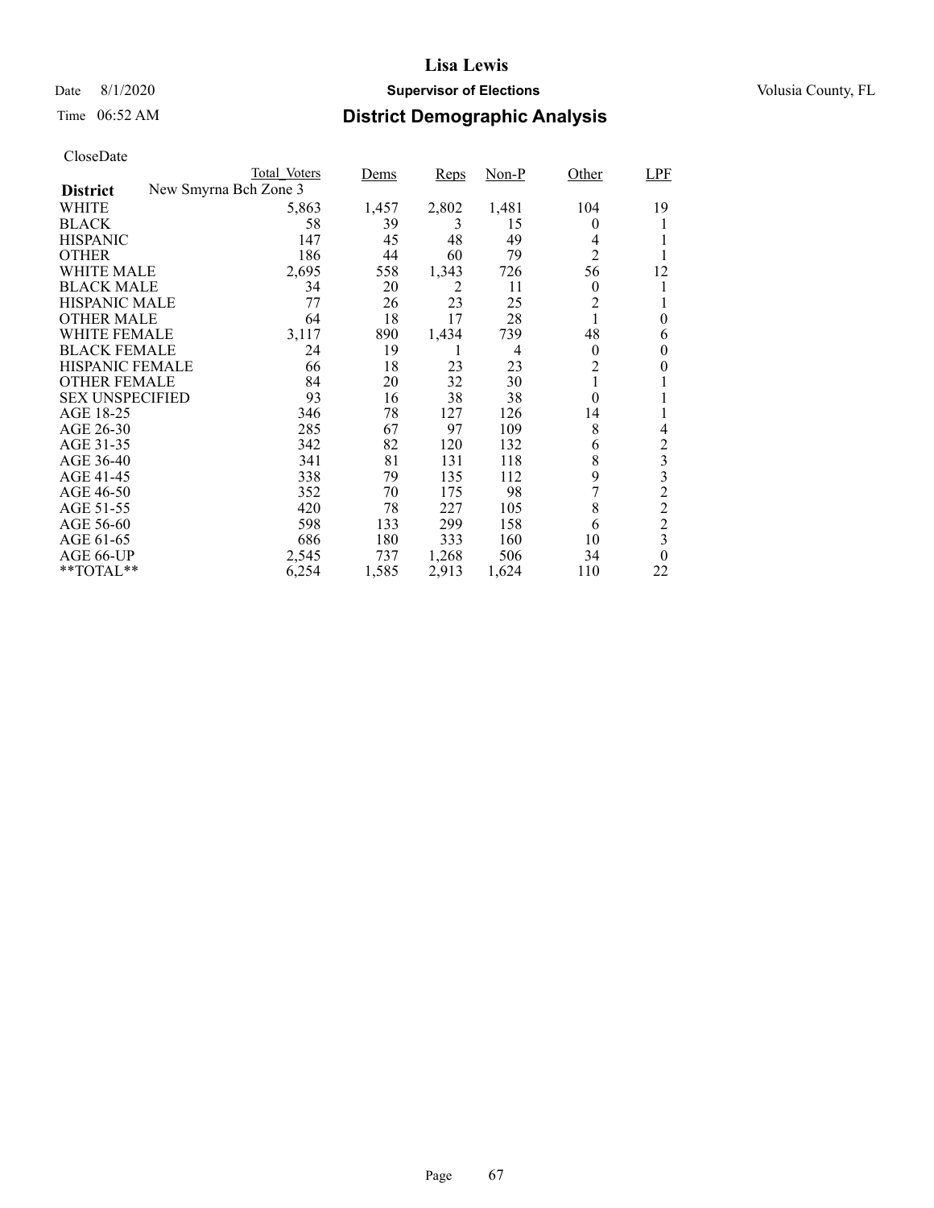# Lisa Lewis

Date 8/1/2020 **Supervisor of Elections** Volusia County, FL

Time 06:52 AM

## District Demographic Analysis

CloseDate

| District | New Smyrna Bch Zone 3 | | | | | |
|---|---|---|---|---|---|---|
| | Total_Voters | Dems | Reps | Non-P | Other | LPF |
| WHITE | 5,863 | 1,457 | 2,802 | 1,481 | 104 | 19 |
| BLACK | 58 | 39 | 3 | 15 | 0 | 1 |
| HISPANIC | 147 | 45 | 48 | 49 | 4 | 1 |
| OTHER | 186 | 44 | 60 | 79 | 2 | 1 |
| WHITE MALE | 2,695 | 558 | 1,343 | 726 | 56 | 12 |
| BLACK MALE | 34 | 20 | 2 | 11 | 0 | 1 |
| HISPANIC MALE | 77 | 26 | 23 | 25 | 2 | 1 |
| OTHER MALE | 64 | 18 | 17 | 28 | 1 | 0 |
| WHITE FEMALE | 3,117 | 890 | 1,434 | 739 | 48 | 6 |
| BLACK FEMALE | 24 | 19 | 1 | 4 | 0 | 0 |
| HISPANIC FEMALE | 66 | 18 | 23 | 23 | 2 | 0 |
| OTHER FEMALE | 84 | 20 | 32 | 30 | 1 | 1 |
| SEX UNSPECIFIED | 93 | 16 | 38 | 38 | 0 | 1 |
| AGE 18-25 | 346 | 78 | 127 | 126 | 14 | 1 |
| AGE 26-30 | 285 | 67 | 97 | 109 | 8 | 4 |
| AGE 31-35 | 342 | 82 | 120 | 132 | 6 | 2 |
| AGE 36-40 | 341 | 81 | 131 | 118 | 8 | 3 |
| AGE 41-45 | 338 | 79 | 135 | 112 | 9 | 3 |
| AGE 46-50 | 352 | 70 | 175 | 98 | 7 | 2 |
| AGE 51-55 | 420 | 78 | 227 | 105 | 8 | 2 |
| AGE 56-60 | 598 | 133 | 299 | 158 | 6 | 2 |
| AGE 61-65 | 686 | 180 | 333 | 160 | 10 | 3 |
| AGE 66-UP | 2,545 | 737 | 1,268 | 506 | 34 | 0 |
| **TOTAL** | 6,254 | 1,585 | 2,913 | 1,624 | 110 | 22 |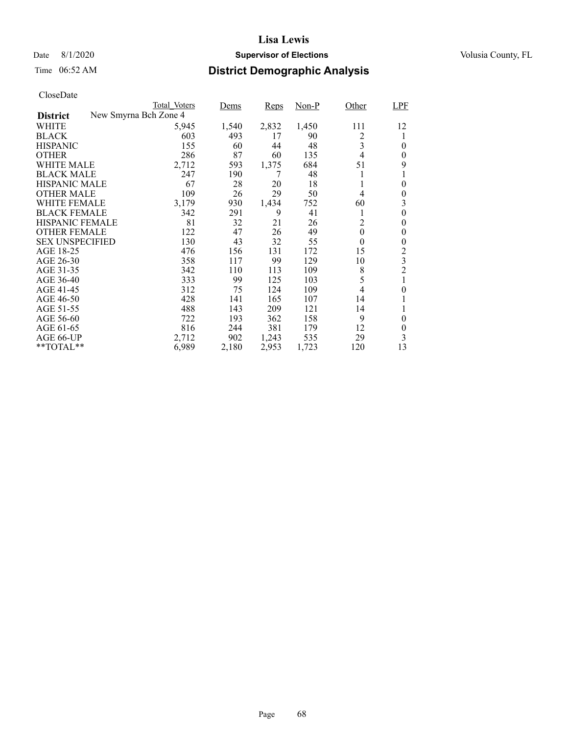# Lisa Lewis

Date 8/1/2020 **Supervisor of Elections** Volusia County, FL

Time 06:52 AM

## District Demographic Analysis

CloseDate

| **District** | Total_Voters | Dems | Reps | Non-P | Other | LPF |
|---|---|---|---|---|---|---|
| New Smyrna Bch Zone 4 | | | | | | |
| WHITE | 5,945 | 1,540 | 2,832 | 1,450 | 111 | 12 |
| BLACK | 603 | 493 | 17 | 90 | 2 | 1 |
| HISPANIC | 155 | 60 | 44 | 48 | 3 | 0 |
| OTHER | 286 | 87 | 60 | 135 | 4 | 0 |
| WHITE MALE | 2,712 | 593 | 1,375 | 684 | 51 | 9 |
| BLACK MALE | 247 | 190 | 7 | 48 | 1 | 1 |
| HISPANIC MALE | 67 | 28 | 20 | 18 | 1 | 0 |
| OTHER MALE | 109 | 26 | 29 | 50 | 4 | 0 |
| WHITE FEMALE | 3,179 | 930 | 1,434 | 752 | 60 | 3 |
| BLACK FEMALE | 342 | 291 | 9 | 41 | 1 | 0 |
| HISPANIC FEMALE | 81 | 32 | 21 | 26 | 2 | 0 |
| OTHER FEMALE | 122 | 47 | 26 | 49 | 0 | 0 |
| SEX UNSPECIFIED | 130 | 43 | 32 | 55 | 0 | 0 |
| AGE 18-25 | 476 | 156 | 131 | 172 | 15 | 2 |
| AGE 26-30 | 358 | 117 | 99 | 129 | 10 | 3 |
| AGE 31-35 | 342 | 110 | 113 | 109 | 8 | 2 |
| AGE 36-40 | 333 | 99 | 125 | 103 | 5 | 1 |
| AGE 41-45 | 312 | 75 | 124 | 109 | 4 | 0 |
| AGE 46-50 | 428 | 141 | 165 | 107 | 14 | 1 |
| AGE 51-55 | 488 | 143 | 209 | 121 | 14 | 1 |
| AGE 56-60 | 722 | 193 | 362 | 158 | 9 | 0 |
| AGE 61-65 | 816 | 244 | 381 | 179 | 12 | 0 |
| AGE 66-UP | 2,712 | 902 | 1,243 | 535 | 29 | 3 |
| **TOTAL** | 6,989 | 2,180 | 2,953 | 1,723 | 120 | 13 |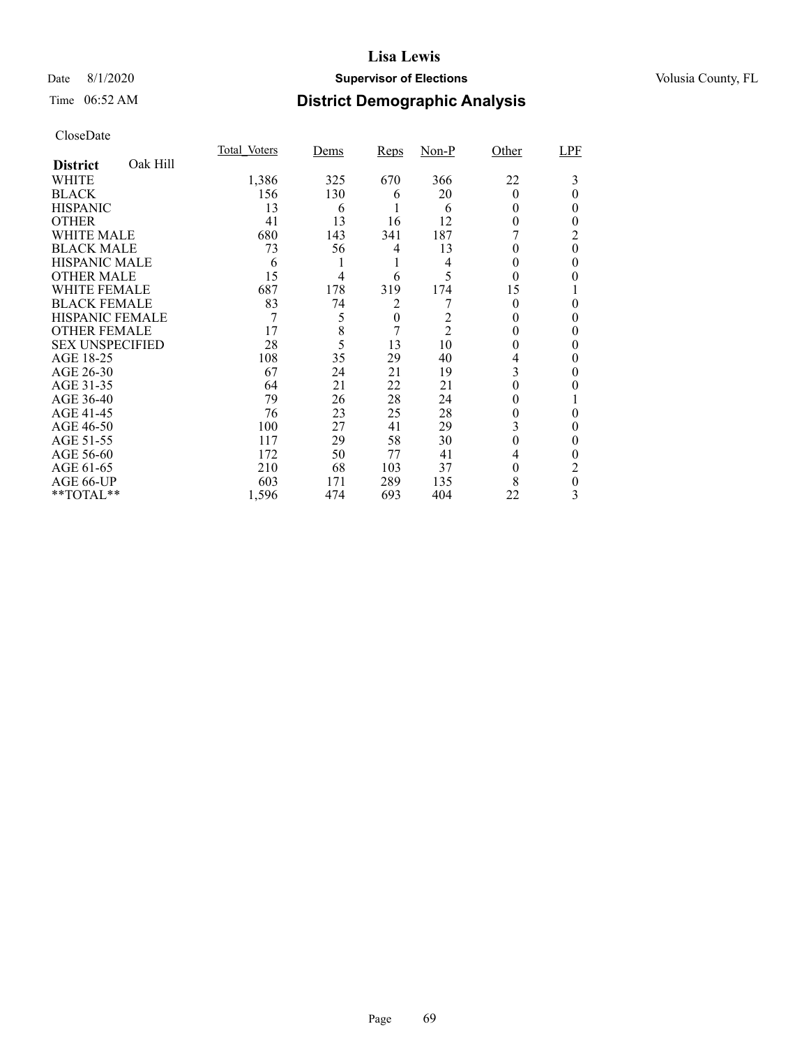# Lisa Lewis

Date 8/1/2020 **Supervisor of Elections** Volusia County, FL

Time 06:52 AM

## District Demographic Analysis

CloseDate

| **District** Oak Hill | Total_Voters | Dems | Reps | Non-P | Other | LPF |
|---|---|---|---|---|---|---|
| WHITE | 1,386 | 325 | 670 | 366 | 22 | 3 |
| BLACK | 156 | 130 | 6 | 20 | 0 | 0 |
| HISPANIC | 13 | 6 | 1 | 6 | 0 | 0 |
| OTHER | 41 | 13 | 16 | 12 | 0 | 0 |
| WHITE MALE | 680 | 143 | 341 | 187 | 7 | 2 |
| BLACK MALE | 73 | 56 | 4 | 13 | 0 | 0 |
| HISPANIC MALE | 6 | 1 | 1 | 4 | 0 | 0 |
| OTHER MALE | 15 | 4 | 6 | 5 | 0 | 0 |
| WHITE FEMALE | 687 | 178 | 319 | 174 | 15 | 1 |
| BLACK FEMALE | 83 | 74 | 2 | 7 | 0 | 0 |
| HISPANIC FEMALE | 7 | 5 | 0 | 2 | 0 | 0 |
| OTHER FEMALE | 17 | 8 | 7 | 2 | 0 | 0 |
| SEX UNSPECIFIED | 28 | 5 | 13 | 10 | 0 | 0 |
| AGE 18-25 | 108 | 35 | 29 | 40 | 4 | 0 |
| AGE 26-30 | 67 | 24 | 21 | 19 | 3 | 0 |
| AGE 31-35 | 64 | 21 | 22 | 21 | 0 | 0 |
| AGE 36-40 | 79 | 26 | 28 | 24 | 0 | 1 |
| AGE 41-45 | 76 | 23 | 25 | 28 | 0 | 0 |
| AGE 46-50 | 100 | 27 | 41 | 29 | 3 | 0 |
| AGE 51-55 | 117 | 29 | 58 | 30 | 0 | 0 |
| AGE 56-60 | 172 | 50 | 77 | 41 | 4 | 0 |
| AGE 61-65 | 210 | 68 | 103 | 37 | 0 | 2 |
| AGE 66-UP | 603 | 171 | 289 | 135 | 8 | 0 |
| **TOTAL** | 1,596 | 474 | 693 | 404 | 22 | 3 |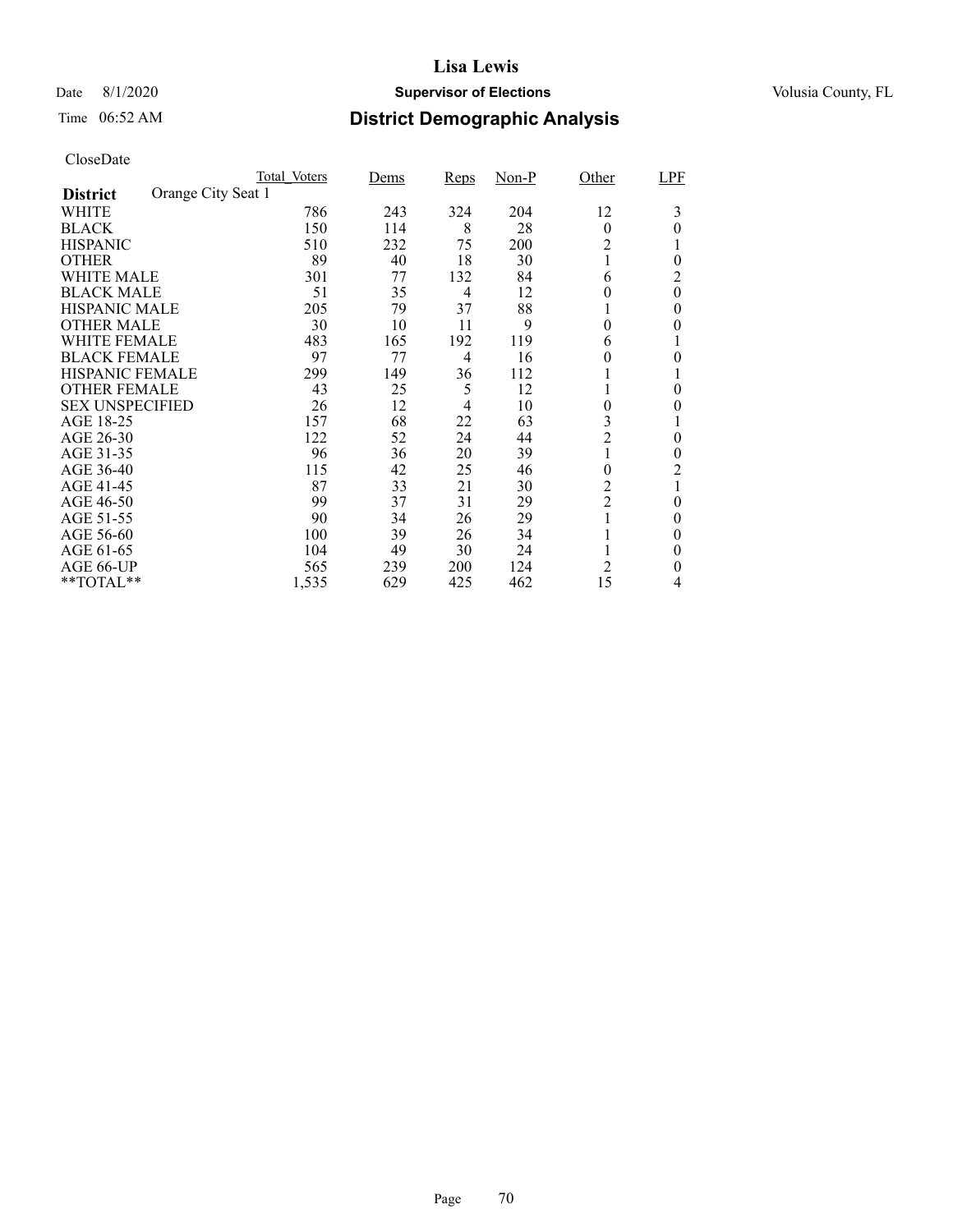# Lisa Lewis

Date 8/1/2020 **Supervisor of Elections** Volusia County, FL

Time 06:52 AM **District Demographic Analysis**

CloseDate

| District: Orange City Seat 1 | Total_Voters | Dems | Reps | Non-P | Other | LPF |
|---|---|---|---|---|---|---|
| WHITE | 786 | 243 | 324 | 204 | 12 | 3 |
| BLACK | 150 | 114 | 8 | 28 | 0 | 0 |
| HISPANIC | 510 | 232 | 75 | 200 | 2 | 1 |
| OTHER | 89 | 40 | 18 | 30 | 1 | 0 |
| WHITE MALE | 301 | 77 | 132 | 84 | 6 | 2 |
| BLACK MALE | 51 | 35 | 4 | 12 | 0 | 0 |
| HISPANIC MALE | 205 | 79 | 37 | 88 | 1 | 0 |
| OTHER MALE | 30 | 10 | 11 | 9 | 0 | 0 |
| WHITE FEMALE | 483 | 165 | 192 | 119 | 6 | 1 |
| BLACK FEMALE | 97 | 77 | 4 | 16 | 0 | 0 |
| HISPANIC FEMALE | 299 | 149 | 36 | 112 | 1 | 1 |
| OTHER FEMALE | 43 | 25 | 5 | 12 | 1 | 0 |
| SEX UNSPECIFIED | 26 | 12 | 4 | 10 | 0 | 0 |
| AGE 18-25 | 157 | 68 | 22 | 63 | 3 | 1 |
| AGE 26-30 | 122 | 52 | 24 | 44 | 2 | 0 |
| AGE 31-35 | 96 | 36 | 20 | 39 | 1 | 0 |
| AGE 36-40 | 115 | 42 | 25 | 46 | 0 | 2 |
| AGE 41-45 | 87 | 33 | 21 | 30 | 2 | 1 |
| AGE 46-50 | 99 | 37 | 31 | 29 | 2 | 0 |
| AGE 51-55 | 90 | 34 | 26 | 29 | 1 | 0 |
| AGE 56-60 | 100 | 39 | 26 | 34 | 1 | 0 |
| AGE 61-65 | 104 | 49 | 30 | 24 | 1 | 0 |
| AGE 66-UP | 565 | 239 | 200 | 124 | 2 | 0 |
| **TOTAL** | 1,535 | 629 | 425 | 462 | 15 | 4 |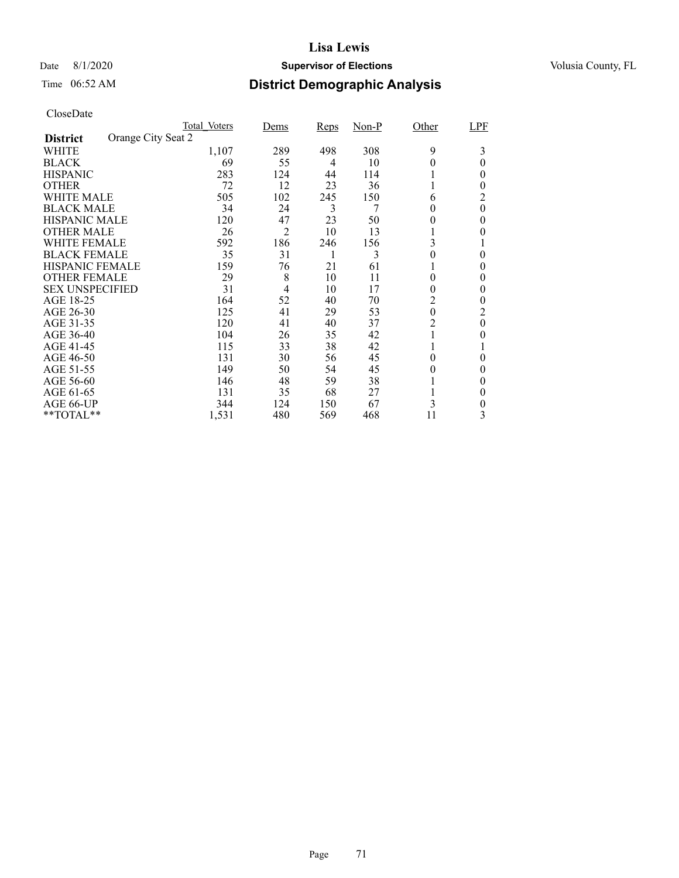**Lisa Lewis**

Date 8/1/2020 **Supervisor of Elections** Volusia County, FL

Time 06:52 AM **District Demographic Analysis**

CloseDate

| | Total_Voters | Dems | Reps | Non-P | Other | LPF |
|---|---|---|---|---|---|---|
| **District** Orange City Seat 2 | | | | | | |
| WHITE | 1,107 | 289 | 498 | 308 | 9 | 3 |
| BLACK | 69 | 55 | 4 | 10 | 0 | 0 |
| HISPANIC | 283 | 124 | 44 | 114 | 1 | 0 |
| OTHER | 72 | 12 | 23 | 36 | 1 | 0 |
| WHITE MALE | 505 | 102 | 245 | 150 | 6 | 2 |
| BLACK MALE | 34 | 24 | 3 | 7 | 0 | 0 |
| HISPANIC MALE | 120 | 47 | 23 | 50 | 0 | 0 |
| OTHER MALE | 26 | 2 | 10 | 13 | 1 | 0 |
| WHITE FEMALE | 592 | 186 | 246 | 156 | 3 | 1 |
| BLACK FEMALE | 35 | 31 | 1 | 3 | 0 | 0 |
| HISPANIC FEMALE | 159 | 76 | 21 | 61 | 1 | 0 |
| OTHER FEMALE | 29 | 8 | 10 | 11 | 0 | 0 |
| SEX UNSPECIFIED | 31 | 4 | 10 | 17 | 0 | 0 |
| AGE 18-25 | 164 | 52 | 40 | 70 | 2 | 0 |
| AGE 26-30 | 125 | 41 | 29 | 53 | 0 | 2 |
| AGE 31-35 | 120 | 41 | 40 | 37 | 2 | 0 |
| AGE 36-40 | 104 | 26 | 35 | 42 | 1 | 0 |
| AGE 41-45 | 115 | 33 | 38 | 42 | 1 | 1 |
| AGE 46-50 | 131 | 30 | 56 | 45 | 0 | 0 |
| AGE 51-55 | 149 | 50 | 54 | 45 | 0 | 0 |
| AGE 56-60 | 146 | 48 | 59 | 38 | 1 | 0 |
| AGE 61-65 | 131 | 35 | 68 | 27 | 1 | 0 |
| AGE 66-UP | 344 | 124 | 150 | 67 | 3 | 0 |
| **TOTAL** | 1,531 | 480 | 569 | 468 | 11 | 3 |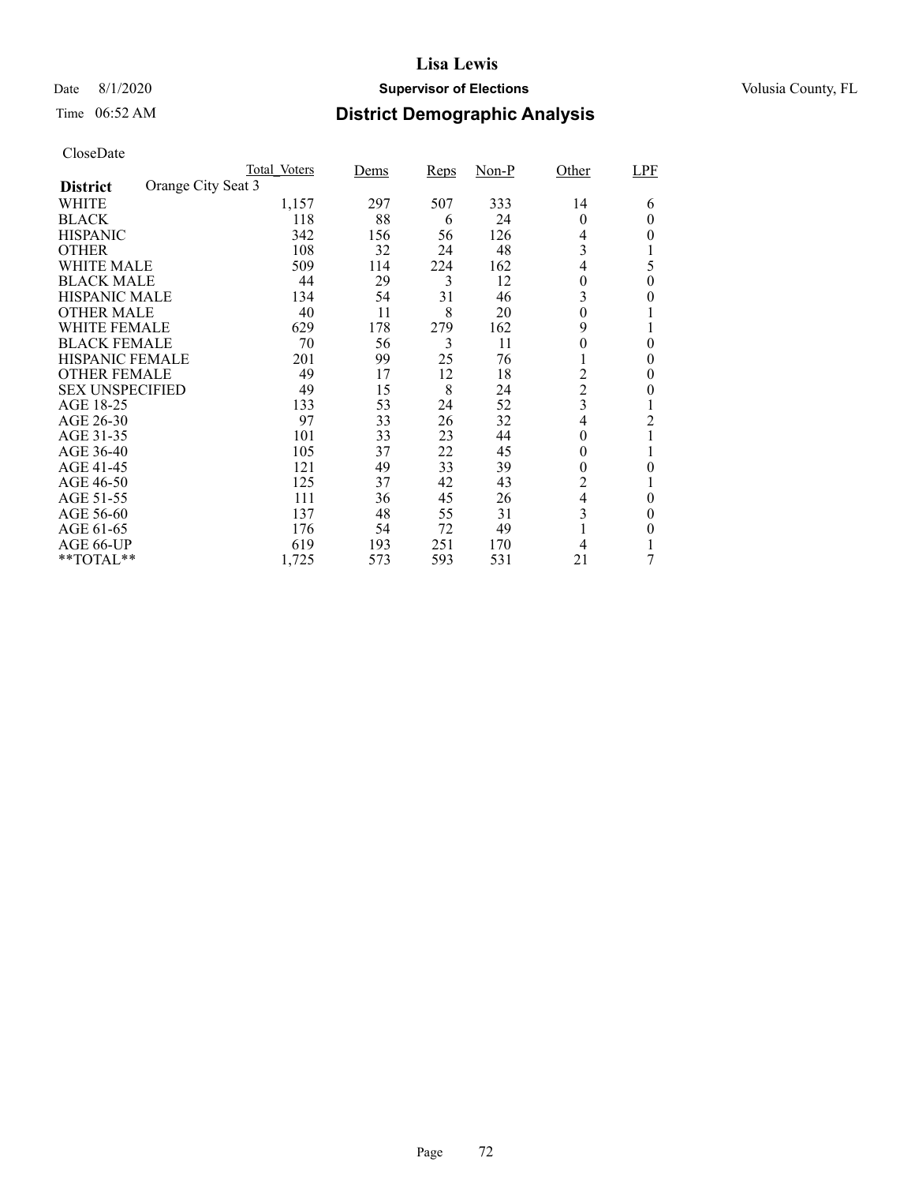# Lisa Lewis

Date 8/1/2020 **Supervisor of Elections** Volusia County, FL

Time 06:52 AM **District Demographic Analysis**

CloseDate

| District: Orange City Seat 3 | Total_Voters | Dems | Reps | Non-P | Other | LPF |
|---|---|---|---|---|---|---|
| WHITE | 1,157 | 297 | 507 | 333 | 14 | 6 |
| BLACK | 118 | 88 | 6 | 24 | 0 | 0 |
| HISPANIC | 342 | 156 | 56 | 126 | 4 | 0 |
| OTHER | 108 | 32 | 24 | 48 | 3 | 1 |
| WHITE MALE | 509 | 114 | 224 | 162 | 4 | 5 |
| BLACK MALE | 44 | 29 | 3 | 12 | 0 | 0 |
| HISPANIC MALE | 134 | 54 | 31 | 46 | 3 | 0 |
| OTHER MALE | 40 | 11 | 8 | 20 | 0 | 1 |
| WHITE FEMALE | 629 | 178 | 279 | 162 | 9 | 1 |
| BLACK FEMALE | 70 | 56 | 3 | 11 | 0 | 0 |
| HISPANIC FEMALE | 201 | 99 | 25 | 76 | 1 | 0 |
| OTHER FEMALE | 49 | 17 | 12 | 18 | 2 | 0 |
| SEX UNSPECIFIED | 49 | 15 | 8 | 24 | 2 | 0 |
| AGE 18-25 | 133 | 53 | 24 | 52 | 3 | 1 |
| AGE 26-30 | 97 | 33 | 26 | 32 | 4 | 2 |
| AGE 31-35 | 101 | 33 | 23 | 44 | 0 | 1 |
| AGE 36-40 | 105 | 37 | 22 | 45 | 0 | 1 |
| AGE 41-45 | 121 | 49 | 33 | 39 | 0 | 0 |
| AGE 46-50 | 125 | 37 | 42 | 43 | 2 | 1 |
| AGE 51-55 | 111 | 36 | 45 | 26 | 4 | 0 |
| AGE 56-60 | 137 | 48 | 55 | 31 | 3 | 0 |
| AGE 61-65 | 176 | 54 | 72 | 49 | 1 | 0 |
| AGE 66-UP | 619 | 193 | 251 | 170 | 4 | 1 |
| **TOTAL** | 1,725 | 573 | 593 | 531 | 21 | 7 |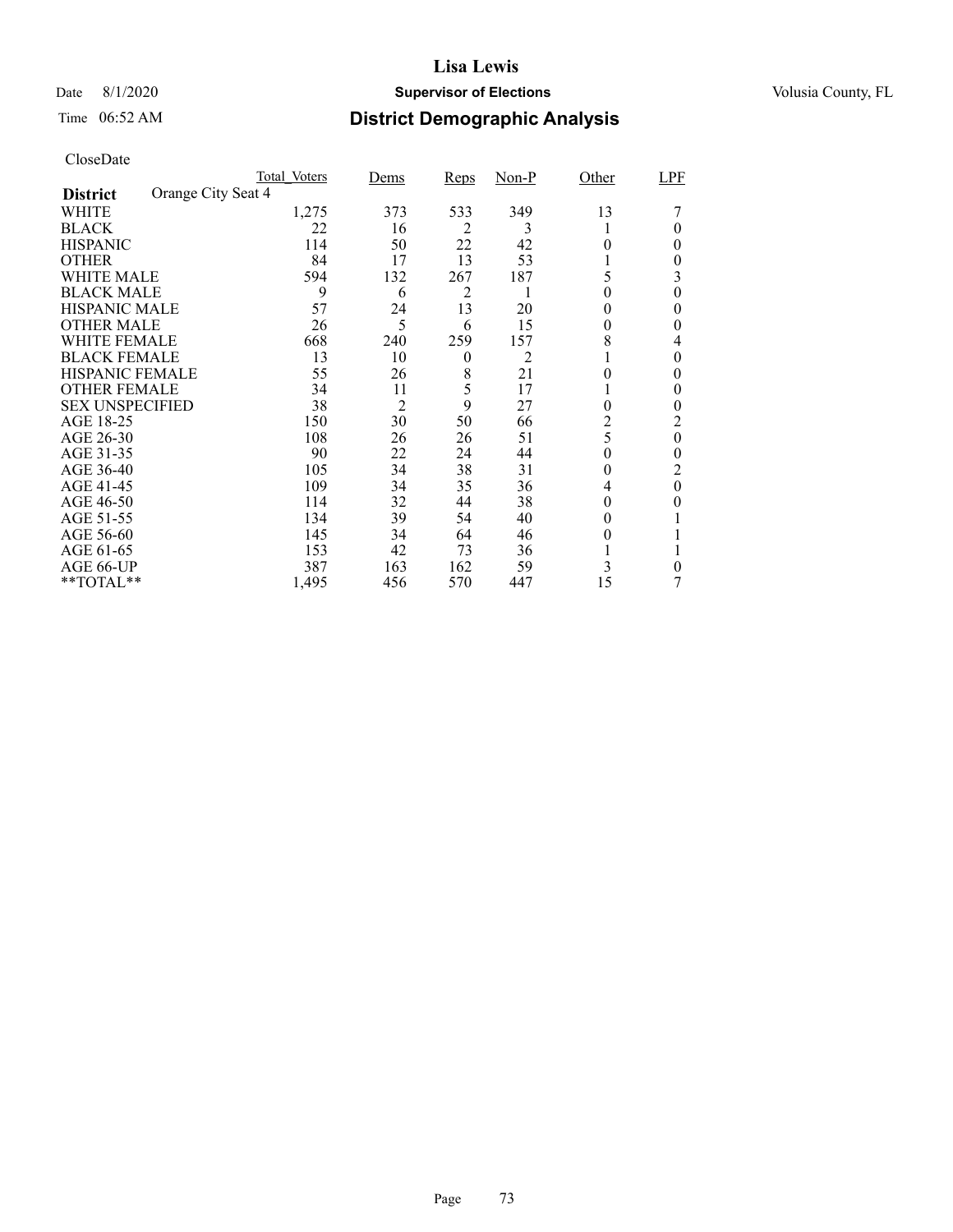CloseDate

| District | Orange City Seat 4 | Total_Voters | Dems | Reps | Non-P | Other | LPF |
|---|---|---|---|---|---|---|---|
| WHITE | | 1,275 | 373 | 533 | 349 | 13 | 7 |
| BLACK | | 22 | 16 | 2 | 3 | 1 | 0 |
| HISPANIC | | 114 | 50 | 22 | 42 | 0 | 0 |
| OTHER | | 84 | 17 | 13 | 53 | 1 | 0 |
| WHITE MALE | | 594 | 132 | 267 | 187 | 5 | 3 |
| BLACK MALE | | 9 | 6 | 2 | 1 | 0 | 0 |
| HISPANIC MALE | | 57 | 24 | 13 | 20 | 0 | 0 |
| OTHER MALE | | 26 | 5 | 6 | 15 | 0 | 0 |
| WHITE FEMALE | | 668 | 240 | 259 | 157 | 8 | 4 |
| BLACK FEMALE | | 13 | 10 | 0 | 2 | 1 | 0 |
| HISPANIC FEMALE | | 55 | 26 | 8 | 21 | 0 | 0 |
| OTHER FEMALE | | 34 | 11 | 5 | 17 | 1 | 0 |
| SEX UNSPECIFIED | | 38 | 2 | 9 | 27 | 0 | 0 |
| AGE 18-25 | | 150 | 30 | 50 | 66 | 2 | 2 |
| AGE 26-30 | | 108 | 26 | 26 | 51 | 5 | 0 |
| AGE 31-35 | | 90 | 22 | 24 | 44 | 0 | 0 |
| AGE 36-40 | | 105 | 34 | 38 | 31 | 0 | 2 |
| AGE 41-45 | | 109 | 34 | 35 | 36 | 4 | 0 |
| AGE 46-50 | | 114 | 32 | 44 | 38 | 0 | 0 |
| AGE 51-55 | | 134 | 39 | 54 | 40 | 0 | 1 |
| AGE 56-60 | | 145 | 34 | 64 | 46 | 0 | 1 |
| AGE 61-65 | | 153 | 42 | 73 | 36 | 1 | 1 |
| AGE 66-UP | | 387 | 163 | 162 | 59 | 3 | 0 |
| **TOTAL** | | 1,495 | 456 | 570 | 447 | 15 | 7 |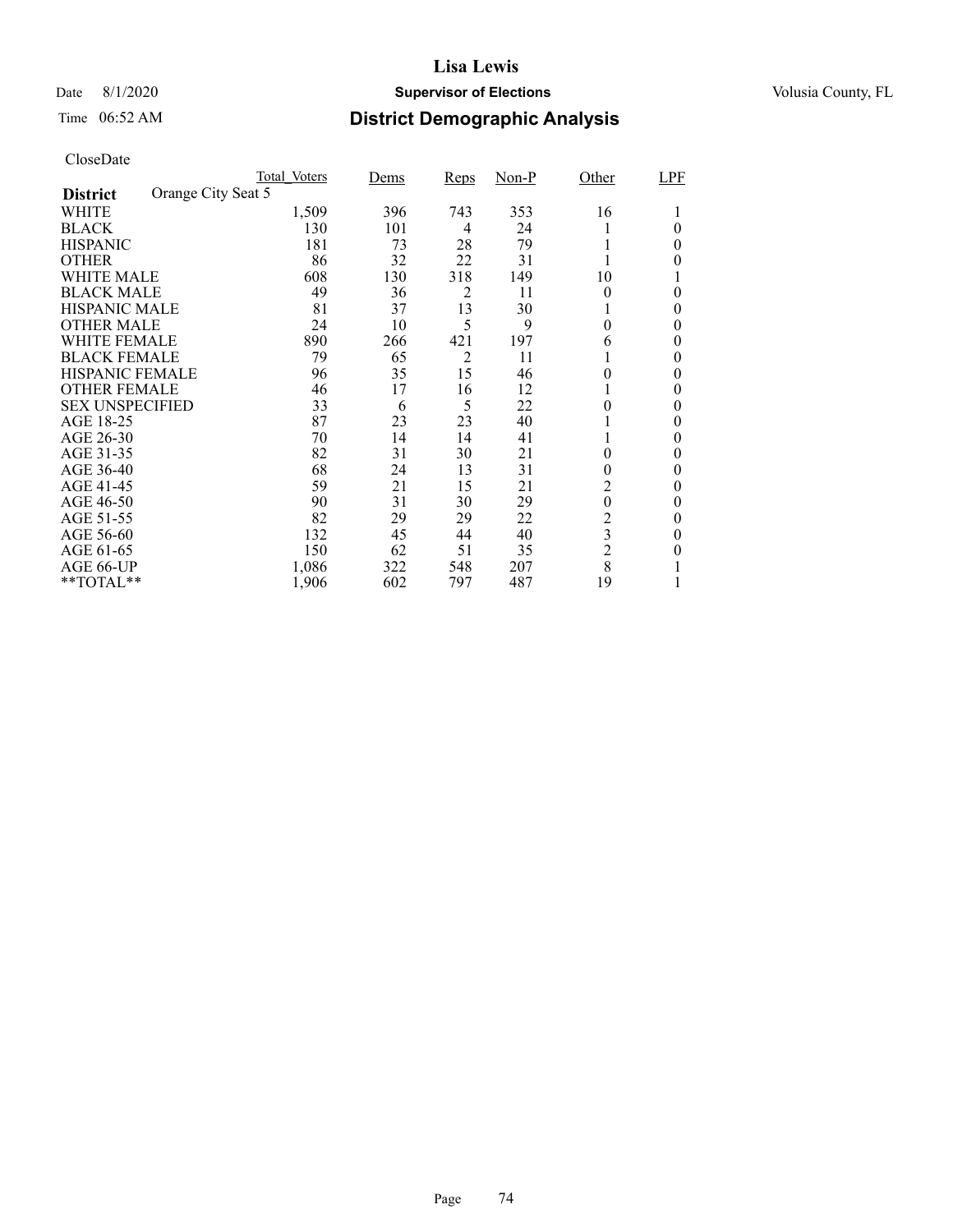# Lisa Lewis

Date 8/1/2020 **Supervisor of Elections** Volusia County, FL

Time 06:52 AM **District Demographic Analysis**

CloseDate

| **District** Orange City Seat 5 | Total_Voters | Dems | Reps | Non-P | Other | LPF |
|---|---|---|---|---|---|---|
| WHITE | 1,509 | 396 | 743 | 353 | 16 | 1 |
| BLACK | 130 | 101 | 4 | 24 | 1 | 0 |
| HISPANIC | 181 | 73 | 28 | 79 | 1 | 0 |
| OTHER | 86 | 32 | 22 | 31 | 1 | 0 |
| WHITE MALE | 608 | 130 | 318 | 149 | 10 | 1 |
| BLACK MALE | 49 | 36 | 2 | 11 | 0 | 0 |
| HISPANIC MALE | 81 | 37 | 13 | 30 | 1 | 0 |
| OTHER MALE | 24 | 10 | 5 | 9 | 0 | 0 |
| WHITE FEMALE | 890 | 266 | 421 | 197 | 6 | 0 |
| BLACK FEMALE | 79 | 65 | 2 | 11 | 1 | 0 |
| HISPANIC FEMALE | 96 | 35 | 15 | 46 | 0 | 0 |
| OTHER FEMALE | 46 | 17 | 16 | 12 | 1 | 0 |
| SEX UNSPECIFIED | 33 | 6 | 5 | 22 | 0 | 0 |
| AGE 18-25 | 87 | 23 | 23 | 40 | 1 | 0 |
| AGE 26-30 | 70 | 14 | 14 | 41 | 1 | 0 |
| AGE 31-35 | 82 | 31 | 30 | 21 | 0 | 0 |
| AGE 36-40 | 68 | 24 | 13 | 31 | 0 | 0 |
| AGE 41-45 | 59 | 21 | 15 | 21 | 2 | 0 |
| AGE 46-50 | 90 | 31 | 30 | 29 | 0 | 0 |
| AGE 51-55 | 82 | 29 | 29 | 22 | 2 | 0 |
| AGE 56-60 | 132 | 45 | 44 | 40 | 3 | 0 |
| AGE 61-65 | 150 | 62 | 51 | 35 | 2 | 0 |
| AGE 66-UP | 1,086 | 322 | 548 | 207 | 8 | 1 |
| **TOTAL** | 1,906 | 602 | 797 | 487 | 19 | 1 |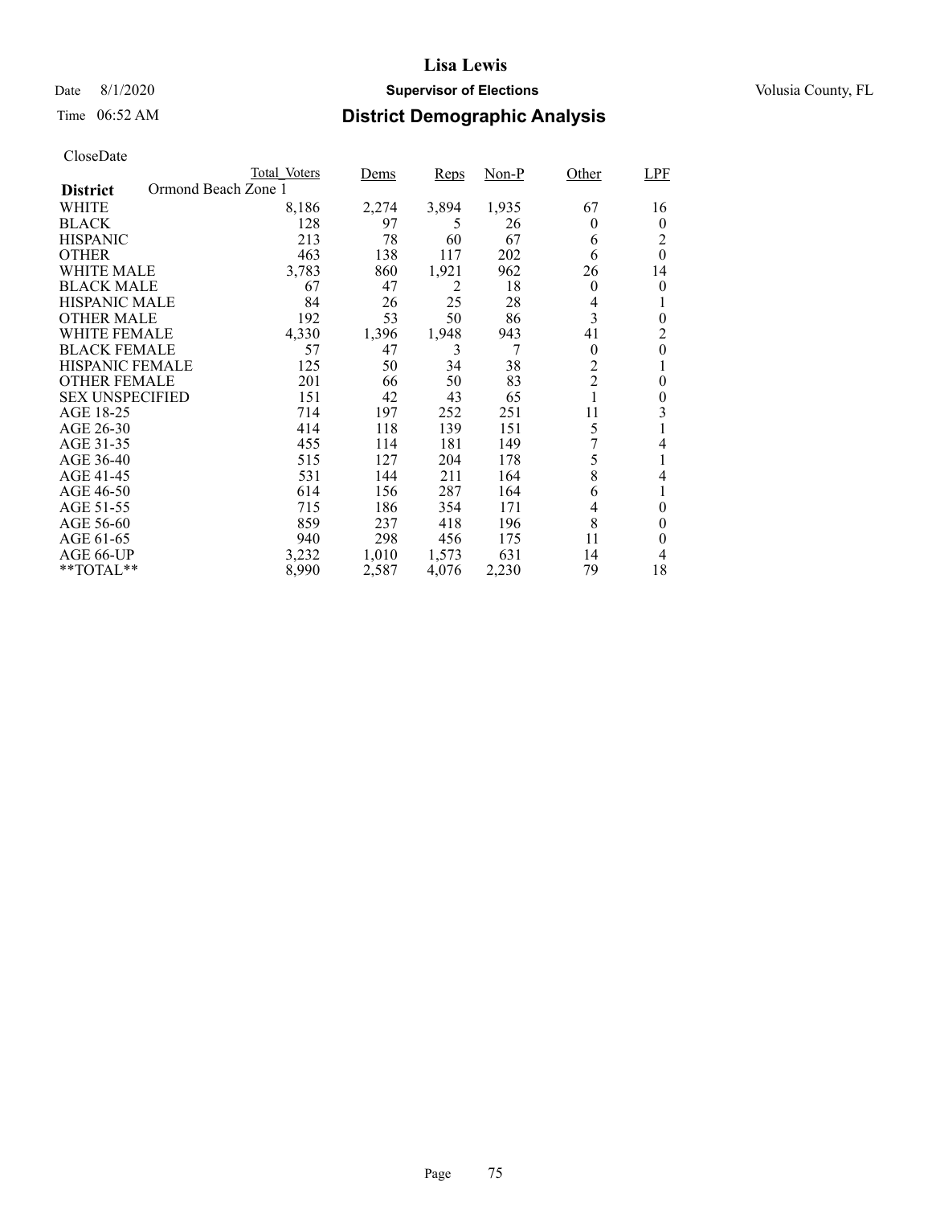# Lisa Lewis

Date 8/1/2020 **Supervisor of Elections** Volusia County, FL

Time 06:52 AM **District Demographic Analysis**

CloseDate

| **District** Ormond Beach Zone 1 | Total_Voters | Dems | Reps | Non-P | Other | LPF |
|---|---|---|---|---|---|---|
| WHITE | 8,186 | 2,274 | 3,894 | 1,935 | 67 | 16 |
| BLACK | 128 | 97 | 5 | 26 | 0 | 0 |
| HISPANIC | 213 | 78 | 60 | 67 | 6 | 2 |
| OTHER | 463 | 138 | 117 | 202 | 6 | 0 |
| WHITE MALE | 3,783 | 860 | 1,921 | 962 | 26 | 14 |
| BLACK MALE | 67 | 47 | 2 | 18 | 0 | 0 |
| HISPANIC MALE | 84 | 26 | 25 | 28 | 4 | 1 |
| OTHER MALE | 192 | 53 | 50 | 86 | 3 | 0 |
| WHITE FEMALE | 4,330 | 1,396 | 1,948 | 943 | 41 | 2 |
| BLACK FEMALE | 57 | 47 | 3 | 7 | 0 | 0 |
| HISPANIC FEMALE | 125 | 50 | 34 | 38 | 2 | 1 |
| OTHER FEMALE | 201 | 66 | 50 | 83 | 2 | 0 |
| SEX UNSPECIFIED | 151 | 42 | 43 | 65 | 1 | 0 |
| AGE 18-25 | 714 | 197 | 252 | 251 | 11 | 3 |
| AGE 26-30 | 414 | 118 | 139 | 151 | 5 | 1 |
| AGE 31-35 | 455 | 114 | 181 | 149 | 7 | 4 |
| AGE 36-40 | 515 | 127 | 204 | 178 | 5 | 1 |
| AGE 41-45 | 531 | 144 | 211 | 164 | 8 | 4 |
| AGE 46-50 | 614 | 156 | 287 | 164 | 6 | 1 |
| AGE 51-55 | 715 | 186 | 354 | 171 | 4 | 0 |
| AGE 56-60 | 859 | 237 | 418 | 196 | 8 | 0 |
| AGE 61-65 | 940 | 298 | 456 | 175 | 11 | 0 |
| AGE 66-UP | 3,232 | 1,010 | 1,573 | 631 | 14 | 4 |
| **TOTAL** | 8,990 | 2,587 | 4,076 | 2,230 | 79 | 18 |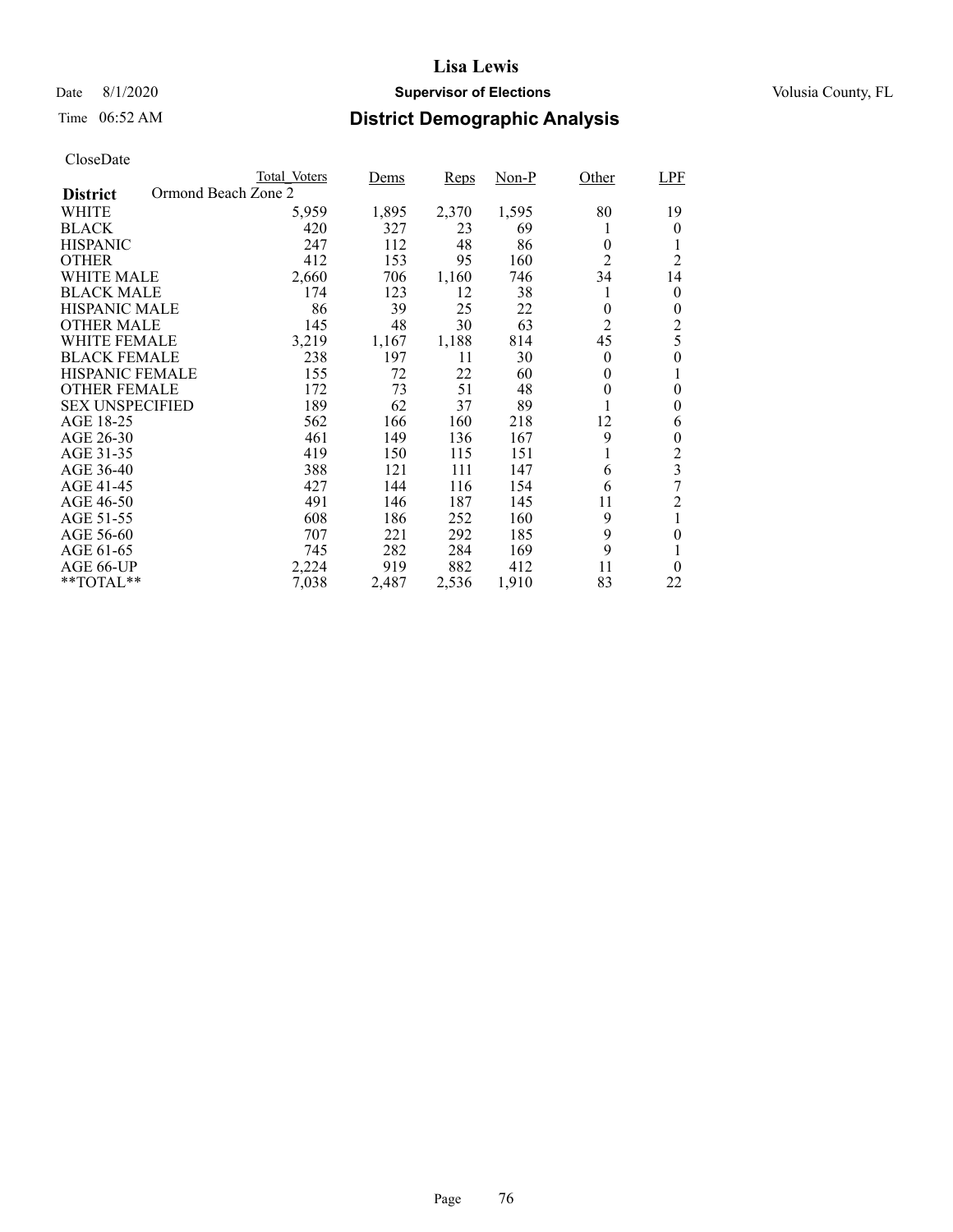CloseDate

| District | Ormond Beach Zone 2 | | | | | |
|---|---|---|---|---|---|---|
| | Total_Voters | Dems | Reps | Non-P | Other | LPF |
| WHITE | 5,959 | 1,895 | 2,370 | 1,595 | 80 | 19 |
| BLACK | 420 | 327 | 23 | 69 | 1 | 0 |
| HISPANIC | 247 | 112 | 48 | 86 | 0 | 1 |
| OTHER | 412 | 153 | 95 | 160 | 2 | 2 |
| WHITE MALE | 2,660 | 706 | 1,160 | 746 | 34 | 14 |
| BLACK MALE | 174 | 123 | 12 | 38 | 1 | 0 |
| HISPANIC MALE | 86 | 39 | 25 | 22 | 0 | 0 |
| OTHER MALE | 145 | 48 | 30 | 63 | 2 | 2 |
| WHITE FEMALE | 3,219 | 1,167 | 1,188 | 814 | 45 | 5 |
| BLACK FEMALE | 238 | 197 | 11 | 30 | 0 | 0 |
| HISPANIC FEMALE | 155 | 72 | 22 | 60 | 0 | 1 |
| OTHER FEMALE | 172 | 73 | 51 | 48 | 0 | 0 |
| SEX UNSPECIFIED | 189 | 62 | 37 | 89 | 1 | 0 |
| AGE 18-25 | 562 | 166 | 160 | 218 | 12 | 6 |
| AGE 26-30 | 461 | 149 | 136 | 167 | 9 | 0 |
| AGE 31-35 | 419 | 150 | 115 | 151 | 1 | 2 |
| AGE 36-40 | 388 | 121 | 111 | 147 | 6 | 3 |
| AGE 41-45 | 427 | 144 | 116 | 154 | 6 | 7 |
| AGE 46-50 | 491 | 146 | 187 | 145 | 11 | 2 |
| AGE 51-55 | 608 | 186 | 252 | 160 | 9 | 1 |
| AGE 56-60 | 707 | 221 | 292 | 185 | 9 | 0 |
| AGE 61-65 | 745 | 282 | 284 | 169 | 9 | 1 |
| AGE 66-UP | 2,224 | 919 | 882 | 412 | 11 | 0 |
| **TOTAL** | 7,038 | 2,487 | 2,536 | 1,910 | 83 | 22 |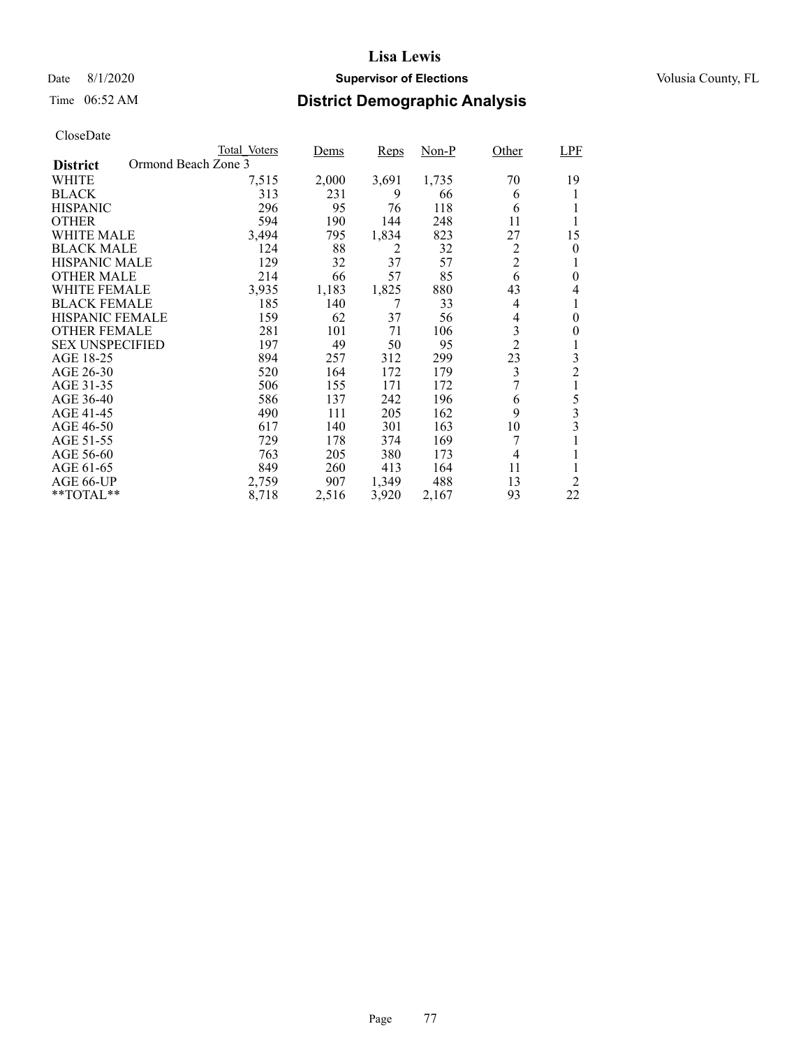# Lisa Lewis

## Supervisor of Elections

Date 8/1/2020 Volusia County, FL

Time 06:52 AM

## District Demographic Analysis

CloseDate

| District: Ormond Beach Zone 3 | Total_Voters | Dems | Reps | Non-P | Other | LPF |
|---|---|---|---|---|---|---|
| WHITE | 7,515 | 2,000 | 3,691 | 1,735 | 70 | 19 |
| BLACK | 313 | 231 | 9 | 66 | 6 | 1 |
| HISPANIC | 296 | 95 | 76 | 118 | 6 | 1 |
| OTHER | 594 | 190 | 144 | 248 | 11 | 1 |
| WHITE MALE | 3,494 | 795 | 1,834 | 823 | 27 | 15 |
| BLACK MALE | 124 | 88 | 2 | 32 | 2 | 0 |
| HISPANIC MALE | 129 | 32 | 37 | 57 | 2 | 1 |
| OTHER MALE | 214 | 66 | 57 | 85 | 6 | 0 |
| WHITE FEMALE | 3,935 | 1,183 | 1,825 | 880 | 43 | 4 |
| BLACK FEMALE | 185 | 140 | 7 | 33 | 4 | 1 |
| HISPANIC FEMALE | 159 | 62 | 37 | 56 | 4 | 0 |
| OTHER FEMALE | 281 | 101 | 71 | 106 | 3 | 0 |
| SEX UNSPECIFIED | 197 | 49 | 50 | 95 | 2 | 1 |
| AGE 18-25 | 894 | 257 | 312 | 299 | 23 | 3 |
| AGE 26-30 | 520 | 164 | 172 | 179 | 3 | 2 |
| AGE 31-35 | 506 | 155 | 171 | 172 | 7 | 1 |
| AGE 36-40 | 586 | 137 | 242 | 196 | 6 | 5 |
| AGE 41-45 | 490 | 111 | 205 | 162 | 9 | 3 |
| AGE 46-50 | 617 | 140 | 301 | 163 | 10 | 3 |
| AGE 51-55 | 729 | 178 | 374 | 169 | 7 | 1 |
| AGE 56-60 | 763 | 205 | 380 | 173 | 4 | 1 |
| AGE 61-65 | 849 | 260 | 413 | 164 | 11 | 1 |
| AGE 66-UP | 2,759 | 907 | 1,349 | 488 | 13 | 2 |
| **TOTAL** | 8,718 | 2,516 | 3,920 | 2,167 | 93 | 22 |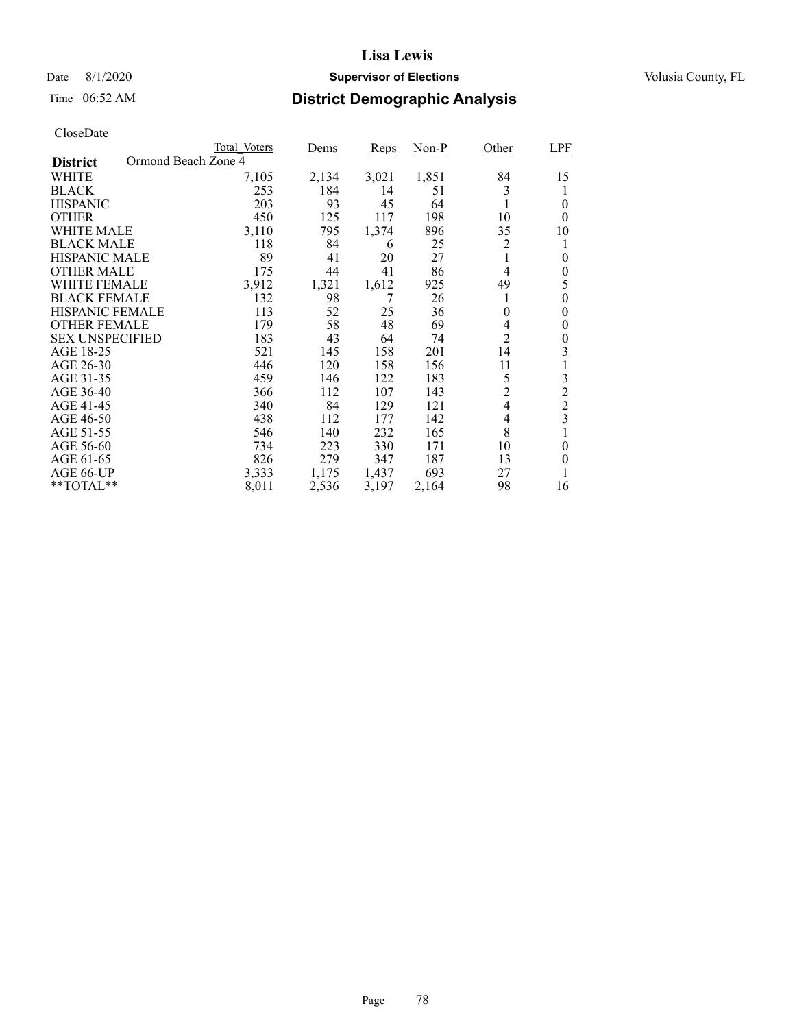# Lisa Lewis

Date 8/1/2020 **Supervisor of Elections** Volusia County, FL

Time 06:52 AM **District Demographic Analysis**

CloseDate

| District: Ormond Beach Zone 4 | Total_Voters | Dems | Reps | Non-P | Other | LPF |
|---|---|---|---|---|---|---|
| WHITE | 7,105 | 2,134 | 3,021 | 1,851 | 84 | 15 |
| BLACK | 253 | 184 | 14 | 51 | 3 | 1 |
| HISPANIC | 203 | 93 | 45 | 64 | 1 | 0 |
| OTHER | 450 | 125 | 117 | 198 | 10 | 0 |
| WHITE MALE | 3,110 | 795 | 1,374 | 896 | 35 | 10 |
| BLACK MALE | 118 | 84 | 6 | 25 | 2 | 1 |
| HISPANIC MALE | 89 | 41 | 20 | 27 | 1 | 0 |
| OTHER MALE | 175 | 44 | 41 | 86 | 4 | 0 |
| WHITE FEMALE | 3,912 | 1,321 | 1,612 | 925 | 49 | 5 |
| BLACK FEMALE | 132 | 98 | 7 | 26 | 1 | 0 |
| HISPANIC FEMALE | 113 | 52 | 25 | 36 | 0 | 0 |
| OTHER FEMALE | 179 | 58 | 48 | 69 | 4 | 0 |
| SEX UNSPECIFIED | 183 | 43 | 64 | 74 | 2 | 0 |
| AGE 18-25 | 521 | 145 | 158 | 201 | 14 | 3 |
| AGE 26-30 | 446 | 120 | 158 | 156 | 11 | 1 |
| AGE 31-35 | 459 | 146 | 122 | 183 | 5 | 3 |
| AGE 36-40 | 366 | 112 | 107 | 143 | 2 | 2 |
| AGE 41-45 | 340 | 84 | 129 | 121 | 4 | 2 |
| AGE 46-50 | 438 | 112 | 177 | 142 | 4 | 3 |
| AGE 51-55 | 546 | 140 | 232 | 165 | 8 | 1 |
| AGE 56-60 | 734 | 223 | 330 | 171 | 10 | 0 |
| AGE 61-65 | 826 | 279 | 347 | 187 | 13 | 0 |
| AGE 66-UP | 3,333 | 1,175 | 1,437 | 693 | 27 | 1 |
| **TOTAL** | 8,011 | 2,536 | 3,197 | 2,164 | 98 | 16 |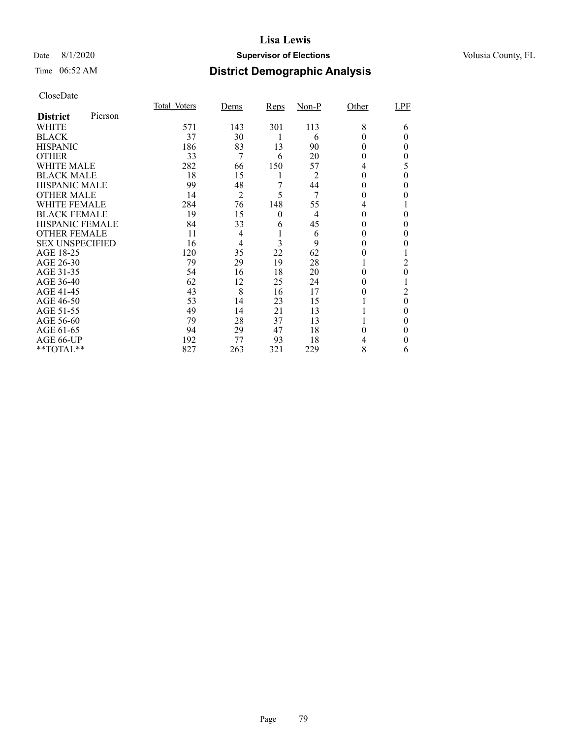# Lisa Lewis

Date 8/1/2020 **Supervisor of Elections** Volusia County, FL

Time 06:52 AM **District Demographic Analysis**

CloseDate

| District Pierson | Total_Voters | Dems | Reps | Non-P | Other | LPF |
|---|---|---|---|---|---|---|
| WHITE | 571 | 143 | 301 | 113 | 8 | 6 |
| BLACK | 37 | 30 | 1 | 6 | 0 | 0 |
| HISPANIC | 186 | 83 | 13 | 90 | 0 | 0 |
| OTHER | 33 | 7 | 6 | 20 | 0 | 0 |
| WHITE MALE | 282 | 66 | 150 | 57 | 4 | 5 |
| BLACK MALE | 18 | 15 | 1 | 2 | 0 | 0 |
| HISPANIC MALE | 99 | 48 | 7 | 44 | 0 | 0 |
| OTHER MALE | 14 | 2 | 5 | 7 | 0 | 0 |
| WHITE FEMALE | 284 | 76 | 148 | 55 | 4 | 1 |
| BLACK FEMALE | 19 | 15 | 0 | 4 | 0 | 0 |
| HISPANIC FEMALE | 84 | 33 | 6 | 45 | 0 | 0 |
| OTHER FEMALE | 11 | 4 | 1 | 6 | 0 | 0 |
| SEX UNSPECIFIED | 16 | 4 | 3 | 9 | 0 | 0 |
| AGE 18-25 | 120 | 35 | 22 | 62 | 0 | 1 |
| AGE 26-30 | 79 | 29 | 19 | 28 | 1 | 2 |
| AGE 31-35 | 54 | 16 | 18 | 20 | 0 | 0 |
| AGE 36-40 | 62 | 12 | 25 | 24 | 0 | 1 |
| AGE 41-45 | 43 | 8 | 16 | 17 | 0 | 2 |
| AGE 46-50 | 53 | 14 | 23 | 15 | 1 | 0 |
| AGE 51-55 | 49 | 14 | 21 | 13 | 1 | 0 |
| AGE 56-60 | 79 | 28 | 37 | 13 | 1 | 0 |
| AGE 61-65 | 94 | 29 | 47 | 18 | 0 | 0 |
| AGE 66-UP | 192 | 77 | 93 | 18 | 4 | 0 |
| **TOTAL** | 827 | 263 | 321 | 229 | 8 | 6 |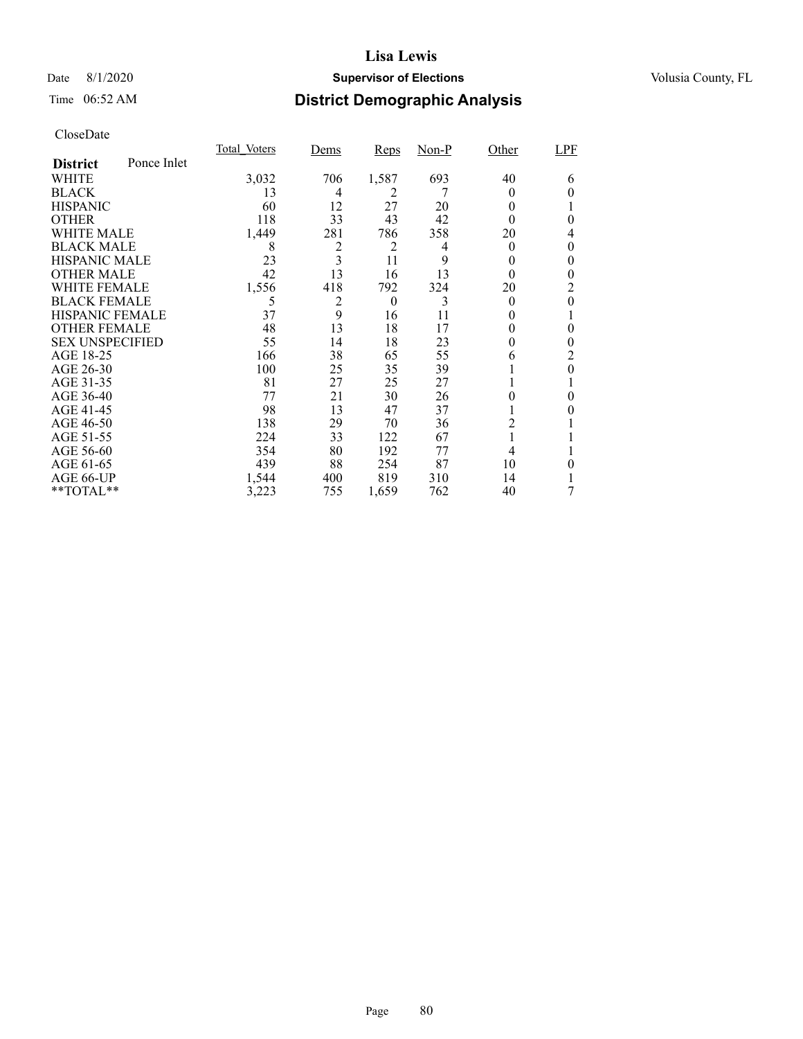# Lisa Lewis

Date 8/1/2020 **Supervisor of Elections** Volusia County, FL

Time 06:52 AM **District Demographic Analysis**

CloseDate

| **District** Ponce Inlet | Total_Voters | Dems | Reps | Non-P | Other | LPF |
|---|---|---|---|---|---|---|
| WHITE | 3,032 | 706 | 1,587 | 693 | 40 | 6 |
| BLACK | 13 | 4 | 2 | 7 | 0 | 0 |
| HISPANIC | 60 | 12 | 27 | 20 | 0 | 1 |
| OTHER | 118 | 33 | 43 | 42 | 0 | 0 |
| WHITE MALE | 1,449 | 281 | 786 | 358 | 20 | 4 |
| BLACK MALE | 8 | 2 | 2 | 4 | 0 | 0 |
| HISPANIC MALE | 23 | 3 | 11 | 9 | 0 | 0 |
| OTHER MALE | 42 | 13 | 16 | 13 | 0 | 0 |
| WHITE FEMALE | 1,556 | 418 | 792 | 324 | 20 | 2 |
| BLACK FEMALE | 5 | 2 | 0 | 3 | 0 | 0 |
| HISPANIC FEMALE | 37 | 9 | 16 | 11 | 0 | 1 |
| OTHER FEMALE | 48 | 13 | 18 | 17 | 0 | 0 |
| SEX UNSPECIFIED | 55 | 14 | 18 | 23 | 0 | 0 |
| AGE 18-25 | 166 | 38 | 65 | 55 | 6 | 2 |
| AGE 26-30 | 100 | 25 | 35 | 39 | 1 | 0 |
| AGE 31-35 | 81 | 27 | 25 | 27 | 1 | 1 |
| AGE 36-40 | 77 | 21 | 30 | 26 | 0 | 0 |
| AGE 41-45 | 98 | 13 | 47 | 37 | 1 | 0 |
| AGE 46-50 | 138 | 29 | 70 | 36 | 2 | 1 |
| AGE 51-55 | 224 | 33 | 122 | 67 | 1 | 1 |
| AGE 56-60 | 354 | 80 | 192 | 77 | 4 | 1 |
| AGE 61-65 | 439 | 88 | 254 | 87 | 10 | 0 |
| AGE 66-UP | 1,544 | 400 | 819 | 310 | 14 | 1 |
| **TOTAL** | 3,223 | 755 | 1,659 | 762 | 40 | 7 |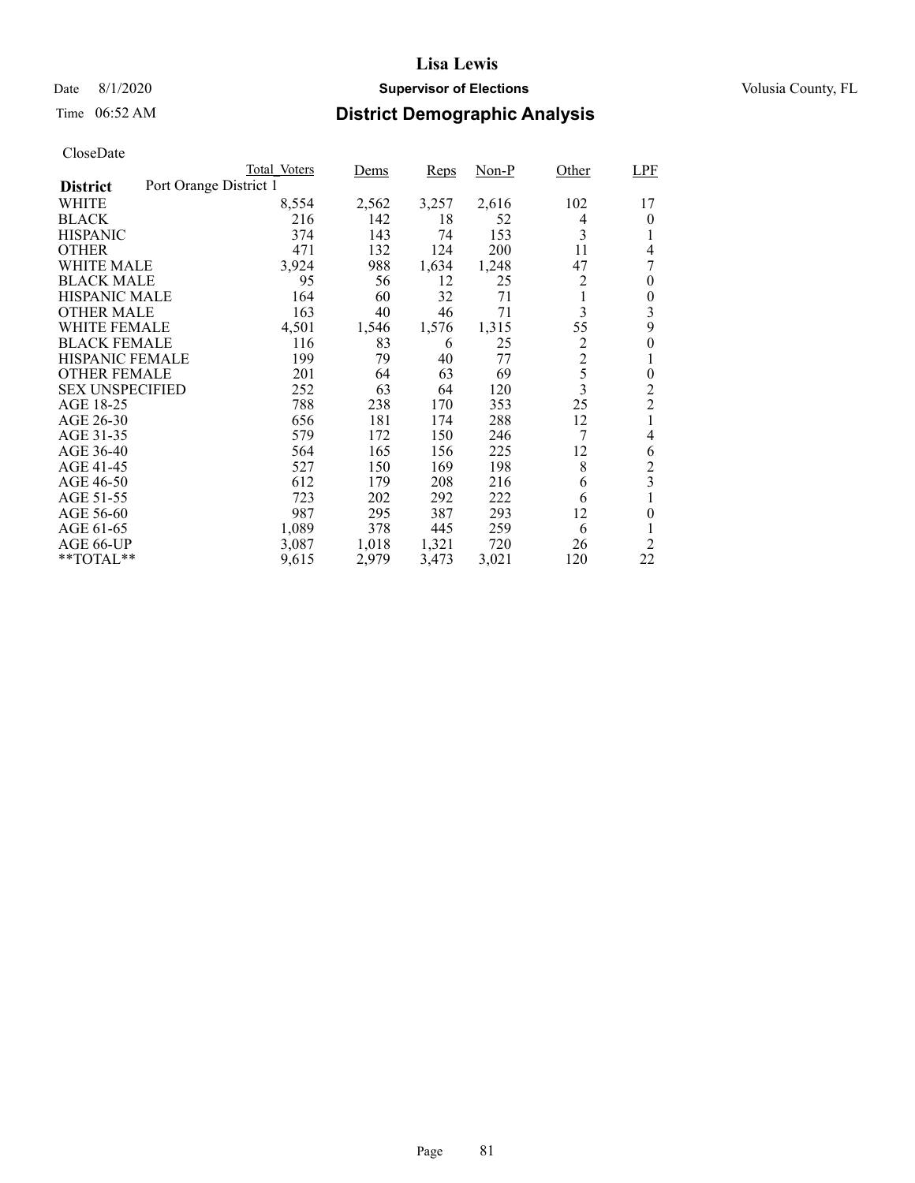# Lisa Lewis

Date 8/1/2020 **Supervisor of Elections** Volusia County, FL

Time 06:52 AM **District Demographic Analysis**

CloseDate

| **District** Port Orange District 1 | Total_Voters | Dems | Reps | Non-P | Other | LPF |
|---|---|---|---|---|---|---|
| WHITE | 8,554 | 2,562 | 3,257 | 2,616 | 102 | 17 |
| BLACK | 216 | 142 | 18 | 52 | 4 | 0 |
| HISPANIC | 374 | 143 | 74 | 153 | 3 | 1 |
| OTHER | 471 | 132 | 124 | 200 | 11 | 4 |
| WHITE MALE | 3,924 | 988 | 1,634 | 1,248 | 47 | 7 |
| BLACK MALE | 95 | 56 | 12 | 25 | 2 | 0 |
| HISPANIC MALE | 164 | 60 | 32 | 71 | 1 | 0 |
| OTHER MALE | 163 | 40 | 46 | 71 | 3 | 3 |
| WHITE FEMALE | 4,501 | 1,546 | 1,576 | 1,315 | 55 | 9 |
| BLACK FEMALE | 116 | 83 | 6 | 25 | 2 | 0 |
| HISPANIC FEMALE | 199 | 79 | 40 | 77 | 2 | 1 |
| OTHER FEMALE | 201 | 64 | 63 | 69 | 5 | 0 |
| SEX UNSPECIFIED | 252 | 63 | 64 | 120 | 3 | 2 |
| AGE 18-25 | 788 | 238 | 170 | 353 | 25 | 2 |
| AGE 26-30 | 656 | 181 | 174 | 288 | 12 | 1 |
| AGE 31-35 | 579 | 172 | 150 | 246 | 7 | 4 |
| AGE 36-40 | 564 | 165 | 156 | 225 | 12 | 6 |
| AGE 41-45 | 527 | 150 | 169 | 198 | 8 | 2 |
| AGE 46-50 | 612 | 179 | 208 | 216 | 6 | 3 |
| AGE 51-55 | 723 | 202 | 292 | 222 | 6 | 1 |
| AGE 56-60 | 987 | 295 | 387 | 293 | 12 | 0 |
| AGE 61-65 | 1,089 | 378 | 445 | 259 | 6 | 1 |
| AGE 66-UP | 3,087 | 1,018 | 1,321 | 720 | 26 | 2 |
| **TOTAL** | 9,615 | 2,979 | 3,473 | 3,021 | 120 | 22 |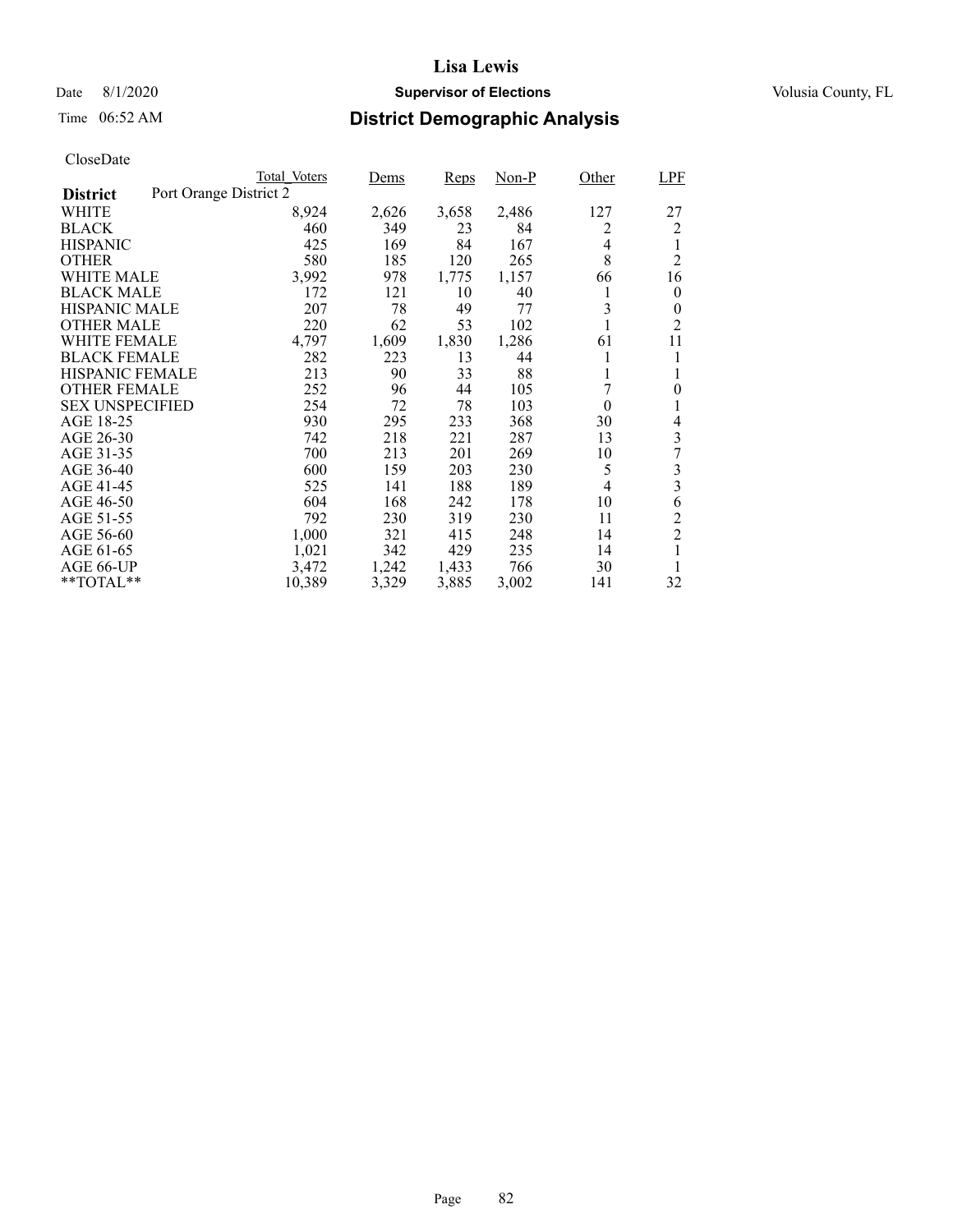# Lisa Lewis

Date 8/1/2020 **Supervisor of Elections** Volusia County, FL

Time 06:52 AM **District Demographic Analysis**

CloseDate

| **District** Port Orange District 2 | Total_Voters | Dems | Reps | Non-P | Other | LPF |
|---|---|---|---|---|---|---|
| WHITE | 8,924 | 2,626 | 3,658 | 2,486 | 127 | 27 |
| BLACK | 460 | 349 | 23 | 84 | 2 | 2 |
| HISPANIC | 425 | 169 | 84 | 167 | 4 | 1 |
| OTHER | 580 | 185 | 120 | 265 | 8 | 2 |
| WHITE MALE | 3,992 | 978 | 1,775 | 1,157 | 66 | 16 |
| BLACK MALE | 172 | 121 | 10 | 40 | 1 | 0 |
| HISPANIC MALE | 207 | 78 | 49 | 77 | 3 | 0 |
| OTHER MALE | 220 | 62 | 53 | 102 | 1 | 2 |
| WHITE FEMALE | 4,797 | 1,609 | 1,830 | 1,286 | 61 | 11 |
| BLACK FEMALE | 282 | 223 | 13 | 44 | 1 | 1 |
| HISPANIC FEMALE | 213 | 90 | 33 | 88 | 1 | 1 |
| OTHER FEMALE | 252 | 96 | 44 | 105 | 7 | 0 |
| SEX UNSPECIFIED | 254 | 72 | 78 | 103 | 0 | 1 |
| AGE 18-25 | 930 | 295 | 233 | 368 | 30 | 4 |
| AGE 26-30 | 742 | 218 | 221 | 287 | 13 | 3 |
| AGE 31-35 | 700 | 213 | 201 | 269 | 10 | 7 |
| AGE 36-40 | 600 | 159 | 203 | 230 | 5 | 3 |
| AGE 41-45 | 525 | 141 | 188 | 189 | 4 | 3 |
| AGE 46-50 | 604 | 168 | 242 | 178 | 10 | 6 |
| AGE 51-55 | 792 | 230 | 319 | 230 | 11 | 2 |
| AGE 56-60 | 1,000 | 321 | 415 | 248 | 14 | 2 |
| AGE 61-65 | 1,021 | 342 | 429 | 235 | 14 | 1 |
| AGE 66-UP | 3,472 | 1,242 | 1,433 | 766 | 30 | 1 |
| **TOTAL** | 10,389 | 3,329 | 3,885 | 3,002 | 141 | 32 |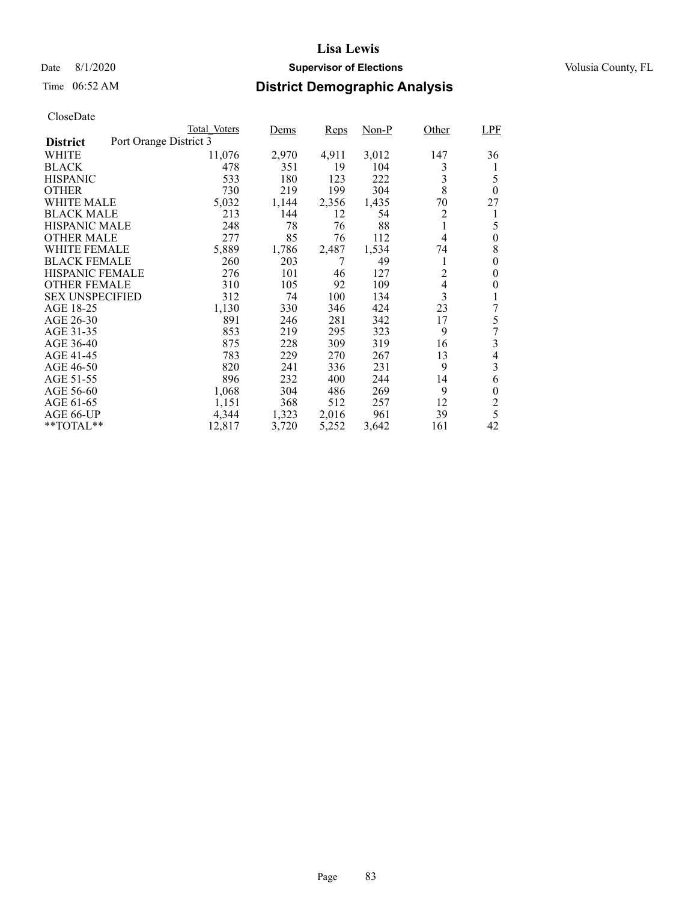# Lisa Lewis

Date 8/1/2020 **Supervisor of Elections** Volusia County, FL

Time 06:52 AM **District Demographic Analysis**

CloseDate

| | Total_Voters | Dems | Reps | Non-P | Other | LPF |
|---|---|---|---|---|---|---|
| **District** Port Orange District 3 | | | | | | |
| WHITE | 11,076 | 2,970 | 4,911 | 3,012 | 147 | 36 |
| BLACK | 478 | 351 | 19 | 104 | 3 | 1 |
| HISPANIC | 533 | 180 | 123 | 222 | 3 | 5 |
| OTHER | 730 | 219 | 199 | 304 | 8 | 0 |
| WHITE MALE | 5,032 | 1,144 | 2,356 | 1,435 | 70 | 27 |
| BLACK MALE | 213 | 144 | 12 | 54 | 2 | 1 |
| HISPANIC MALE | 248 | 78 | 76 | 88 | 1 | 5 |
| OTHER MALE | 277 | 85 | 76 | 112 | 4 | 0 |
| WHITE FEMALE | 5,889 | 1,786 | 2,487 | 1,534 | 74 | 8 |
| BLACK FEMALE | 260 | 203 | 7 | 49 | 1 | 0 |
| HISPANIC FEMALE | 276 | 101 | 46 | 127 | 2 | 0 |
| OTHER FEMALE | 310 | 105 | 92 | 109 | 4 | 0 |
| SEX UNSPECIFIED | 312 | 74 | 100 | 134 | 3 | 1 |
| AGE 18-25 | 1,130 | 330 | 346 | 424 | 23 | 7 |
| AGE 26-30 | 891 | 246 | 281 | 342 | 17 | 5 |
| AGE 31-35 | 853 | 219 | 295 | 323 | 9 | 7 |
| AGE 36-40 | 875 | 228 | 309 | 319 | 16 | 3 |
| AGE 41-45 | 783 | 229 | 270 | 267 | 13 | 4 |
| AGE 46-50 | 820 | 241 | 336 | 231 | 9 | 3 |
| AGE 51-55 | 896 | 232 | 400 | 244 | 14 | 6 |
| AGE 56-60 | 1,068 | 304 | 486 | 269 | 9 | 0 |
| AGE 61-65 | 1,151 | 368 | 512 | 257 | 12 | 2 |
| AGE 66-UP | 4,344 | 1,323 | 2,016 | 961 | 39 | 5 |
| **TOTAL** | 12,817 | 3,720 | 5,252 | 3,642 | 161 | 42 |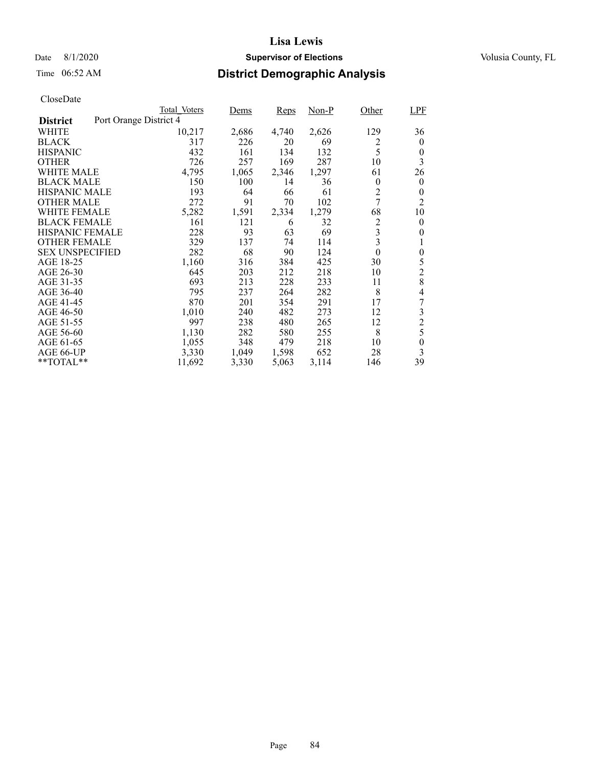# Lisa Lewis

Date 8/1/2020 **Supervisor of Elections** Volusia County, FL

Time 06:52 AM **District Demographic Analysis**

CloseDate

| District: Port Orange District 4 | Total_Voters | Dems | Reps | Non-P | Other | LPF |
|---|---|---|---|---|---|---|
| WHITE | 10,217 | 2,686 | 4,740 | 2,626 | 129 | 36 |
| BLACK | 317 | 226 | 20 | 69 | 2 | 0 |
| HISPANIC | 432 | 161 | 134 | 132 | 5 | 0 |
| OTHER | 726 | 257 | 169 | 287 | 10 | 3 |
| WHITE MALE | 4,795 | 1,065 | 2,346 | 1,297 | 61 | 26 |
| BLACK MALE | 150 | 100 | 14 | 36 | 0 | 0 |
| HISPANIC MALE | 193 | 64 | 66 | 61 | 2 | 0 |
| OTHER MALE | 272 | 91 | 70 | 102 | 7 | 2 |
| WHITE FEMALE | 5,282 | 1,591 | 2,334 | 1,279 | 68 | 10 |
| BLACK FEMALE | 161 | 121 | 6 | 32 | 2 | 0 |
| HISPANIC FEMALE | 228 | 93 | 63 | 69 | 3 | 0 |
| OTHER FEMALE | 329 | 137 | 74 | 114 | 3 | 1 |
| SEX UNSPECIFIED | 282 | 68 | 90 | 124 | 0 | 0 |
| AGE 18-25 | 1,160 | 316 | 384 | 425 | 30 | 5 |
| AGE 26-30 | 645 | 203 | 212 | 218 | 10 | 2 |
| AGE 31-35 | 693 | 213 | 228 | 233 | 11 | 8 |
| AGE 36-40 | 795 | 237 | 264 | 282 | 8 | 4 |
| AGE 41-45 | 870 | 201 | 354 | 291 | 17 | 7 |
| AGE 46-50 | 1,010 | 240 | 482 | 273 | 12 | 3 |
| AGE 51-55 | 997 | 238 | 480 | 265 | 12 | 2 |
| AGE 56-60 | 1,130 | 282 | 580 | 255 | 8 | 5 |
| AGE 61-65 | 1,055 | 348 | 479 | 218 | 10 | 0 |
| AGE 66-UP | 3,330 | 1,049 | 1,598 | 652 | 28 | 3 |
| **TOTAL** | 11,692 | 3,330 | 5,063 | 3,114 | 146 | 39 |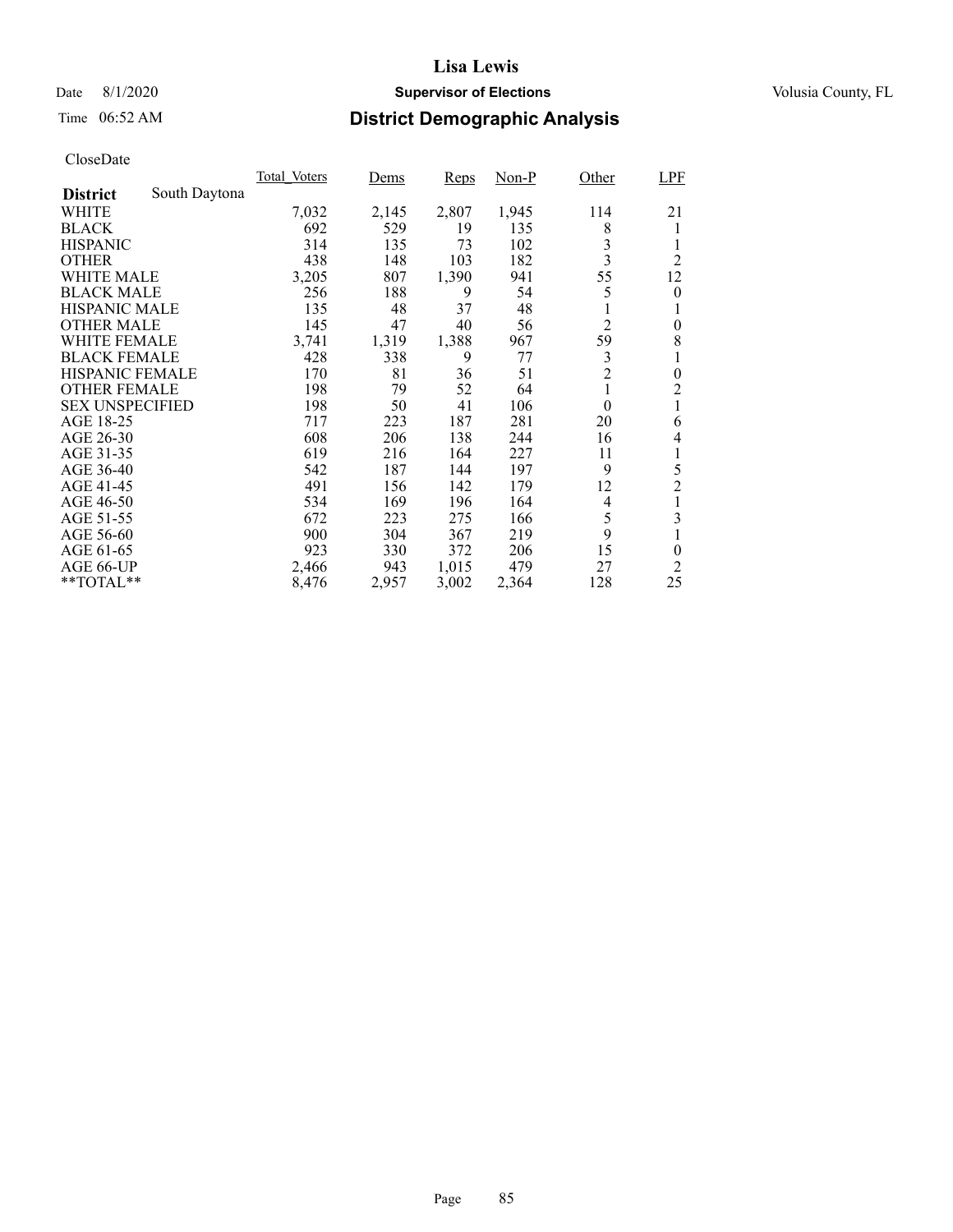# Lisa Lewis

Date 8/1/2020 **Supervisor of Elections** Volusia County, FL

Time 06:52 AM **District Demographic Analysis**

CloseDate

| **District** South Daytona | Total_Voters | Dems | Reps | Non-P | Other | LPF |
|---|---|---|---|---|---|---|
| WHITE | 7,032 | 2,145 | 2,807 | 1,945 | 114 | 21 |
| BLACK | 692 | 529 | 19 | 135 | 8 | 1 |
| HISPANIC | 314 | 135 | 73 | 102 | 3 | 1 |
| OTHER | 438 | 148 | 103 | 182 | 3 | 2 |
| WHITE MALE | 3,205 | 807 | 1,390 | 941 | 55 | 12 |
| BLACK MALE | 256 | 188 | 9 | 54 | 5 | 0 |
| HISPANIC MALE | 135 | 48 | 37 | 48 | 1 | 1 |
| OTHER MALE | 145 | 47 | 40 | 56 | 2 | 0 |
| WHITE FEMALE | 3,741 | 1,319 | 1,388 | 967 | 59 | 8 |
| BLACK FEMALE | 428 | 338 | 9 | 77 | 3 | 1 |
| HISPANIC FEMALE | 170 | 81 | 36 | 51 | 2 | 0 |
| OTHER FEMALE | 198 | 79 | 52 | 64 | 1 | 2 |
| SEX UNSPECIFIED | 198 | 50 | 41 | 106 | 0 | 1 |
| AGE 18-25 | 717 | 223 | 187 | 281 | 20 | 6 |
| AGE 26-30 | 608 | 206 | 138 | 244 | 16 | 4 |
| AGE 31-35 | 619 | 216 | 164 | 227 | 11 | 1 |
| AGE 36-40 | 542 | 187 | 144 | 197 | 9 | 5 |
| AGE 41-45 | 491 | 156 | 142 | 179 | 12 | 2 |
| AGE 46-50 | 534 | 169 | 196 | 164 | 4 | 1 |
| AGE 51-55 | 672 | 223 | 275 | 166 | 5 | 3 |
| AGE 56-60 | 900 | 304 | 367 | 219 | 9 | 1 |
| AGE 61-65 | 923 | 330 | 372 | 206 | 15 | 0 |
| AGE 66-UP | 2,466 | 943 | 1,015 | 479 | 27 | 2 |
| **TOTAL** | 8,476 | 2,957 | 3,002 | 2,364 | 128 | 25 |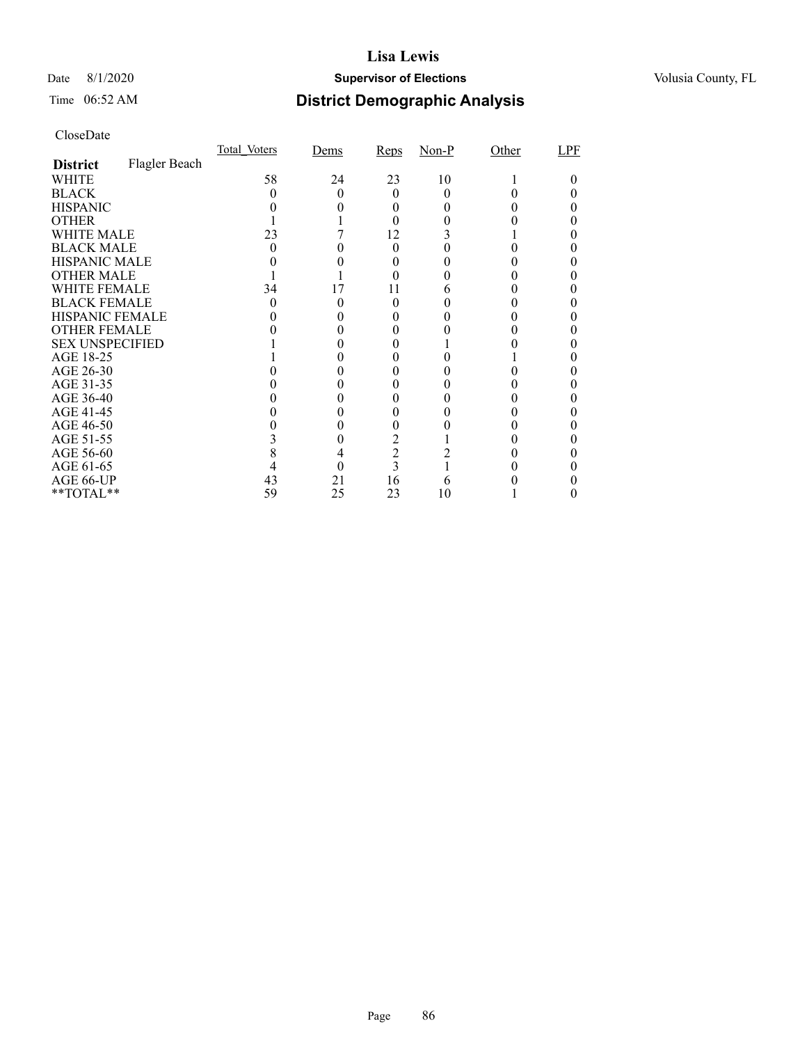# Lisa Lewis

Date 8/1/2020 **Supervisor of Elections** Volusia County, FL

Time 06:52 AM

## District Demographic Analysis

CloseDate

| **District** Flagler Beach | Total_Voters | Dems | Reps | Non-P | Other | LPF |
|---|---|---|---|---|---|---|
| WHITE | 58 | 24 | 23 | 10 | 1 | 0 |
| BLACK | 0 | 0 | 0 | 0 | 0 | 0 |
| HISPANIC | 0 | 0 | 0 | 0 | 0 | 0 |
| OTHER | 1 | 1 | 0 | 0 | 0 | 0 |
| WHITE MALE | 23 | 7 | 12 | 3 | 1 | 0 |
| BLACK MALE | 0 | 0 | 0 | 0 | 0 | 0 |
| HISPANIC MALE | 0 | 0 | 0 | 0 | 0 | 0 |
| OTHER MALE | 1 | 1 | 0 | 0 | 0 | 0 |
| WHITE FEMALE | 34 | 17 | 11 | 6 | 0 | 0 |
| BLACK FEMALE | 0 | 0 | 0 | 0 | 0 | 0 |
| HISPANIC FEMALE | 0 | 0 | 0 | 0 | 0 | 0 |
| OTHER FEMALE | 0 | 0 | 0 | 0 | 0 | 0 |
| SEX UNSPECIFIED | 1 | 0 | 0 | 1 | 0 | 0 |
| AGE 18-25 | 1 | 0 | 0 | 0 | 1 | 0 |
| AGE 26-30 | 0 | 0 | 0 | 0 | 0 | 0 |
| AGE 31-35 | 0 | 0 | 0 | 0 | 0 | 0 |
| AGE 36-40 | 0 | 0 | 0 | 0 | 0 | 0 |
| AGE 41-45 | 0 | 0 | 0 | 0 | 0 | 0 |
| AGE 46-50 | 0 | 0 | 0 | 0 | 0 | 0 |
| AGE 51-55 | 3 | 0 | 2 | 1 | 0 | 0 |
| AGE 56-60 | 8 | 4 | 2 | 2 | 0 | 0 |
| AGE 61-65 | 4 | 0 | 3 | 1 | 0 | 0 |
| AGE 66-UP | 43 | 21 | 16 | 6 | 0 | 0 |
| **TOTAL** | 59 | 25 | 23 | 10 | 1 | 0 |